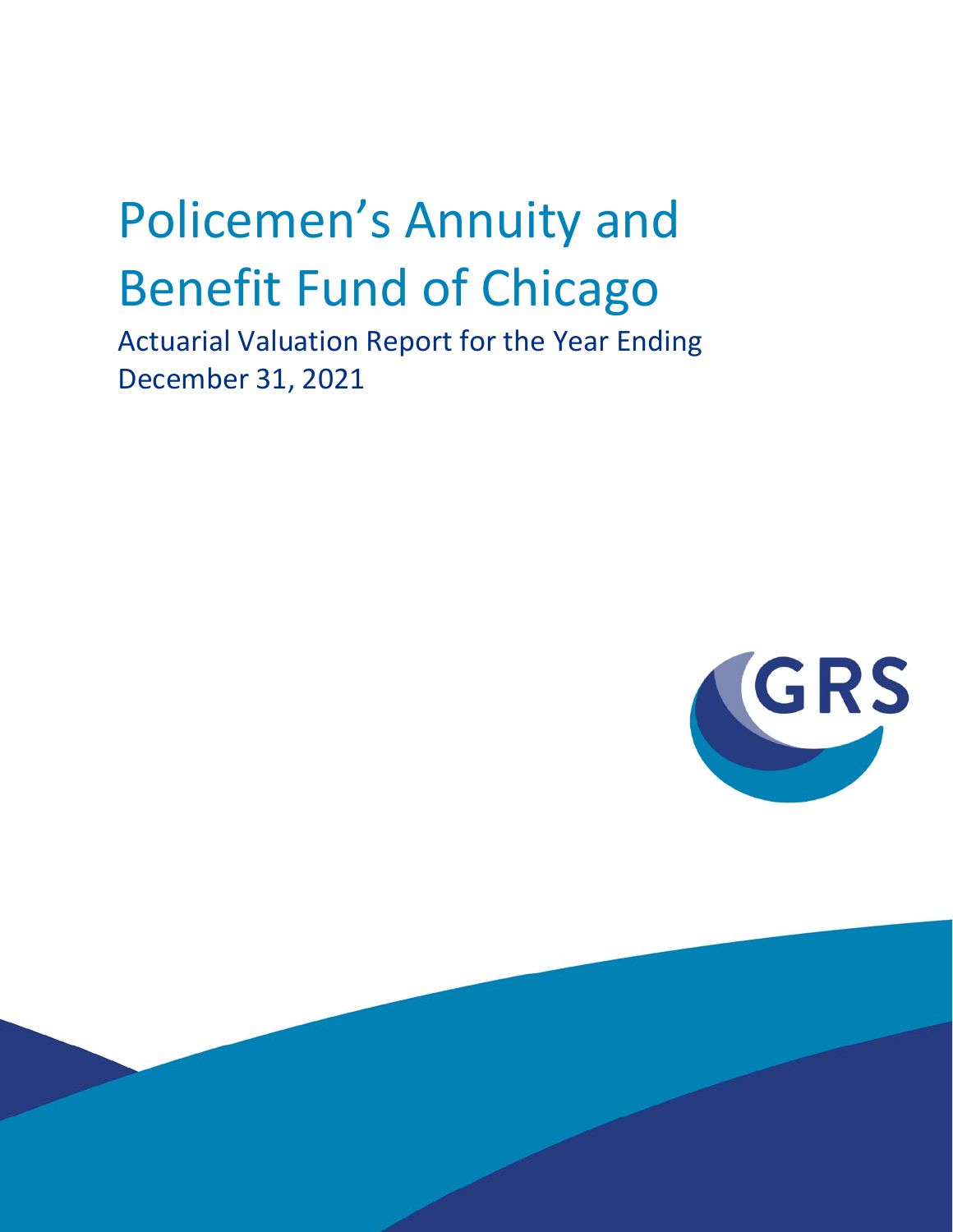# Policemen's Annuity and Benefit Fund of Chicago

## Actuarial Valuation Report for the Year Ending December 31, 2021

GRS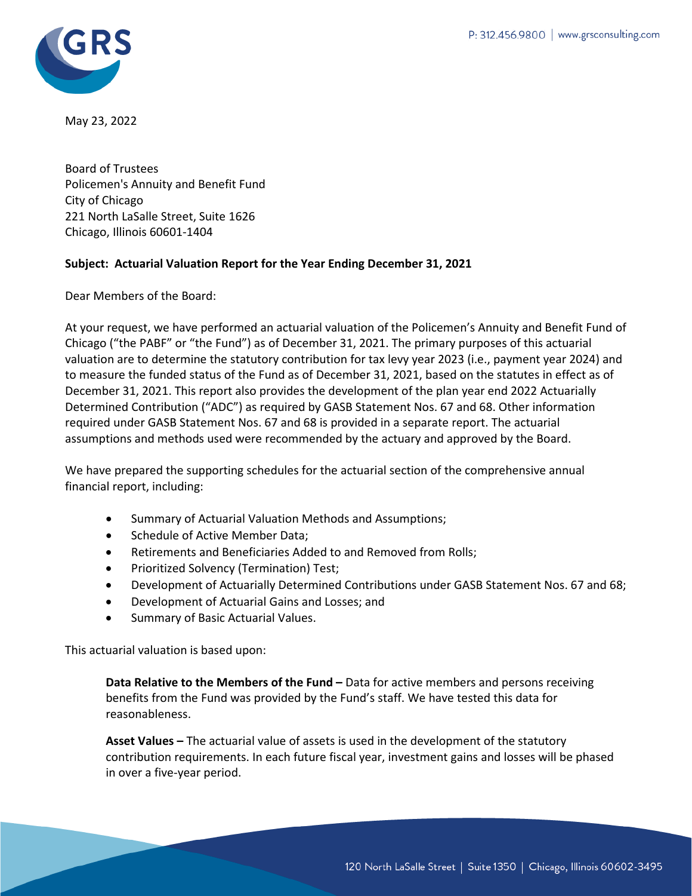May 23, 2022

Board of Trustees
Policemen's Annuity and Benefit Fund
City of Chicago
221 North LaSalle Street, Suite 1626
Chicago, Illinois 60601-1404

**Subject: Actuarial Valuation Report for the Year Ending December 31, 2021**

Dear Members of the Board:

At your request, we have performed an actuarial valuation of the Policemen's Annuity and Benefit Fund of Chicago ("the PABF" or "the Fund") as of December 31, 2021. The primary purposes of this actuarial valuation are to determine the statutory contribution for tax levy year 2023 (i.e., payment year 2024) and to measure the funded status of the Fund as of December 31, 2021, based on the statutes in effect as of December 31, 2021. This report also provides the development of the plan year end 2022 Actuarially Determined Contribution ("ADC") as required by GASB Statement Nos. 67 and 68. Other information required under GASB Statement Nos. 67 and 68 is provided in a separate report. The actuarial assumptions and methods used were recommended by the actuary and approved by the Board.

We have prepared the supporting schedules for the actuarial section of the comprehensive annual financial report, including:

- Summary of Actuarial Valuation Methods and Assumptions;
- Schedule of Active Member Data;
- Retirements and Beneficiaries Added to and Removed from Rolls;
- Prioritized Solvency (Termination) Test;
- Development of Actuarially Determined Contributions under GASB Statement Nos. 67 and 68;
- Development of Actuarial Gains and Losses; and
- Summary of Basic Actuarial Values.

This actuarial valuation is based upon:

**Data Relative to the Members of the Fund –** Data for active members and persons receiving benefits from the Fund was provided by the Fund's staff. We have tested this data for reasonableness.

**Asset Values –** The actuarial value of assets is used in the development of the statutory contribution requirements. In each future fiscal year, investment gains and losses will be phased in over a five-year period.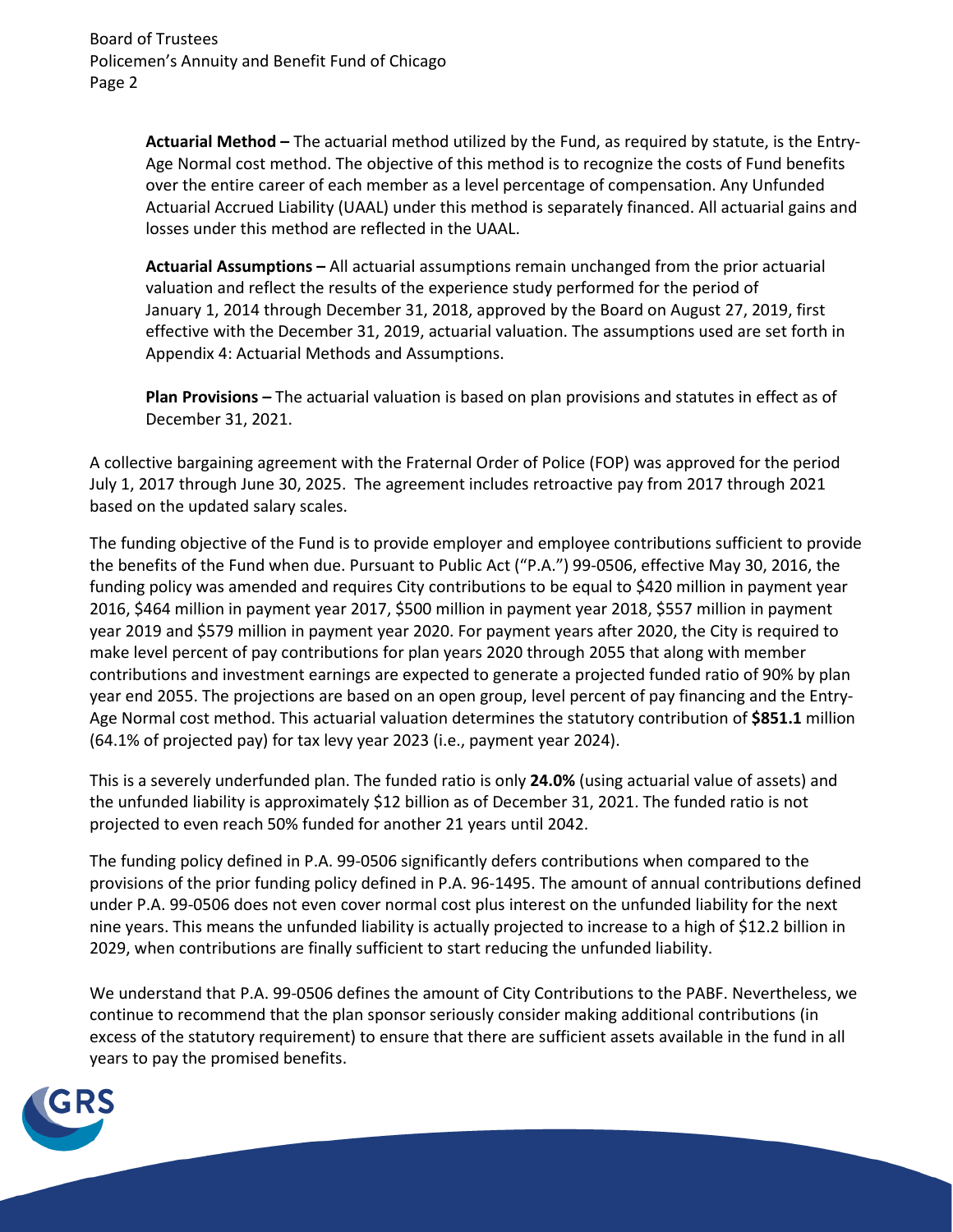**Actuarial Method –** The actuarial method utilized by the Fund, as required by statute, is the Entry-Age Normal cost method. The objective of this method is to recognize the costs of Fund benefits over the entire career of each member as a level percentage of compensation. Any Unfunded Actuarial Accrued Liability (UAAL) under this method is separately financed. All actuarial gains and losses under this method are reflected in the UAAL.

**Actuarial Assumptions –** All actuarial assumptions remain unchanged from the prior actuarial valuation and reflect the results of the experience study performed for the period of January 1, 2014 through December 31, 2018, approved by the Board on August 27, 2019, first effective with the December 31, 2019, actuarial valuation. The assumptions used are set forth in Appendix 4: Actuarial Methods and Assumptions.

**Plan Provisions –** The actuarial valuation is based on plan provisions and statutes in effect as of December 31, 2021.

A collective bargaining agreement with the Fraternal Order of Police (FOP) was approved for the period July 1, 2017 through June 30, 2025. The agreement includes retroactive pay from 2017 through 2021 based on the updated salary scales.

The funding objective of the Fund is to provide employer and employee contributions sufficient to provide the benefits of the Fund when due. Pursuant to Public Act ("P.A.") 99-0506, effective May 30, 2016, the funding policy was amended and requires City contributions to be equal to $420 million in payment year 2016, $464 million in payment year 2017, $500 million in payment year 2018, $557 million in payment year 2019 and $579 million in payment year 2020. For payment years after 2020, the City is required to make level percent of pay contributions for plan years 2020 through 2055 that along with member contributions and investment earnings are expected to generate a projected funded ratio of 90% by plan year end 2055. The projections are based on an open group, level percent of pay financing and the Entry-Age Normal cost method. This actuarial valuation determines the statutory contribution of **$851.1** million (64.1% of projected pay) for tax levy year 2023 (i.e., payment year 2024).

This is a severely underfunded plan. The funded ratio is only **24.0%** (using actuarial value of assets) and the unfunded liability is approximately $12 billion as of December 31, 2021. The funded ratio is not projected to even reach 50% funded for another 21 years until 2042.

The funding policy defined in P.A. 99-0506 significantly defers contributions when compared to the provisions of the prior funding policy defined in P.A. 96-1495. The amount of annual contributions defined under P.A. 99-0506 does not even cover normal cost plus interest on the unfunded liability for the next nine years. This means the unfunded liability is actually projected to increase to a high of $12.2 billion in 2029, when contributions are finally sufficient to start reducing the unfunded liability.

We understand that P.A. 99-0506 defines the amount of City Contributions to the PABF. Nevertheless, we continue to recommend that the plan sponsor seriously consider making additional contributions (in excess of the statutory requirement) to ensure that there are sufficient assets available in the fund in all years to pay the promised benefits.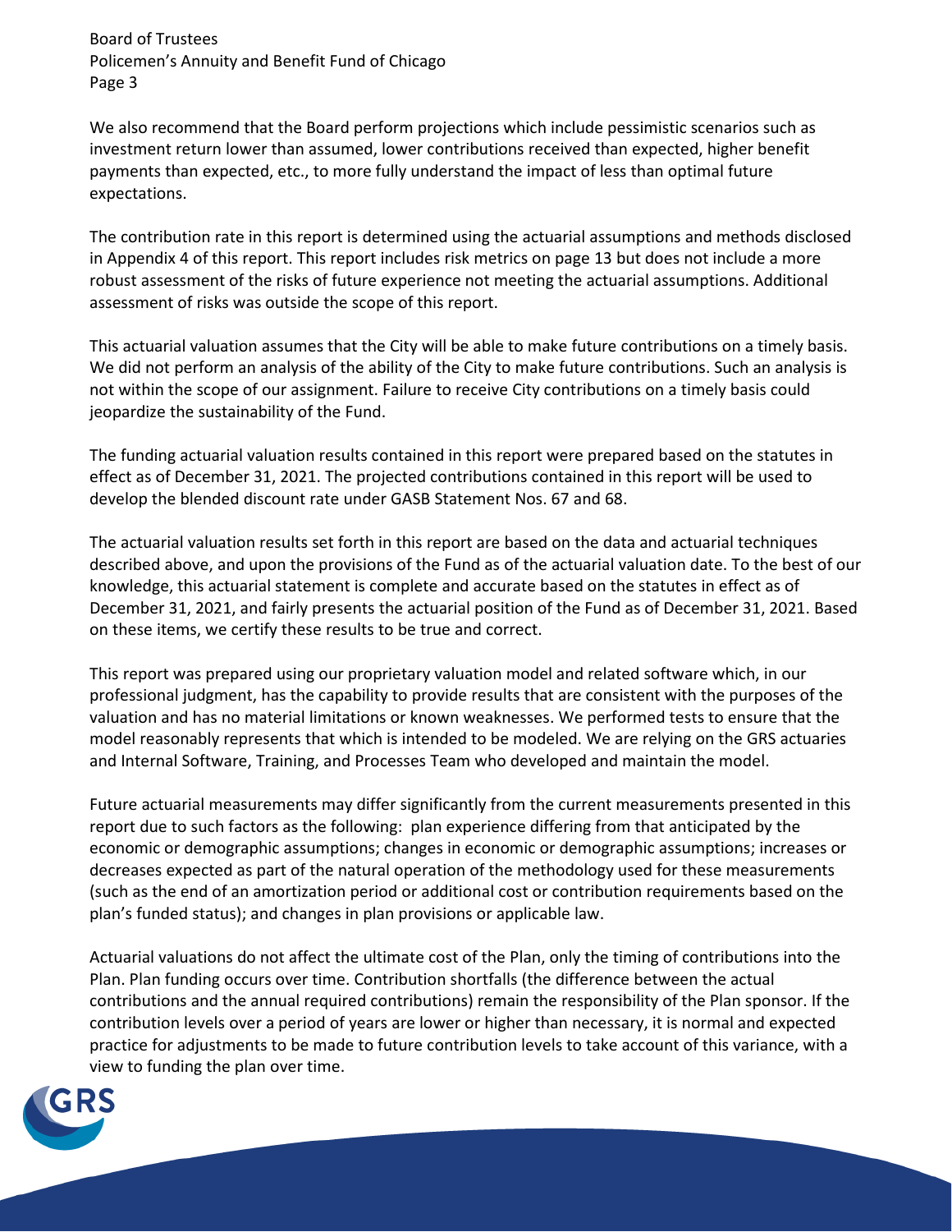We also recommend that the Board perform projections which include pessimistic scenarios such as investment return lower than assumed, lower contributions received than expected, higher benefit payments than expected, etc., to more fully understand the impact of less than optimal future expectations.

The contribution rate in this report is determined using the actuarial assumptions and methods disclosed in Appendix 4 of this report. This report includes risk metrics on page 13 but does not include a more robust assessment of the risks of future experience not meeting the actuarial assumptions. Additional assessment of risks was outside the scope of this report.

This actuarial valuation assumes that the City will be able to make future contributions on a timely basis. We did not perform an analysis of the ability of the City to make future contributions. Such an analysis is not within the scope of our assignment. Failure to receive City contributions on a timely basis could jeopardize the sustainability of the Fund.

The funding actuarial valuation results contained in this report were prepared based on the statutes in effect as of December 31, 2021. The projected contributions contained in this report will be used to develop the blended discount rate under GASB Statement Nos. 67 and 68.

The actuarial valuation results set forth in this report are based on the data and actuarial techniques described above, and upon the provisions of the Fund as of the actuarial valuation date. To the best of our knowledge, this actuarial statement is complete and accurate based on the statutes in effect as of December 31, 2021, and fairly presents the actuarial position of the Fund as of December 31, 2021. Based on these items, we certify these results to be true and correct.

This report was prepared using our proprietary valuation model and related software which, in our professional judgment, has the capability to provide results that are consistent with the purposes of the valuation and has no material limitations or known weaknesses. We performed tests to ensure that the model reasonably represents that which is intended to be modeled. We are relying on the GRS actuaries and Internal Software, Training, and Processes Team who developed and maintain the model.

Future actuarial measurements may differ significantly from the current measurements presented in this report due to such factors as the following: plan experience differing from that anticipated by the economic or demographic assumptions; changes in economic or demographic assumptions; increases or decreases expected as part of the natural operation of the methodology used for these measurements (such as the end of an amortization period or additional cost or contribution requirements based on the plan's funded status); and changes in plan provisions or applicable law.

Actuarial valuations do not affect the ultimate cost of the Plan, only the timing of contributions into the Plan. Plan funding occurs over time. Contribution shortfalls (the difference between the actual contributions and the annual required contributions) remain the responsibility of the Plan sponsor. If the contribution levels over a period of years are lower or higher than necessary, it is normal and expected practice for adjustments to be made to future contribution levels to take account of this variance, with a view to funding the plan over time.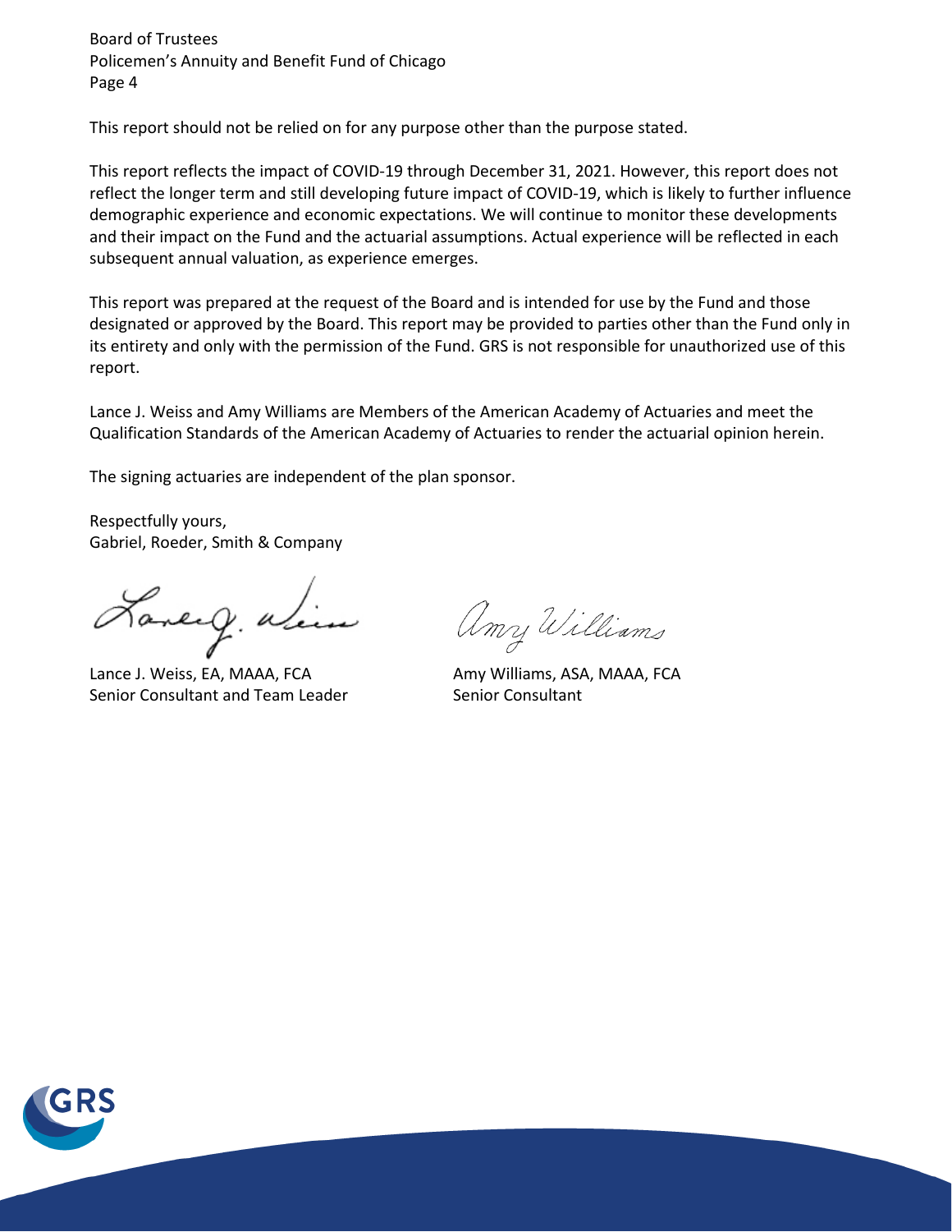This report should not be relied on for any purpose other than the purpose stated.

This report reflects the impact of COVID-19 through December 31, 2021. However, this report does not reflect the longer term and still developing future impact of COVID-19, which is likely to further influence demographic experience and economic expectations. We will continue to monitor these developments and their impact on the Fund and the actuarial assumptions. Actual experience will be reflected in each subsequent annual valuation, as experience emerges.

This report was prepared at the request of the Board and is intended for use by the Fund and those designated or approved by the Board. This report may be provided to parties other than the Fund only in its entirety and only with the permission of the Fund. GRS is not responsible for unauthorized use of this report.

Lance J. Weiss and Amy Williams are Members of the American Academy of Actuaries and meet the Qualification Standards of the American Academy of Actuaries to render the actuarial opinion herein.

The signing actuaries are independent of the plan sponsor.

Respectfully yours,
Gabriel, Roeder, Smith & Company

Lance J. Weiss, EA, MAAA, FCA
Senior Consultant and Team Leader

Amy Williams, ASA, MAAA, FCA
Senior Consultant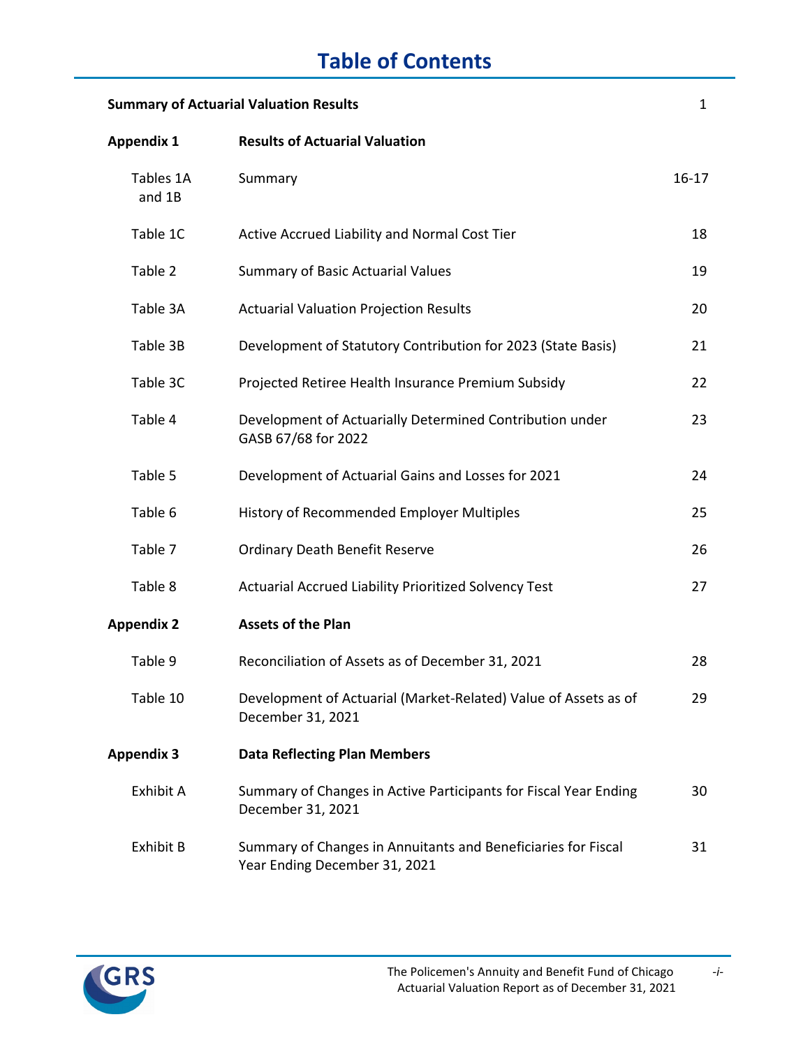# Table of Contents

| | | |
|---|---|---|
| **Summary of Actuarial Valuation Results** | | 1 |
| **Appendix 1** | **Results of Actuarial Valuation** | |
| Tables 1A and 1B | Summary | 16-17 |
| Table 1C | Active Accrued Liability and Normal Cost Tier | 18 |
| Table 2 | Summary of Basic Actuarial Values | 19 |
| Table 3A | Actuarial Valuation Projection Results | 20 |
| Table 3B | Development of Statutory Contribution for 2023 (State Basis) | 21 |
| Table 3C | Projected Retiree Health Insurance Premium Subsidy | 22 |
| Table 4 | Development of Actuarially Determined Contribution under GASB 67/68 for 2022 | 23 |
| Table 5 | Development of Actuarial Gains and Losses for 2021 | 24 |
| Table 6 | History of Recommended Employer Multiples | 25 |
| Table 7 | Ordinary Death Benefit Reserve | 26 |
| Table 8 | Actuarial Accrued Liability Prioritized Solvency Test | 27 |
| **Appendix 2** | **Assets of the Plan** | |
| Table 9 | Reconciliation of Assets as of December 31, 2021 | 28 |
| Table 10 | Development of Actuarial (Market-Related) Value of Assets as of December 31, 2021 | 29 |
| **Appendix 3** | **Data Reflecting Plan Members** | |
| Exhibit A | Summary of Changes in Active Participants for Fiscal Year Ending December 31, 2021 | 30 |
| Exhibit B | Summary of Changes in Annuitants and Beneficiaries for Fiscal Year Ending December 31, 2021 | 31 |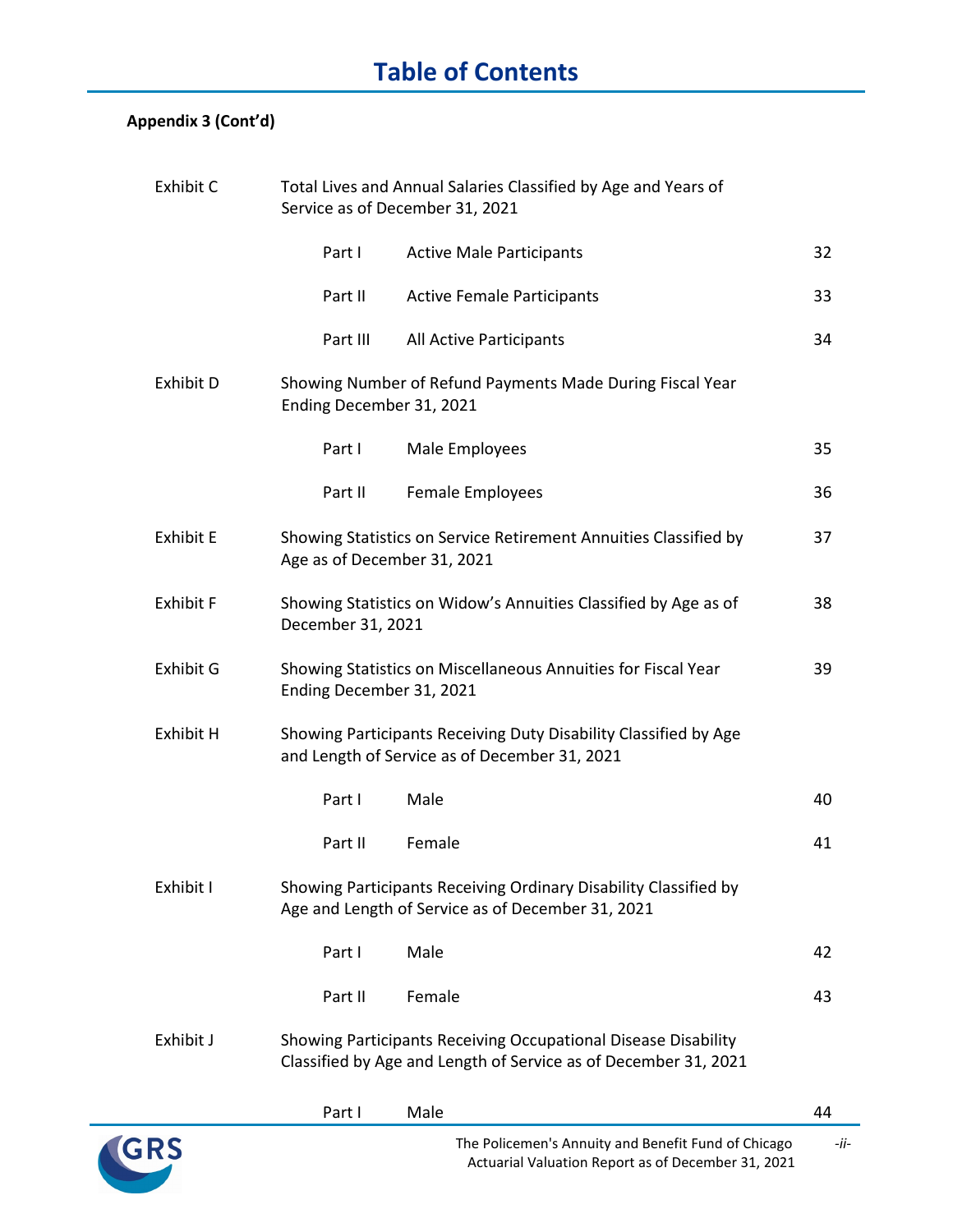# Table of Contents

**Appendix 3 (Cont'd)**

| | | | |
|---|---|---|---|
| Exhibit C | Total Lives and Annual Salaries Classified by Age and Years of Service as of December 31, 2021 | | |
| | Part I | Active Male Participants | 32 |
| | Part II | Active Female Participants | 33 |
| | Part III | All Active Participants | 34 |
| Exhibit D | Showing Number of Refund Payments Made During Fiscal Year Ending December 31, 2021 | | |
| | Part I | Male Employees | 35 |
| | Part II | Female Employees | 36 |
| Exhibit E | Showing Statistics on Service Retirement Annuities Classified by Age as of December 31, 2021 | | 37 |
| Exhibit F | Showing Statistics on Widow's Annuities Classified by Age as of December 31, 2021 | | 38 |
| Exhibit G | Showing Statistics on Miscellaneous Annuities for Fiscal Year Ending December 31, 2021 | | 39 |
| Exhibit H | Showing Participants Receiving Duty Disability Classified by Age and Length of Service as of December 31, 2021 | | |
| | Part I | Male | 40 |
| | Part II | Female | 41 |
| Exhibit I | Showing Participants Receiving Ordinary Disability Classified by Age and Length of Service as of December 31, 2021 | | |
| | Part I | Male | 42 |
| | Part II | Female | 43 |
| Exhibit J | Showing Participants Receiving Occupational Disease Disability Classified by Age and Length of Service as of December 31, 2021 | | |
| | Part I | Male | 44 |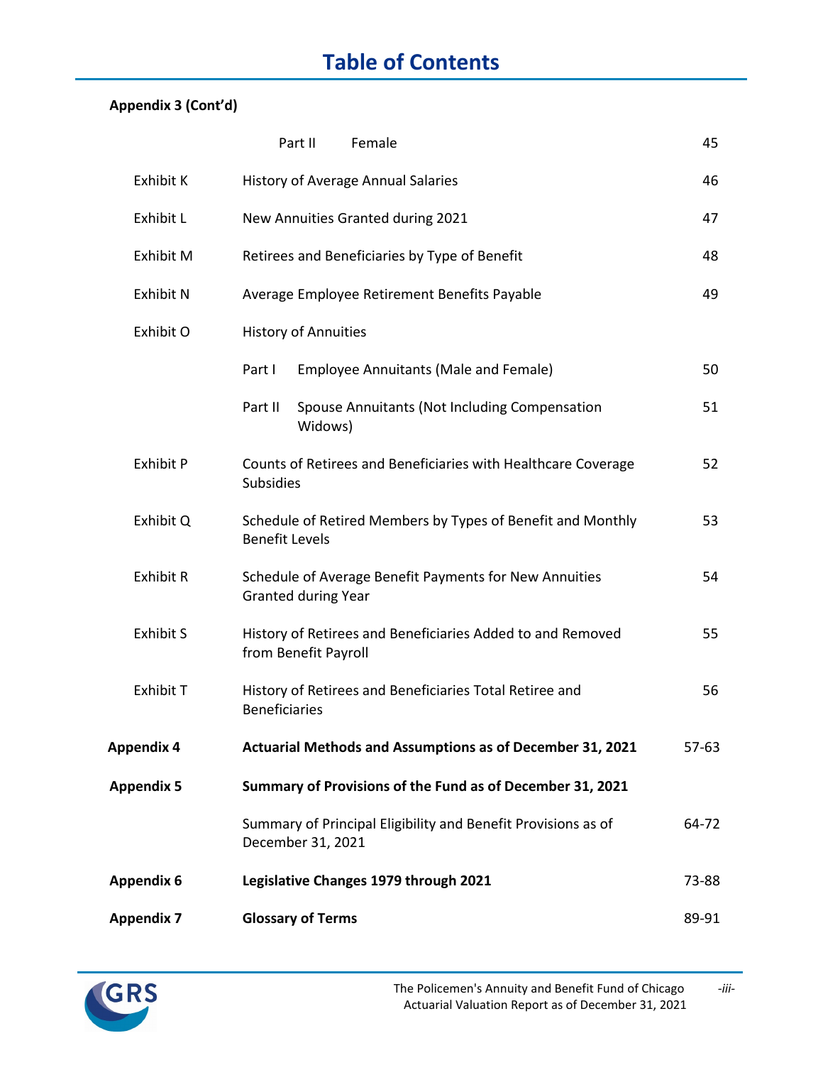# Table of Contents

**Appendix 3 (Cont'd)**

| | | |
|---|---|---|
| | Part II Female | 45 |
| Exhibit K | History of Average Annual Salaries | 46 |
| Exhibit L | New Annuities Granted during 2021 | 47 |
| Exhibit M | Retirees and Beneficiaries by Type of Benefit | 48 |
| Exhibit N | Average Employee Retirement Benefits Payable | 49 |
| Exhibit O | History of Annuities | |
| | Part I Employee Annuitants (Male and Female) | 50 |
| | Part II Spouse Annuitants (Not Including Compensation Widows) | 51 |
| Exhibit P | Counts of Retirees and Beneficiaries with Healthcare Coverage Subsidies | 52 |
| Exhibit Q | Schedule of Retired Members by Types of Benefit and Monthly Benefit Levels | 53 |
| Exhibit R | Schedule of Average Benefit Payments for New Annuities Granted during Year | 54 |
| Exhibit S | History of Retirees and Beneficiaries Added to and Removed from Benefit Payroll | 55 |
| Exhibit T | History of Retirees and Beneficiaries Total Retiree and Beneficiaries | 56 |
| **Appendix 4** | **Actuarial Methods and Assumptions as of December 31, 2021** | 57-63 |
| **Appendix 5** | **Summary of Provisions of the Fund as of December 31, 2021** | |
| | Summary of Principal Eligibility and Benefit Provisions as of December 31, 2021 | 64-72 |
| **Appendix 6** | **Legislative Changes 1979 through 2021** | 73-88 |
| **Appendix 7** | **Glossary of Terms** | 89-91 |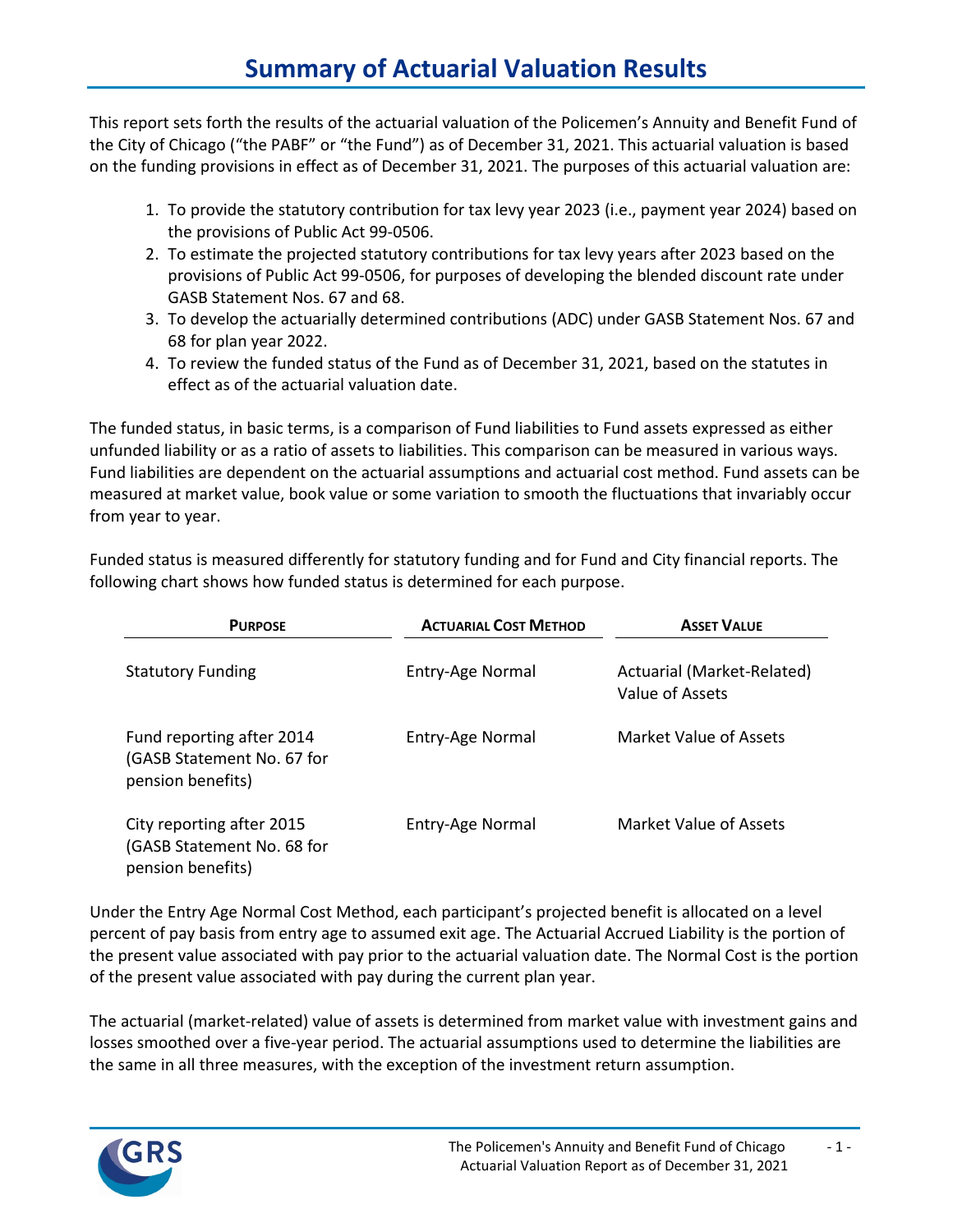# Summary of Actuarial Valuation Results

This report sets forth the results of the actuarial valuation of the Policemen's Annuity and Benefit Fund of the City of Chicago ("the PABF" or "the Fund") as of December 31, 2021. This actuarial valuation is based on the funding provisions in effect as of December 31, 2021. The purposes of this actuarial valuation are:

1. To provide the statutory contribution for tax levy year 2023 (i.e., payment year 2024) based on the provisions of Public Act 99-0506.
2. To estimate the projected statutory contributions for tax levy years after 2023 based on the provisions of Public Act 99-0506, for purposes of developing the blended discount rate under GASB Statement Nos. 67 and 68.
3. To develop the actuarially determined contributions (ADC) under GASB Statement Nos. 67 and 68 for plan year 2022.
4. To review the funded status of the Fund as of December 31, 2021, based on the statutes in effect as of the actuarial valuation date.

The funded status, in basic terms, is a comparison of Fund liabilities to Fund assets expressed as either unfunded liability or as a ratio of assets to liabilities. This comparison can be measured in various ways. Fund liabilities are dependent on the actuarial assumptions and actuarial cost method. Fund assets can be measured at market value, book value or some variation to smooth the fluctuations that invariably occur from year to year.

Funded status is measured differently for statutory funding and for Fund and City financial reports. The following chart shows how funded status is determined for each purpose.

| Purpose | Actuarial Cost Method | Asset Value |
|---|---|---|
| Statutory Funding | Entry-Age Normal | Actuarial (Market-Related) Value of Assets |
| Fund reporting after 2014 (GASB Statement No. 67 for pension benefits) | Entry-Age Normal | Market Value of Assets |
| City reporting after 2015 (GASB Statement No. 68 for pension benefits) | Entry-Age Normal | Market Value of Assets |

Under the Entry Age Normal Cost Method, each participant's projected benefit is allocated on a level percent of pay basis from entry age to assumed exit age. The Actuarial Accrued Liability is the portion of the present value associated with pay prior to the actuarial valuation date. The Normal Cost is the portion of the present value associated with pay during the current plan year.

The actuarial (market-related) value of assets is determined from market value with investment gains and losses smoothed over a five-year period. The actuarial assumptions used to determine the liabilities are the same in all three measures, with the exception of the investment return assumption.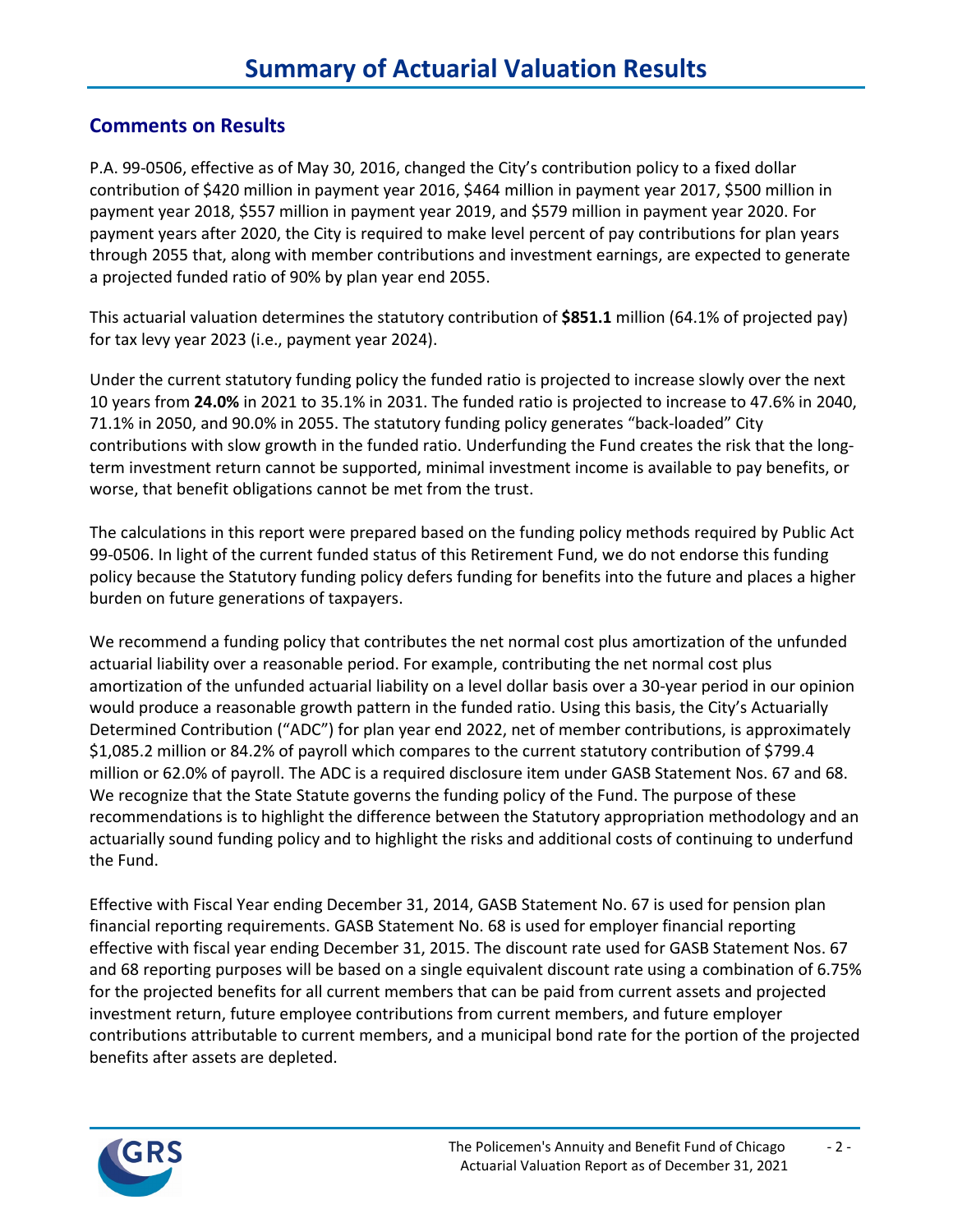# Summary of Actuarial Valuation Results

## Comments on Results

P.A. 99-0506, effective as of May 30, 2016, changed the City's contribution policy to a fixed dollar contribution of $420 million in payment year 2016, $464 million in payment year 2017, $500 million in payment year 2018, $557 million in payment year 2019, and $579 million in payment year 2020. For payment years after 2020, the City is required to make level percent of pay contributions for plan years through 2055 that, along with member contributions and investment earnings, are expected to generate a projected funded ratio of 90% by plan year end 2055.

This actuarial valuation determines the statutory contribution of **$851.1** million (64.1% of projected pay) for tax levy year 2023 (i.e., payment year 2024).

Under the current statutory funding policy the funded ratio is projected to increase slowly over the next 10 years from **24.0%** in 2021 to 35.1% in 2031. The funded ratio is projected to increase to 47.6% in 2040, 71.1% in 2050, and 90.0% in 2055. The statutory funding policy generates "back-loaded" City contributions with slow growth in the funded ratio. Underfunding the Fund creates the risk that the long-term investment return cannot be supported, minimal investment income is available to pay benefits, or worse, that benefit obligations cannot be met from the trust.

The calculations in this report were prepared based on the funding policy methods required by Public Act 99-0506. In light of the current funded status of this Retirement Fund, we do not endorse this funding policy because the Statutory funding policy defers funding for benefits into the future and places a higher burden on future generations of taxpayers.

We recommend a funding policy that contributes the net normal cost plus amortization of the unfunded actuarial liability over a reasonable period. For example, contributing the net normal cost plus amortization of the unfunded actuarial liability on a level dollar basis over a 30-year period in our opinion would produce a reasonable growth pattern in the funded ratio. Using this basis, the City's Actuarially Determined Contribution ("ADC") for plan year end 2022, net of member contributions, is approximately $1,085.2 million or 84.2% of payroll which compares to the current statutory contribution of $799.4 million or 62.0% of payroll. The ADC is a required disclosure item under GASB Statement Nos. 67 and 68. We recognize that the State Statute governs the funding policy of the Fund. The purpose of these recommendations is to highlight the difference between the Statutory appropriation methodology and an actuarially sound funding policy and to highlight the risks and additional costs of continuing to underfund the Fund.

Effective with Fiscal Year ending December 31, 2014, GASB Statement No. 67 is used for pension plan financial reporting requirements. GASB Statement No. 68 is used for employer financial reporting effective with fiscal year ending December 31, 2015. The discount rate used for GASB Statement Nos. 67 and 68 reporting purposes will be based on a single equivalent discount rate using a combination of 6.75% for the projected benefits for all current members that can be paid from current assets and projected investment return, future employee contributions from current members, and future employer contributions attributable to current members, and a municipal bond rate for the portion of the projected benefits after assets are depleted.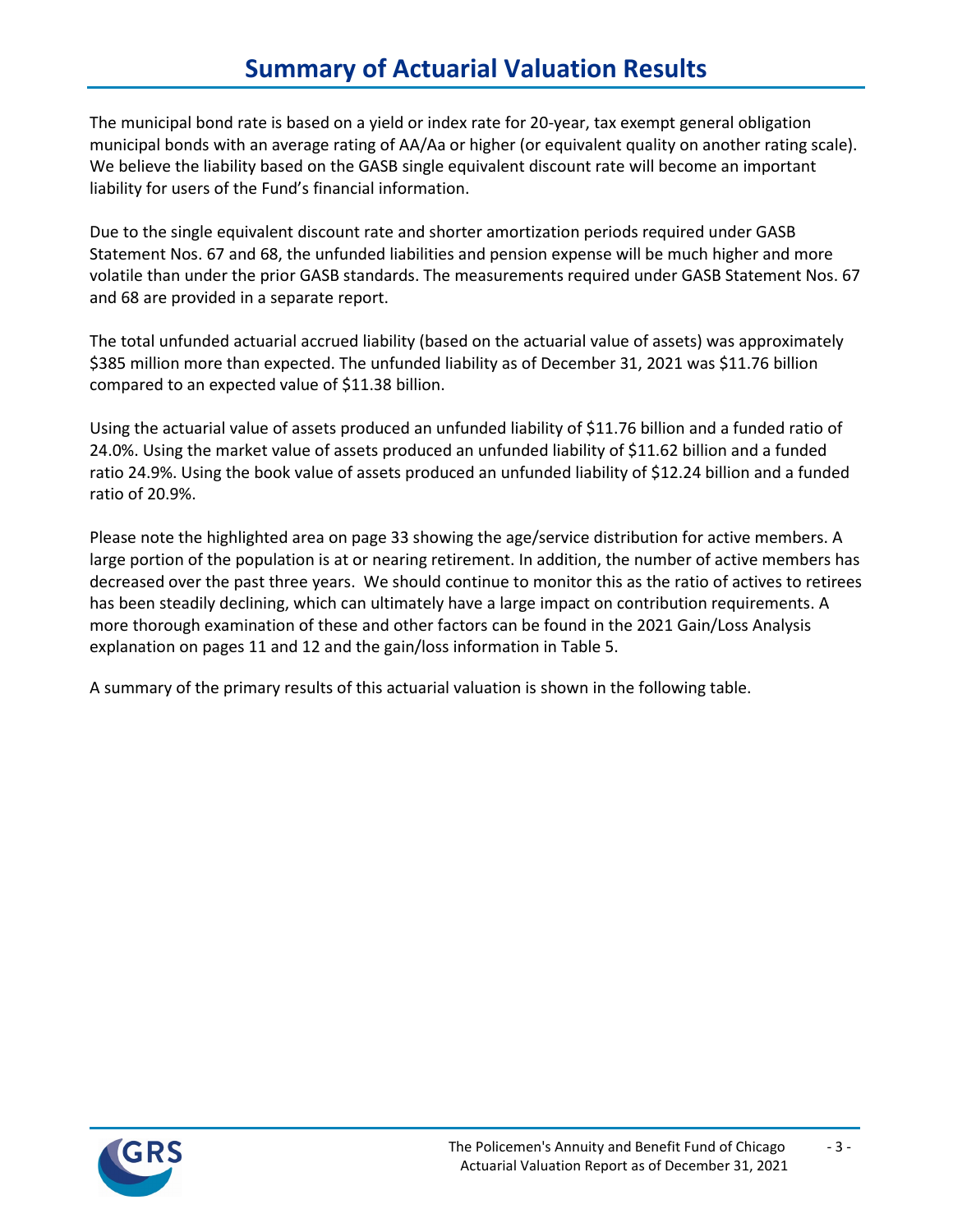# Summary of Actuarial Valuation Results

The municipal bond rate is based on a yield or index rate for 20-year, tax exempt general obligation municipal bonds with an average rating of AA/Aa or higher (or equivalent quality on another rating scale). We believe the liability based on the GASB single equivalent discount rate will become an important liability for users of the Fund's financial information.

Due to the single equivalent discount rate and shorter amortization periods required under GASB Statement Nos. 67 and 68, the unfunded liabilities and pension expense will be much higher and more volatile than under the prior GASB standards. The measurements required under GASB Statement Nos. 67 and 68 are provided in a separate report.

The total unfunded actuarial accrued liability (based on the actuarial value of assets) was approximately $385 million more than expected. The unfunded liability as of December 31, 2021 was $11.76 billion compared to an expected value of $11.38 billion.

Using the actuarial value of assets produced an unfunded liability of $11.76 billion and a funded ratio of 24.0%. Using the market value of assets produced an unfunded liability of $11.62 billion and a funded ratio 24.9%. Using the book value of assets produced an unfunded liability of $12.24 billion and a funded ratio of 20.9%.

Please note the highlighted area on page 33 showing the age/service distribution for active members. A large portion of the population is at or nearing retirement. In addition, the number of active members has decreased over the past three years. We should continue to monitor this as the ratio of actives to retirees has been steadily declining, which can ultimately have a large impact on contribution requirements. A more thorough examination of these and other factors can be found in the 2021 Gain/Loss Analysis explanation on pages 11 and 12 and the gain/loss information in Table 5.

A summary of the primary results of this actuarial valuation is shown in the following table.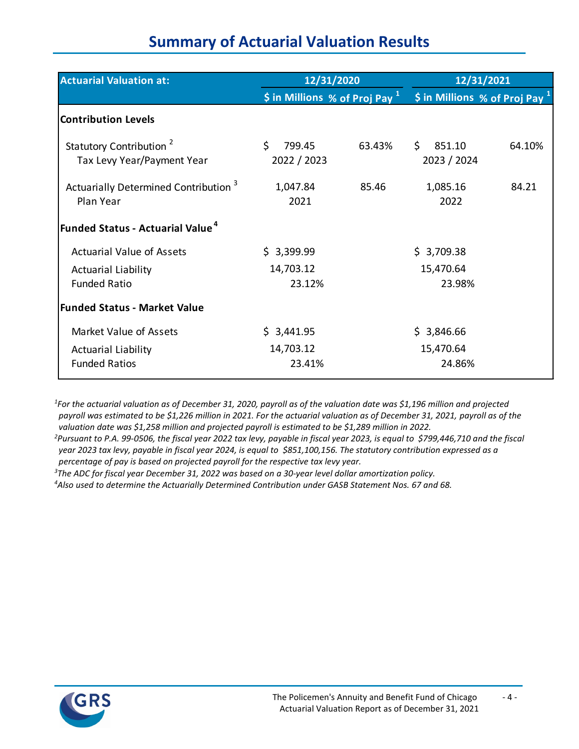# Summary of Actuarial Valuation Results

| Actuarial Valuation at: | 12/31/2020 | | 12/31/2021 | |
|---|---|---|---|---|
| | $ in Millions | % of Proj Pay [1] | $ in Millions | % of Proj Pay [1] |
| **Contribution Levels** | | | | |
| Statutory Contribution [2] | $ 799.45 | 63.43% | $ 851.10 | 64.10% |
| Tax Levy Year/Payment Year | 2022 / 2023 | | 2023 / 2024 | |
| Actuarially Determined Contribution [3] | 1,047.84 | 85.46 | 1,085.16 | 84.21 |
| Plan Year | 2021 | | 2022 | |
| **Funded Status - Actuarial Value [4]** | | | | |
| Actuarial Value of Assets | $ 3,399.99 | | $ 3,709.38 | |
| Actuarial Liability | 14,703.12 | | 15,470.64 | |
| Funded Ratio | 23.12% | | 23.98% | |
| **Funded Status - Market Value** | | | | |
| Market Value of Assets | $ 3,441.95 | | $ 3,846.66 | |
| Actuarial Liability | 14,703.12 | | 15,470.64 | |
| Funded Ratios | 23.41% | | 24.86% | |

*[1]For the actuarial valuation as of December 31, 2020, payroll as of the valuation date was $1,196 million and projected payroll was estimated to be $1,226 million in 2021. For the actuarial valuation as of December 31, 2021, payroll as of the valuation date was $1,258 million and projected payroll is estimated to be $1,289 million in 2022.*

*[2]Pursuant to P.A. 99-0506, the fiscal year 2022 tax levy, payable in fiscal year 2023, is equal to $799,446,710 and the fiscal year 2023 tax levy, payable in fiscal year 2024, is equal to $851,100,156. The statutory contribution expressed as a percentage of pay is based on projected payroll for the respective tax levy year.*

*[3]The ADC for fiscal year December 31, 2022 was based on a 30-year level dollar amortization policy.*

*[4]Also used to determine the Actuarially Determined Contribution under GASB Statement Nos. 67 and 68.*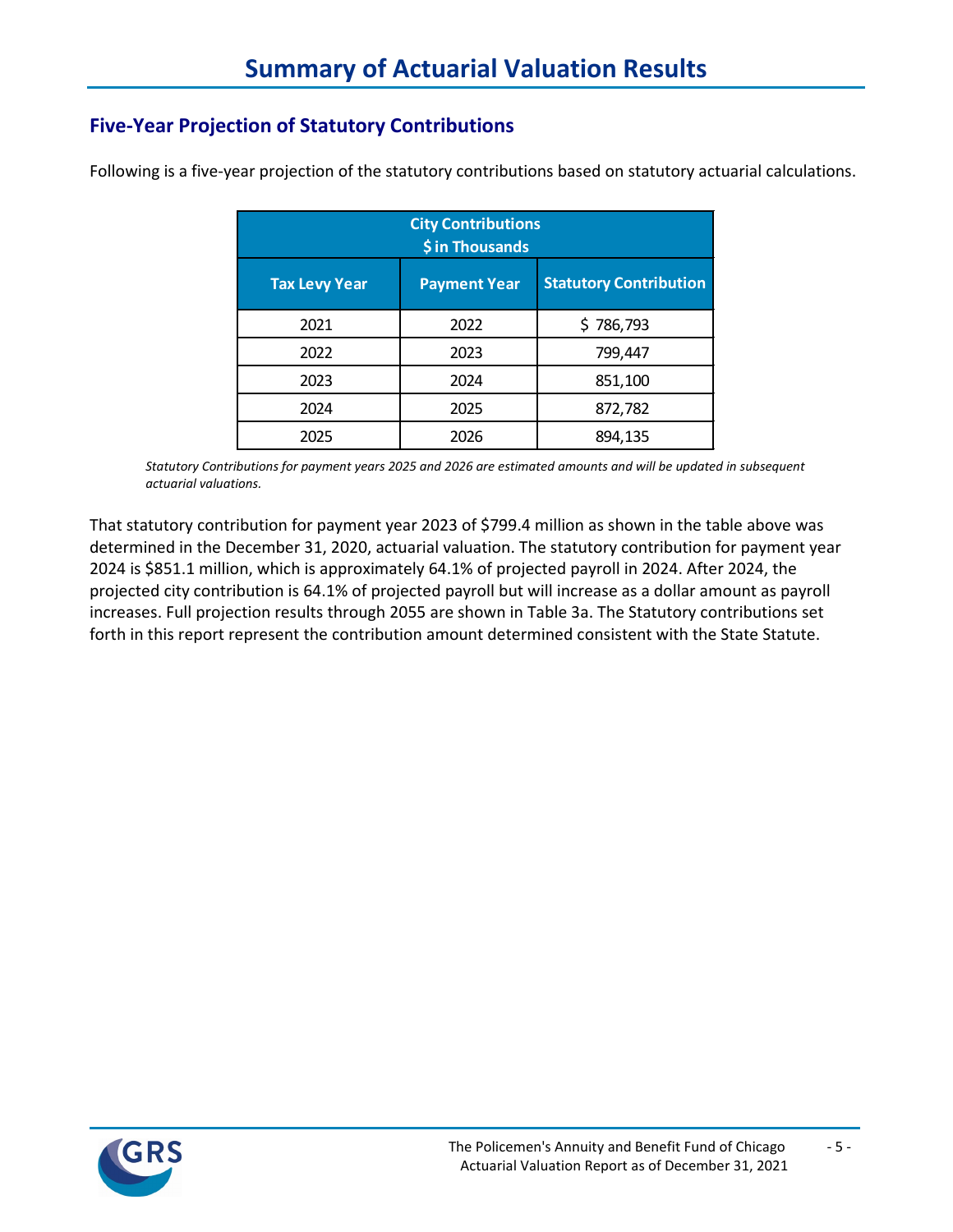# Summary of Actuarial Valuation Results

## Five-Year Projection of Statutory Contributions

Following is a five-year projection of the statutory contributions based on statutory actuarial calculations.

| City Contributions $ in Thousands | | |
|---|---|---|
| Tax Levy Year | Payment Year | Statutory Contribution |
| 2021 | 2022 | $ 786,793 |
| 2022 | 2023 | 799,447 |
| 2023 | 2024 | 851,100 |
| 2024 | 2025 | 872,782 |
| 2025 | 2026 | 894,135 |

*Statutory Contributions for payment years 2025 and 2026 are estimated amounts and will be updated in subsequent actuarial valuations.*

That statutory contribution for payment year 2023 of $799.4 million as shown in the table above was determined in the December 31, 2020, actuarial valuation. The statutory contribution for payment year 2024 is $851.1 million, which is approximately 64.1% of projected payroll in 2024. After 2024, the projected city contribution is 64.1% of projected payroll but will increase as a dollar amount as payroll increases. Full projection results through 2055 are shown in Table 3a. The Statutory contributions set forth in this report represent the contribution amount determined consistent with the State Statute.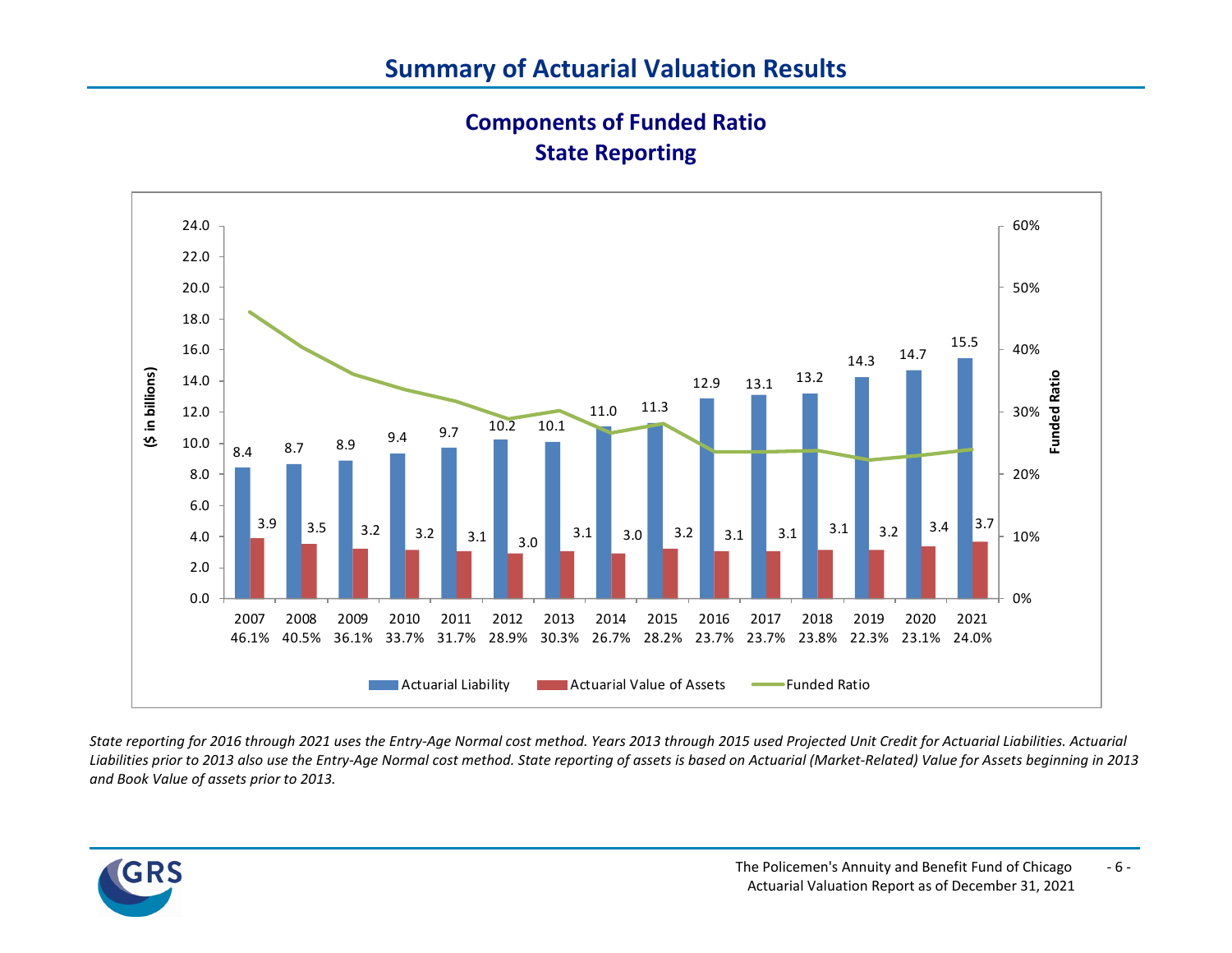# Summary of Actuarial Valuation Results

## Components of Funded Ratio
## State Reporting

| Year | Actuarial Liability ($ in billions) | Actuarial Value of Assets ($ in billions) | Funded Ratio |
|---|---|---|---|
| 2007 | 8.4 | 3.9 | 46.1% |
| 2008 | 8.7 | 3.5 | 40.5% |
| 2009 | 8.9 | 3.2 | 36.1% |
| 2010 | 9.4 | 3.2 | 33.7% |
| 2011 | 9.7 | 3.1 | 31.7% |
| 2012 | 10.2 | 3.0 | 28.9% |
| 2013 | 10.1 | 3.1 | 30.3% |
| 2014 | 11.0 | 3.0 | 26.7% |
| 2015 | 11.3 | 3.2 | 28.2% |
| 2016 | 12.9 | 3.1 | 23.7% |
| 2017 | 13.1 | 3.1 | 23.7% |
| 2018 | 13.2 | 3.1 | 23.8% |
| 2019 | 14.3 | 3.2 | 22.3% |
| 2020 | 14.7 | 3.4 | 23.1% |
| 2021 | 15.5 | 3.7 | 24.0% |

*State reporting for 2016 through 2021 uses the Entry-Age Normal cost method. Years 2013 through 2015 used Projected Unit Credit for Actuarial Liabilities. Actuarial Liabilities prior to 2013 also use the Entry-Age Normal cost method. State reporting of assets is based on Actuarial (Market-Related) Value for Assets beginning in 2013 and Book Value of assets prior to 2013.*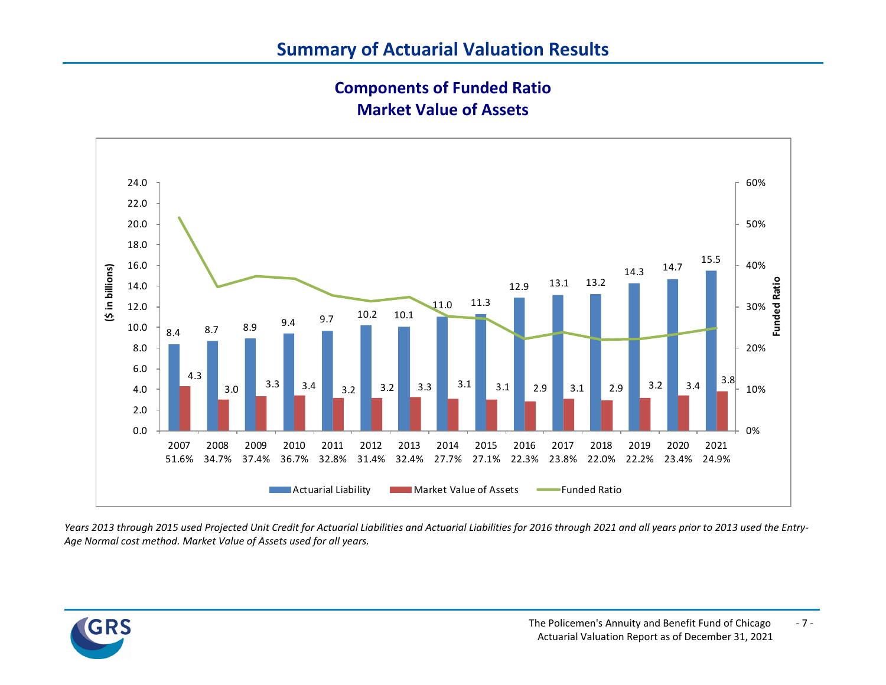# Summary of Actuarial Valuation Results

## Components of Funded Ratio
## Market Value of Assets

| Year | Actuarial Liability ($ in billions) | Market Value of Assets ($ in billions) | Funded Ratio |
|---|---|---|---|
| 2007 | 8.4 | 4.3 | 51.6% |
| 2008 | 8.7 | 3.0 | 34.7% |
| 2009 | 8.9 | 3.3 | 37.4% |
| 2010 | 9.4 | 3.4 | 36.7% |
| 2011 | 9.7 | 3.2 | 32.8% |
| 2012 | 10.2 | 3.2 | 31.4% |
| 2013 | 10.1 | 3.3 | 32.4% |
| 2014 | 11.0 | 3.1 | 27.7% |
| 2015 | 11.3 | 3.1 | 27.1% |
| 2016 | 12.9 | 2.9 | 22.3% |
| 2017 | 13.1 | 3.1 | 23.8% |
| 2018 | 13.2 | 2.9 | 22.0% |
| 2019 | 14.3 | 3.2 | 22.2% |
| 2020 | 14.7 | 3.4 | 23.4% |
| 2021 | 15.5 | 3.8 | 24.9% |

*Years 2013 through 2015 used Projected Unit Credit for Actuarial Liabilities and Actuarial Liabilities for 2016 through 2021 and all years prior to 2013 used the Entry-Age Normal cost method. Market Value of Assets used for all years.*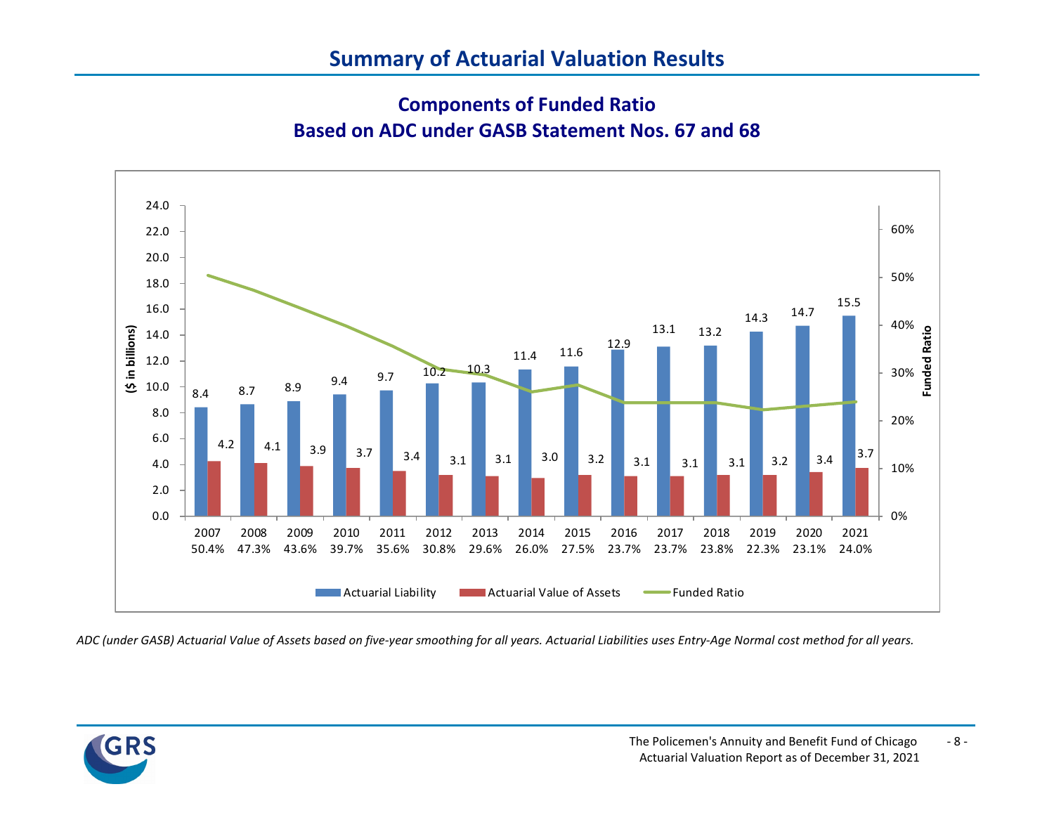# Summary of Actuarial Valuation Results

## Components of Funded Ratio
## Based on ADC under GASB Statement Nos. 67 and 68

| Year | Actuarial Liability ($ in billions) | Actuarial Value of Assets ($ in billions) | Funded Ratio |
|---|---|---|---|
| 2007 | 8.4 | 4.2 | 50.4% |
| 2008 | 8.7 | 4.1 | 47.3% |
| 2009 | 8.9 | 3.9 | 43.6% |
| 2010 | 9.4 | 3.7 | 39.7% |
| 2011 | 9.7 | 3.4 | 35.6% |
| 2012 | 10.2 | 3.1 | 30.8% |
| 2013 | 10.3 | 3.1 | 29.6% |
| 2014 | 11.4 | 3.0 | 26.0% |
| 2015 | 11.6 | 3.2 | 27.5% |
| 2016 | 12.9 | 3.1 | 23.7% |
| 2017 | 13.1 | 3.1 | 23.7% |
| 2018 | 13.2 | 3.1 | 23.8% |
| 2019 | 14.3 | 3.2 | 22.3% |
| 2020 | 14.7 | 3.4 | 23.1% |
| 2021 | 15.5 | 3.7 | 24.0% |

*ADC (under GASB) Actuarial Value of Assets based on five-year smoothing for all years. Actuarial Liabilities uses Entry-Age Normal cost method for all years.*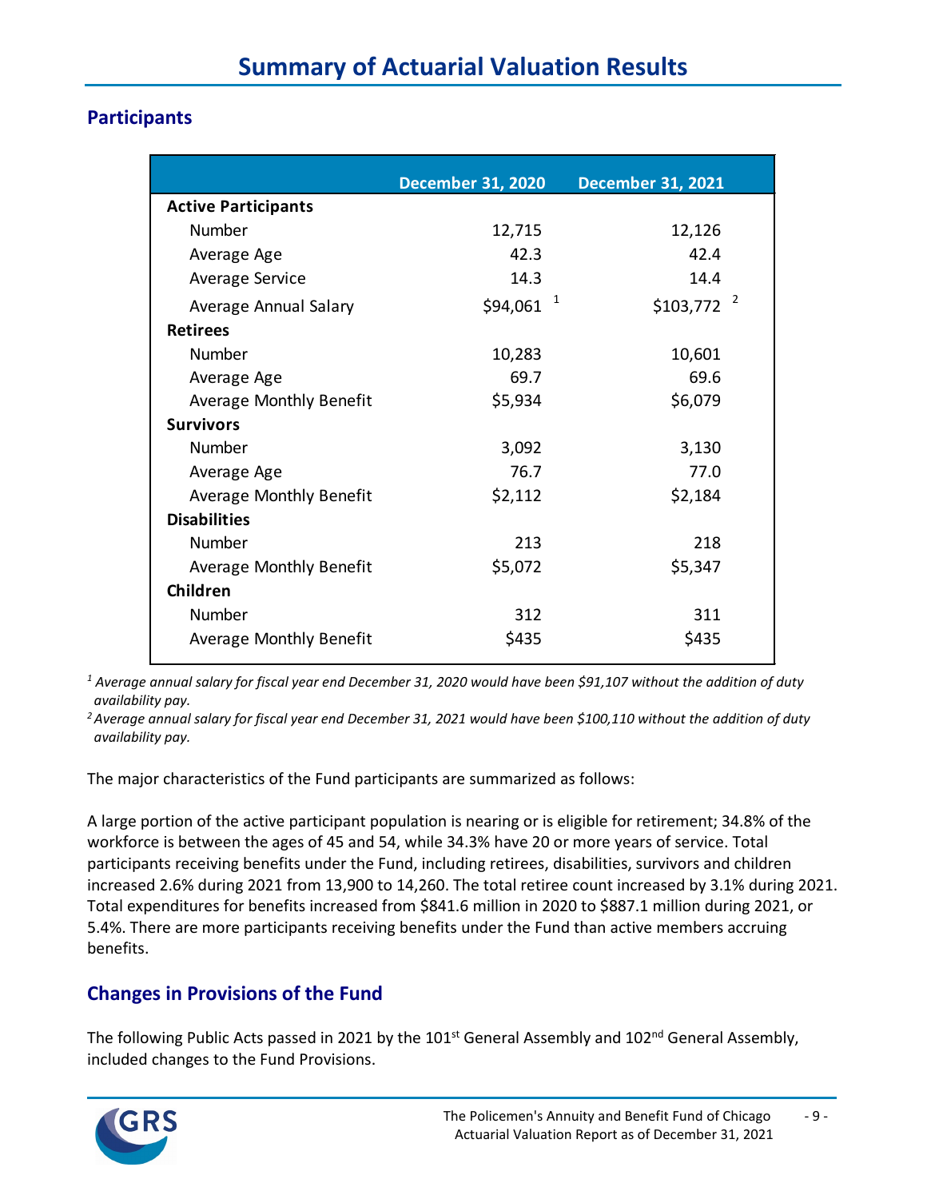# Summary of Actuarial Valuation Results

## Participants

| | December 31, 2020 | December 31, 2021 |
|---|---|---|
| **Active Participants** | | |
| Number | 12,715 | 12,126 |
| Average Age | 42.3 | 42.4 |
| Average Service | 14.3 | 14.4 |
| Average Annual Salary | $94,061 [1] | $103,772 [2] |
| **Retirees** | | |
| Number | 10,283 | 10,601 |
| Average Age | 69.7 | 69.6 |
| Average Monthly Benefit | $5,934 | $6,079 |
| **Survivors** | | |
| Number | 3,092 | 3,130 |
| Average Age | 76.7 | 77.0 |
| Average Monthly Benefit | $2,112 | $2,184 |
| **Disabilities** | | |
| Number | 213 | 218 |
| Average Monthly Benefit | $5,072 | $5,347 |
| **Children** | | |
| Number | 312 | 311 |
| Average Monthly Benefit | $435 | $435 |

*[1] Average annual salary for fiscal year end December 31, 2020 would have been $91,107 without the addition of duty availability pay.*

*[2] Average annual salary for fiscal year end December 31, 2021 would have been $100,110 without the addition of duty availability pay.*

The major characteristics of the Fund participants are summarized as follows:

A large portion of the active participant population is nearing or is eligible for retirement; 34.8% of the workforce is between the ages of 45 and 54, while 34.3% have 20 or more years of service. Total participants receiving benefits under the Fund, including retirees, disabilities, survivors and children increased 2.6% during 2021 from 13,900 to 14,260. The total retiree count increased by 3.1% during 2021. Total expenditures for benefits increased from $841.6 million in 2020 to $887.1 million during 2021, or 5.4%. There are more participants receiving benefits under the Fund than active members accruing benefits.

## Changes in Provisions of the Fund

The following Public Acts passed in 2021 by the 101st General Assembly and 102nd General Assembly, included changes to the Fund Provisions.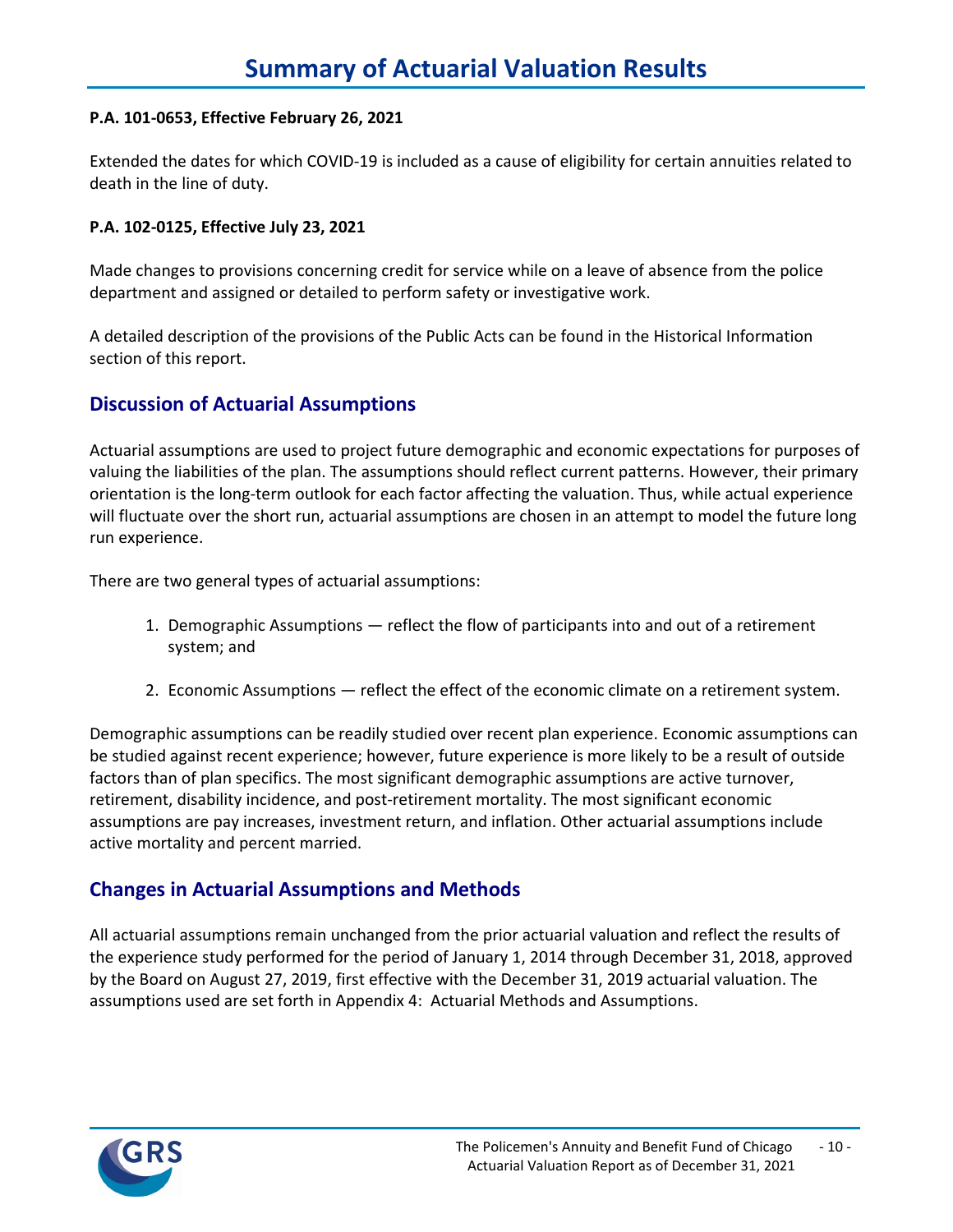# Summary of Actuarial Valuation Results

**P.A. 101-0653, Effective February 26, 2021**

Extended the dates for which COVID-19 is included as a cause of eligibility for certain annuities related to death in the line of duty.

**P.A. 102-0125, Effective July 23, 2021**

Made changes to provisions concerning credit for service while on a leave of absence from the police department and assigned or detailed to perform safety or investigative work.

A detailed description of the provisions of the Public Acts can be found in the Historical Information section of this report.

## Discussion of Actuarial Assumptions

Actuarial assumptions are used to project future demographic and economic expectations for purposes of valuing the liabilities of the plan. The assumptions should reflect current patterns. However, their primary orientation is the long-term outlook for each factor affecting the valuation. Thus, while actual experience will fluctuate over the short run, actuarial assumptions are chosen in an attempt to model the future long run experience.

There are two general types of actuarial assumptions:

1. Demographic Assumptions — reflect the flow of participants into and out of a retirement system; and
2. Economic Assumptions — reflect the effect of the economic climate on a retirement system.

Demographic assumptions can be readily studied over recent plan experience. Economic assumptions can be studied against recent experience; however, future experience is more likely to be a result of outside factors than of plan specifics. The most significant demographic assumptions are active turnover, retirement, disability incidence, and post-retirement mortality. The most significant economic assumptions are pay increases, investment return, and inflation. Other actuarial assumptions include active mortality and percent married.

## Changes in Actuarial Assumptions and Methods

All actuarial assumptions remain unchanged from the prior actuarial valuation and reflect the results of the experience study performed for the period of January 1, 2014 through December 31, 2018, approved by the Board on August 27, 2019, first effective with the December 31, 2019 actuarial valuation. The assumptions used are set forth in Appendix 4: Actuarial Methods and Assumptions.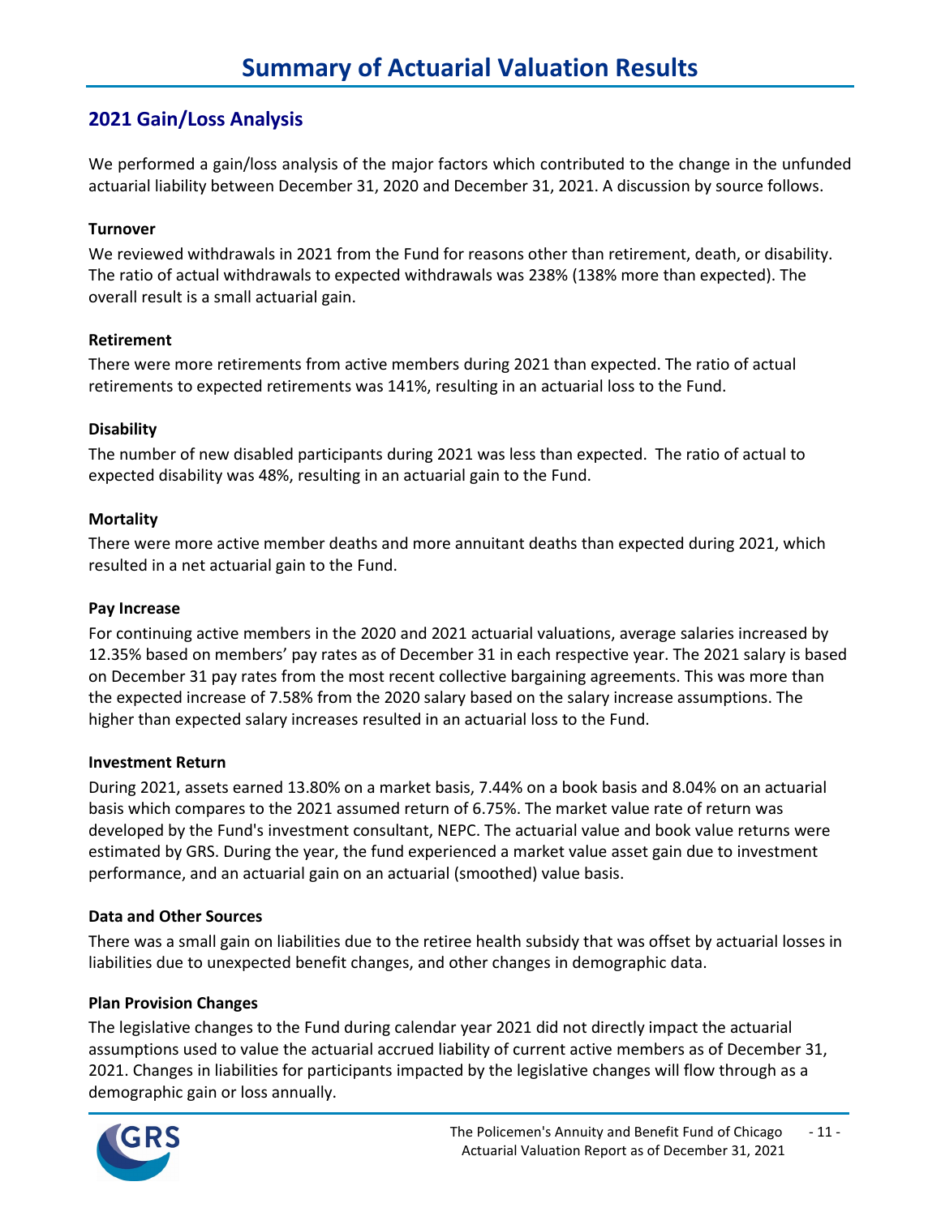# Summary of Actuarial Valuation Results

## 2021 Gain/Loss Analysis

We performed a gain/loss analysis of the major factors which contributed to the change in the unfunded actuarial liability between December 31, 2020 and December 31, 2021. A discussion by source follows.

**Turnover**

We reviewed withdrawals in 2021 from the Fund for reasons other than retirement, death, or disability. The ratio of actual withdrawals to expected withdrawals was 238% (138% more than expected). The overall result is a small actuarial gain.

**Retirement**

There were more retirements from active members during 2021 than expected. The ratio of actual retirements to expected retirements was 141%, resulting in an actuarial loss to the Fund.

**Disability**

The number of new disabled participants during 2021 was less than expected. The ratio of actual to expected disability was 48%, resulting in an actuarial gain to the Fund.

**Mortality**

There were more active member deaths and more annuitant deaths than expected during 2021, which resulted in a net actuarial gain to the Fund.

**Pay Increase**

For continuing active members in the 2020 and 2021 actuarial valuations, average salaries increased by 12.35% based on members' pay rates as of December 31 in each respective year. The 2021 salary is based on December 31 pay rates from the most recent collective bargaining agreements. This was more than the expected increase of 7.58% from the 2020 salary based on the salary increase assumptions. The higher than expected salary increases resulted in an actuarial loss to the Fund.

**Investment Return**

During 2021, assets earned 13.80% on a market basis, 7.44% on a book basis and 8.04% on an actuarial basis which compares to the 2021 assumed return of 6.75%. The market value rate of return was developed by the Fund's investment consultant, NEPC. The actuarial value and book value returns were estimated by GRS. During the year, the fund experienced a market value asset gain due to investment performance, and an actuarial gain on an actuarial (smoothed) value basis.

**Data and Other Sources**

There was a small gain on liabilities due to the retiree health subsidy that was offset by actuarial losses in liabilities due to unexpected benefit changes, and other changes in demographic data.

**Plan Provision Changes**

The legislative changes to the Fund during calendar year 2021 did not directly impact the actuarial assumptions used to value the actuarial accrued liability of current active members as of December 31, 2021. Changes in liabilities for participants impacted by the legislative changes will flow through as a demographic gain or loss annually.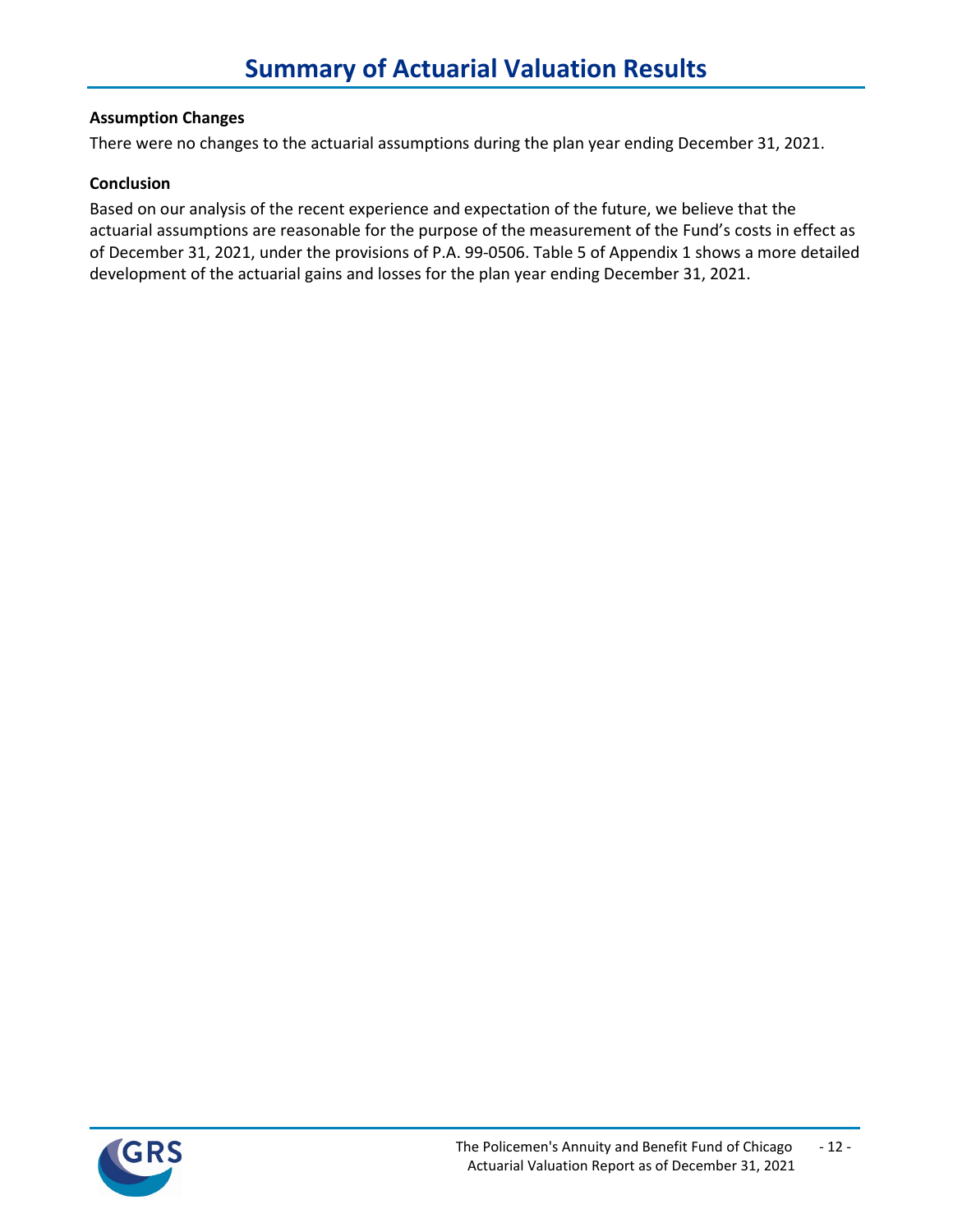# Summary of Actuarial Valuation Results

**Assumption Changes**

There were no changes to the actuarial assumptions during the plan year ending December 31, 2021.

**Conclusion**

Based on our analysis of the recent experience and expectation of the future, we believe that the actuarial assumptions are reasonable for the purpose of the measurement of the Fund's costs in effect as of December 31, 2021, under the provisions of P.A. 99-0506. Table 5 of Appendix 1 shows a more detailed development of the actuarial gains and losses for the plan year ending December 31, 2021.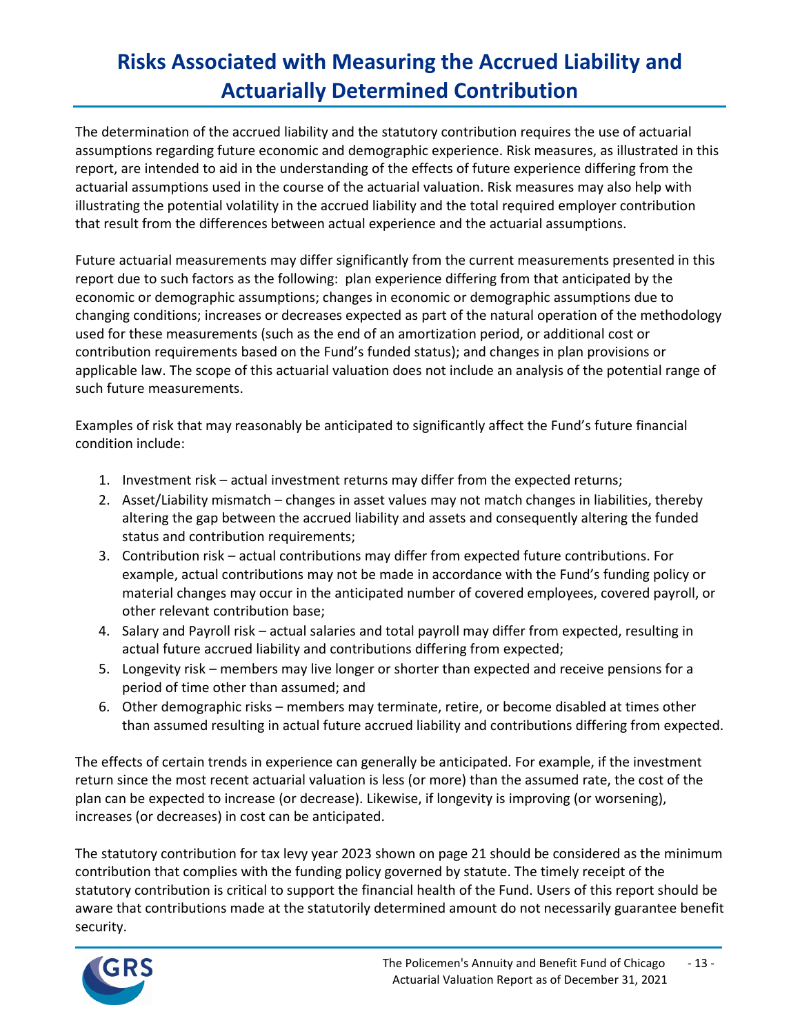# Risks Associated with Measuring the Accrued Liability and Actuarially Determined Contribution

The determination of the accrued liability and the statutory contribution requires the use of actuarial assumptions regarding future economic and demographic experience. Risk measures, as illustrated in this report, are intended to aid in the understanding of the effects of future experience differing from the actuarial assumptions used in the course of the actuarial valuation. Risk measures may also help with illustrating the potential volatility in the accrued liability and the total required employer contribution that result from the differences between actual experience and the actuarial assumptions.

Future actuarial measurements may differ significantly from the current measurements presented in this report due to such factors as the following: plan experience differing from that anticipated by the economic or demographic assumptions; changes in economic or demographic assumptions due to changing conditions; increases or decreases expected as part of the natural operation of the methodology used for these measurements (such as the end of an amortization period, or additional cost or contribution requirements based on the Fund's funded status); and changes in plan provisions or applicable law. The scope of this actuarial valuation does not include an analysis of the potential range of such future measurements.

Examples of risk that may reasonably be anticipated to significantly affect the Fund's future financial condition include:

1. Investment risk – actual investment returns may differ from the expected returns;
2. Asset/Liability mismatch – changes in asset values may not match changes in liabilities, thereby altering the gap between the accrued liability and assets and consequently altering the funded status and contribution requirements;
3. Contribution risk – actual contributions may differ from expected future contributions. For example, actual contributions may not be made in accordance with the Fund's funding policy or material changes may occur in the anticipated number of covered employees, covered payroll, or other relevant contribution base;
4. Salary and Payroll risk – actual salaries and total payroll may differ from expected, resulting in actual future accrued liability and contributions differing from expected;
5. Longevity risk – members may live longer or shorter than expected and receive pensions for a period of time other than assumed; and
6. Other demographic risks – members may terminate, retire, or become disabled at times other than assumed resulting in actual future accrued liability and contributions differing from expected.

The effects of certain trends in experience can generally be anticipated. For example, if the investment return since the most recent actuarial valuation is less (or more) than the assumed rate, the cost of the plan can be expected to increase (or decrease). Likewise, if longevity is improving (or worsening), increases (or decreases) in cost can be anticipated.

The statutory contribution for tax levy year 2023 shown on page 21 should be considered as the minimum contribution that complies with the funding policy governed by statute. The timely receipt of the statutory contribution is critical to support the financial health of the Fund. Users of this report should be aware that contributions made at the statutorily determined amount do not necessarily guarantee benefit security.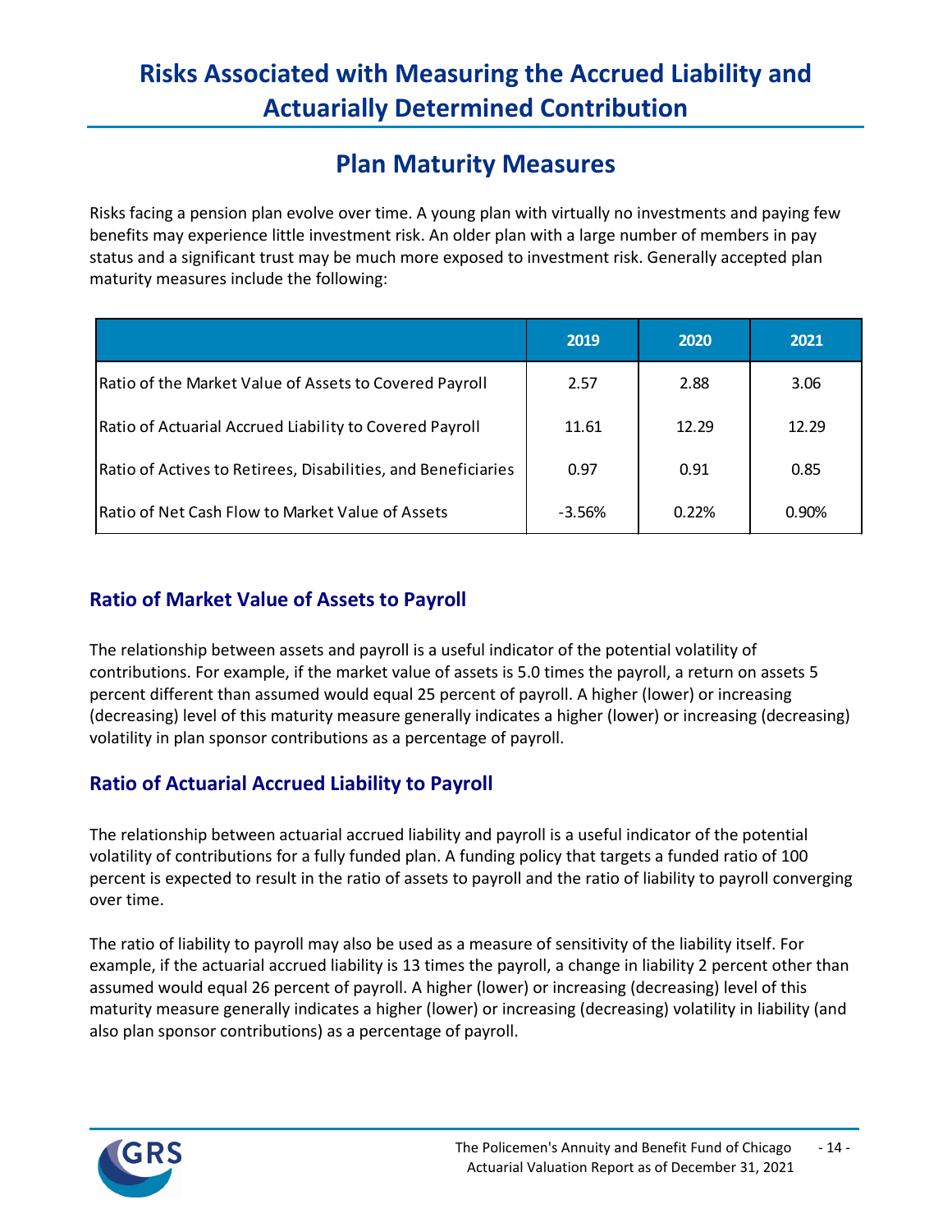# Risks Associated with Measuring the Accrued Liability and Actuarially Determined Contribution

## Plan Maturity Measures

Risks facing a pension plan evolve over time. A young plan with virtually no investments and paying few benefits may experience little investment risk. An older plan with a large number of members in pay status and a significant trust may be much more exposed to investment risk. Generally accepted plan maturity measures include the following:

| | 2019 | 2020 | 2021 |
|---|---|---|---|
| Ratio of the Market Value of Assets to Covered Payroll | 2.57 | 2.88 | 3.06 |
| Ratio of Actuarial Accrued Liability to Covered Payroll | 11.61 | 12.29 | 12.29 |
| Ratio of Actives to Retirees, Disabilities, and Beneficiaries | 0.97 | 0.91 | 0.85 |
| Ratio of Net Cash Flow to Market Value of Assets | -3.56% | 0.22% | 0.90% |

### Ratio of Market Value of Assets to Payroll

The relationship between assets and payroll is a useful indicator of the potential volatility of contributions. For example, if the market value of assets is 5.0 times the payroll, a return on assets 5 percent different than assumed would equal 25 percent of payroll. A higher (lower) or increasing (decreasing) level of this maturity measure generally indicates a higher (lower) or increasing (decreasing) volatility in plan sponsor contributions as a percentage of payroll.

### Ratio of Actuarial Accrued Liability to Payroll

The relationship between actuarial accrued liability and payroll is a useful indicator of the potential volatility of contributions for a fully funded plan. A funding policy that targets a funded ratio of 100 percent is expected to result in the ratio of assets to payroll and the ratio of liability to payroll converging over time.

The ratio of liability to payroll may also be used as a measure of sensitivity of the liability itself. For example, if the actuarial accrued liability is 13 times the payroll, a change in liability 2 percent other than assumed would equal 26 percent of payroll. A higher (lower) or increasing (decreasing) level of this maturity measure generally indicates a higher (lower) or increasing (decreasing) volatility in liability (and also plan sponsor contributions) as a percentage of payroll.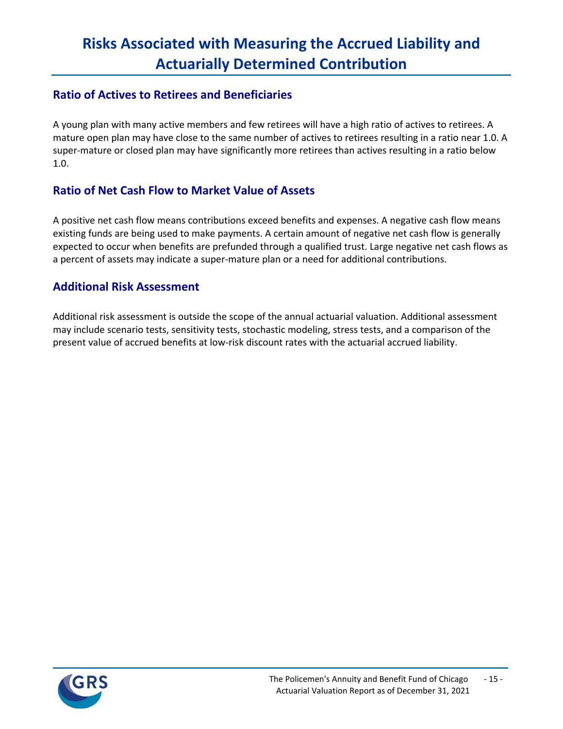# Risks Associated with Measuring the Accrued Liability and Actuarially Determined Contribution

## Ratio of Actives to Retirees and Beneficiaries

A young plan with many active members and few retirees will have a high ratio of actives to retirees. A mature open plan may have close to the same number of actives to retirees resulting in a ratio near 1.0. A super-mature or closed plan may have significantly more retirees than actives resulting in a ratio below 1.0.

## Ratio of Net Cash Flow to Market Value of Assets

A positive net cash flow means contributions exceed benefits and expenses. A negative cash flow means existing funds are being used to make payments. A certain amount of negative net cash flow is generally expected to occur when benefits are prefunded through a qualified trust. Large negative net cash flows as a percent of assets may indicate a super-mature plan or a need for additional contributions.

## Additional Risk Assessment

Additional risk assessment is outside the scope of the annual actuarial valuation. Additional assessment may include scenario tests, sensitivity tests, stochastic modeling, stress tests, and a comparison of the present value of accrued benefits at low-risk discount rates with the actuarial accrued liability.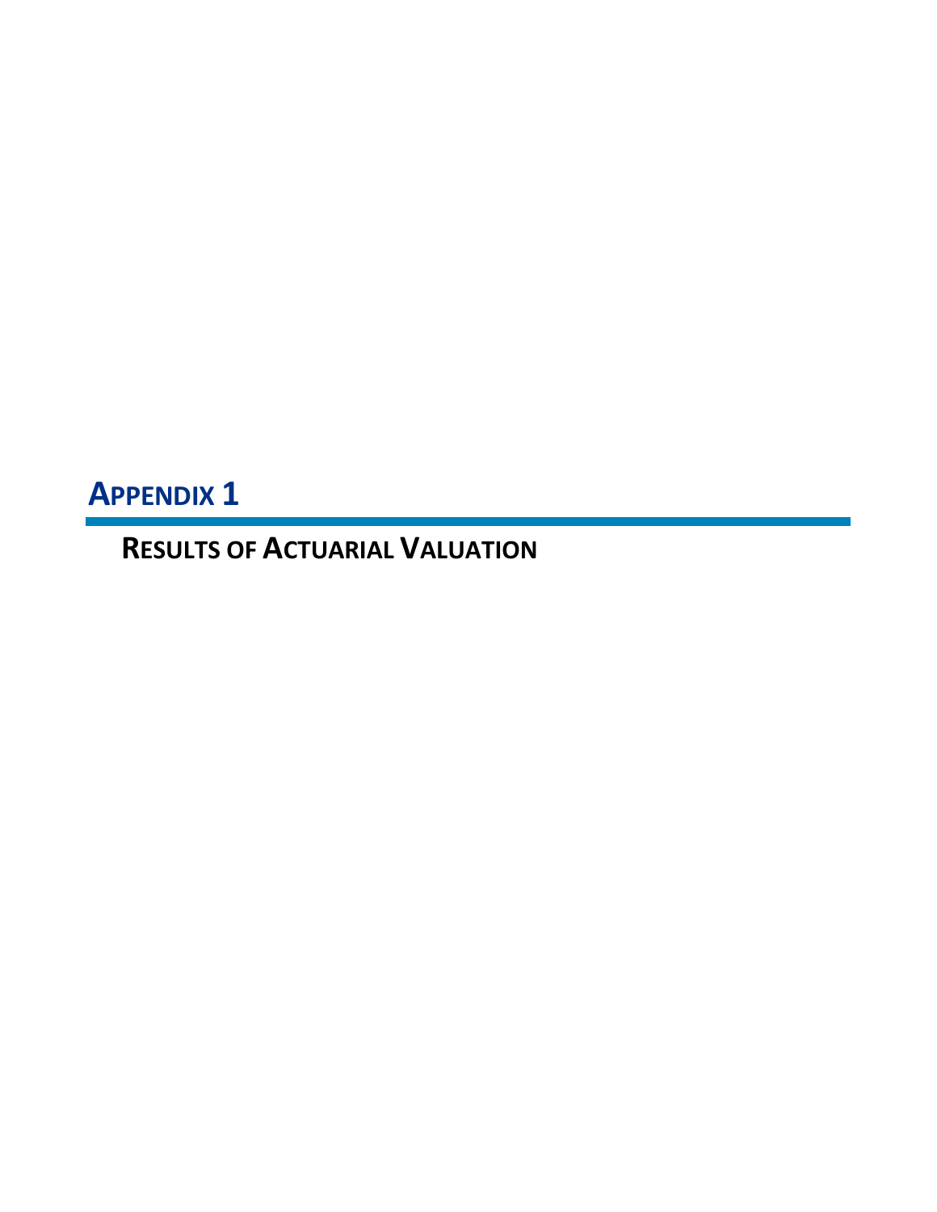# APPENDIX 1

## RESULTS OF ACTUARIAL VALUATION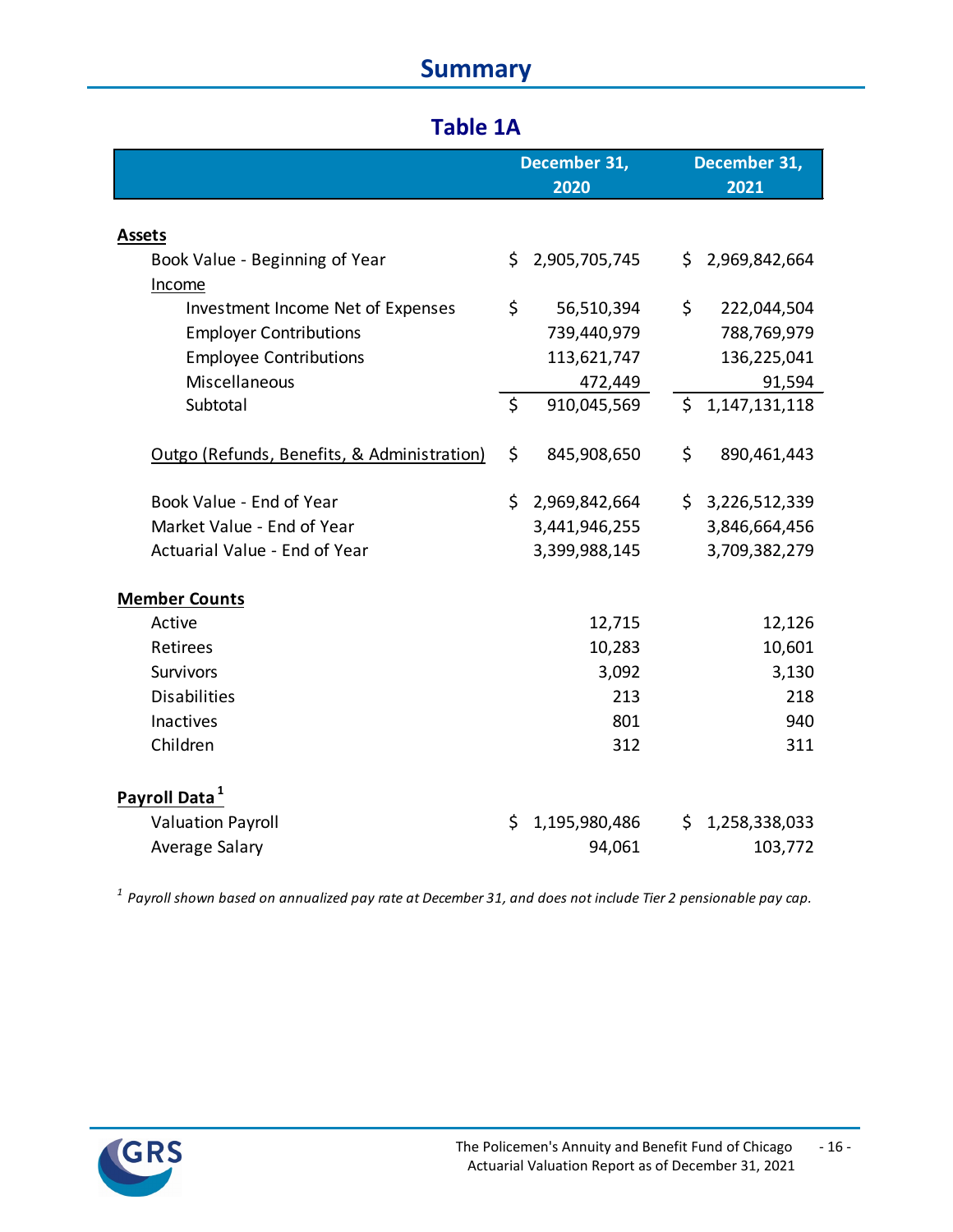# Summary

## Table 1A

| | December 31, 2020 | December 31, 2021 |
|---|---|---|
| **Assets** | | |
| Book Value - Beginning of Year | $ 2,905,705,745 | $ 2,969,842,664 |
| Income | | |
| Investment Income Net of Expenses | $ 56,510,394 | $ 222,044,504 |
| Employer Contributions | 739,440,979 | 788,769,979 |
| Employee Contributions | 113,621,747 | 136,225,041 |
| Miscellaneous | 472,449 | 91,594 |
| Subtotal | $ 910,045,569 | $ 1,147,131,118 |
| Outgo (Refunds, Benefits, & Administration) | $ 845,908,650 | $ 890,461,443 |
| Book Value - End of Year | $ 2,969,842,664 | $ 3,226,512,339 |
| Market Value - End of Year | 3,441,946,255 | 3,846,664,456 |
| Actuarial Value - End of Year | 3,399,988,145 | 3,709,382,279 |
| **Member Counts** | | |
| Active | 12,715 | 12,126 |
| Retirees | 10,283 | 10,601 |
| Survivors | 3,092 | 3,130 |
| Disabilities | 213 | 218 |
| Inactives | 801 | 940 |
| Children | 312 | 311 |
| **Payroll Data** [1] | | |
| Valuation Payroll | $ 1,195,980,486 | $ 1,258,338,033 |
| Average Salary | 94,061 | 103,772 |

[1] *Payroll shown based on annualized pay rate at December 31, and does not include Tier 2 pensionable pay cap.*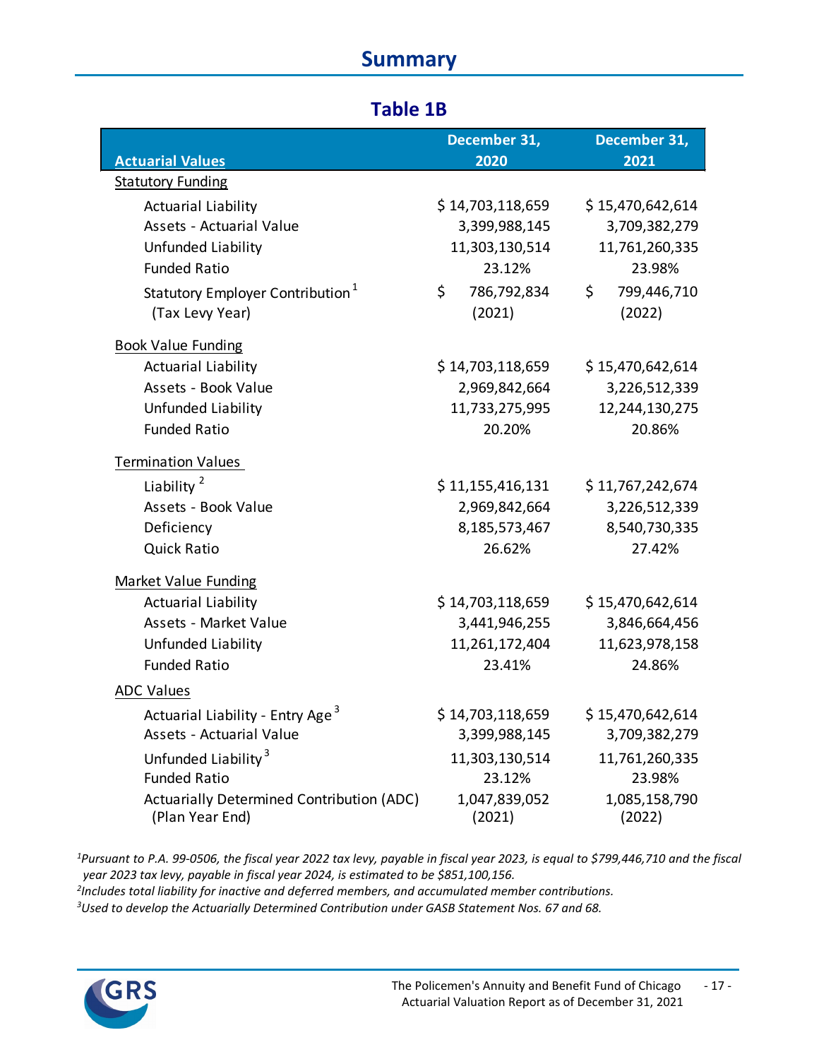## Summary

### Table 1B

| Actuarial Values | December 31, 2020 | December 31, 2021 |
|---|---|---|
| Statutory Funding | | |
| Actuarial Liability | $ 14,703,118,659 | $ 15,470,642,614 |
| Assets - Actuarial Value | 3,399,988,145 | 3,709,382,279 |
| Unfunded Liability | 11,303,130,514 | 11,761,260,335 |
| Funded Ratio | 23.12% | 23.98% |
| Statutory Employer Contribution [1] (Tax Levy Year) | $ 786,792,834 (2021) | $ 799,446,710 (2022) |
| Book Value Funding | | |
| Actuarial Liability | $ 14,703,118,659 | $ 15,470,642,614 |
| Assets - Book Value | 2,969,842,664 | 3,226,512,339 |
| Unfunded Liability | 11,733,275,995 | 12,244,130,275 |
| Funded Ratio | 20.20% | 20.86% |
| Termination Values | | |
| Liability [2] | $ 11,155,416,131 | $ 11,767,242,674 |
| Assets - Book Value | 2,969,842,664 | 3,226,512,339 |
| Deficiency | 8,185,573,467 | 8,540,730,335 |
| Quick Ratio | 26.62% | 27.42% |
| Market Value Funding | | |
| Actuarial Liability | $ 14,703,118,659 | $ 15,470,642,614 |
| Assets - Market Value | 3,441,946,255 | 3,846,664,456 |
| Unfunded Liability | 11,261,172,404 | 11,623,978,158 |
| Funded Ratio | 23.41% | 24.86% |
| ADC Values | | |
| Actuarial Liability - Entry Age [3] | $ 14,703,118,659 | $ 15,470,642,614 |
| Assets - Actuarial Value | 3,399,988,145 | 3,709,382,279 |
| Unfunded Liability [3] | 11,303,130,514 | 11,761,260,335 |
| Funded Ratio | 23.12% | 23.98% |
| Actuarially Determined Contribution (ADC) (Plan Year End) | 1,047,839,052 (2021) | 1,085,158,790 (2022) |

*[1]Pursuant to P.A. 99-0506, the fiscal year 2022 tax levy, payable in fiscal year 2023, is equal to $799,446,710 and the fiscal year 2023 tax levy, payable in fiscal year 2024, is estimated to be $851,100,156.*
*[2]Includes total liability for inactive and deferred members, and accumulated member contributions.*
*[3]Used to develop the Actuarially Determined Contribution under GASB Statement Nos. 67 and 68.*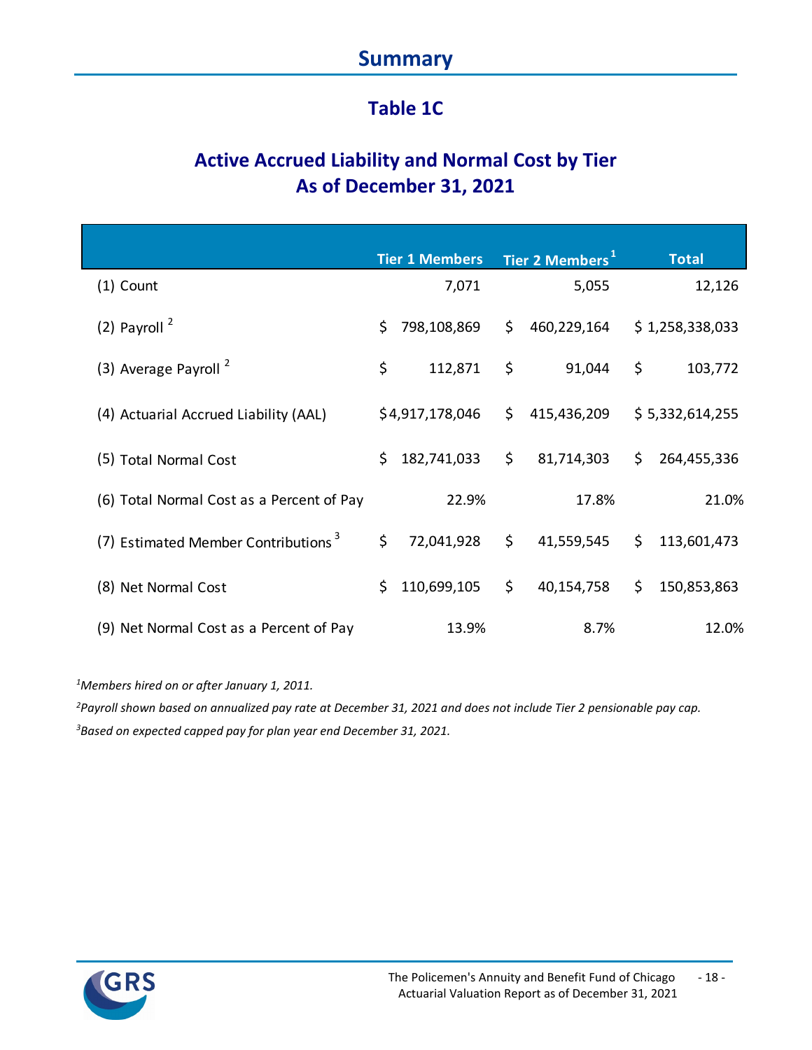# Summary

## Table 1C

## Active Accrued Liability and Normal Cost by Tier
## As of December 31, 2021

| | Tier 1 Members | Tier 2 Members[1] | Total |
|---|---|---|---|
| (1) Count | 7,071 | 5,055 | 12,126 |
| (2) Payroll[2] | $ 798,108,869 | $ 460,229,164 | $ 1,258,338,033 |
| (3) Average Payroll[2] | $ 112,871 | $ 91,044 | $ 103,772 |
| (4) Actuarial Accrued Liability (AAL) | $ 4,917,178,046 | $ 415,436,209 | $ 5,332,614,255 |
| (5) Total Normal Cost | $ 182,741,033 | $ 81,714,303 | $ 264,455,336 |
| (6) Total Normal Cost as a Percent of Pay | 22.9% | 17.8% | 21.0% |
| (7) Estimated Member Contributions[3] | $ 72,041,928 | $ 41,559,545 | $ 113,601,473 |
| (8) Net Normal Cost | $ 110,699,105 | $ 40,154,758 | $ 150,853,863 |
| (9) Net Normal Cost as a Percent of Pay | 13.9% | 8.7% | 12.0% |

*[1]Members hired on or after January 1, 2011.*

*[2]Payroll shown based on annualized pay rate at December 31, 2021 and does not include Tier 2 pensionable pay cap.*

*[3]Based on expected capped pay for plan year end December 31, 2021.*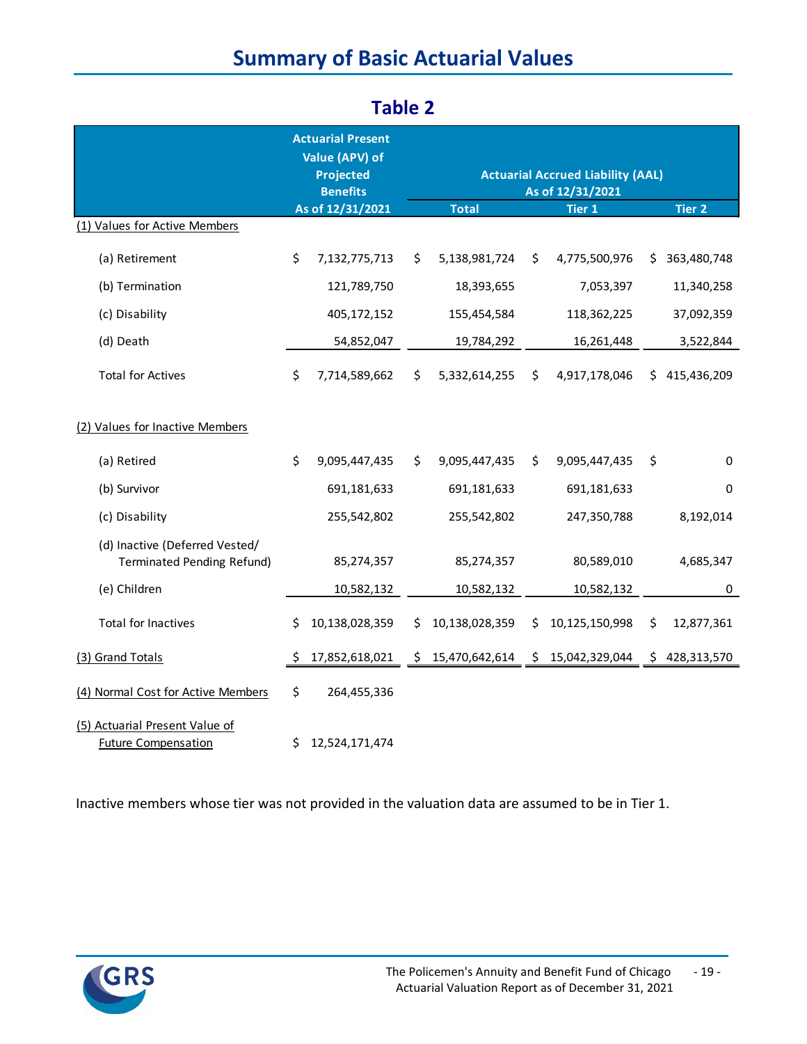# Summary of Basic Actuarial Values

## Table 2

| | Actuarial Present Value (APV) of Projected Benefits As of 12/31/2021 | Actuarial Accrued Liability (AAL) As of 12/31/2021 | | |
|---|---|---|---|---|
| | | Total | Tier 1 | Tier 2 |
| (1) Values for Active Members | | | | |
| (a) Retirement | $ 7,132,775,713 | $ 5,138,981,724 | $ 4,775,500,976 | $ 363,480,748 |
| (b) Termination | 121,789,750 | 18,393,655 | 7,053,397 | 11,340,258 |
| (c) Disability | 405,172,152 | 155,454,584 | 118,362,225 | 37,092,359 |
| (d) Death | 54,852,047 | 19,784,292 | 16,261,448 | 3,522,844 |
| Total for Actives | $ 7,714,589,662 | $ 5,332,614,255 | $ 4,917,178,046 | $ 415,436,209 |
| (2) Values for Inactive Members | | | | |
| (a) Retired | $ 9,095,447,435 | $ 9,095,447,435 | $ 9,095,447,435 | $ 0 |
| (b) Survivor | 691,181,633 | 691,181,633 | 691,181,633 | 0 |
| (c) Disability | 255,542,802 | 255,542,802 | 247,350,788 | 8,192,014 |
| (d) Inactive (Deferred Vested/ Terminated Pending Refund) | 85,274,357 | 85,274,357 | 80,589,010 | 4,685,347 |
| (e) Children | 10,582,132 | 10,582,132 | 10,582,132 | 0 |
| Total for Inactives | $ 10,138,028,359 | $ 10,138,028,359 | $ 10,125,150,998 | $ 12,877,361 |
| (3) Grand Totals | $ 17,852,618,021 | $ 15,470,642,614 | $ 15,042,329,044 | $ 428,313,570 |
| (4) Normal Cost for Active Members | $ 264,455,336 | | | |
| (5) Actuarial Present Value of Future Compensation | $ 12,524,171,474 | | | |

Inactive members whose tier was not provided in the valuation data are assumed to be in Tier 1.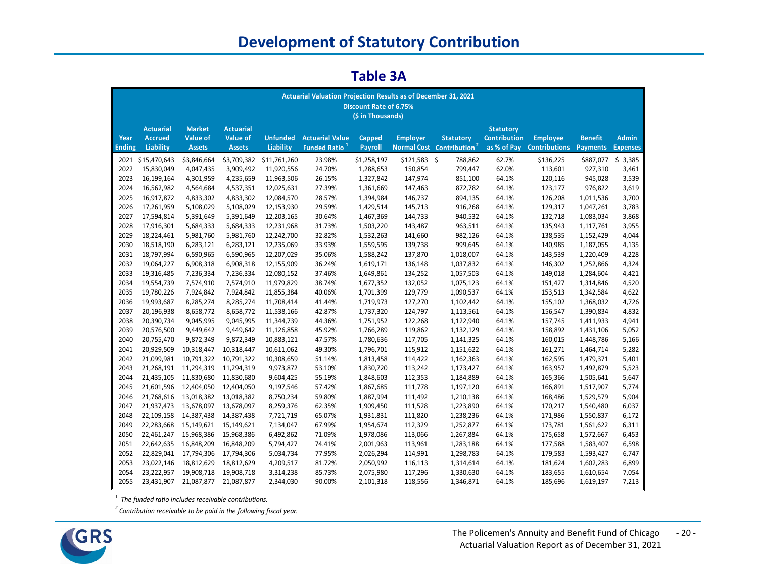# Development of Statutory Contribution

## Table 3A

**Actuarial Valuation Projection Results as of December 31, 2021**
**Discount Rate of 6.75%**
**($ in Thousands)**

| Year Ending | Actuarial Accrued Liability | Market Value of Assets | Actuarial Value of Assets | Unfunded Liability | Actuarial Value Funded Ratio [1] | Capped Payroll | Employer Normal Cost | Statutory Contribution [2] | Statutory Contribution as % of Pay | Employee Contributions | Benefit Payments | Admin Expenses |
|---|---|---|---|---|---|---|---|---|---|---|---|---|
| 2021 | $15,470,643 | $3,846,664 | $3,709,382 | $11,761,260 | 23.98% | $1,258,197 | $121,583 | $ 788,862 | 62.7% | $136,225 | $887,077 | $ 3,385 |
| 2022 | 15,830,049 | 4,047,435 | 3,909,492 | 11,920,556 | 24.70% | 1,288,653 | 150,854 | 799,447 | 62.0% | 113,601 | 927,310 | 3,461 |
| 2023 | 16,199,164 | 4,301,959 | 4,235,659 | 11,963,506 | 26.15% | 1,327,842 | 147,974 | 851,100 | 64.1% | 120,116 | 945,028 | 3,539 |
| 2024 | 16,562,982 | 4,564,684 | 4,537,351 | 12,025,631 | 27.39% | 1,361,669 | 147,463 | 872,782 | 64.1% | 123,177 | 976,822 | 3,619 |
| 2025 | 16,917,872 | 4,833,302 | 4,833,302 | 12,084,570 | 28.57% | 1,394,984 | 146,737 | 894,135 | 64.1% | 126,208 | 1,011,536 | 3,700 |
| 2026 | 17,261,959 | 5,108,029 | 5,108,029 | 12,153,930 | 29.59% | 1,429,514 | 145,713 | 916,268 | 64.1% | 129,317 | 1,047,261 | 3,783 |
| 2027 | 17,594,814 | 5,391,649 | 5,391,649 | 12,203,165 | 30.64% | 1,467,369 | 144,733 | 940,532 | 64.1% | 132,718 | 1,083,034 | 3,868 |
| 2028 | 17,916,301 | 5,684,333 | 5,684,333 | 12,231,968 | 31.73% | 1,503,220 | 143,487 | 963,511 | 64.1% | 135,943 | 1,117,761 | 3,955 |
| 2029 | 18,224,461 | 5,981,760 | 5,981,760 | 12,242,700 | 32.82% | 1,532,263 | 141,660 | 982,126 | 64.1% | 138,535 | 1,152,429 | 4,044 |
| 2030 | 18,518,190 | 6,283,121 | 6,283,121 | 12,235,069 | 33.93% | 1,559,595 | 139,738 | 999,645 | 64.1% | 140,985 | 1,187,055 | 4,135 |
| 2031 | 18,797,994 | 6,590,965 | 6,590,965 | 12,207,029 | 35.06% | 1,588,242 | 137,870 | 1,018,007 | 64.1% | 143,539 | 1,220,409 | 4,228 |
| 2032 | 19,064,227 | 6,908,318 | 6,908,318 | 12,155,909 | 36.24% | 1,619,171 | 136,148 | 1,037,832 | 64.1% | 146,302 | 1,252,866 | 4,324 |
| 2033 | 19,316,485 | 7,236,334 | 7,236,334 | 12,080,152 | 37.46% | 1,649,861 | 134,252 | 1,057,503 | 64.1% | 149,018 | 1,284,604 | 4,421 |
| 2034 | 19,554,739 | 7,574,910 | 7,574,910 | 11,979,829 | 38.74% | 1,677,352 | 132,052 | 1,075,123 | 64.1% | 151,427 | 1,314,846 | 4,520 |
| 2035 | 19,780,226 | 7,924,842 | 7,924,842 | 11,855,384 | 40.06% | 1,701,399 | 129,779 | 1,090,537 | 64.1% | 153,513 | 1,342,584 | 4,622 |
| 2036 | 19,993,687 | 8,285,274 | 8,285,274 | 11,708,414 | 41.44% | 1,719,973 | 127,270 | 1,102,442 | 64.1% | 155,102 | 1,368,032 | 4,726 |
| 2037 | 20,196,938 | 8,658,772 | 8,658,772 | 11,538,166 | 42.87% | 1,737,320 | 124,797 | 1,113,561 | 64.1% | 156,547 | 1,390,834 | 4,832 |
| 2038 | 20,390,734 | 9,045,995 | 9,045,995 | 11,344,739 | 44.36% | 1,751,952 | 122,268 | 1,122,940 | 64.1% | 157,745 | 1,411,933 | 4,941 |
| 2039 | 20,576,500 | 9,449,642 | 9,449,642 | 11,126,858 | 45.92% | 1,766,289 | 119,862 | 1,132,129 | 64.1% | 158,892 | 1,431,106 | 5,052 |
| 2040 | 20,755,470 | 9,872,349 | 9,872,349 | 10,883,121 | 47.57% | 1,780,636 | 117,705 | 1,141,325 | 64.1% | 160,015 | 1,448,786 | 5,166 |
| 2041 | 20,929,509 | 10,318,447 | 10,318,447 | 10,611,062 | 49.30% | 1,796,701 | 115,912 | 1,151,622 | 64.1% | 161,271 | 1,464,714 | 5,282 |
| 2042 | 21,099,981 | 10,791,322 | 10,791,322 | 10,308,659 | 51.14% | 1,813,458 | 114,422 | 1,162,363 | 64.1% | 162,595 | 1,479,371 | 5,401 |
| 2043 | 21,268,191 | 11,294,319 | 11,294,319 | 9,973,872 | 53.10% | 1,830,720 | 113,242 | 1,173,427 | 64.1% | 163,957 | 1,492,879 | 5,523 |
| 2044 | 21,435,105 | 11,830,680 | 11,830,680 | 9,604,425 | 55.19% | 1,848,603 | 112,353 | 1,184,889 | 64.1% | 165,366 | 1,505,641 | 5,647 |
| 2045 | 21,601,596 | 12,404,050 | 12,404,050 | 9,197,546 | 57.42% | 1,867,685 | 111,778 | 1,197,120 | 64.1% | 166,891 | 1,517,907 | 5,774 |
| 2046 | 21,768,616 | 13,018,382 | 13,018,382 | 8,750,234 | 59.80% | 1,887,994 | 111,492 | 1,210,138 | 64.1% | 168,486 | 1,529,579 | 5,904 |
| 2047 | 21,937,473 | 13,678,097 | 13,678,097 | 8,259,376 | 62.35% | 1,909,450 | 111,528 | 1,223,890 | 64.1% | 170,217 | 1,540,480 | 6,037 |
| 2048 | 22,109,158 | 14,387,438 | 14,387,438 | 7,721,719 | 65.07% | 1,931,831 | 111,820 | 1,238,236 | 64.1% | 171,986 | 1,550,837 | 6,172 |
| 2049 | 22,283,668 | 15,149,621 | 15,149,621 | 7,134,047 | 67.99% | 1,954,674 | 112,329 | 1,252,877 | 64.1% | 173,781 | 1,561,622 | 6,311 |
| 2050 | 22,461,247 | 15,968,386 | 15,968,386 | 6,492,862 | 71.09% | 1,978,086 | 113,066 | 1,267,884 | 64.1% | 175,658 | 1,572,667 | 6,453 |
| 2051 | 22,642,635 | 16,848,209 | 16,848,209 | 5,794,427 | 74.41% | 2,001,963 | 113,961 | 1,283,188 | 64.1% | 177,588 | 1,583,407 | 6,598 |
| 2052 | 22,829,041 | 17,794,306 | 17,794,306 | 5,034,734 | 77.95% | 2,026,294 | 114,991 | 1,298,783 | 64.1% | 179,583 | 1,593,427 | 6,747 |
| 2053 | 23,022,146 | 18,812,629 | 18,812,629 | 4,209,517 | 81.72% | 2,050,992 | 116,113 | 1,314,614 | 64.1% | 181,624 | 1,602,283 | 6,899 |
| 2054 | 23,222,957 | 19,908,718 | 19,908,718 | 3,314,238 | 85.73% | 2,075,980 | 117,296 | 1,330,630 | 64.1% | 183,655 | 1,610,654 | 7,054 |
| 2055 | 23,431,907 | 21,087,877 | 21,087,877 | 2,344,030 | 90.00% | 2,101,318 | 118,556 | 1,346,871 | 64.1% | 185,696 | 1,619,197 | 7,213 |

[1] *The funded ratio includes receivable contributions.*

[2] *Contribution receivable to be paid in the following fiscal year.*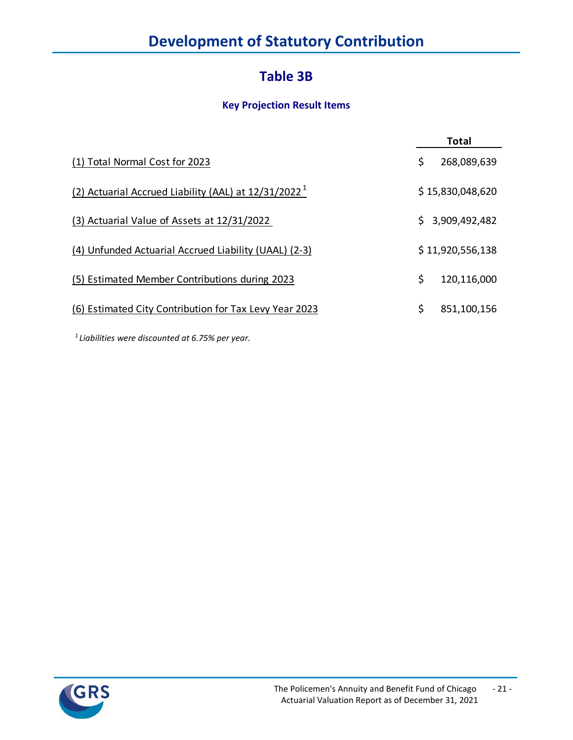# Development of Statutory Contribution

## Table 3B

### Key Projection Result Items

| | Total |
|---|---|
| (1) Total Normal Cost for 2023 | $ 268,089,639 |
| (2) Actuarial Accrued Liability (AAL) at 12/31/2022 [1] | $ 15,830,048,620 |
| (3) Actuarial Value of Assets at 12/31/2022 | $ 3,909,492,482 |
| (4) Unfunded Actuarial Accrued Liability (UAAL) (2-3) | $ 11,920,556,138 |
| (5) Estimated Member Contributions during 2023 | $ 120,116,000 |
| (6) Estimated City Contribution for Tax Levy Year 2023 | $ 851,100,156 |

*[1] Liabilities were discounted at 6.75% per year.*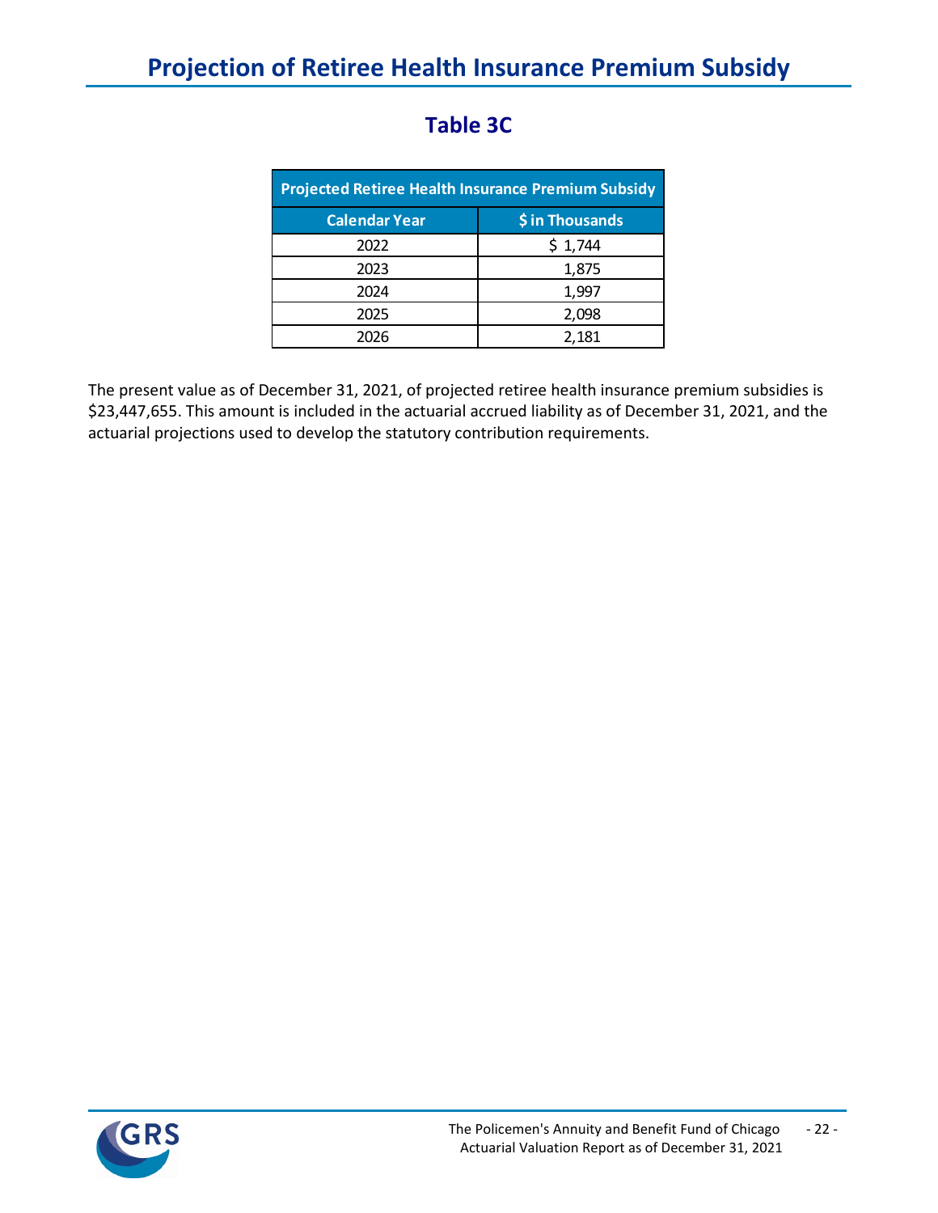# Projection of Retiree Health Insurance Premium Subsidy

## Table 3C

| Projected Retiree Health Insurance Premium Subsidy | |
|---|---|
| **Calendar Year** | **$ in Thousands** |
| 2022 | $ 1,744 |
| 2023 | 1,875 |
| 2024 | 1,997 |
| 2025 | 2,098 |
| 2026 | 2,181 |

The present value as of December 31, 2021, of projected retiree health insurance premium subsidies is $23,447,655. This amount is included in the actuarial accrued liability as of December 31, 2021, and the actuarial projections used to develop the statutory contribution requirements.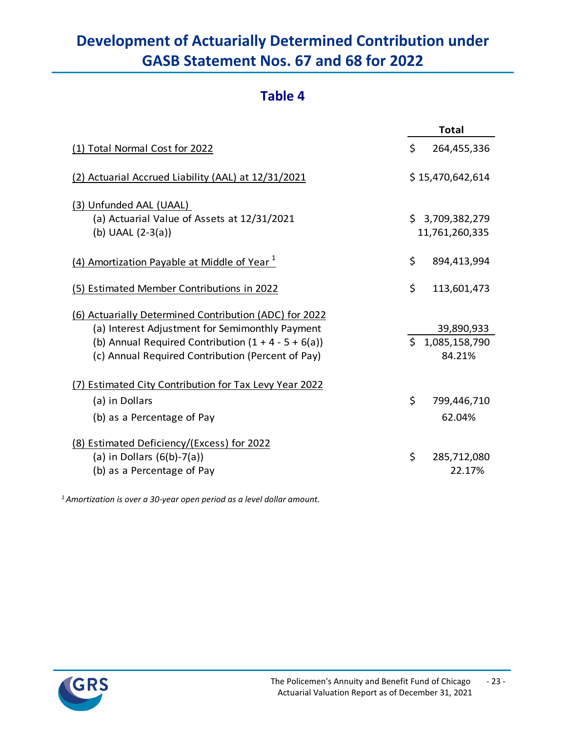# Development of Actuarially Determined Contribution under GASB Statement Nos. 67 and 68 for 2022

## Table 4

| | Total |
|---|---|
| (1) Total Normal Cost for 2022 | $ 264,455,336 |
| (2) Actuarial Accrued Liability (AAL) at 12/31/2021 | $ 15,470,642,614 |
| (3) Unfunded AAL (UAAL) | |
| (a) Actuarial Value of Assets at 12/31/2021 | $ 3,709,382,279 |
| (b) UAAL (2-3(a)) | 11,761,260,335 |
| (4) Amortization Payable at Middle of Year [1] | $ 894,413,994 |
| (5) Estimated Member Contributions in 2022 | $ 113,601,473 |
| (6) Actuarially Determined Contribution (ADC) for 2022 | |
| (a) Interest Adjustment for Semimonthly Payment | 39,890,933 |
| (b) Annual Required Contribution (1 + 4 - 5 + 6(a)) | $ 1,085,158,790 |
| (c) Annual Required Contribution (Percent of Pay) | 84.21% |
| (7) Estimated City Contribution for Tax Levy Year 2022 | |
| (a) in Dollars | $ 799,446,710 |
| (b) as a Percentage of Pay | 62.04% |
| (8) Estimated Deficiency/(Excess) for 2022 | |
| (a) in Dollars (6(b)-7(a)) | $ 285,712,080 |
| (b) as a Percentage of Pay | 22.17% |

*[1] Amortization is over a 30-year open period as a level dollar amount.*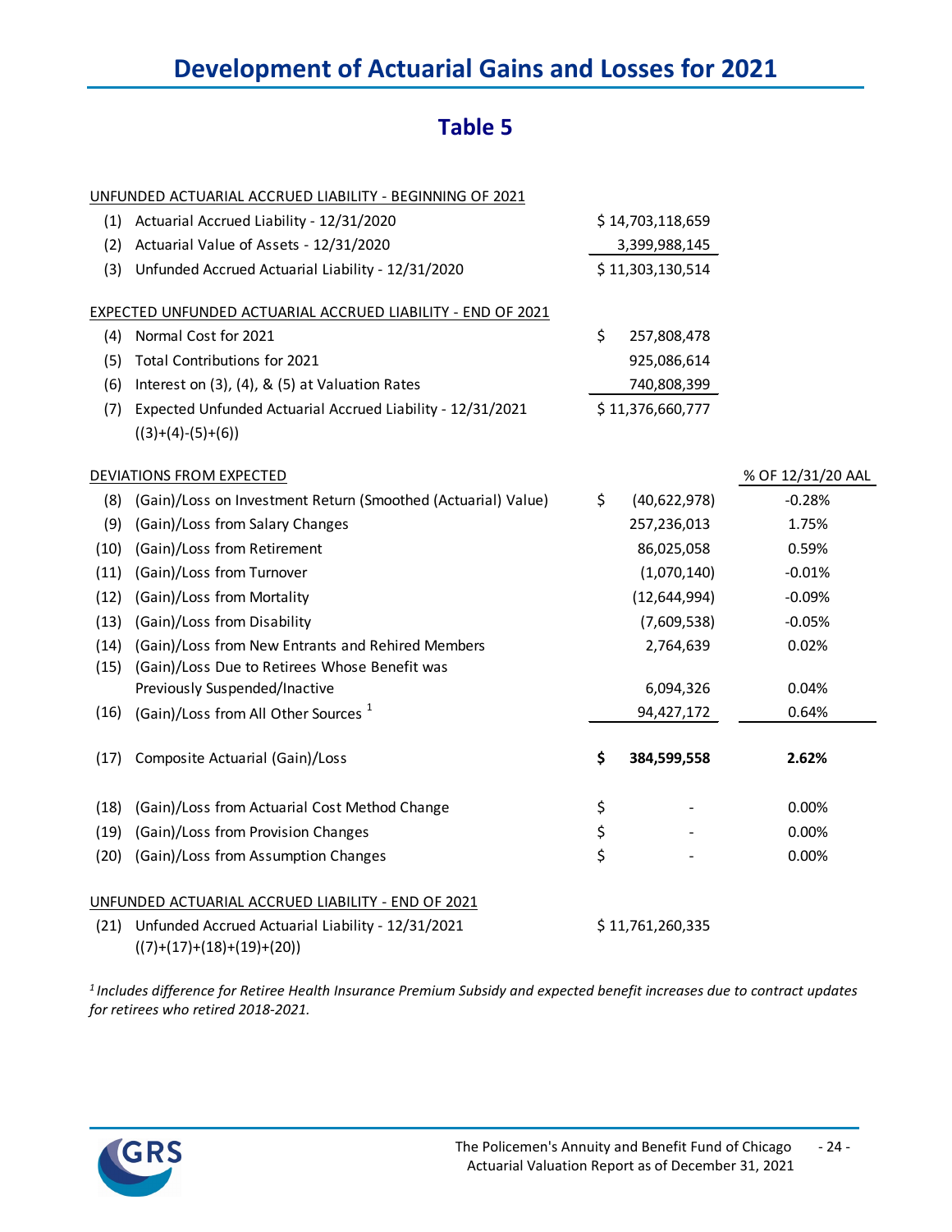# Development of Actuarial Gains and Losses for 2021

## Table 5

| | | | |
|---|---|---|---|
| | UNFUNDED ACTUARIAL ACCRUED LIABILITY - BEGINNING OF 2021 | | |
| (1) | Actuarial Accrued Liability - 12/31/2020 | $ 14,703,118,659 | |
| (2) | Actuarial Value of Assets - 12/31/2020 | 3,399,988,145 | |
| (3) | Unfunded Accrued Actuarial Liability - 12/31/2020 | $ 11,303,130,514 | |
| | EXPECTED UNFUNDED ACTUARIAL ACCRUED LIABILITY - END OF 2021 | | |
| (4) | Normal Cost for 2021 | $ 257,808,478 | |
| (5) | Total Contributions for 2021 | 925,086,614 | |
| (6) | Interest on (3), (4), & (5) at Valuation Rates | 740,808,399 | |
| (7) | Expected Unfunded Actuarial Accrued Liability - 12/31/2021 ((3)+(4)-(5)+(6)) | $ 11,376,660,777 | |
| | DEVIATIONS FROM EXPECTED | | % OF 12/31/20 AAL |
| (8) | (Gain)/Loss on Investment Return (Smoothed (Actuarial) Value) | $ (40,622,978) | -0.28% |
| (9) | (Gain)/Loss from Salary Changes | 257,236,013 | 1.75% |
| (10) | (Gain)/Loss from Retirement | 86,025,058 | 0.59% |
| (11) | (Gain)/Loss from Turnover | (1,070,140) | -0.01% |
| (12) | (Gain)/Loss from Mortality | (12,644,994) | -0.09% |
| (13) | (Gain)/Loss from Disability | (7,609,538) | -0.05% |
| (14) | (Gain)/Loss from New Entrants and Rehired Members | 2,764,639 | 0.02% |
| (15) | (Gain)/Loss Due to Retirees Whose Benefit was Previously Suspended/Inactive | 6,094,326 | 0.04% |
| (16) | (Gain)/Loss from All Other Sources [1] | 94,427,172 | 0.64% |
| (17) | Composite Actuarial (Gain)/Loss | **$ 384,599,558** | **2.62%** |
| (18) | (Gain)/Loss from Actuarial Cost Method Change | $ - | 0.00% |
| (19) | (Gain)/Loss from Provision Changes | $ - | 0.00% |
| (20) | (Gain)/Loss from Assumption Changes | $ - | 0.00% |
| | UNFUNDED ACTUARIAL ACCRUED LIABILITY - END OF 2021 | | |
| (21) | Unfunded Accrued Actuarial Liability - 12/31/2021 ((7)+(17)+(18)+(19)+(20)) | $ 11,761,260,335 | |

*[1] Includes difference for Retiree Health Insurance Premium Subsidy and expected benefit increases due to contract updates for retirees who retired 2018-2021.*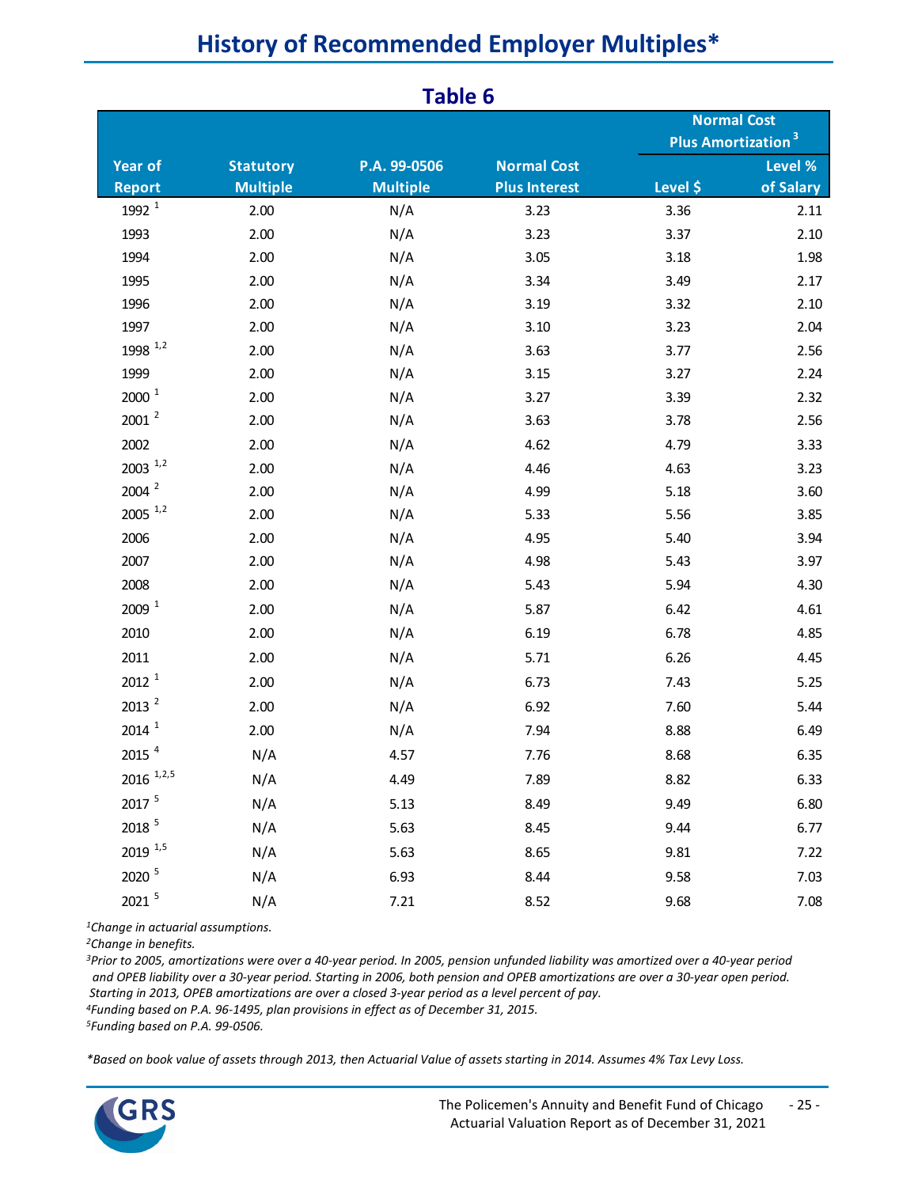# History of Recommended Employer Multiples*

## Table 6

| Year of Report | Statutory Multiple | P.A. 99-0506 Multiple | Normal Cost Plus Interest | Normal Cost Plus Amortization [3] | |
|---|---|---|---|---|---|
| | | | | Level $ | Level % of Salary |
| 1992 [1] | 2.00 | N/A | 3.23 | 3.36 | 2.11 |
| 1993 | 2.00 | N/A | 3.23 | 3.37 | 2.10 |
| 1994 | 2.00 | N/A | 3.05 | 3.18 | 1.98 |
| 1995 | 2.00 | N/A | 3.34 | 3.49 | 2.17 |
| 1996 | 2.00 | N/A | 3.19 | 3.32 | 2.10 |
| 1997 | 2.00 | N/A | 3.10 | 3.23 | 2.04 |
| 1998 [1,2] | 2.00 | N/A | 3.63 | 3.77 | 2.56 |
| 1999 | 2.00 | N/A | 3.15 | 3.27 | 2.24 |
| 2000 [1] | 2.00 | N/A | 3.27 | 3.39 | 2.32 |
| 2001 [2] | 2.00 | N/A | 3.63 | 3.78 | 2.56 |
| 2002 | 2.00 | N/A | 4.62 | 4.79 | 3.33 |
| 2003 [1,2] | 2.00 | N/A | 4.46 | 4.63 | 3.23 |
| 2004 [2] | 2.00 | N/A | 4.99 | 5.18 | 3.60 |
| 2005 [1,2] | 2.00 | N/A | 5.33 | 5.56 | 3.85 |
| 2006 | 2.00 | N/A | 4.95 | 5.40 | 3.94 |
| 2007 | 2.00 | N/A | 4.98 | 5.43 | 3.97 |
| 2008 | 2.00 | N/A | 5.43 | 5.94 | 4.30 |
| 2009 [1] | 2.00 | N/A | 5.87 | 6.42 | 4.61 |
| 2010 | 2.00 | N/A | 6.19 | 6.78 | 4.85 |
| 2011 | 2.00 | N/A | 5.71 | 6.26 | 4.45 |
| 2012 [1] | 2.00 | N/A | 6.73 | 7.43 | 5.25 |
| 2013 [2] | 2.00 | N/A | 6.92 | 7.60 | 5.44 |
| 2014 [1] | 2.00 | N/A | 7.94 | 8.88 | 6.49 |
| 2015 [4] | N/A | 4.57 | 7.76 | 8.68 | 6.35 |
| 2016 [1,2,5] | N/A | 4.49 | 7.89 | 8.82 | 6.33 |
| 2017 [5] | N/A | 5.13 | 8.49 | 9.49 | 6.80 |
| 2018 [5] | N/A | 5.63 | 8.45 | 9.44 | 6.77 |
| 2019 [1,5] | N/A | 5.63 | 8.65 | 9.81 | 7.22 |
| 2020 [5] | N/A | 6.93 | 8.44 | 9.58 | 7.03 |
| 2021 [5] | N/A | 7.21 | 8.52 | 9.68 | 7.08 |

*[1]Change in actuarial assumptions.*
*[2]Change in benefits.*
*[3]Prior to 2005, amortizations were over a 40-year period. In 2005, pension unfunded liability was amortized over a 40-year period and OPEB liability over a 30-year period. Starting in 2006, both pension and OPEB amortizations are over a 30-year open period. Starting in 2013, OPEB amortizations are over a closed 3-year period as a level percent of pay.*
*[4]Funding based on P.A. 96-1495, plan provisions in effect as of December 31, 2015.*
*[5]Funding based on P.A. 99-0506.*

**Based on book value of assets through 2013, then Actuarial Value of assets starting in 2014. Assumes 4% Tax Levy Loss.*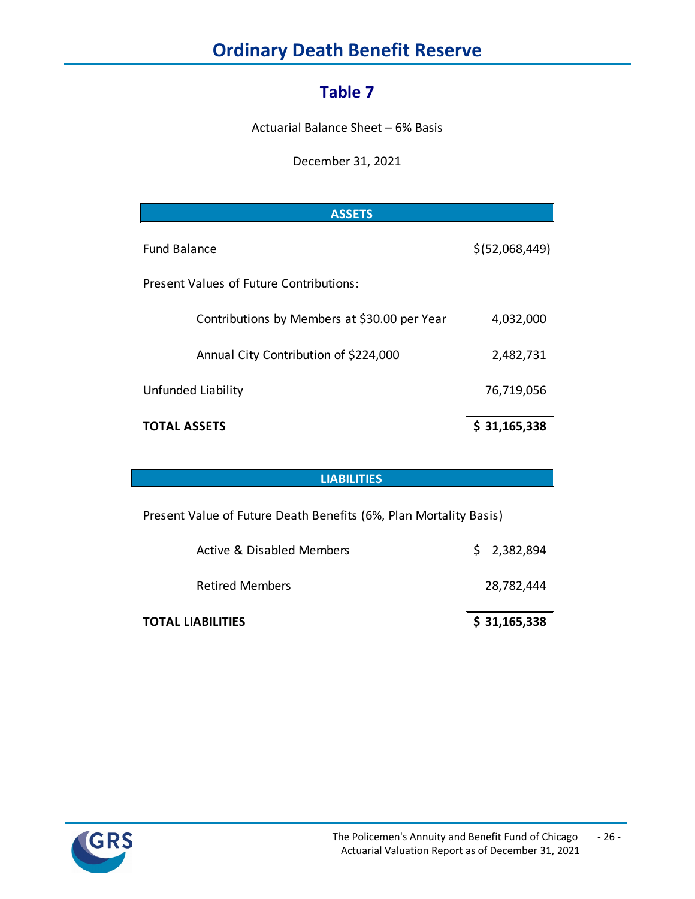# Ordinary Death Benefit Reserve

## Table 7

Actuarial Balance Sheet – 6% Basis

December 31, 2021

| ASSETS | |
|---|---|
| Fund Balance | $(52,068,449) |
| Present Values of Future Contributions: | |
| Contributions by Members at $30.00 per Year | 4,032,000 |
| Annual City Contribution of $224,000 | 2,482,731 |
| Unfunded Liability | 76,719,056 |
| **TOTAL ASSETS** | **$ 31,165,338** |

| LIABILITIES | |
|---|---|
| Present Value of Future Death Benefits (6%, Plan Mortality Basis) | |
| Active & Disabled Members | $ 2,382,894 |
| Retired Members | 28,782,444 |
| **TOTAL LIABILITIES** | **$ 31,165,338** |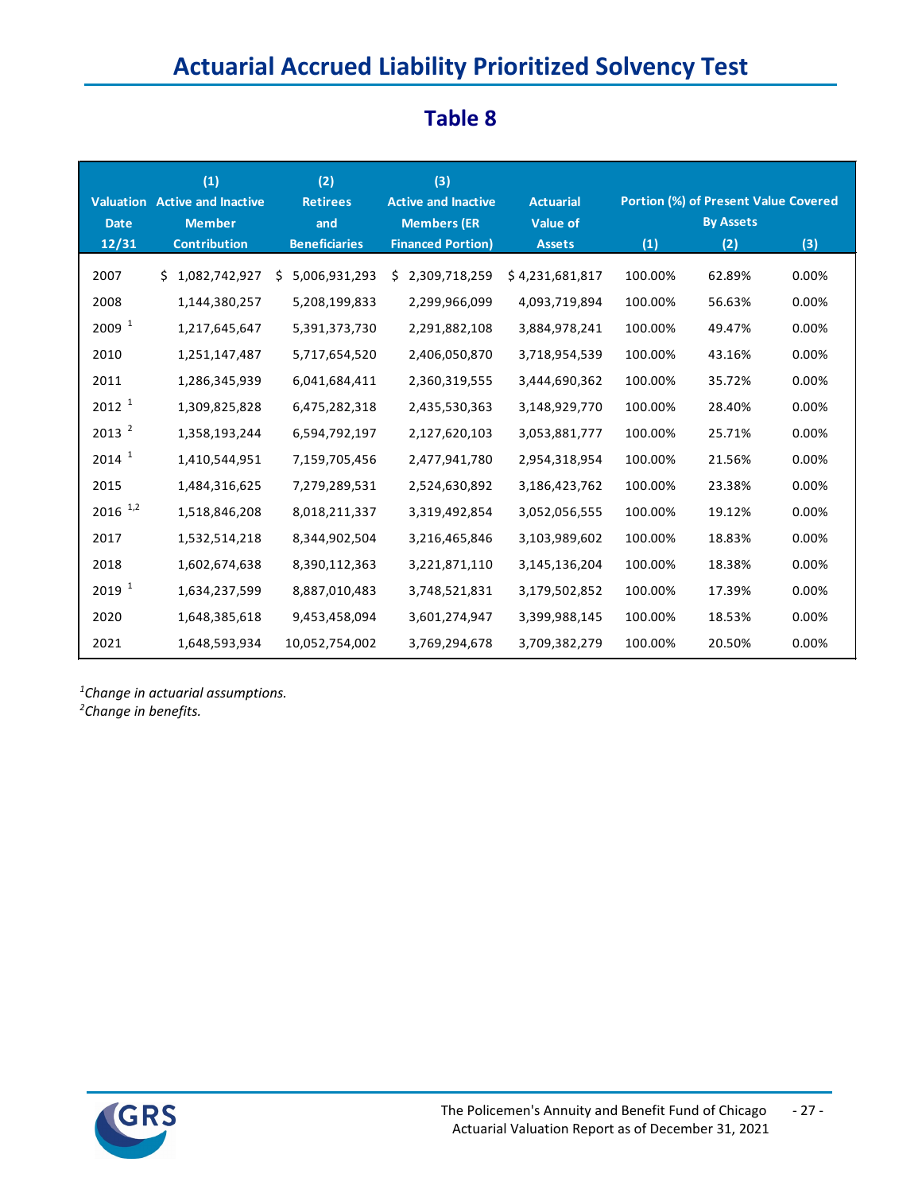# Actuarial Accrued Liability Prioritized Solvency Test

## Table 8

| Valuation Date 12/31 | (1) Active and Inactive Member Contribution | (2) Retirees and Beneficiaries | (3) Active and Inactive Members (ER Financed Portion) | Actuarial Value of Assets | Portion (%) of Present Value Covered By Assets | | |
|---|---|---|---|---|---|---|---|
| | | | | | (1) | (2) | (3) |
| 2007 | $ 1,082,742,927 | $ 5,006,931,293 | $ 2,309,718,259 | $ 4,231,681,817 | 100.00% | 62.89% | 0.00% |
| 2008 | 1,144,380,257 | 5,208,199,833 | 2,299,966,099 | 4,093,719,894 | 100.00% | 56.63% | 0.00% |
| 2009 [1] | 1,217,645,647 | 5,391,373,730 | 2,291,882,108 | 3,884,978,241 | 100.00% | 49.47% | 0.00% |
| 2010 | 1,251,147,487 | 5,717,654,520 | 2,406,050,870 | 3,718,954,539 | 100.00% | 43.16% | 0.00% |
| 2011 | 1,286,345,939 | 6,041,684,411 | 2,360,319,555 | 3,444,690,362 | 100.00% | 35.72% | 0.00% |
| 2012 [1] | 1,309,825,828 | 6,475,282,318 | 2,435,530,363 | 3,148,929,770 | 100.00% | 28.40% | 0.00% |
| 2013 [2] | 1,358,193,244 | 6,594,792,197 | 2,127,620,103 | 3,053,881,777 | 100.00% | 25.71% | 0.00% |
| 2014 [1] | 1,410,544,951 | 7,159,705,456 | 2,477,941,780 | 2,954,318,954 | 100.00% | 21.56% | 0.00% |
| 2015 | 1,484,316,625 | 7,279,289,531 | 2,524,630,892 | 3,186,423,762 | 100.00% | 23.38% | 0.00% |
| 2016 [1,2] | 1,518,846,208 | 8,018,211,337 | 3,319,492,854 | 3,052,056,555 | 100.00% | 19.12% | 0.00% |
| 2017 | 1,532,514,218 | 8,344,902,504 | 3,216,465,846 | 3,103,989,602 | 100.00% | 18.83% | 0.00% |
| 2018 | 1,602,674,638 | 8,390,112,363 | 3,221,871,110 | 3,145,136,204 | 100.00% | 18.38% | 0.00% |
| 2019 [1] | 1,634,237,599 | 8,887,010,483 | 3,748,521,831 | 3,179,502,852 | 100.00% | 17.39% | 0.00% |
| 2020 | 1,648,385,618 | 9,453,458,094 | 3,601,274,947 | 3,399,988,145 | 100.00% | 18.53% | 0.00% |
| 2021 | 1,648,593,934 | 10,052,754,002 | 3,769,294,678 | 3,709,382,279 | 100.00% | 20.50% | 0.00% |

[1] *Change in actuarial assumptions.*
[2] *Change in benefits.*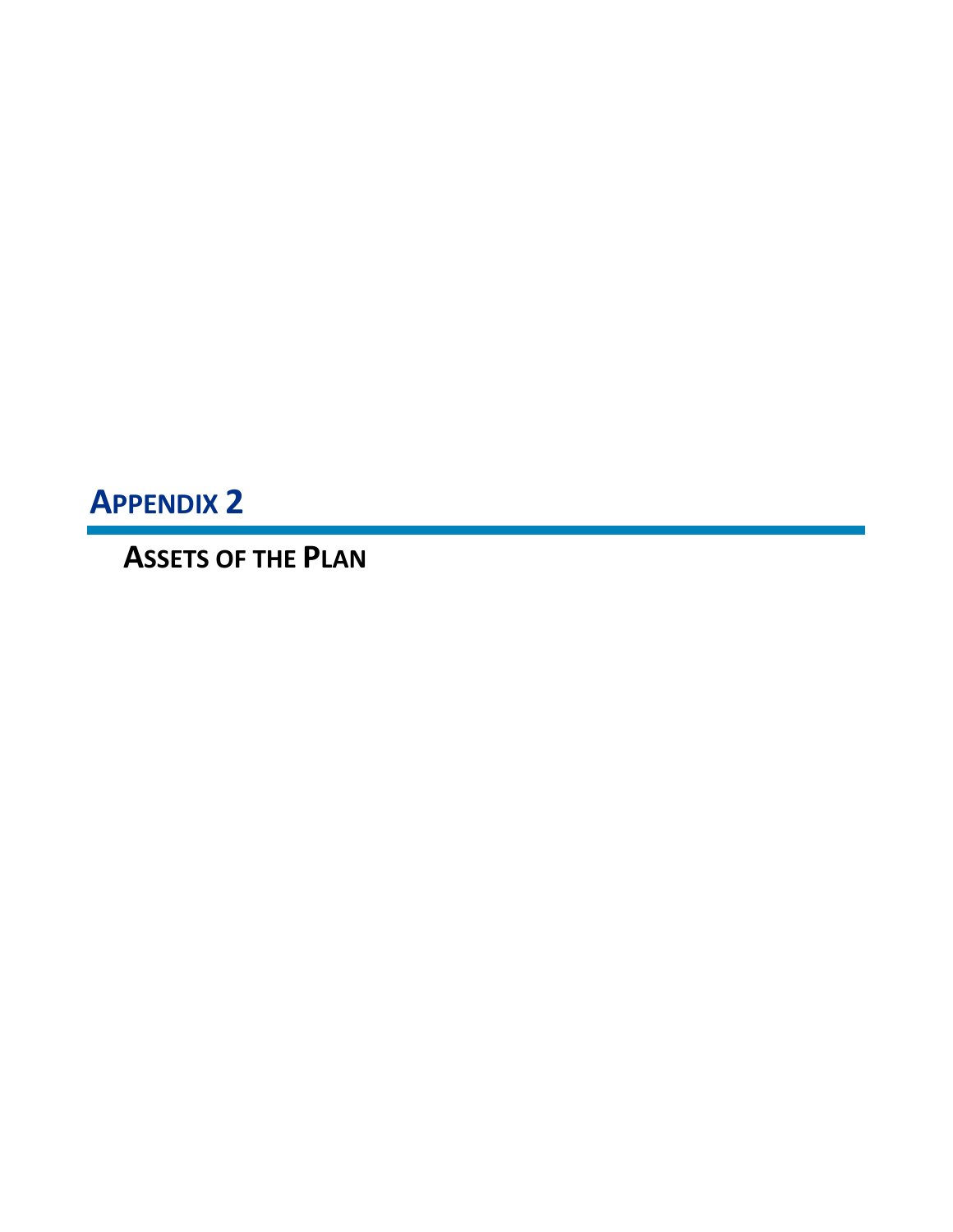# APPENDIX 2

## ASSETS OF THE PLAN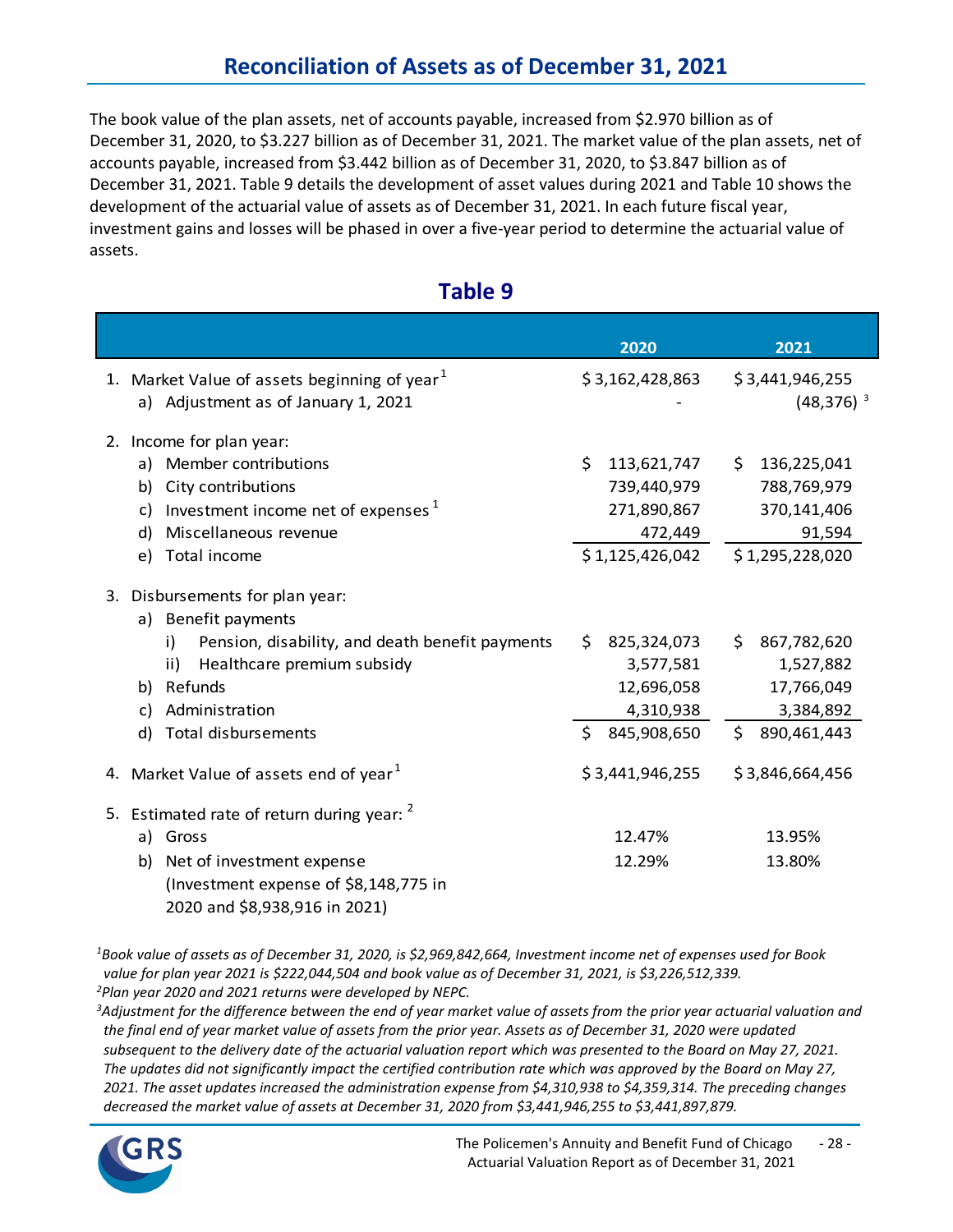## Reconciliation of Assets as of December 31, 2021

The book value of the plan assets, net of accounts payable, increased from $2.970 billion as of December 31, 2020, to $3.227 billion as of December 31, 2021. The market value of the plan assets, net of accounts payable, increased from $3.442 billion as of December 31, 2020, to $3.847 billion as of December 31, 2021. Table 9 details the development of asset values during 2021 and Table 10 shows the development of the actuarial value of assets as of December 31, 2021. In each future fiscal year, investment gains and losses will be phased in over a five-year period to determine the actuarial value of assets.

### Table 9

| | 2020 | 2021 |
|---|---|---|
| 1. Market Value of assets beginning of year[1] | $ 3,162,428,863 | $ 3,441,946,255 |
| a) Adjustment as of January 1, 2021 | - | (48,376)[3] |
| 2. Income for plan year: | | |
| a) Member contributions | $ 113,621,747 | $ 136,225,041 |
| b) City contributions | 739,440,979 | 788,769,979 |
| c) Investment income net of expenses[1] | 271,890,867 | 370,141,406 |
| d) Miscellaneous revenue | 472,449 | 91,594 |
| e) Total income | $ 1,125,426,042 | $ 1,295,228,020 |
| 3. Disbursements for plan year: | | |
| a) Benefit payments | | |
| i) Pension, disability, and death benefit payments | $ 825,324,073 | $ 867,782,620 |
| ii) Healthcare premium subsidy | 3,577,581 | 1,527,882 |
| b) Refunds | 12,696,058 | 17,766,049 |
| c) Administration | 4,310,938 | 3,384,892 |
| d) Total disbursements | $ 845,908,650 | $ 890,461,443 |
| 4. Market Value of assets end of year[1] | $ 3,441,946,255 | $ 3,846,664,456 |
| 5. Estimated rate of return during year:[2] | | |
| a) Gross | 12.47% | 13.95% |
| b) Net of investment expense (Investment expense of $8,148,775 in 2020 and $8,938,916 in 2021) | 12.29% | 13.80% |

*[1]Book value of assets as of December 31, 2020, is $2,969,842,664, Investment income net of expenses used for Book value for plan year 2021 is $222,044,504 and book value as of December 31, 2021, is $3,226,512,339.*

*[2]Plan year 2020 and 2021 returns were developed by NEPC.*

*[3]Adjustment for the difference between the end of year market value of assets from the prior year actuarial valuation and the final end of year market value of assets from the prior year. Assets as of December 31, 2020 were updated subsequent to the delivery date of the actuarial valuation report which was presented to the Board on May 27, 2021. The updates did not significantly impact the certified contribution rate which was approved by the Board on May 27, 2021. The asset updates increased the administration expense from $4,310,938 to $4,359,314. The preceding changes decreased the market value of assets at December 31, 2020 from $3,441,946,255 to $3,441,897,879.*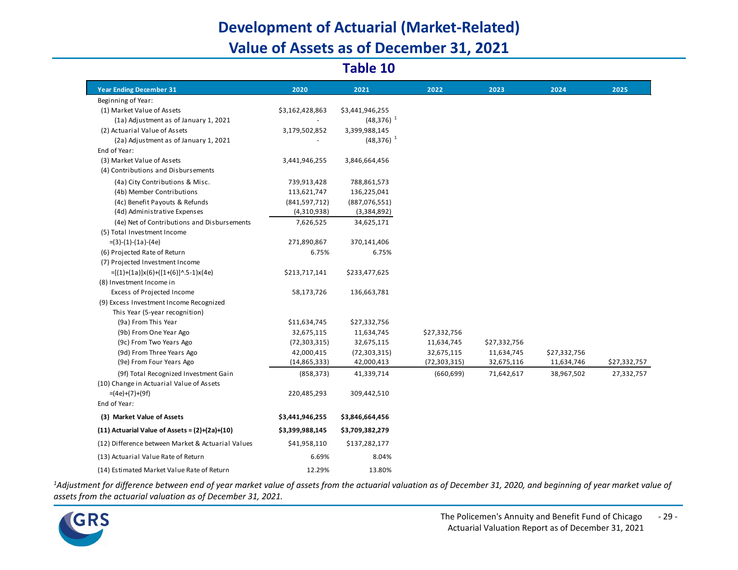# Development of Actuarial (Market-Related) Value of Assets as of December 31, 2021

## Table 10

| Year Ending December 31 | 2020 | 2021 | 2022 | 2023 | 2024 | 2025 |
|---|---|---|---|---|---|---|
| Beginning of Year: | | | | | | |
| (1) Market Value of Assets | $3,162,428,863 | $3,441,946,255 | | | | |
| (1a) Adjustment as of January 1, 2021 | - | (48,376) [1] | | | | |
| (2) Actuarial Value of Assets | 3,179,502,852 | 3,399,988,145 | | | | |
| (2a) Adjustment as of January 1, 2021 | - | (48,376) [1] | | | | |
| End of Year: | | | | | | |
| (3) Market Value of Assets | 3,441,946,255 | 3,846,664,456 | | | | |
| (4) Contributions and Disbursements | | | | | | |
| (4a) City Contributions & Misc. | 739,913,428 | 788,861,573 | | | | |
| (4b) Member Contributions | 113,621,747 | 136,225,041 | | | | |
| (4c) Benefit Payouts & Refunds | (841,597,712) | (887,076,551) | | | | |
| (4d) Administrative Expenses | (4,310,938) | (3,384,892) | | | | |
| (4e) Net of Contributions and Disbursements | 7,626,525 | 34,625,171 | | | | |
| (5) Total Investment Income =(3)-(1)-(1a)-(4e) | 271,890,867 | 370,141,406 | | | | |
| (6) Projected Rate of Return | 6.75% | 6.75% | | | | |
| (7) Projected Investment Income =[(1)+(1a)]x(6)+([1+(6)]^.5-1)x(4e) | $213,717,141 | $233,477,625 | | | | |
| (8) Investment Income in Excess of Projected Income | 58,173,726 | 136,663,781 | | | | |
| (9) Excess Investment Income Recognized This Year (5-year recognition) | | | | | | |
| (9a) From This Year | $11,634,745 | $27,332,756 | | | | |
| (9b) From One Year Ago | 32,675,115 | 11,634,745 | $27,332,756 | | | |
| (9c) From Two Years Ago | (72,303,315) | 32,675,115 | 11,634,745 | $27,332,756 | | |
| (9d) From Three Years Ago | 42,000,415 | (72,303,315) | 32,675,115 | 11,634,745 | $27,332,756 | |
| (9e) From Four Years Ago | (14,865,333) | 42,000,413 | (72,303,315) | 32,675,116 | 11,634,746 | $27,332,757 |
| (9f) Total Recognized Investment Gain | (858,373) | 41,339,714 | (660,699) | 71,642,617 | 38,967,502 | 27,332,757 |
| (10) Change in Actuarial Value of Assets =(4e)+(7)+(9f) | 220,485,293 | 309,442,510 | | | | |
| End of Year: | | | | | | |
| **(3) Market Value of Assets** | **$3,441,946,255** | **$3,846,664,456** | | | | |
| **(11) Actuarial Value of Assets = (2)+(2a)+(10)** | **$3,399,988,145** | **$3,709,382,279** | | | | |
| (12) Difference between Market & Actuarial Values | $41,958,110 | $137,282,177 | | | | |
| (13) Actuarial Value Rate of Return | 6.69% | 8.04% | | | | |
| (14) Estimated Market Value Rate of Return | 12.29% | 13.80% | | | | |

*[1]Adjustment for difference between end of year market value of assets from the actuarial valuation as of December 31, 2020, and beginning of year market value of assets from the actuarial valuation as of December 31, 2021.*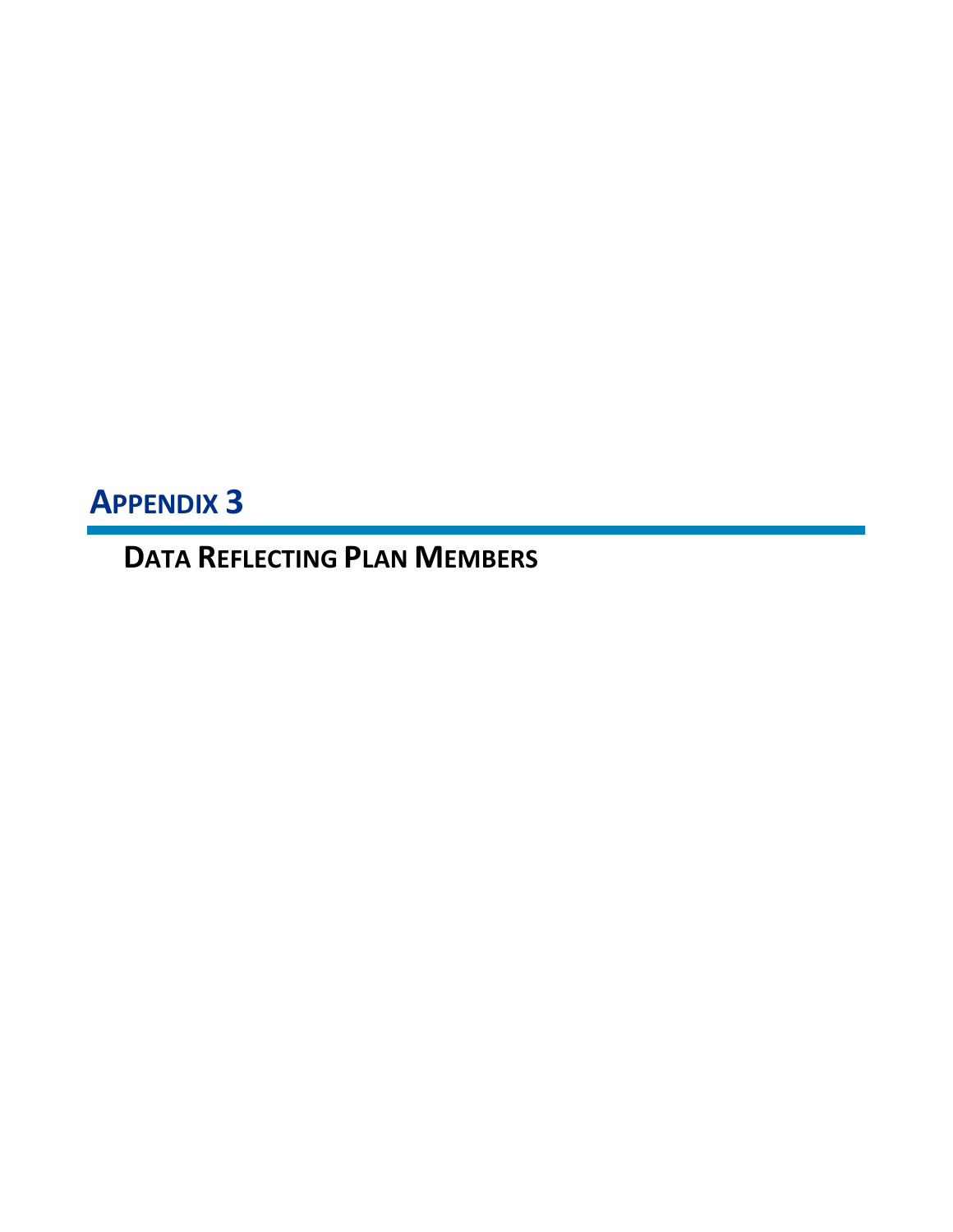# Appendix 3

## Data Reflecting Plan Members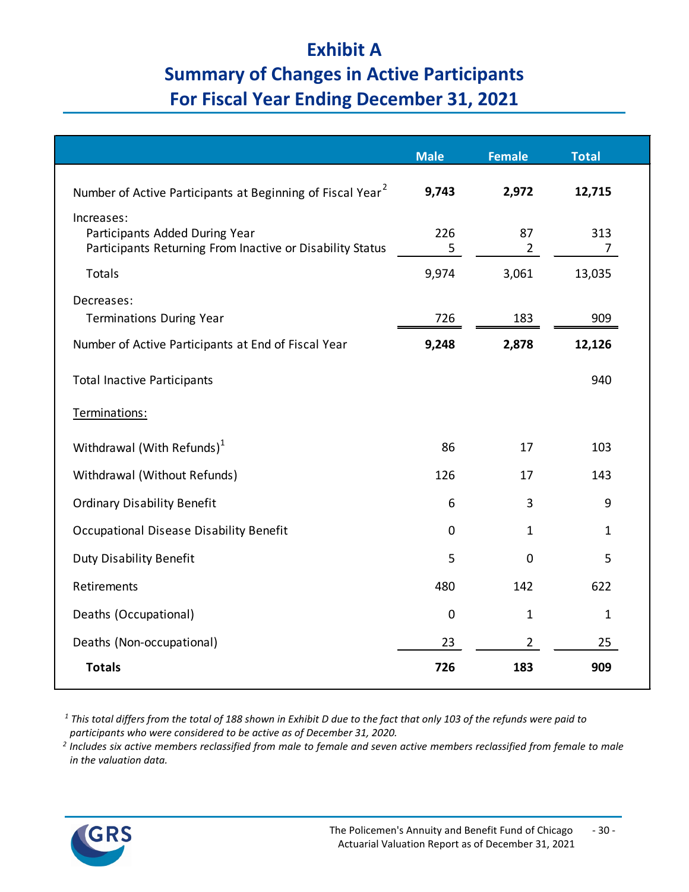# Exhibit A
## Summary of Changes in Active Participants
## For Fiscal Year Ending December 31, 2021

| | Male | Female | Total |
|---|---|---|---|
| **Number of Active Participants at Beginning of Fiscal Year**[2] | **9,743** | **2,972** | **12,715** |
| Increases: | | | |
| Participants Added During Year | 226 | 87 | 313 |
| Participants Returning From Inactive or Disability Status | 5 | 2 | 7 |
| Totals | 9,974 | 3,061 | 13,035 |
| Decreases: | | | |
| Terminations During Year | 726 | 183 | 909 |
| **Number of Active Participants at End of Fiscal Year** | **9,248** | **2,878** | **12,126** |
| Total Inactive Participants | | | 940 |
| Terminations: | | | |
| Withdrawal (With Refunds)[1] | 86 | 17 | 103 |
| Withdrawal (Without Refunds) | 126 | 17 | 143 |
| Ordinary Disability Benefit | 6 | 3 | 9 |
| Occupational Disease Disability Benefit | 0 | 1 | 1 |
| Duty Disability Benefit | 5 | 0 | 5 |
| Retirements | 480 | 142 | 622 |
| Deaths (Occupational) | 0 | 1 | 1 |
| Deaths (Non-occupational) | 23 | 2 | 25 |
| **Totals** | **726** | **183** | **909** |

*[1] This total differs from the total of 188 shown in Exhibit D due to the fact that only 103 of the refunds were paid to participants who were considered to be active as of December 31, 2020.*

*[2] Includes six active members reclassified from male to female and seven active members reclassified from female to male in the valuation data.*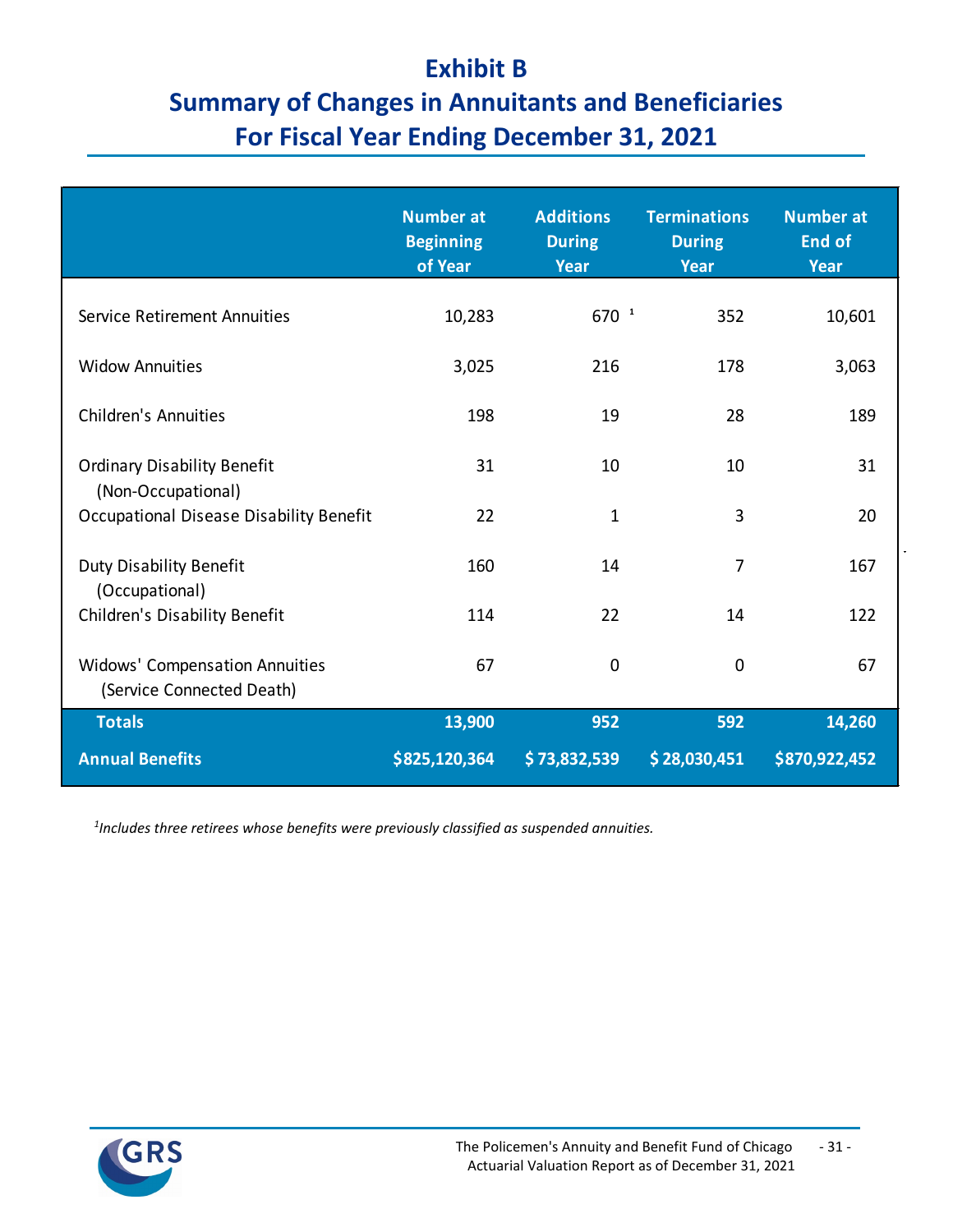# Exhibit B
## Summary of Changes in Annuitants and Beneficiaries
## For Fiscal Year Ending December 31, 2021

| | Number at Beginning of Year | Additions During Year | Terminations During Year | Number at End of Year |
|---|---|---|---|---|
| Service Retirement Annuities | 10,283 | 670 [1] | 352 | 10,601 |
| Widow Annuities | 3,025 | 216 | 178 | 3,063 |
| Children's Annuities | 198 | 19 | 28 | 189 |
| Ordinary Disability Benefit (Non-Occupational) | 31 | 10 | 10 | 31 |
| Occupational Disease Disability Benefit | 22 | 1 | 3 | 20 |
| Duty Disability Benefit (Occupational) | 160 | 14 | 7 | 167 |
| Children's Disability Benefit | 114 | 22 | 14 | 122 |
| Widows' Compensation Annuities (Service Connected Death) | 67 | 0 | 0 | 67 |
| **Totals** | **13,900** | **952** | **592** | **14,260** |
| **Annual Benefits** | **$825,120,364** | **$ 73,832,539** | **$ 28,030,451** | **$870,922,452** |

*[1]Includes three retirees whose benefits were previously classified as suspended annuities.*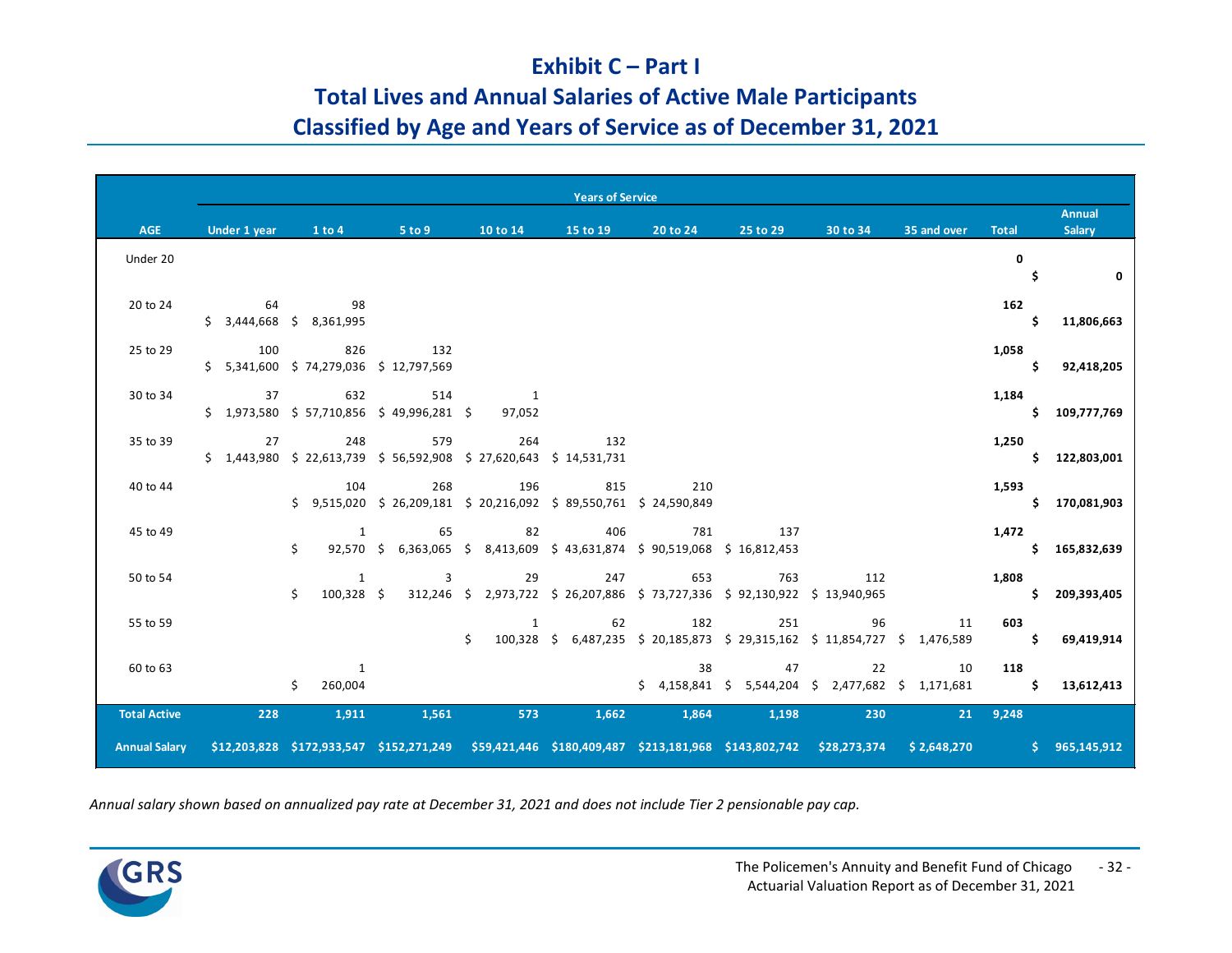# Exhibit C – Part I

## Total Lives and Annual Salaries of Active Male Participants Classified by Age and Years of Service as of December 31, 2021

| AGE | Under 1 year | 1 to 4 | 5 to 9 | 10 to 14 | 15 to 19 | 20 to 24 | 25 to 29 | 30 to 34 | 35 and over | Total | Annual Salary |
|---|---|---|---|---|---|---|---|---|---|---|---|
| | **Years of Service** | | | | | | | | | | |
| Under 20 | | | | | | | | | | **0** | **$ 0** |
| 20 to 24 | 64<br>$ 3,444,668 | 98<br>$ 8,361,995 | | | | | | | | **162** | **$ 11,806,663** |
| 25 to 29 | 100<br>$ 5,341,600 | 826<br>$ 74,279,036 | 132<br>$ 12,797,569 | | | | | | | **1,058** | **$ 92,418,205** |
| 30 to 34 | 37<br>$ 1,973,580 | 632<br>$ 57,710,856 | 514<br>$ 49,996,281 | 1<br>$ 97,052 | | | | | | **1,184** | **$ 109,777,769** |
| 35 to 39 | 27<br>$ 1,443,980 | 248<br>$ 22,613,739 | 579<br>$ 56,592,908 | 264<br>$ 27,620,643 | 132<br>$ 14,531,731 | | | | | **1,250** | **$ 122,803,001** |
| 40 to 44 | | 104<br>$ 9,515,020 | 268<br>$ 26,209,181 | 196<br>$ 20,216,092 | 815<br>$ 89,550,761 | 210<br>$ 24,590,849 | | | | **1,593** | **$ 170,081,903** |
| 45 to 49 | | 1<br>$ 92,570 | 65<br>$ 6,363,065 | 82<br>$ 8,413,609 | 406<br>$ 43,631,874 | 781<br>$ 90,519,068 | 137<br>$ 16,812,453 | | | **1,472** | **$ 165,832,639** |
| 50 to 54 | | 1<br>$ 100,328 | 3<br>$ 312,246 | 29<br>$ 2,973,722 | 247<br>$ 26,207,886 | 653<br>$ 73,727,336 | 763<br>$ 92,130,922 | 112<br>$ 13,940,965 | | **1,808** | **$ 209,393,405** |
| 55 to 59 | | | | 1<br>$ 100,328 | 62<br>$ 6,487,235 | 182<br>$ 20,185,873 | 251<br>$ 29,315,162 | 96<br>$ 11,854,727 | 11<br>$ 1,476,589 | **603** | **$ 69,419,914** |
| 60 to 63 | | 1<br>$ 260,004 | | | | 38<br>$ 4,158,841 | 47<br>$ 5,544,204 | 22<br>$ 2,477,682 | 10<br>$ 1,171,681 | **118** | **$ 13,612,413** |
| **Total Active** | **228** | **1,911** | **1,561** | **573** | **1,662** | **1,864** | **1,198** | **230** | **21** | **9,248** | |
| **Annual Salary** | **$12,203,828** | **$172,933,547** | **$152,271,249** | **$59,421,446** | **$180,409,487** | **$213,181,968** | **$143,802,742** | **$28,273,374** | **$ 2,648,270** | | **$ 965,145,912** |

*Annual salary shown based on annualized pay rate at December 31, 2021 and does not include Tier 2 pensionable pay cap.*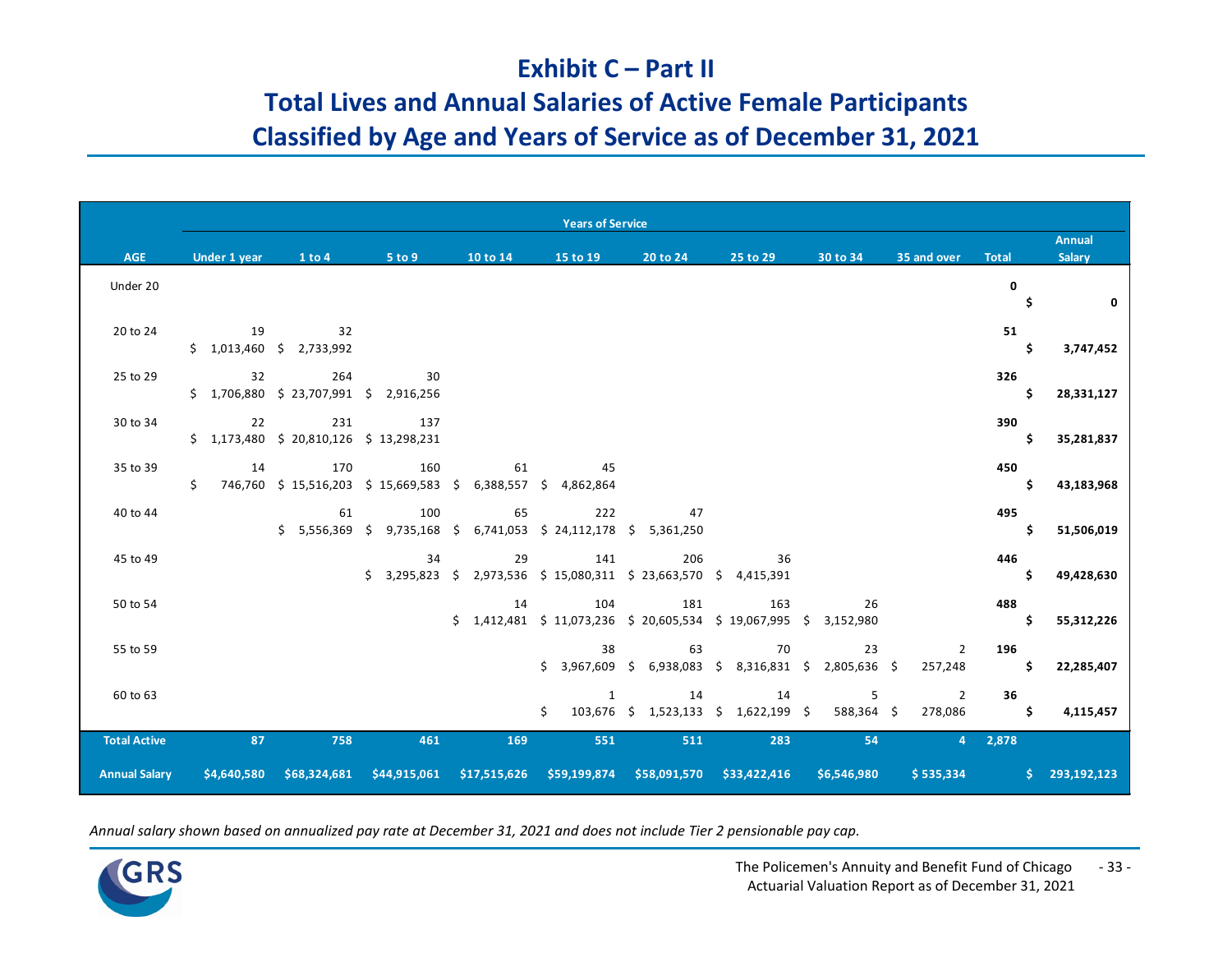# Exhibit C – Part II

# Total Lives and Annual Salaries of Active Female Participants Classified by Age and Years of Service as of December 31, 2021

| AGE | Under 1 year | 1 to 4 | 5 to 9 | 10 to 14 | 15 to 19 | 20 to 24 | 25 to 29 | 30 to 34 | 35 and over | Total | Annual Salary |
|---|---|---|---|---|---|---|---|---|---|---|---|
| | Years of Service | | | | | | | | | | |
| Under 20 | | | | | | | | | | **0** | **$ 0** |
| 20 to 24 | 19 | 32 | | | | | | | | **51** | |
| | $ 1,013,460 | $ 2,733,992 | | | | | | | | | **$ 3,747,452** |
| 25 to 29 | 32 | 264 | 30 | | | | | | | **326** | |
| | $ 1,706,880 | $ 23,707,991 | $ 2,916,256 | | | | | | | | **$ 28,331,127** |
| 30 to 34 | 22 | 231 | 137 | | | | | | | **390** | |
| | $ 1,173,480 | $ 20,810,126 | $ 13,298,231 | | | | | | | | **$ 35,281,837** |
| 35 to 39 | 14 | 170 | 160 | 61 | 45 | | | | | **450** | |
| | $ 746,760 | $ 15,516,203 | $ 15,669,583 | $ 6,388,557 | $ 4,862,864 | | | | | | **$ 43,183,968** |
| 40 to 44 | | 61 | 100 | 65 | 222 | 47 | | | | **495** | |
| | | $ 5,556,369 | $ 9,735,168 | $ 6,741,053 | $ 24,112,178 | $ 5,361,250 | | | | | **$ 51,506,019** |
| 45 to 49 | | | 34 | 29 | 141 | 206 | 36 | | | **446** | |
| | | | $ 3,295,823 | $ 2,973,536 | $ 15,080,311 | $ 23,663,570 | $ 4,415,391 | | | | **$ 49,428,630** |
| 50 to 54 | | | | 14 | 104 | 181 | 163 | 26 | | **488** | |
| | | | | $ 1,412,481 | $ 11,073,236 | $ 20,605,534 | $ 19,067,995 | $ 3,152,980 | | | **$ 55,312,226** |
| 55 to 59 | | | | | 38 | 63 | 70 | 23 | 2 | **196** | |
| | | | | | $ 3,967,609 | $ 6,938,083 | $ 8,316,831 | $ 2,805,636 | $ 257,248 | | **$ 22,285,407** |
| 60 to 63 | | | | | 1 | 14 | 14 | 5 | 2 | **36** | |
| | | | | | $ 103,676 | $ 1,523,133 | $ 1,622,199 | $ 588,364 | $ 278,086 | | **$ 4,115,457** |
| **Total Active** | **87** | **758** | **461** | **169** | **551** | **511** | **283** | **54** | **4** | **2,878** | |
| **Annual Salary** | **$4,640,580** | **$68,324,681** | **$44,915,061** | **$17,515,626** | **$59,199,874** | **$58,091,570** | **$33,422,416** | **$6,546,980** | **$ 535,334** | | **$ 293,192,123** |

*Annual salary shown based on annualized pay rate at December 31, 2021 and does not include Tier 2 pensionable pay cap.*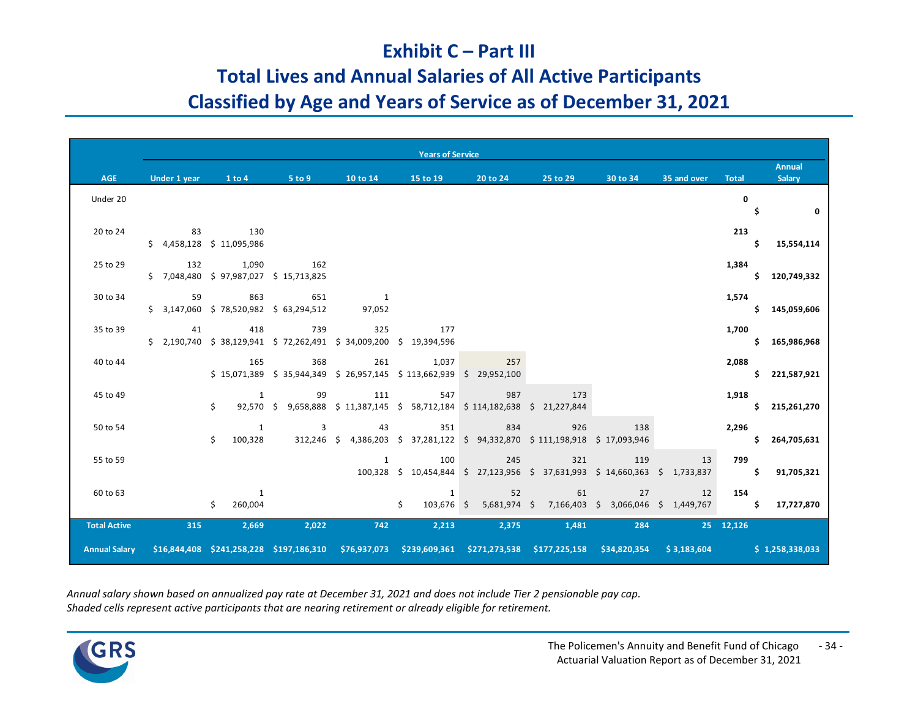# Exhibit C – Part III

## Total Lives and Annual Salaries of All Active Participants Classified by Age and Years of Service as of December 31, 2021

| AGE | Under 1 year | 1 to 4 | 5 to 9 | 10 to 14 | 15 to 19 | 20 to 24 | 25 to 29 | 30 to 34 | 35 and over | Total | Annual Salary |
|---|---|---|---|---|---|---|---|---|---|---|---|
| | Years of Service | | | | | | | | | | |
| Under 20 | | | | | | | | | | **0** | **$ 0** |
| 20 to 24 | 83 | 130 | | | | | | | | **213** | |
| | $ 4,458,128 | $ 11,095,986 | | | | | | | | | **$ 15,554,114** |
| 25 to 29 | 132 | 1,090 | 162 | | | | | | | **1,384** | |
| | $ 7,048,480 | $ 97,987,027 | $ 15,713,825 | | | | | | | | **$ 120,749,332** |
| 30 to 34 | 59 | 863 | 651 | 1 | | | | | | **1,574** | |
| | $ 3,147,060 | $ 78,520,982 | $ 63,294,512 | 97,052 | | | | | | | **$ 145,059,606** |
| 35 to 39 | 41 | 418 | 739 | 325 | 177 | | | | | **1,700** | |
| | $ 2,190,740 | $ 38,129,941 | $ 72,262,491 | $ 34,009,200 | $ 19,394,596 | | | | | | **$ 165,986,968** |
| 40 to 44 | | 165 | 368 | 261 | 1,037 | 257 | | | | **2,088** | |
| | | $ 15,071,389 | $ 35,944,349 | $ 26,957,145 | $ 113,662,939 | $ 29,952,100 | | | | | **$ 221,587,921** |
| 45 to 49 | | 1 | 99 | 111 | 547 | 987 | 173 | | | **1,918** | |
| | | $ 92,570 | $ 9,658,888 | $ 11,387,145 | $ 58,712,184 | $ 114,182,638 | $ 21,227,844 | | | | **$ 215,261,270** |
| 50 to 54 | | 1 | 3 | 43 | 351 | 834 | 926 | 138 | | **2,296** | |
| | | $ 100,328 | 312,246 | $ 4,386,203 | $ 37,281,122 | $ 94,332,870 | $ 111,198,918 | $ 17,093,946 | | | **$ 264,705,631** |
| 55 to 59 | | | | 1 | 100 | 245 | 321 | 119 | 13 | **799** | |
| | | | | 100,328 | $ 10,454,844 | $ 27,123,956 | $ 37,631,993 | $ 14,660,363 | $ 1,733,837 | | **$ 91,705,321** |
| 60 to 63 | | 1 | | | 1 | 52 | 61 | 27 | 12 | **154** | |
| | | $ 260,004 | | | $ 103,676 | $ 5,681,974 | $ 7,166,403 | $ 3,066,046 | $ 1,449,767 | | **$ 17,727,870** |
| **Total Active** | **315** | **2,669** | **2,022** | **742** | **2,213** | **2,375** | **1,481** | **284** | **25** | **12,126** | |
| **Annual Salary** | **$16,844,408** | **$241,258,228** | **$197,186,310** | **$76,937,073** | **$239,609,361** | **$271,273,538** | **$177,225,158** | **$34,820,354** | **$ 3,183,604** | | **$ 1,258,338,033** |

*Annual salary shown based on annualized pay rate at December 31, 2021 and does not include Tier 2 pensionable pay cap.*
*Shaded cells represent active participants that are nearing retirement or already eligible for retirement.*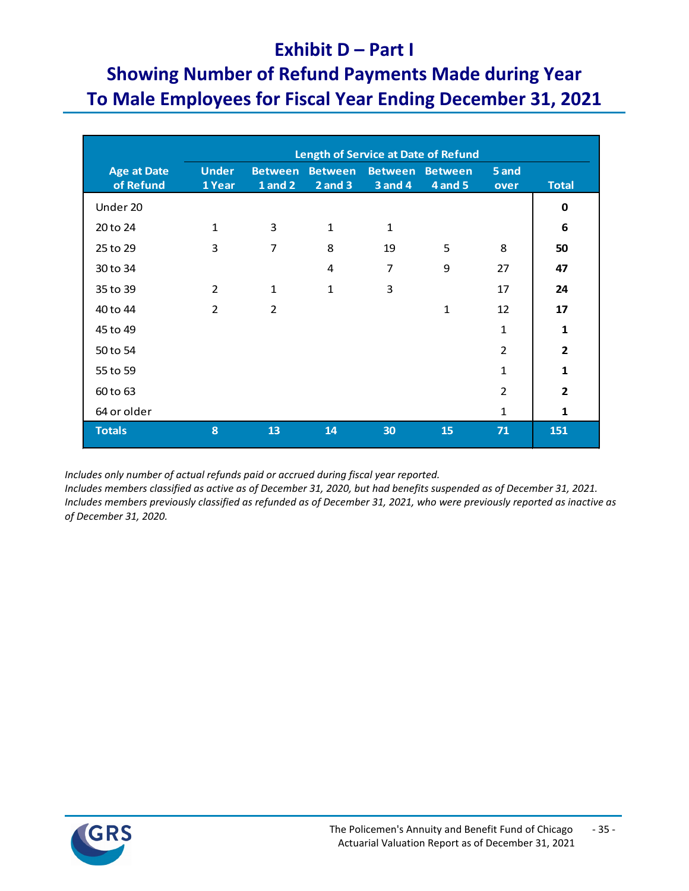# Exhibit D – Part I

## Showing Number of Refund Payments Made during Year To Male Employees for Fiscal Year Ending December 31, 2021

| Age at Date of Refund | Length of Service at Date of Refund | | | | | | |
|---|---|---|---|---|---|---|---|
| | Under 1 Year | Between 1 and 2 | Between 2 and 3 | Between 3 and 4 | Between 4 and 5 | 5 and over | Total |
| Under 20 | | | | | | | **0** |
| 20 to 24 | 1 | 3 | 1 | 1 | | | **6** |
| 25 to 29 | 3 | 7 | 8 | 19 | 5 | 8 | **50** |
| 30 to 34 | | | 4 | 7 | 9 | 27 | **47** |
| 35 to 39 | 2 | 1 | 1 | 3 | | 17 | **24** |
| 40 to 44 | 2 | 2 | | | 1 | 12 | **17** |
| 45 to 49 | | | | | | 1 | **1** |
| 50 to 54 | | | | | | 2 | **2** |
| 55 to 59 | | | | | | 1 | **1** |
| 60 to 63 | | | | | | 2 | **2** |
| 64 or older | | | | | | 1 | **1** |
| **Totals** | **8** | **13** | **14** | **30** | **15** | **71** | **151** |

*Includes only number of actual refunds paid or accrued during fiscal year reported.*
*Includes members classified as active as of December 31, 2020, but had benefits suspended as of December 31, 2021.*
*Includes members previously classified as refunded as of December 31, 2021, who were previously reported as inactive as of December 31, 2020.*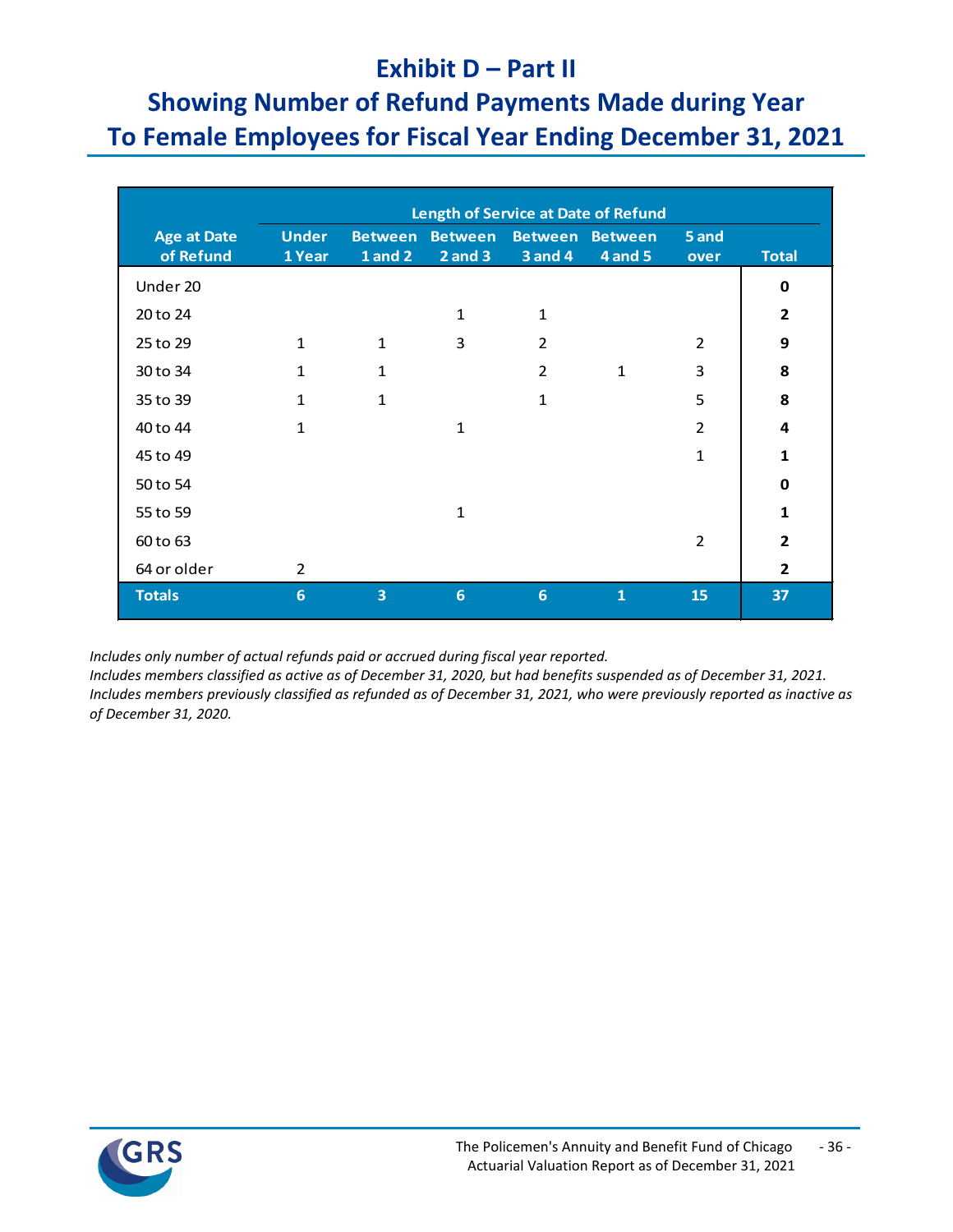# Exhibit D – Part II

## Showing Number of Refund Payments Made during Year To Female Employees for Fiscal Year Ending December 31, 2021

| Age at Date of Refund | Length of Service at Date of Refund | | | | | | Total |
|---|---|---|---|---|---|---|---|
| | Under 1 Year | Between 1 and 2 | Between 2 and 3 | Between 3 and 4 | Between 4 and 5 | 5 and over | |
| Under 20 | | | | | | | **0** |
| 20 to 24 | | | 1 | 1 | | | **2** |
| 25 to 29 | 1 | 1 | 3 | 2 | | 2 | **9** |
| 30 to 34 | 1 | 1 | | 2 | 1 | 3 | **8** |
| 35 to 39 | 1 | 1 | | 1 | | 5 | **8** |
| 40 to 44 | 1 | | 1 | | | 2 | **4** |
| 45 to 49 | | | | | | 1 | **1** |
| 50 to 54 | | | | | | | **0** |
| 55 to 59 | | | 1 | | | | **1** |
| 60 to 63 | | | | | | 2 | **2** |
| 64 or older | 2 | | | | | | **2** |
| **Totals** | **6** | **3** | **6** | **6** | **1** | **15** | **37** |

*Includes only number of actual refunds paid or accrued during fiscal year reported.*
*Includes members classified as active as of December 31, 2020, but had benefits suspended as of December 31, 2021.*
*Includes members previously classified as refunded as of December 31, 2021, who were previously reported as inactive as of December 31, 2020.*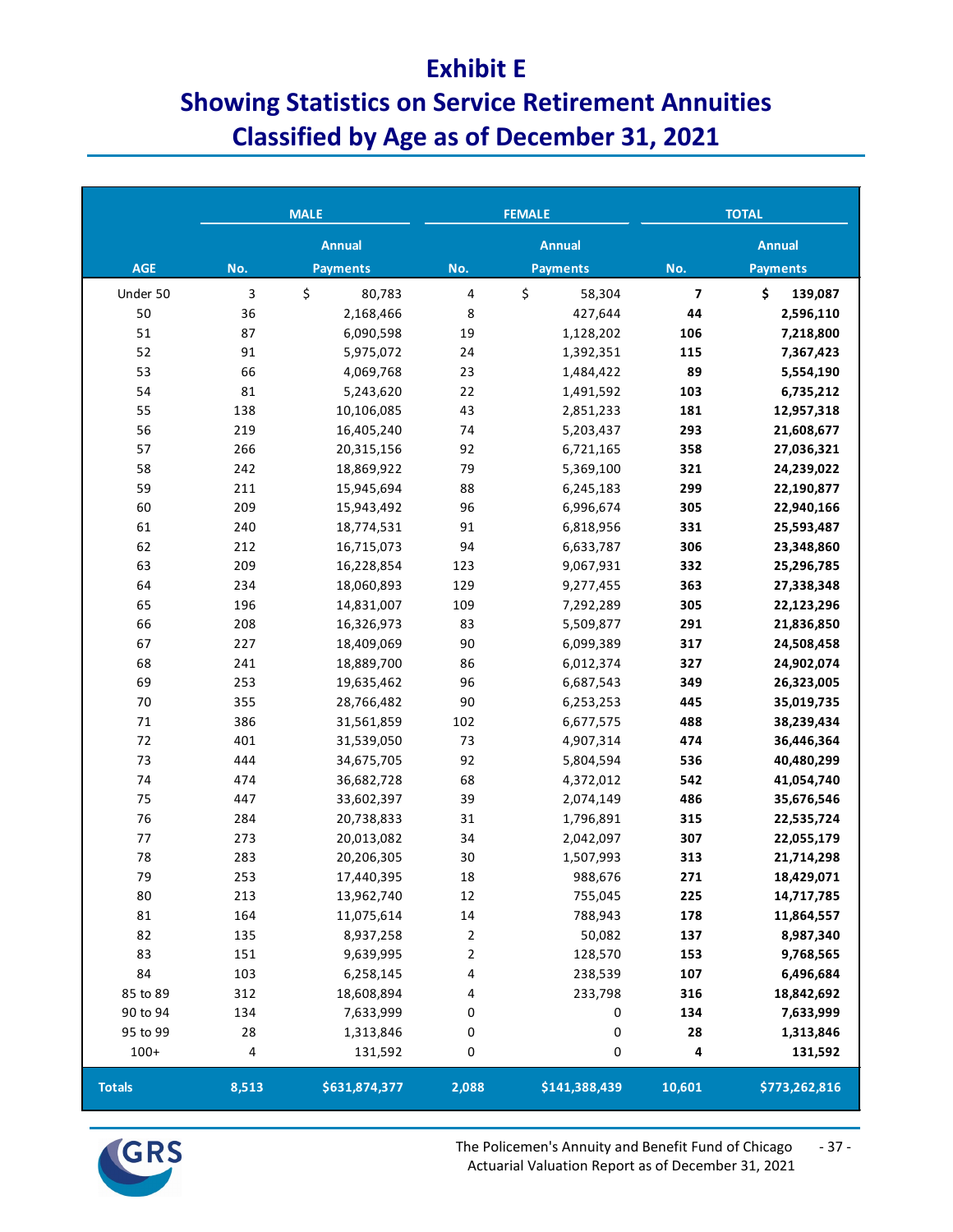# Exhibit E
## Showing Statistics on Service Retirement Annuities Classified by Age as of December 31, 2021

| | MALE | | FEMALE | | TOTAL | |
|---|---|---|---|---|---|---|
| AGE | No. | Annual Payments | No. | Annual Payments | No. | Annual Payments |
| Under 50 | 3 | $ 80,783 | 4 | $ 58,304 | **7** | **$ 139,087** |
| 50 | 36 | 2,168,466 | 8 | 427,644 | **44** | **2,596,110** |
| 51 | 87 | 6,090,598 | 19 | 1,128,202 | **106** | **7,218,800** |
| 52 | 91 | 5,975,072 | 24 | 1,392,351 | **115** | **7,367,423** |
| 53 | 66 | 4,069,768 | 23 | 1,484,422 | **89** | **5,554,190** |
| 54 | 81 | 5,243,620 | 22 | 1,491,592 | **103** | **6,735,212** |
| 55 | 138 | 10,106,085 | 43 | 2,851,233 | **181** | **12,957,318** |
| 56 | 219 | 16,405,240 | 74 | 5,203,437 | **293** | **21,608,677** |
| 57 | 266 | 20,315,156 | 92 | 6,721,165 | **358** | **27,036,321** |
| 58 | 242 | 18,869,922 | 79 | 5,369,100 | **321** | **24,239,022** |
| 59 | 211 | 15,945,694 | 88 | 6,245,183 | **299** | **22,190,877** |
| 60 | 209 | 15,943,492 | 96 | 6,996,674 | **305** | **22,940,166** |
| 61 | 240 | 18,774,531 | 91 | 6,818,956 | **331** | **25,593,487** |
| 62 | 212 | 16,715,073 | 94 | 6,633,787 | **306** | **23,348,860** |
| 63 | 209 | 16,228,854 | 123 | 9,067,931 | **332** | **25,296,785** |
| 64 | 234 | 18,060,893 | 129 | 9,277,455 | **363** | **27,338,348** |
| 65 | 196 | 14,831,007 | 109 | 7,292,289 | **305** | **22,123,296** |
| 66 | 208 | 16,326,973 | 83 | 5,509,877 | **291** | **21,836,850** |
| 67 | 227 | 18,409,069 | 90 | 6,099,389 | **317** | **24,508,458** |
| 68 | 241 | 18,889,700 | 86 | 6,012,374 | **327** | **24,902,074** |
| 69 | 253 | 19,635,462 | 96 | 6,687,543 | **349** | **26,323,005** |
| 70 | 355 | 28,766,482 | 90 | 6,253,253 | **445** | **35,019,735** |
| 71 | 386 | 31,561,859 | 102 | 6,677,575 | **488** | **38,239,434** |
| 72 | 401 | 31,539,050 | 73 | 4,907,314 | **474** | **36,446,364** |
| 73 | 444 | 34,675,705 | 92 | 5,804,594 | **536** | **40,480,299** |
| 74 | 474 | 36,682,728 | 68 | 4,372,012 | **542** | **41,054,740** |
| 75 | 447 | 33,602,397 | 39 | 2,074,149 | **486** | **35,676,546** |
| 76 | 284 | 20,738,833 | 31 | 1,796,891 | **315** | **22,535,724** |
| 77 | 273 | 20,013,082 | 34 | 2,042,097 | **307** | **22,055,179** |
| 78 | 283 | 20,206,305 | 30 | 1,507,993 | **313** | **21,714,298** |
| 79 | 253 | 17,440,395 | 18 | 988,676 | **271** | **18,429,071** |
| 80 | 213 | 13,962,740 | 12 | 755,045 | **225** | **14,717,785** |
| 81 | 164 | 11,075,614 | 14 | 788,943 | **178** | **11,864,557** |
| 82 | 135 | 8,937,258 | 2 | 50,082 | **137** | **8,987,340** |
| 83 | 151 | 9,639,995 | 2 | 128,570 | **153** | **9,768,565** |
| 84 | 103 | 6,258,145 | 4 | 238,539 | **107** | **6,496,684** |
| 85 to 89 | 312 | 18,608,894 | 4 | 233,798 | **316** | **18,842,692** |
| 90 to 94 | 134 | 7,633,999 | 0 | 0 | **134** | **7,633,999** |
| 95 to 99 | 28 | 1,313,846 | 0 | 0 | **28** | **1,313,846** |
| 100+ | 4 | 131,592 | 0 | 0 | **4** | **131,592** |
| **Totals** | **8,513** | **$631,874,377** | **2,088** | **$141,388,439** | **10,601** | **$773,262,816** |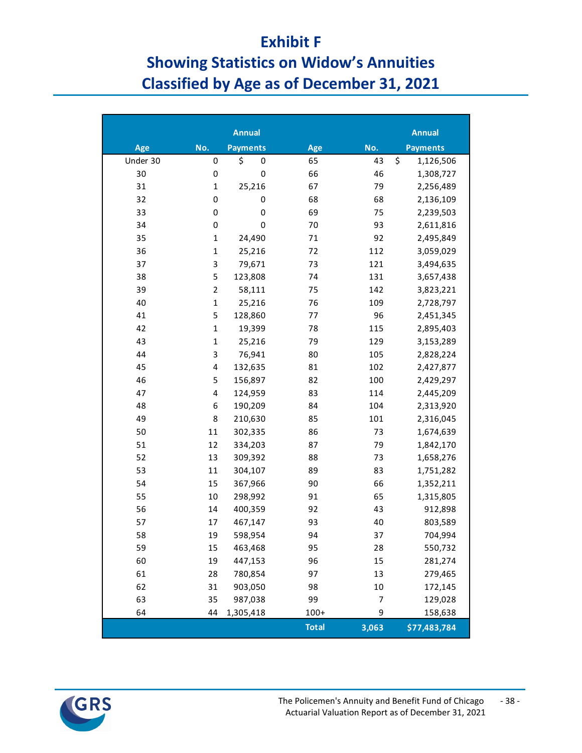# Exhibit F
# Showing Statistics on Widow's Annuities Classified by Age as of December 31, 2021

| Age | No. | Annual Payments | Age | No. | Annual Payments |
|---|---|---|---|---|---|
| Under 30 | 0 | $ 0 | 65 | 43 | $ 1,126,506 |
| 30 | 0 | 0 | 66 | 46 | 1,308,727 |
| 31 | 1 | 25,216 | 67 | 79 | 2,256,489 |
| 32 | 0 | 0 | 68 | 68 | 2,136,109 |
| 33 | 0 | 0 | 69 | 75 | 2,239,503 |
| 34 | 0 | 0 | 70 | 93 | 2,611,816 |
| 35 | 1 | 24,490 | 71 | 92 | 2,495,849 |
| 36 | 1 | 25,216 | 72 | 112 | 3,059,029 |
| 37 | 3 | 79,671 | 73 | 121 | 3,494,635 |
| 38 | 5 | 123,808 | 74 | 131 | 3,657,438 |
| 39 | 2 | 58,111 | 75 | 142 | 3,823,221 |
| 40 | 1 | 25,216 | 76 | 109 | 2,728,797 |
| 41 | 5 | 128,860 | 77 | 96 | 2,451,345 |
| 42 | 1 | 19,399 | 78 | 115 | 2,895,403 |
| 43 | 1 | 25,216 | 79 | 129 | 3,153,289 |
| 44 | 3 | 76,941 | 80 | 105 | 2,828,224 |
| 45 | 4 | 132,635 | 81 | 102 | 2,427,877 |
| 46 | 5 | 156,897 | 82 | 100 | 2,429,297 |
| 47 | 4 | 124,959 | 83 | 114 | 2,445,209 |
| 48 | 6 | 190,209 | 84 | 104 | 2,313,920 |
| 49 | 8 | 210,630 | 85 | 101 | 2,316,045 |
| 50 | 11 | 302,335 | 86 | 73 | 1,674,639 |
| 51 | 12 | 334,203 | 87 | 79 | 1,842,170 |
| 52 | 13 | 309,392 | 88 | 73 | 1,658,276 |
| 53 | 11 | 304,107 | 89 | 83 | 1,751,282 |
| 54 | 15 | 367,966 | 90 | 66 | 1,352,211 |
| 55 | 10 | 298,992 | 91 | 65 | 1,315,805 |
| 56 | 14 | 400,359 | 92 | 43 | 912,898 |
| 57 | 17 | 467,147 | 93 | 40 | 803,589 |
| 58 | 19 | 598,954 | 94 | 37 | 704,994 |
| 59 | 15 | 463,468 | 95 | 28 | 550,732 |
| 60 | 19 | 447,153 | 96 | 15 | 281,274 |
| 61 | 28 | 780,854 | 97 | 13 | 279,465 |
| 62 | 31 | 903,050 | 98 | 10 | 172,145 |
| 63 | 35 | 987,038 | 99 | 7 | 129,028 |
| 64 | 44 | 1,305,418 | 100+ | 9 | 158,638 |
| | | | **Total** | **3,063** | **$77,483,784** |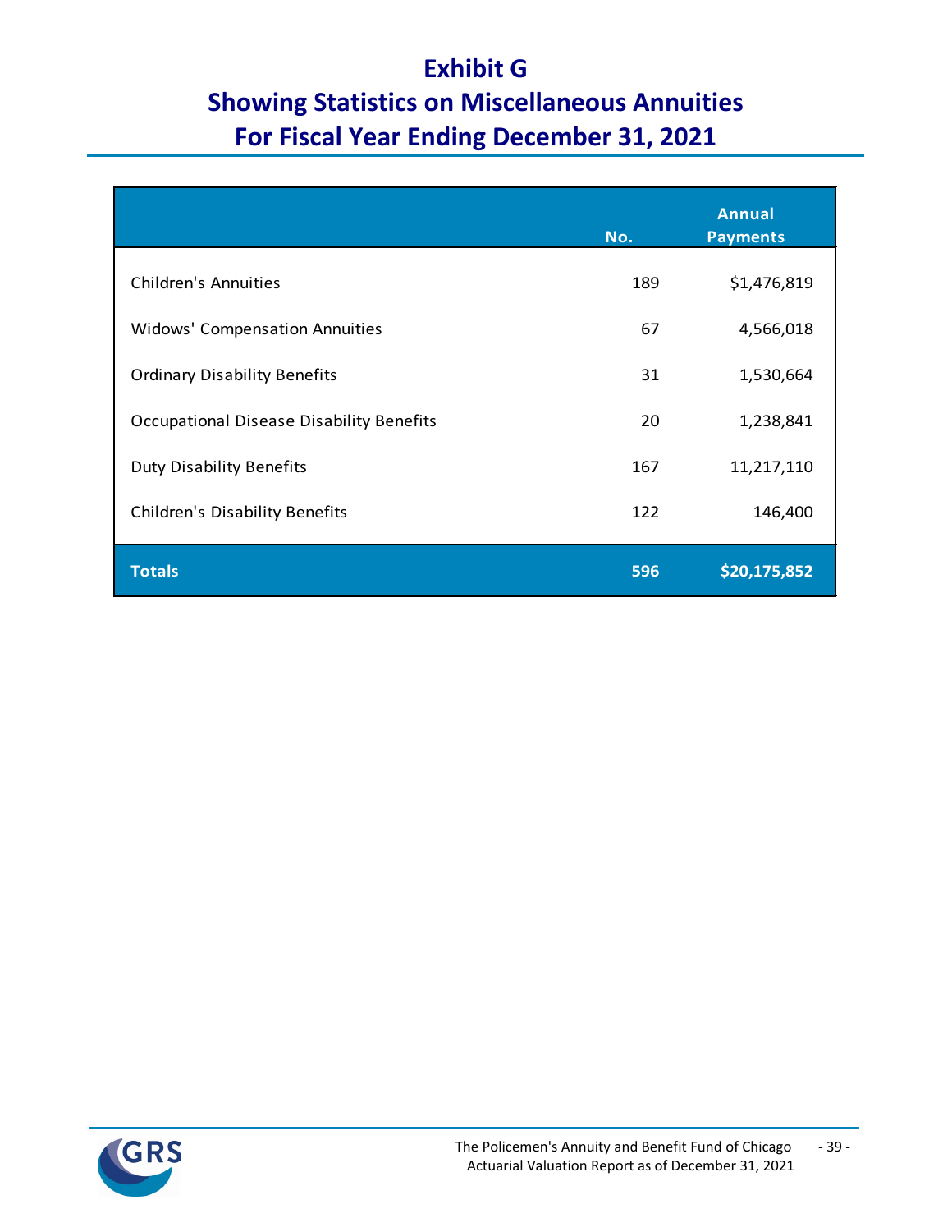# Exhibit G

## Showing Statistics on Miscellaneous Annuities

## For Fiscal Year Ending December 31, 2021

| | No. | Annual Payments |
|---|---|---|
| Children's Annuities | 189 | $1,476,819 |
| Widows' Compensation Annuities | 67 | 4,566,018 |
| Ordinary Disability Benefits | 31 | 1,530,664 |
| Occupational Disease Disability Benefits | 20 | 1,238,841 |
| Duty Disability Benefits | 167 | 11,217,110 |
| Children's Disability Benefits | 122 | 146,400 |
| **Totals** | **596** | **$20,175,852** |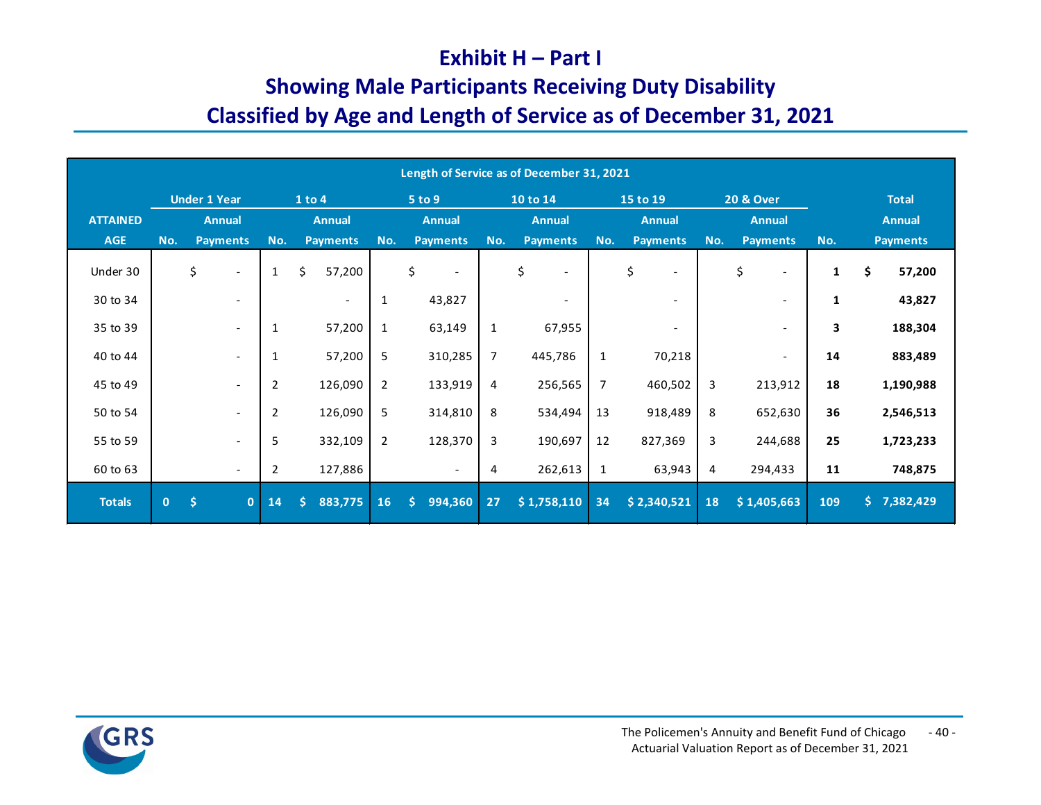# Exhibit H – Part I

## Showing Male Participants Receiving Duty Disability Classified by Age and Length of Service as of December 31, 2021

| | Length of Service as of December 31, 2021 | | | | | | | | | | | | | |
|---|---|---|---|---|---|---|---|---|---|---|---|---|---|---|
| | Under 1 Year | | 1 to 4 | | 5 to 9 | | 10 to 14 | | 15 to 19 | | 20 & Over | | Total | |
| ATTAINED AGE | No. | Annual Payments | No. | Annual Payments | No. | Annual Payments | No. | Annual Payments | No. | Annual Payments | No. | Annual Payments | No. | Annual Payments |
| Under 30 | | $ - | 1 | $ 57,200 | | $ - | | $ - | | $ - | | $ - | **1** | **$ 57,200** |
| 30 to 34 | | - | | - | 1 | 43,827 | | - | | - | | - | **1** | **43,827** |
| 35 to 39 | | - | 1 | 57,200 | 1 | 63,149 | 1 | 67,955 | | - | | - | **3** | **188,304** |
| 40 to 44 | | - | 1 | 57,200 | 5 | 310,285 | 7 | 445,786 | 1 | 70,218 | | - | **14** | **883,489** |
| 45 to 49 | | - | 2 | 126,090 | 2 | 133,919 | 4 | 256,565 | 7 | 460,502 | 3 | 213,912 | **18** | **1,190,988** |
| 50 to 54 | | - | 2 | 126,090 | 5 | 314,810 | 8 | 534,494 | 13 | 918,489 | 8 | 652,630 | **36** | **2,546,513** |
| 55 to 59 | | - | 5 | 332,109 | 2 | 128,370 | 3 | 190,697 | 12 | 827,369 | 3 | 244,688 | **25** | **1,723,233** |
| 60 to 63 | | - | 2 | 127,886 | | - | 4 | 262,613 | 1 | 63,943 | 4 | 294,433 | **11** | **748,875** |
| **Totals** | **0** | **$ 0** | **14** | **$ 883,775** | **16** | **$ 994,360** | **27** | **$ 1,758,110** | **34** | **$ 2,340,521** | **18** | **$ 1,405,663** | **109** | **$ 7,382,429** |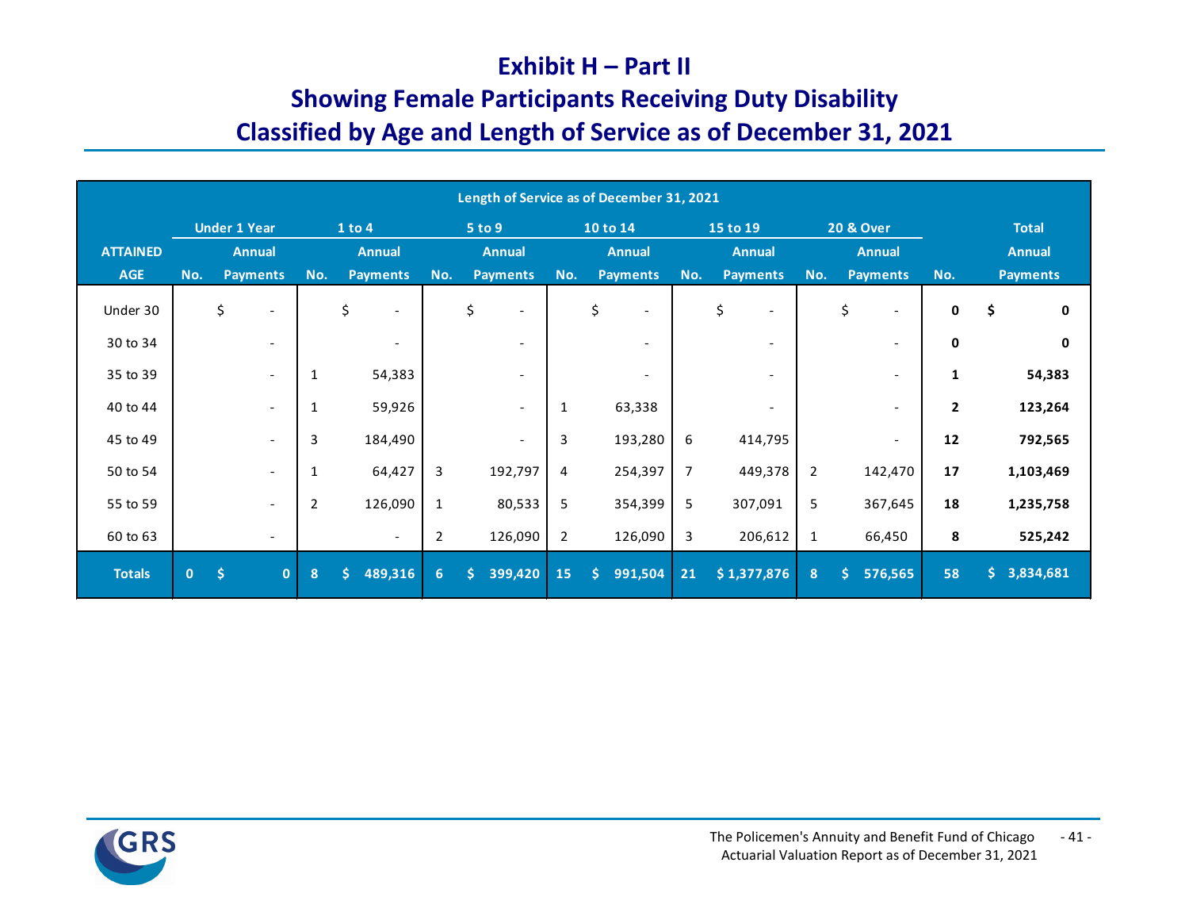# Exhibit H – Part II
## Showing Female Participants Receiving Duty Disability
## Classified by Age and Length of Service as of December 31, 2021

| | Length of Service as of December 31, 2021 | | | | | | | | | | | | | |
|---|---|---|---|---|---|---|---|---|---|---|---|---|---|---|
| | Under 1 Year | | 1 to 4 | | 5 to 9 | | 10 to 14 | | 15 to 19 | | 20 & Over | | Total | |
| ATTAINED AGE | No. | Annual Payments | No. | Annual Payments | No. | Annual Payments | No. | Annual Payments | No. | Annual Payments | No. | Annual Payments | No. | Annual Payments |
| Under 30 | | $ - | | $ - | | $ - | | $ - | | $ - | | $ - | **0** | **$ 0** |
| 30 to 34 | | - | | - | | - | | - | | - | | - | **0** | **0** |
| 35 to 39 | | - | 1 | 54,383 | | - | | - | | - | | - | **1** | **54,383** |
| 40 to 44 | | - | 1 | 59,926 | | - | 1 | 63,338 | | - | | - | **2** | **123,264** |
| 45 to 49 | | - | 3 | 184,490 | | - | 3 | 193,280 | 6 | 414,795 | | - | **12** | **792,565** |
| 50 to 54 | | - | 1 | 64,427 | 3 | 192,797 | 4 | 254,397 | 7 | 449,378 | 2 | 142,470 | **17** | **1,103,469** |
| 55 to 59 | | - | 2 | 126,090 | 1 | 80,533 | 5 | 354,399 | 5 | 307,091 | 5 | 367,645 | **18** | **1,235,758** |
| 60 to 63 | | - | | - | 2 | 126,090 | 2 | 126,090 | 3 | 206,612 | 1 | 66,450 | **8** | **525,242** |
| **Totals** | **0** | **$ 0** | **8** | **$ 489,316** | **6** | **$ 399,420** | **15** | **$ 991,504** | **21** | **$ 1,377,876** | **8** | **$ 576,565** | **58** | **$ 3,834,681** |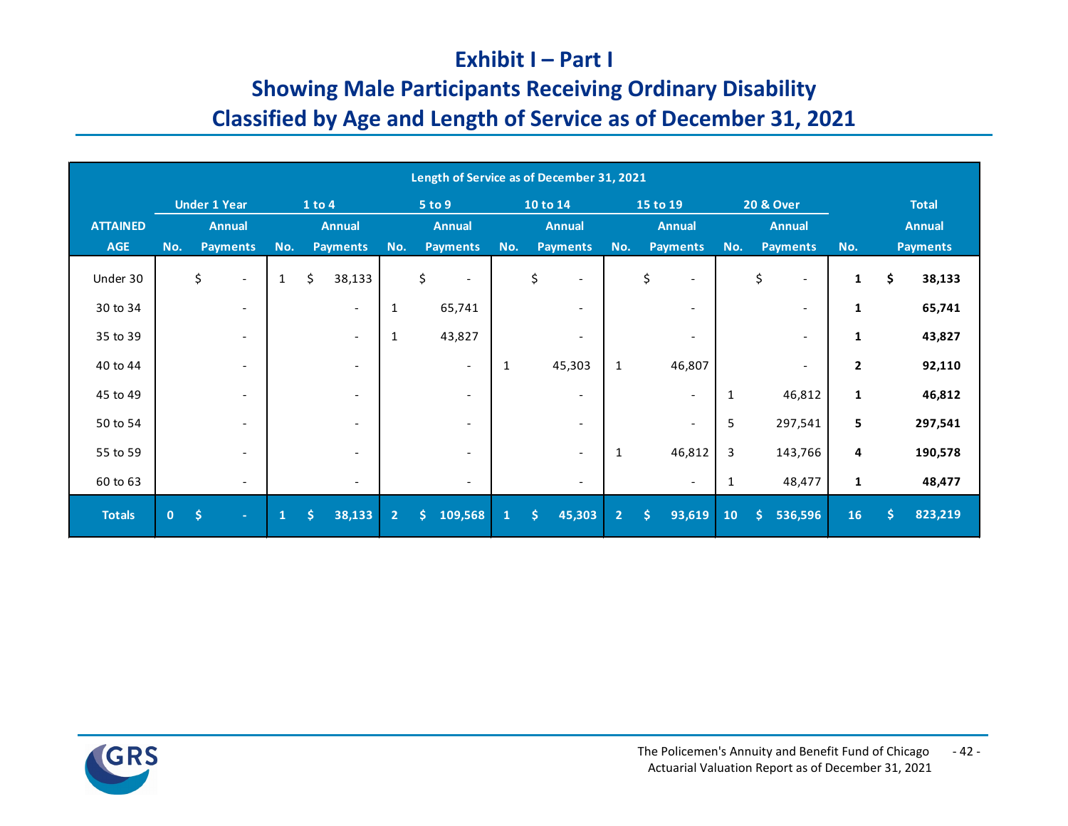# Exhibit I – Part I

## Showing Male Participants Receiving Ordinary Disability Classified by Age and Length of Service as of December 31, 2021

| | Length of Service as of December 31, 2021 | | | | | | | | | | | | | |
|---|---|---|---|---|---|---|---|---|---|---|---|---|---|---|
| | Under 1 Year | | 1 to 4 | | 5 to 9 | | 10 to 14 | | 15 to 19 | | 20 & Over | | Total | |
| ATTAINED AGE | No. | Annual Payments | No. | Annual Payments | No. | Annual Payments | No. | Annual Payments | No. | Annual Payments | No. | Annual Payments | No. | Annual Payments |
| Under 30 | | $ - | 1 | $ 38,133 | | $ - | | $ - | | $ - | | $ - | **1** | **$ 38,133** |
| 30 to 34 | | - | | - | 1 | 65,741 | | - | | - | | - | **1** | **65,741** |
| 35 to 39 | | - | | - | 1 | 43,827 | | - | | - | | - | **1** | **43,827** |
| 40 to 44 | | - | | - | | - | 1 | 45,303 | 1 | 46,807 | | - | **2** | **92,110** |
| 45 to 49 | | - | | - | | - | | - | | - | 1 | 46,812 | **1** | **46,812** |
| 50 to 54 | | - | | - | | - | | - | | - | 5 | 297,541 | **5** | **297,541** |
| 55 to 59 | | - | | - | | - | | - | 1 | 46,812 | 3 | 143,766 | **4** | **190,578** |
| 60 to 63 | | - | | - | | - | | - | | - | 1 | 48,477 | **1** | **48,477** |
| **Totals** | **0** | **$ -** | **1** | **$ 38,133** | **2** | **$ 109,568** | **1** | **$ 45,303** | **2** | **$ 93,619** | **10** | **$ 536,596** | **16** | **$ 823,219** |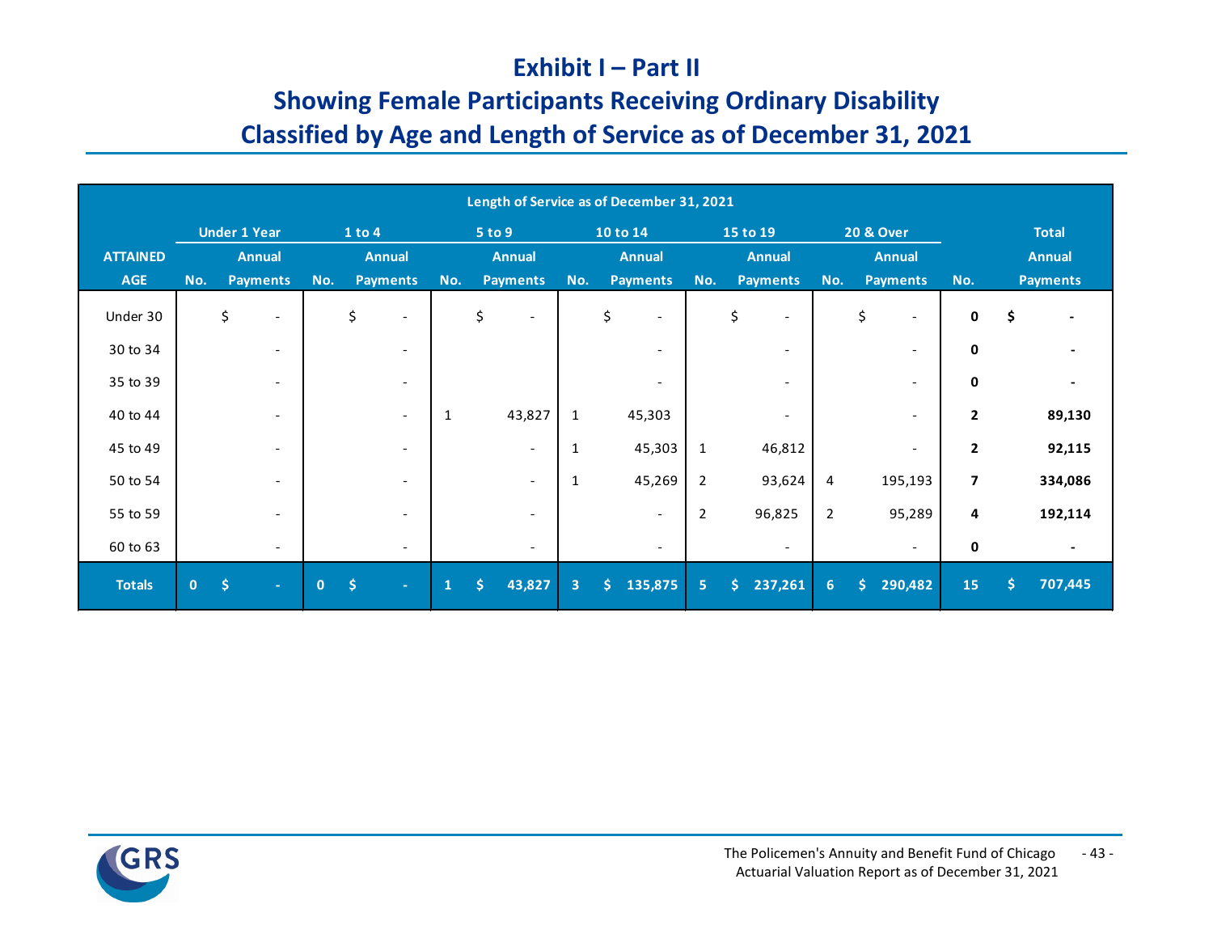# Exhibit I – Part II

## Showing Female Participants Receiving Ordinary Disability Classified by Age and Length of Service as of December 31, 2021

| | Length of Service as of December 31, 2021 | | | | | | | | | | | | | |
|---|---|---|---|---|---|---|---|---|---|---|---|---|---|---|
| | Under 1 Year | | 1 to 4 | | 5 to 9 | | 10 to 14 | | 15 to 19 | | 20 & Over | | Total | |
| ATTAINED AGE | No. | Annual Payments | No. | Annual Payments | No. | Annual Payments | No. | Annual Payments | No. | Annual Payments | No. | Annual Payments | No. | Annual Payments |
| Under 30 | | $ - | | $ - | | $ - | | $ - | | $ - | | $ - | **0** | **$ -** |
| 30 to 34 | | - | | - | | | | - | | - | | - | **0** | **-** |
| 35 to 39 | | - | | - | | | | - | | - | | - | **0** | **-** |
| 40 to 44 | | - | | - | 1 | 43,827 | 1 | 45,303 | | - | | - | **2** | **89,130** |
| 45 to 49 | | - | | - | | - | 1 | 45,303 | 1 | 46,812 | | - | **2** | **92,115** |
| 50 to 54 | | - | | - | | - | 1 | 45,269 | 2 | 93,624 | 4 | 195,193 | **7** | **334,086** |
| 55 to 59 | | - | | - | | - | | - | 2 | 96,825 | 2 | 95,289 | **4** | **192,114** |
| 60 to 63 | | - | | - | | - | | - | | - | | - | **0** | **-** |
| **Totals** | **0** | **$ -** | **0** | **$ -** | **1** | **$ 43,827** | **3** | **$ 135,875** | **5** | **$ 237,261** | **6** | **$ 290,482** | **15** | **$ 707,445** |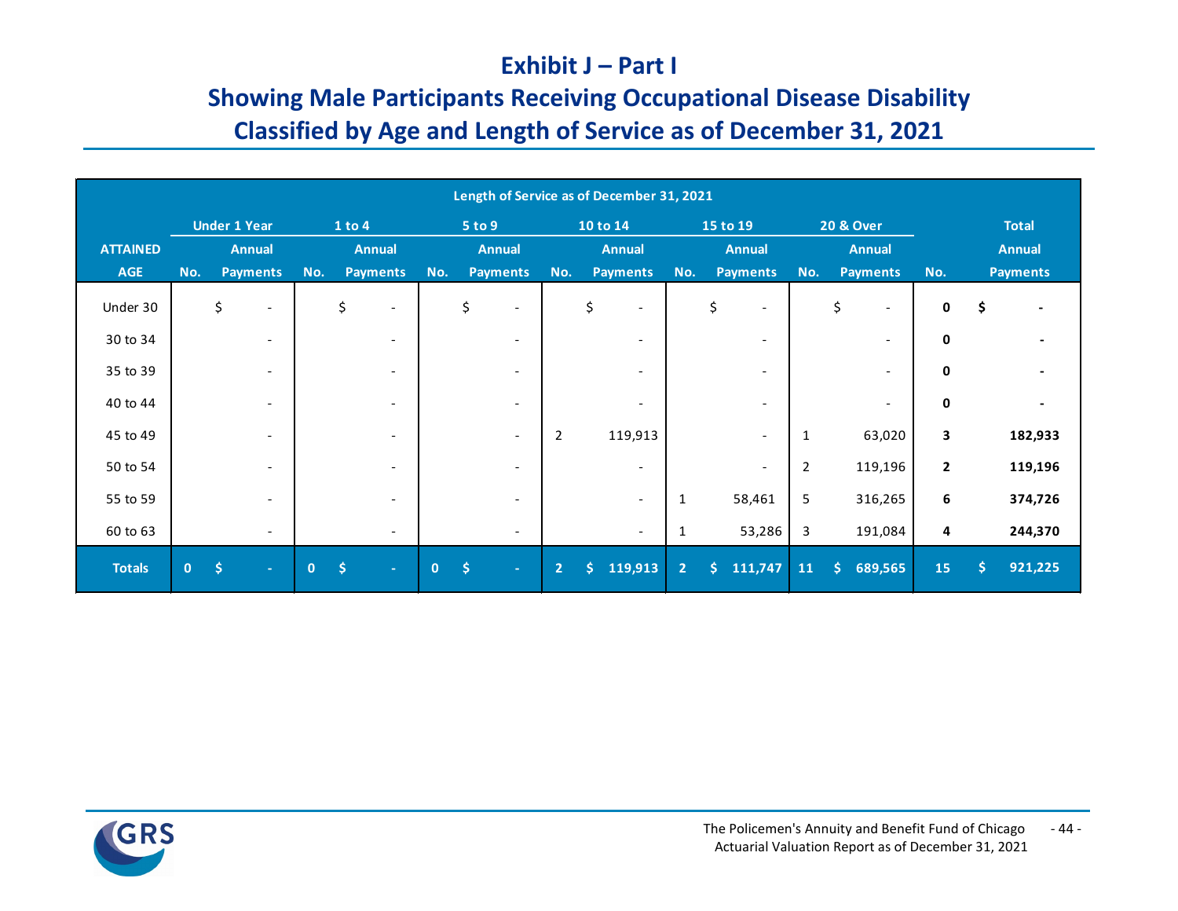# Exhibit J – Part I

## Showing Male Participants Receiving Occupational Disease Disability Classified by Age and Length of Service as of December 31, 2021

| | Length of Service as of December 31, 2021 | | | | | | | | | | | | | |
|---|---|---|---|---|---|---|---|---|---|---|---|---|---|---|
| | Under 1 Year | | 1 to 4 | | 5 to 9 | | 10 to 14 | | 15 to 19 | | 20 & Over | | Total | |
| ATTAINED AGE | No. | Annual Payments | No. | Annual Payments | No. | Annual Payments | No. | Annual Payments | No. | Annual Payments | No. | Annual Payments | No. | Annual Payments |
| Under 30 | | $ - | | $ - | | $ - | | $ - | | $ - | | $ - | **0** | **$ -** |
| 30 to 34 | | - | | - | | - | | - | | - | | - | **0** | **-** |
| 35 to 39 | | - | | - | | - | | - | | - | | - | **0** | **-** |
| 40 to 44 | | - | | - | | - | | - | | - | | - | **0** | **-** |
| 45 to 49 | | - | | - | | - | 2 | 119,913 | | - | 1 | 63,020 | **3** | **182,933** |
| 50 to 54 | | - | | - | | - | | - | | - | 2 | 119,196 | **2** | **119,196** |
| 55 to 59 | | - | | - | | - | | - | 1 | 58,461 | 5 | 316,265 | **6** | **374,726** |
| 60 to 63 | | - | | - | | - | | - | 1 | 53,286 | 3 | 191,084 | **4** | **244,370** |
| **Totals** | **0** | **$ -** | **0** | **$ -** | **0** | **$ -** | **2** | **$ 119,913** | **2** | **$ 111,747** | **11** | **$ 689,565** | **15** | **$ 921,225** |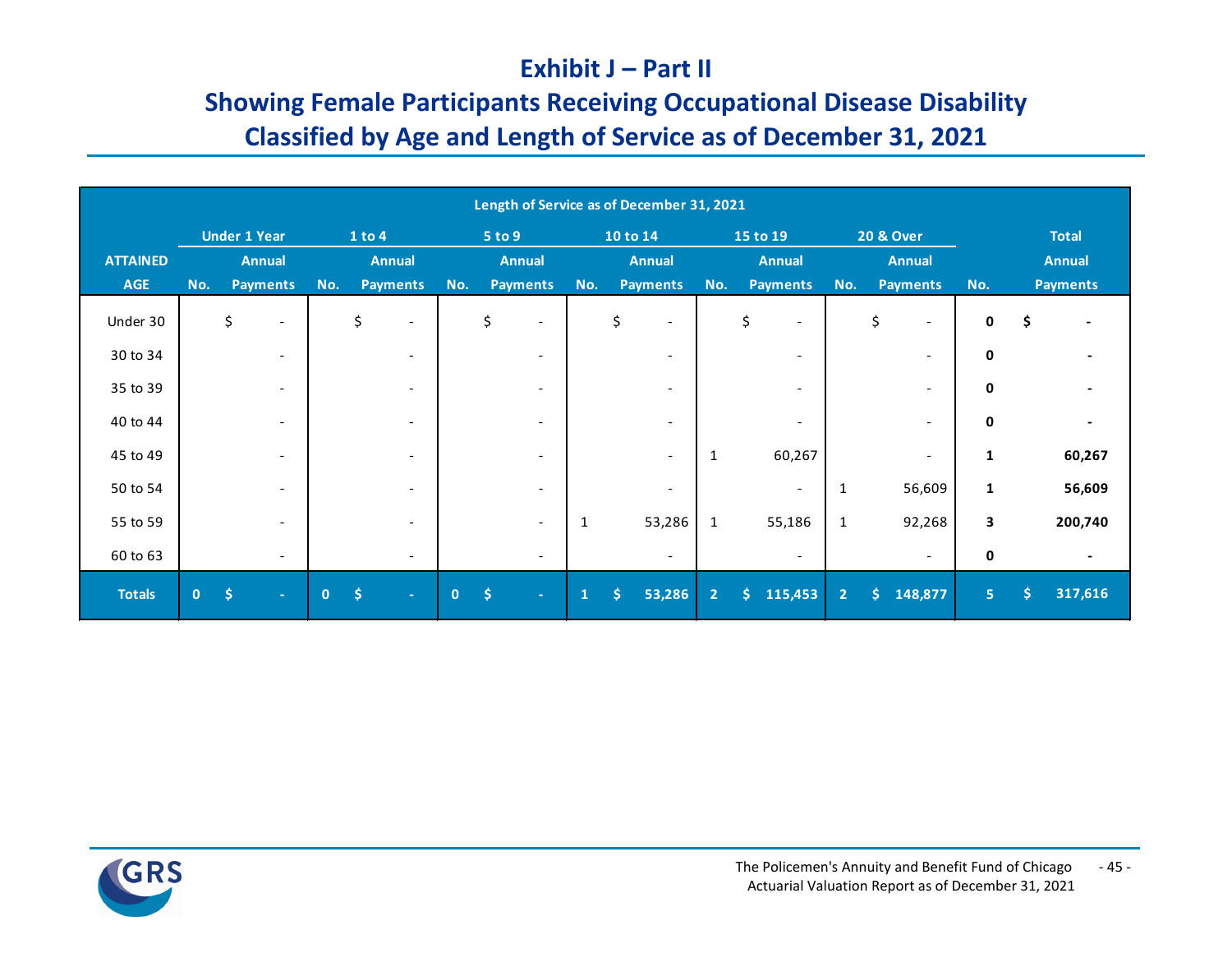# Exhibit J – Part II

## Showing Female Participants Receiving Occupational Disease Disability Classified by Age and Length of Service as of December 31, 2021

| | Length of Service as of December 31, 2021 | | | | | | | | | | | | | |
|---|---|---|---|---|---|---|---|---|---|---|---|---|---|---|
| | Under 1 Year | | 1 to 4 | | 5 to 9 | | 10 to 14 | | 15 to 19 | | 20 & Over | | Total | |
| ATTAINED AGE | No. | Annual Payments | No. | Annual Payments | No. | Annual Payments | No. | Annual Payments | No. | Annual Payments | No. | Annual Payments | No. | Annual Payments |
| Under 30 | | $ - | | $ - | | $ - | | $ - | | $ - | | $ - | **0** | **$ -** |
| 30 to 34 | | - | | - | | - | | - | | - | | - | **0** | **-** |
| 35 to 39 | | - | | - | | - | | - | | - | | - | **0** | **-** |
| 40 to 44 | | - | | - | | - | | - | | - | | - | **0** | **-** |
| 45 to 49 | | - | | - | | - | | - | 1 | 60,267 | | - | **1** | **60,267** |
| 50 to 54 | | - | | - | | - | | - | | - | 1 | 56,609 | **1** | **56,609** |
| 55 to 59 | | - | | - | | - | 1 | 53,286 | 1 | 55,186 | 1 | 92,268 | **3** | **200,740** |
| 60 to 63 | | - | | - | | - | | - | | - | | - | **0** | **-** |
| **Totals** | **0** | **$ -** | **0** | **$ -** | **0** | **$ -** | **1** | **$ 53,286** | **2** | **$ 115,453** | **2** | **$ 148,877** | **5** | **$ 317,616** |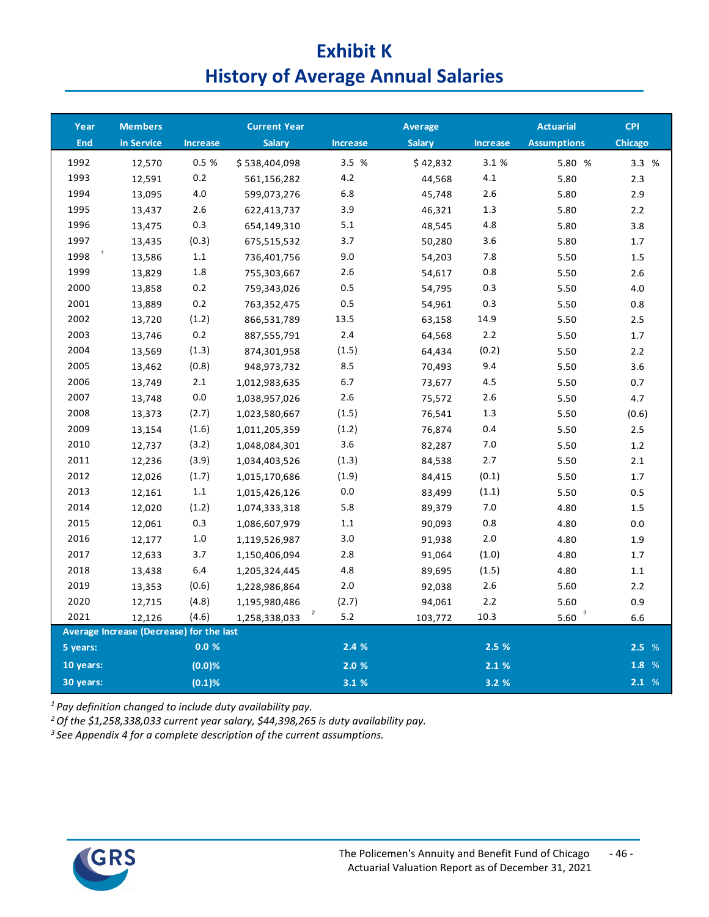# Exhibit K
## History of Average Annual Salaries

| Year End | Members in Service | Increase | Current Year Salary | Increase | Average Salary | Increase | Actuarial Assumptions | CPI Chicago |
|---|---|---|---|---|---|---|---|---|
| 1992 | 12,570 | 0.5 % | $ 538,404,098 | 3.5 % | $ 42,832 | 3.1 % | 5.80 % | 3.3 % |
| 1993 | 12,591 | 0.2 | 561,156,282 | 4.2 | 44,568 | 4.1 | 5.80 | 2.3 |
| 1994 | 13,095 | 4.0 | 599,073,276 | 6.8 | 45,748 | 2.6 | 5.80 | 2.9 |
| 1995 | 13,437 | 2.6 | 622,413,737 | 3.9 | 46,321 | 1.3 | 5.80 | 2.2 |
| 1996 | 13,475 | 0.3 | 654,149,310 | 5.1 | 48,545 | 4.8 | 5.80 | 3.8 |
| 1997 | 13,435 | (0.3) | 675,515,532 | 3.7 | 50,280 | 3.6 | 5.80 | 1.7 |
| 1998 [1] | 13,586 | 1.1 | 736,401,756 | 9.0 | 54,203 | 7.8 | 5.50 | 1.5 |
| 1999 | 13,829 | 1.8 | 755,303,667 | 2.6 | 54,617 | 0.8 | 5.50 | 2.6 |
| 2000 | 13,858 | 0.2 | 759,343,026 | 0.5 | 54,795 | 0.3 | 5.50 | 4.0 |
| 2001 | 13,889 | 0.2 | 763,352,475 | 0.5 | 54,961 | 0.3 | 5.50 | 0.8 |
| 2002 | 13,720 | (1.2) | 866,531,789 | 13.5 | 63,158 | 14.9 | 5.50 | 2.5 |
| 2003 | 13,746 | 0.2 | 887,555,791 | 2.4 | 64,568 | 2.2 | 5.50 | 1.7 |
| 2004 | 13,569 | (1.3) | 874,301,958 | (1.5) | 64,434 | (0.2) | 5.50 | 2.2 |
| 2005 | 13,462 | (0.8) | 948,973,732 | 8.5 | 70,493 | 9.4 | 5.50 | 3.6 |
| 2006 | 13,749 | 2.1 | 1,012,983,635 | 6.7 | 73,677 | 4.5 | 5.50 | 0.7 |
| 2007 | 13,748 | 0.0 | 1,038,957,026 | 2.6 | 75,572 | 2.6 | 5.50 | 4.7 |
| 2008 | 13,373 | (2.7) | 1,023,580,667 | (1.5) | 76,541 | 1.3 | 5.50 | (0.6) |
| 2009 | 13,154 | (1.6) | 1,011,205,359 | (1.2) | 76,874 | 0.4 | 5.50 | 2.5 |
| 2010 | 12,737 | (3.2) | 1,048,084,301 | 3.6 | 82,287 | 7.0 | 5.50 | 1.2 |
| 2011 | 12,236 | (3.9) | 1,034,403,526 | (1.3) | 84,538 | 2.7 | 5.50 | 2.1 |
| 2012 | 12,026 | (1.7) | 1,015,170,686 | (1.9) | 84,415 | (0.1) | 5.50 | 1.7 |
| 2013 | 12,161 | 1.1 | 1,015,426,126 | 0.0 | 83,499 | (1.1) | 5.50 | 0.5 |
| 2014 | 12,020 | (1.2) | 1,074,333,318 | 5.8 | 89,379 | 7.0 | 4.80 | 1.5 |
| 2015 | 12,061 | 0.3 | 1,086,607,979 | 1.1 | 90,093 | 0.8 | 4.80 | 0.0 |
| 2016 | 12,177 | 1.0 | 1,119,526,987 | 3.0 | 91,938 | 2.0 | 4.80 | 1.9 |
| 2017 | 12,633 | 3.7 | 1,150,406,094 | 2.8 | 91,064 | (1.0) | 4.80 | 1.7 |
| 2018 | 13,438 | 6.4 | 1,205,324,445 | 4.8 | 89,695 | (1.5) | 4.80 | 1.1 |
| 2019 | 13,353 | (0.6) | 1,228,986,864 | 2.0 | 92,038 | 2.6 | 5.60 | 2.2 |
| 2020 | 12,715 | (4.8) | 1,195,980,486 | (2.7) | 94,061 | 2.2 | 5.60 | 0.9 |
| 2021 | 12,126 | (4.6) | 1,258,338,033 [2] | 5.2 | 103,772 | 10.3 | 5.60 [3] | 6.6 |
| **Average Increase (Decrease) for the last** | | | | | | | | |
| **5 years:** | | **0.0 %** | | **2.4 %** | | **2.5 %** | | **2.5 %** |
| **10 years:** | | **(0.0)%** | | **2.0 %** | | **2.1 %** | | **1.8 %** |
| **30 years:** | | **(0.1)%** | | **3.1 %** | | **3.2 %** | | **2.1 %** |

*[1] Pay definition changed to include duty availability pay.*
*[2] Of the $1,258,338,033 current year salary, $44,398,265 is duty availability pay.*
*[3] See Appendix 4 for a complete description of the current assumptions.*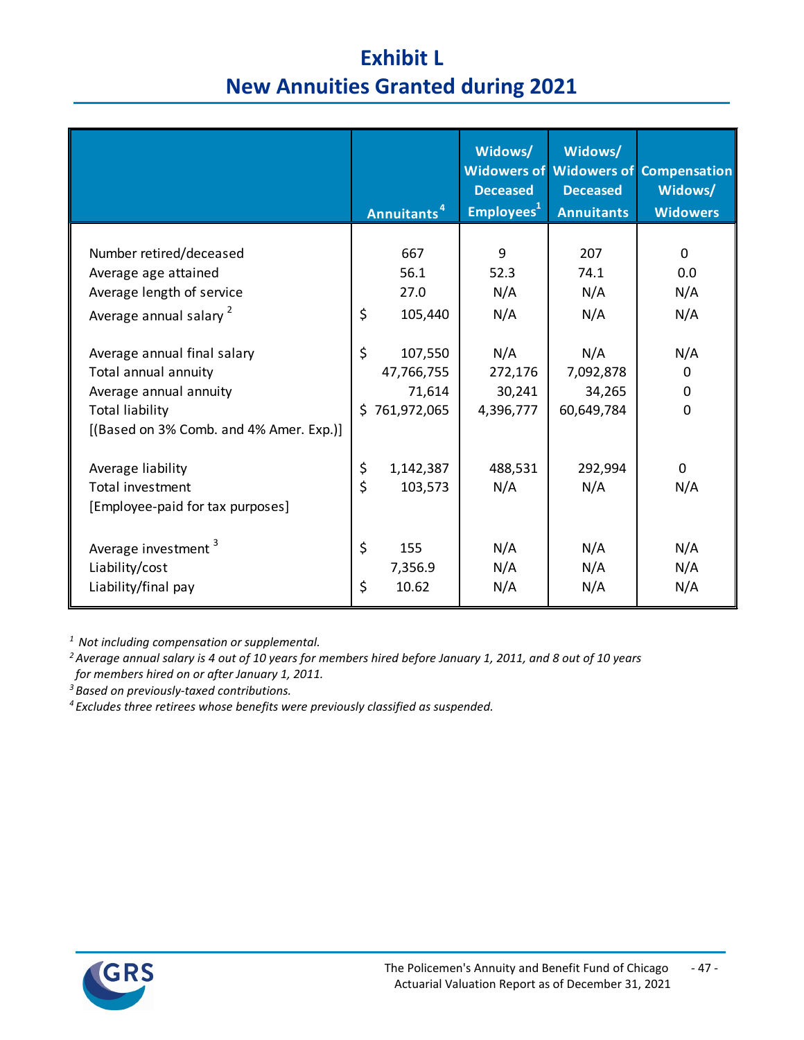# Exhibit L
## New Annuities Granted during 2021

| | Annuitants[4] | Widows/ Widowers of Deceased Employees[1] | Widows/ Widowers of Deceased Annuitants | Compensation Widows/ Widowers |
|---|---|---|---|---|
| Number retired/deceased | 667 | 9 | 207 | 0 |
| Average age attained | 56.1 | 52.3 | 74.1 | 0.0 |
| Average length of service | 27.0 | N/A | N/A | N/A |
| Average annual salary [2] | $ 105,440 | N/A | N/A | N/A |
| Average annual final salary | $ 107,550 | N/A | N/A | N/A |
| Total annual annuity | 47,766,755 | 272,176 | 7,092,878 | 0 |
| Average annual annuity | 71,614 | 30,241 | 34,265 | 0 |
| Total liability [(Based on 3% Comb. and 4% Amer. Exp.)] | $ 761,972,065 | 4,396,777 | 60,649,784 | 0 |
| Average liability | $ 1,142,387 | 488,531 | 292,994 | 0 |
| Total investment [Employee-paid for tax purposes] | $ 103,573 | N/A | N/A | N/A |
| Average investment [3] | $ 155 | N/A | N/A | N/A |
| Liability/cost | 7,356.9 | N/A | N/A | N/A |
| Liability/final pay | $ 10.62 | N/A | N/A | N/A |

*[1] Not including compensation or supplemental.*

*[2] Average annual salary is 4 out of 10 years for members hired before January 1, 2011, and 8 out of 10 years for members hired on or after January 1, 2011.*

*[3] Based on previously-taxed contributions.*

*[4] Excludes three retirees whose benefits were previously classified as suspended.*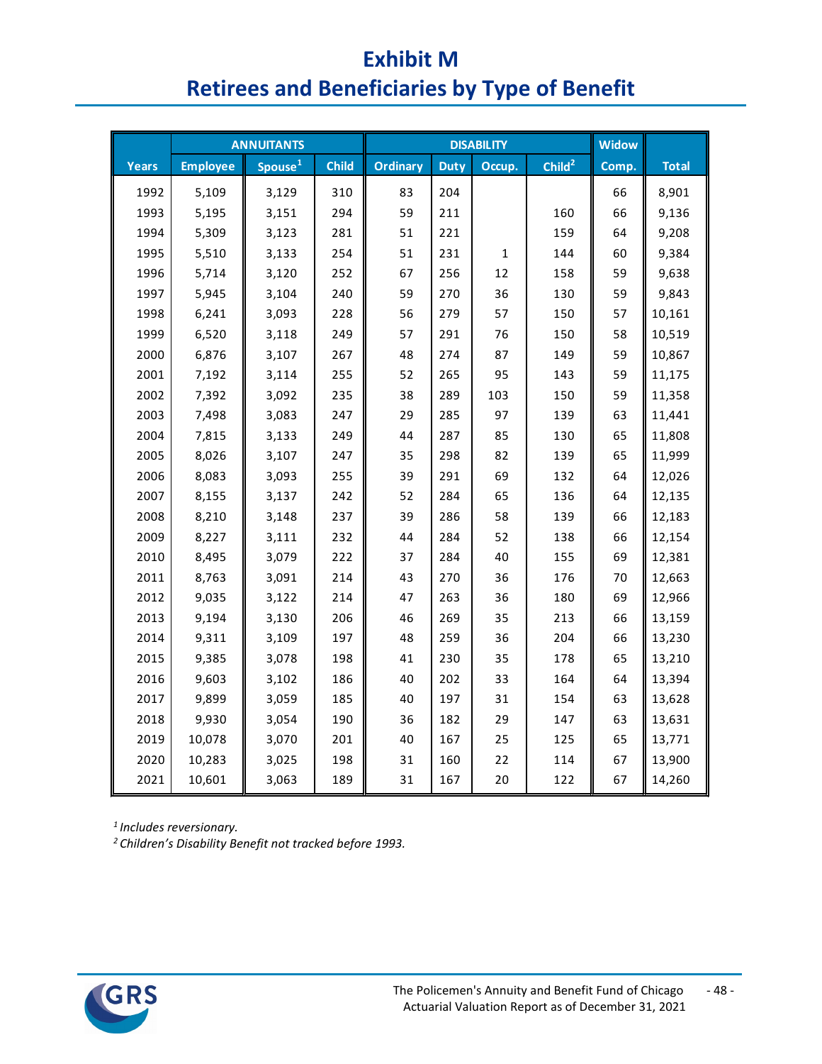# Exhibit M
# Retirees and Beneficiaries by Type of Benefit

| | ANNUITANTS | | | DISABILITY | | | | Widow | |
|---|---|---|---|---|---|---|---|---|---|
| Years | Employee | Spouse[1] | Child | Ordinary | Duty | Occup. | Child[2] | Comp. | Total |
| 1992 | 5,109 | 3,129 | 310 | 83 | 204 | | | 66 | 8,901 |
| 1993 | 5,195 | 3,151 | 294 | 59 | 211 | | 160 | 66 | 9,136 |
| 1994 | 5,309 | 3,123 | 281 | 51 | 221 | | 159 | 64 | 9,208 |
| 1995 | 5,510 | 3,133 | 254 | 51 | 231 | 1 | 144 | 60 | 9,384 |
| 1996 | 5,714 | 3,120 | 252 | 67 | 256 | 12 | 158 | 59 | 9,638 |
| 1997 | 5,945 | 3,104 | 240 | 59 | 270 | 36 | 130 | 59 | 9,843 |
| 1998 | 6,241 | 3,093 | 228 | 56 | 279 | 57 | 150 | 57 | 10,161 |
| 1999 | 6,520 | 3,118 | 249 | 57 | 291 | 76 | 150 | 58 | 10,519 |
| 2000 | 6,876 | 3,107 | 267 | 48 | 274 | 87 | 149 | 59 | 10,867 |
| 2001 | 7,192 | 3,114 | 255 | 52 | 265 | 95 | 143 | 59 | 11,175 |
| 2002 | 7,392 | 3,092 | 235 | 38 | 289 | 103 | 150 | 59 | 11,358 |
| 2003 | 7,498 | 3,083 | 247 | 29 | 285 | 97 | 139 | 63 | 11,441 |
| 2004 | 7,815 | 3,133 | 249 | 44 | 287 | 85 | 130 | 65 | 11,808 |
| 2005 | 8,026 | 3,107 | 247 | 35 | 298 | 82 | 139 | 65 | 11,999 |
| 2006 | 8,083 | 3,093 | 255 | 39 | 291 | 69 | 132 | 64 | 12,026 |
| 2007 | 8,155 | 3,137 | 242 | 52 | 284 | 65 | 136 | 64 | 12,135 |
| 2008 | 8,210 | 3,148 | 237 | 39 | 286 | 58 | 139 | 66 | 12,183 |
| 2009 | 8,227 | 3,111 | 232 | 44 | 284 | 52 | 138 | 66 | 12,154 |
| 2010 | 8,495 | 3,079 | 222 | 37 | 284 | 40 | 155 | 69 | 12,381 |
| 2011 | 8,763 | 3,091 | 214 | 43 | 270 | 36 | 176 | 70 | 12,663 |
| 2012 | 9,035 | 3,122 | 214 | 47 | 263 | 36 | 180 | 69 | 12,966 |
| 2013 | 9,194 | 3,130 | 206 | 46 | 269 | 35 | 213 | 66 | 13,159 |
| 2014 | 9,311 | 3,109 | 197 | 48 | 259 | 36 | 204 | 66 | 13,230 |
| 2015 | 9,385 | 3,078 | 198 | 41 | 230 | 35 | 178 | 65 | 13,210 |
| 2016 | 9,603 | 3,102 | 186 | 40 | 202 | 33 | 164 | 64 | 13,394 |
| 2017 | 9,899 | 3,059 | 185 | 40 | 197 | 31 | 154 | 63 | 13,628 |
| 2018 | 9,930 | 3,054 | 190 | 36 | 182 | 29 | 147 | 63 | 13,631 |
| 2019 | 10,078 | 3,070 | 201 | 40 | 167 | 25 | 125 | 65 | 13,771 |
| 2020 | 10,283 | 3,025 | 198 | 31 | 160 | 22 | 114 | 67 | 13,900 |
| 2021 | 10,601 | 3,063 | 189 | 31 | 167 | 20 | 122 | 67 | 14,260 |

[1] *Includes reversionary.*
[2] *Children's Disability Benefit not tracked before 1993.*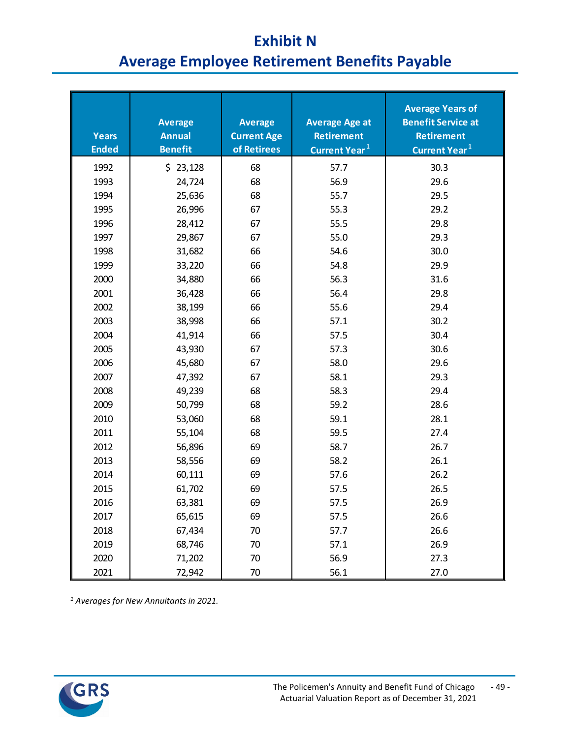# Exhibit N

## Average Employee Retirement Benefits Payable

| Years Ended | Average Annual Benefit | Average Current Age of Retirees | Average Age at Retirement Current Year[1] | Average Years of Benefit Service at Retirement Current Year[1] |
|---|---|---|---|---|
| 1992 | $ 23,128 | 68 | 57.7 | 30.3 |
| 1993 | 24,724 | 68 | 56.9 | 29.6 |
| 1994 | 25,636 | 68 | 55.7 | 29.5 |
| 1995 | 26,996 | 67 | 55.3 | 29.2 |
| 1996 | 28,412 | 67 | 55.5 | 29.8 |
| 1997 | 29,867 | 67 | 55.0 | 29.3 |
| 1998 | 31,682 | 66 | 54.6 | 30.0 |
| 1999 | 33,220 | 66 | 54.8 | 29.9 |
| 2000 | 34,880 | 66 | 56.3 | 31.6 |
| 2001 | 36,428 | 66 | 56.4 | 29.8 |
| 2002 | 38,199 | 66 | 55.6 | 29.4 |
| 2003 | 38,998 | 66 | 57.1 | 30.2 |
| 2004 | 41,914 | 66 | 57.5 | 30.4 |
| 2005 | 43,930 | 67 | 57.3 | 30.6 |
| 2006 | 45,680 | 67 | 58.0 | 29.6 |
| 2007 | 47,392 | 67 | 58.1 | 29.3 |
| 2008 | 49,239 | 68 | 58.3 | 29.4 |
| 2009 | 50,799 | 68 | 59.2 | 28.6 |
| 2010 | 53,060 | 68 | 59.1 | 28.1 |
| 2011 | 55,104 | 68 | 59.5 | 27.4 |
| 2012 | 56,896 | 69 | 58.7 | 26.7 |
| 2013 | 58,556 | 69 | 58.2 | 26.1 |
| 2014 | 60,111 | 69 | 57.6 | 26.2 |
| 2015 | 61,702 | 69 | 57.5 | 26.5 |
| 2016 | 63,381 | 69 | 57.5 | 26.9 |
| 2017 | 65,615 | 69 | 57.5 | 26.6 |
| 2018 | 67,434 | 70 | 57.7 | 26.6 |
| 2019 | 68,746 | 70 | 57.1 | 26.9 |
| 2020 | 71,202 | 70 | 56.9 | 27.3 |
| 2021 | 72,942 | 70 | 56.1 | 27.0 |

[1] *Averages for New Annuitants in 2021.*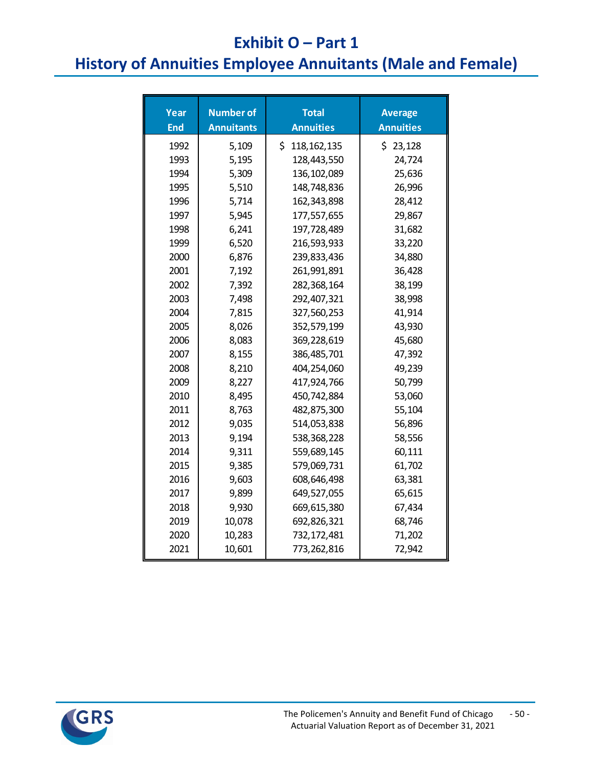# Exhibit O – Part 1

## History of Annuities Employee Annuitants (Male and Female)

| Year End | Number of Annuitants | Total Annuities | Average Annuities |
|---|---|---|---|
| 1992 | 5,109 | $ 118,162,135 | $ 23,128 |
| 1993 | 5,195 | 128,443,550 | 24,724 |
| 1994 | 5,309 | 136,102,089 | 25,636 |
| 1995 | 5,510 | 148,748,836 | 26,996 |
| 1996 | 5,714 | 162,343,898 | 28,412 |
| 1997 | 5,945 | 177,557,655 | 29,867 |
| 1998 | 6,241 | 197,728,489 | 31,682 |
| 1999 | 6,520 | 216,593,933 | 33,220 |
| 2000 | 6,876 | 239,833,436 | 34,880 |
| 2001 | 7,192 | 261,991,891 | 36,428 |
| 2002 | 7,392 | 282,368,164 | 38,199 |
| 2003 | 7,498 | 292,407,321 | 38,998 |
| 2004 | 7,815 | 327,560,253 | 41,914 |
| 2005 | 8,026 | 352,579,199 | 43,930 |
| 2006 | 8,083 | 369,228,619 | 45,680 |
| 2007 | 8,155 | 386,485,701 | 47,392 |
| 2008 | 8,210 | 404,254,060 | 49,239 |
| 2009 | 8,227 | 417,924,766 | 50,799 |
| 2010 | 8,495 | 450,742,884 | 53,060 |
| 2011 | 8,763 | 482,875,300 | 55,104 |
| 2012 | 9,035 | 514,053,838 | 56,896 |
| 2013 | 9,194 | 538,368,228 | 58,556 |
| 2014 | 9,311 | 559,689,145 | 60,111 |
| 2015 | 9,385 | 579,069,731 | 61,702 |
| 2016 | 9,603 | 608,646,498 | 63,381 |
| 2017 | 9,899 | 649,527,055 | 65,615 |
| 2018 | 9,930 | 669,615,380 | 67,434 |
| 2019 | 10,078 | 692,826,321 | 68,746 |
| 2020 | 10,283 | 732,172,481 | 71,202 |
| 2021 | 10,601 | 773,262,816 | 72,942 |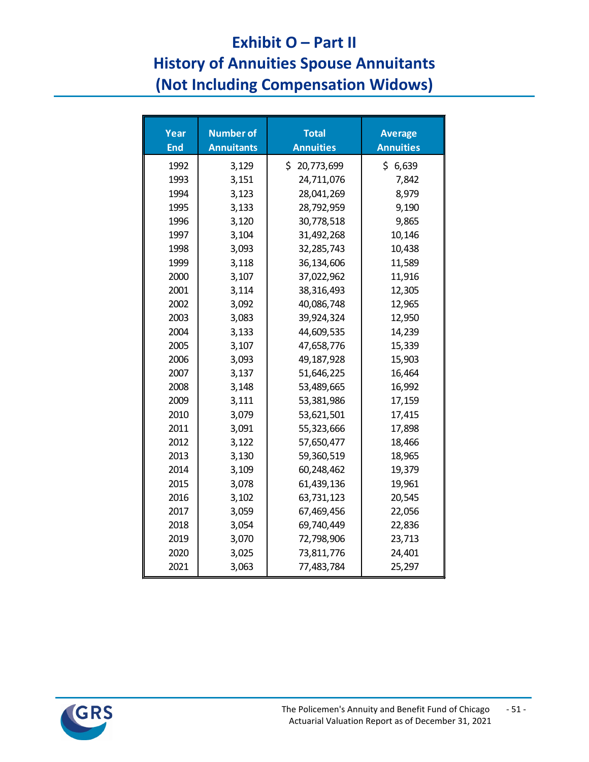# Exhibit O – Part II
# History of Annuities Spouse Annuitants
# (Not Including Compensation Widows)

| Year End | Number of Annuitants | Total Annuities | Average Annuities |
|---|---|---|---|
| 1992 | 3,129 | $ 20,773,699 | $ 6,639 |
| 1993 | 3,151 | 24,711,076 | 7,842 |
| 1994 | 3,123 | 28,041,269 | 8,979 |
| 1995 | 3,133 | 28,792,959 | 9,190 |
| 1996 | 3,120 | 30,778,518 | 9,865 |
| 1997 | 3,104 | 31,492,268 | 10,146 |
| 1998 | 3,093 | 32,285,743 | 10,438 |
| 1999 | 3,118 | 36,134,606 | 11,589 |
| 2000 | 3,107 | 37,022,962 | 11,916 |
| 2001 | 3,114 | 38,316,493 | 12,305 |
| 2002 | 3,092 | 40,086,748 | 12,965 |
| 2003 | 3,083 | 39,924,324 | 12,950 |
| 2004 | 3,133 | 44,609,535 | 14,239 |
| 2005 | 3,107 | 47,658,776 | 15,339 |
| 2006 | 3,093 | 49,187,928 | 15,903 |
| 2007 | 3,137 | 51,646,225 | 16,464 |
| 2008 | 3,148 | 53,489,665 | 16,992 |
| 2009 | 3,111 | 53,381,986 | 17,159 |
| 2010 | 3,079 | 53,621,501 | 17,415 |
| 2011 | 3,091 | 55,323,666 | 17,898 |
| 2012 | 3,122 | 57,650,477 | 18,466 |
| 2013 | 3,130 | 59,360,519 | 18,965 |
| 2014 | 3,109 | 60,248,462 | 19,379 |
| 2015 | 3,078 | 61,439,136 | 19,961 |
| 2016 | 3,102 | 63,731,123 | 20,545 |
| 2017 | 3,059 | 67,469,456 | 22,056 |
| 2018 | 3,054 | 69,740,449 | 22,836 |
| 2019 | 3,070 | 72,798,906 | 23,713 |
| 2020 | 3,025 | 73,811,776 | 24,401 |
| 2021 | 3,063 | 77,483,784 | 25,297 |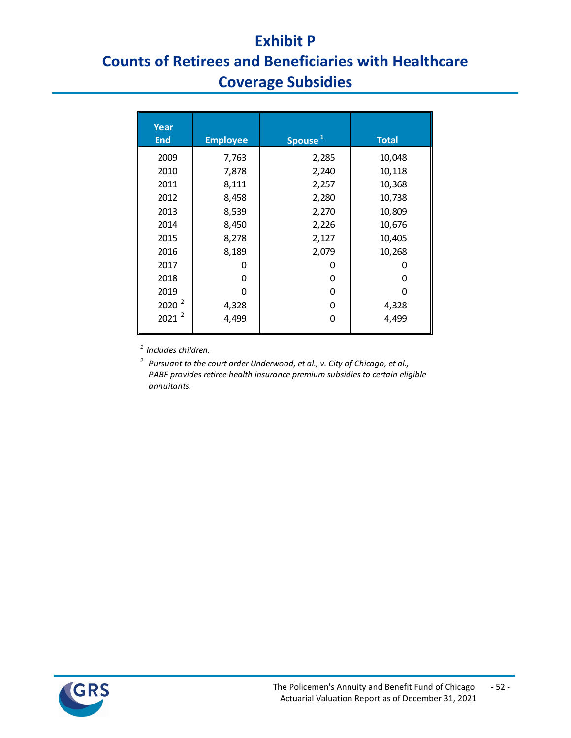# Exhibit P

# Counts of Retirees and Beneficiaries with Healthcare Coverage Subsidies

| Year End | Employee | Spouse [1] | Total |
|---|---|---|---|
| 2009 | 7,763 | 2,285 | 10,048 |
| 2010 | 7,878 | 2,240 | 10,118 |
| 2011 | 8,111 | 2,257 | 10,368 |
| 2012 | 8,458 | 2,280 | 10,738 |
| 2013 | 8,539 | 2,270 | 10,809 |
| 2014 | 8,450 | 2,226 | 10,676 |
| 2015 | 8,278 | 2,127 | 10,405 |
| 2016 | 8,189 | 2,079 | 10,268 |
| 2017 | 0 | 0 | 0 |
| 2018 | 0 | 0 | 0 |
| 2019 | 0 | 0 | 0 |
| 2020 [2] | 4,328 | 0 | 4,328 |
| 2021 [2] | 4,499 | 0 | 4,499 |

[1] *Includes children.*

[2] *Pursuant to the court order Underwood, et al., v. City of Chicago, et al., PABF provides retiree health insurance premium subsidies to certain eligible annuitants.*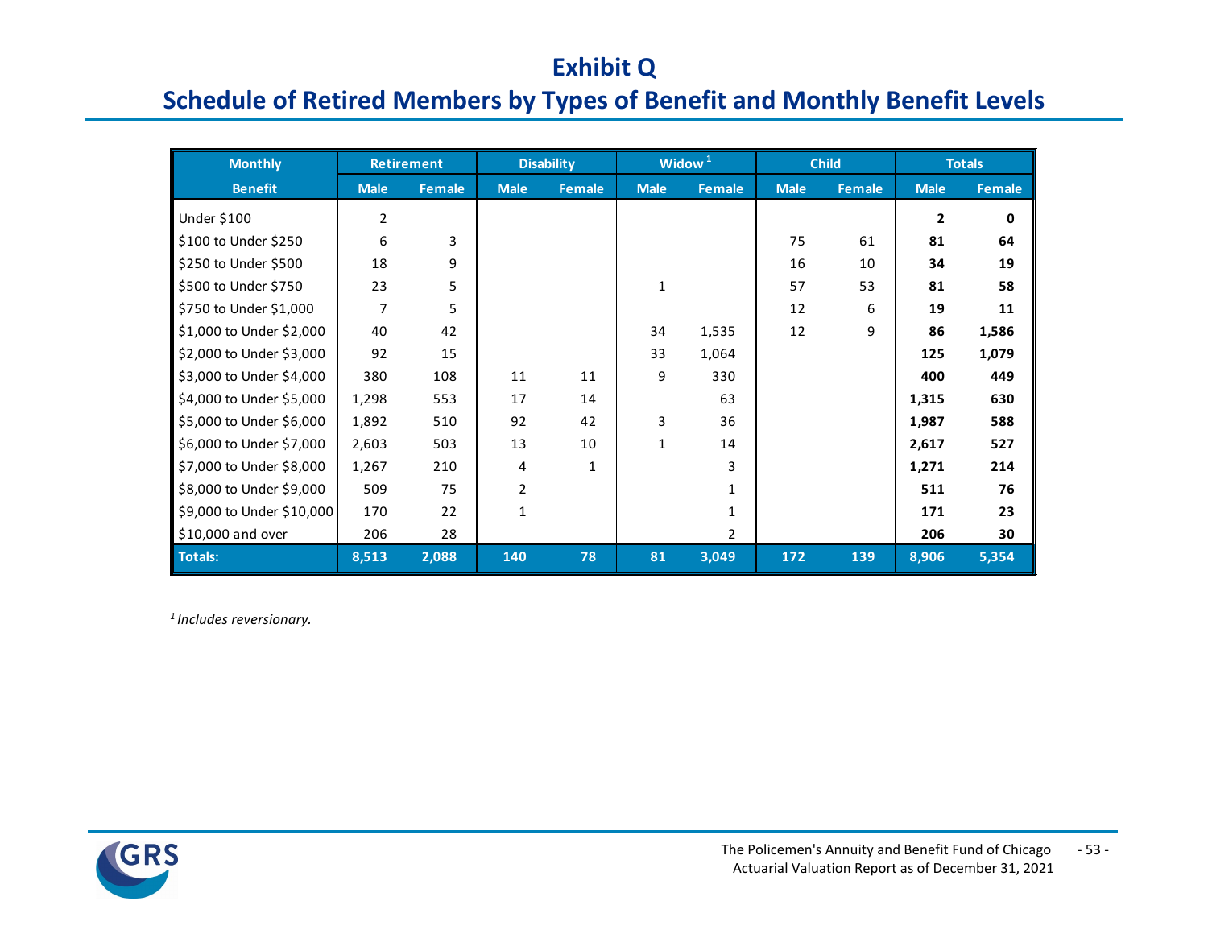# Exhibit Q

## Schedule of Retired Members by Types of Benefit and Monthly Benefit Levels

| Monthly | Retirement | | Disability | | Widow [1] | | Child | | Totals | |
|---|---|---|---|---|---|---|---|---|---|---|
| Benefit | Male | Female | Male | Female | Male | Female | Male | Female | Male | Female |
| Under $100 | 2 | | | | | | | | **2** | **0** |
| $100 to Under $250 | 6 | 3 | | | | | 75 | 61 | **81** | **64** |
| $250 to Under $500 | 18 | 9 | | | | | 16 | 10 | **34** | **19** |
| $500 to Under $750 | 23 | 5 | | | 1 | | 57 | 53 | **81** | **58** |
| $750 to Under $1,000 | 7 | 5 | | | | | 12 | 6 | **19** | **11** |
| $1,000 to Under $2,000 | 40 | 42 | | | 34 | 1,535 | 12 | 9 | **86** | **1,586** |
| $2,000 to Under $3,000 | 92 | 15 | | | 33 | 1,064 | | | **125** | **1,079** |
| $3,000 to Under $4,000 | 380 | 108 | 11 | 11 | 9 | 330 | | | **400** | **449** |
| $4,000 to Under $5,000 | 1,298 | 553 | 17 | 14 | | 63 | | | **1,315** | **630** |
| $5,000 to Under $6,000 | 1,892 | 510 | 92 | 42 | 3 | 36 | | | **1,987** | **588** |
| $6,000 to Under $7,000 | 2,603 | 503 | 13 | 10 | 1 | 14 | | | **2,617** | **527** |
| $7,000 to Under $8,000 | 1,267 | 210 | 4 | 1 | | 3 | | | **1,271** | **214** |
| $8,000 to Under $9,000 | 509 | 75 | 2 | | | 1 | | | **511** | **76** |
| $9,000 to Under $10,000 | 170 | 22 | 1 | | | 1 | | | **171** | **23** |
| $10,000 and over | 206 | 28 | | | | 2 | | | **206** | **30** |
| **Totals:** | **8,513** | **2,088** | **140** | **78** | **81** | **3,049** | **172** | **139** | **8,906** | **5,354** |

*[1] Includes reversionary.*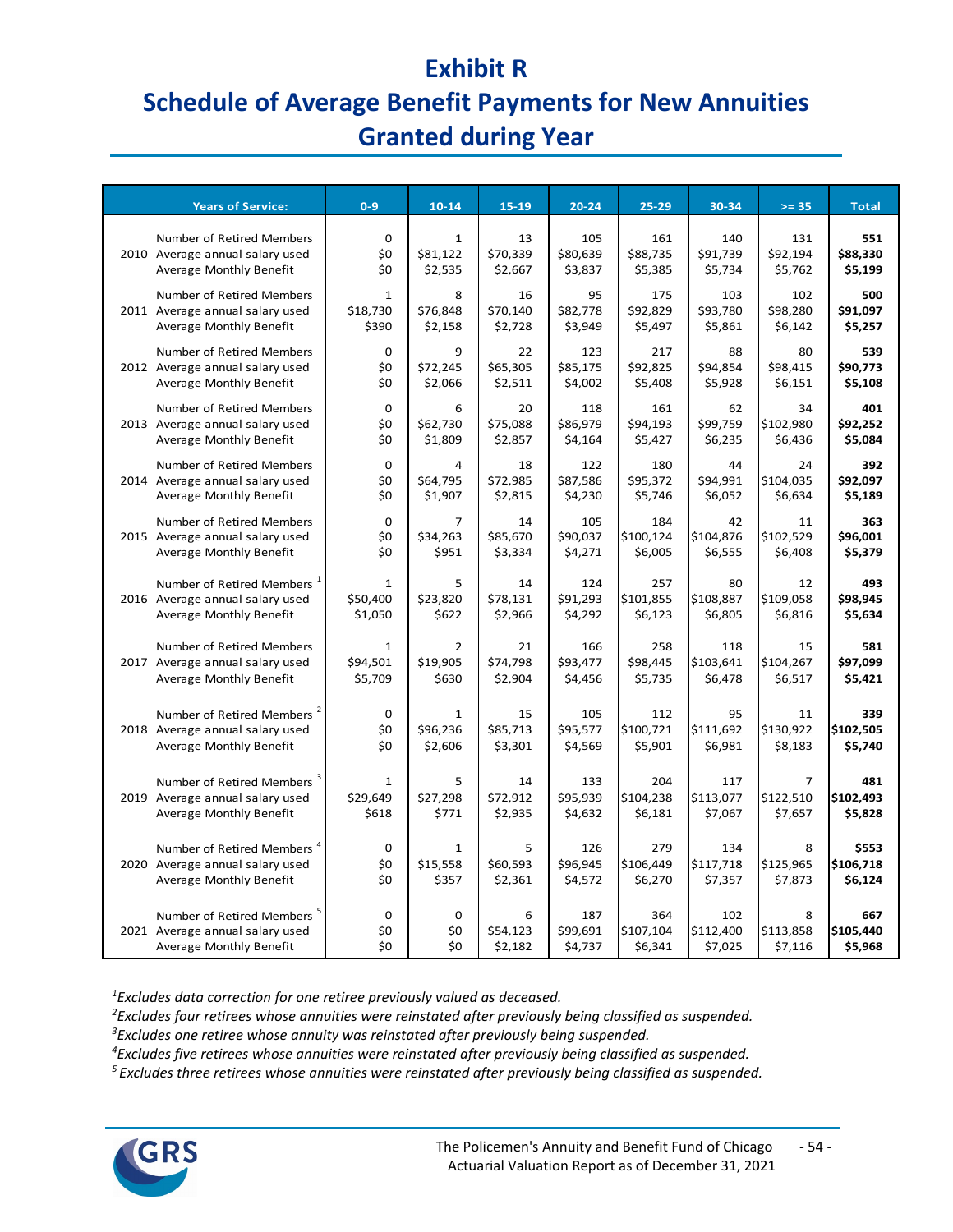# Exhibit R
# Schedule of Average Benefit Payments for New Annuities Granted during Year

| Years of Service: | | 0-9 | 10-14 | 15-19 | 20-24 | 25-29 | 30-34 | >= 35 | Total |
|---|---|---|---|---|---|---|---|---|---|
| 2010 | Number of Retired Members | 0 | 1 | 13 | 105 | 161 | 140 | 131 | **551** |
| | Average annual salary used | $0 | $81,122 | $70,339 | $80,639 | $88,735 | $91,739 | $92,194 | **$88,330** |
| | Average Monthly Benefit | $0 | $2,535 | $2,667 | $3,837 | $5,385 | $5,734 | $5,762 | **$5,199** |
| 2011 | Number of Retired Members | 1 | 8 | 16 | 95 | 175 | 103 | 102 | **500** |
| | Average annual salary used | $18,730 | $76,848 | $70,140 | $82,778 | $92,829 | $93,780 | $98,280 | **$91,097** |
| | Average Monthly Benefit | $390 | $2,158 | $2,728 | $3,949 | $5,497 | $5,861 | $6,142 | **$5,257** |
| 2012 | Number of Retired Members | 0 | 9 | 22 | 123 | 217 | 88 | 80 | **539** |
| | Average annual salary used | $0 | $72,245 | $65,305 | $85,175 | $92,825 | $94,854 | $98,415 | **$90,773** |
| | Average Monthly Benefit | $0 | $2,066 | $2,511 | $4,002 | $5,408 | $5,928 | $6,151 | **$5,108** |
| 2013 | Number of Retired Members | 0 | 6 | 20 | 118 | 161 | 62 | 34 | **401** |
| | Average annual salary used | $0 | $62,730 | $75,088 | $86,979 | $94,193 | $99,759 | $102,980 | **$92,252** |
| | Average Monthly Benefit | $0 | $1,809 | $2,857 | $4,164 | $5,427 | $6,235 | $6,436 | **$5,084** |
| 2014 | Number of Retired Members | 0 | 4 | 18 | 122 | 180 | 44 | 24 | **392** |
| | Average annual salary used | $0 | $64,795 | $72,985 | $87,586 | $95,372 | $94,991 | $104,035 | **$92,097** |
| | Average Monthly Benefit | $0 | $1,907 | $2,815 | $4,230 | $5,746 | $6,052 | $6,634 | **$5,189** |
| 2015 | Number of Retired Members | 0 | 7 | 14 | 105 | 184 | 42 | 11 | **363** |
| | Average annual salary used | $0 | $34,263 | $85,670 | $90,037 | $100,124 | $104,876 | $102,529 | **$96,001** |
| | Average Monthly Benefit | $0 | $951 | $3,334 | $4,271 | $6,005 | $6,555 | $6,408 | **$5,379** |
| 2016 | Number of Retired Members [1] | 1 | 5 | 14 | 124 | 257 | 80 | 12 | **493** |
| | Average annual salary used | $50,400 | $23,820 | $78,131 | $91,293 | $101,855 | $108,887 | $109,058 | **$98,945** |
| | Average Monthly Benefit | $1,050 | $622 | $2,966 | $4,292 | $6,123 | $6,805 | $6,816 | **$5,634** |
| 2017 | Number of Retired Members | 1 | 2 | 21 | 166 | 258 | 118 | 15 | **581** |
| | Average annual salary used | $94,501 | $19,905 | $74,798 | $93,477 | $98,445 | $103,641 | $104,267 | **$97,099** |
| | Average Monthly Benefit | $5,709 | $630 | $2,904 | $4,456 | $5,735 | $6,478 | $6,517 | **$5,421** |
| 2018 | Number of Retired Members [2] | 0 | 1 | 15 | 105 | 112 | 95 | 11 | **339** |
| | Average annual salary used | $0 | $96,236 | $85,713 | $95,577 | $100,721 | $111,692 | $130,922 | **$102,505** |
| | Average Monthly Benefit | $0 | $2,606 | $3,301 | $4,569 | $5,901 | $6,981 | $8,183 | **$5,740** |
| 2019 | Number of Retired Members [3] | 1 | 5 | 14 | 133 | 204 | 117 | 7 | **481** |
| | Average annual salary used | $29,649 | $27,298 | $72,912 | $95,939 | $104,238 | $113,077 | $122,510 | **$102,493** |
| | Average Monthly Benefit | $618 | $771 | $2,935 | $4,632 | $6,181 | $7,067 | $7,657 | **$5,828** |
| 2020 | Number of Retired Members [4] | 0 | 1 | 5 | 126 | 279 | 134 | 8 | **$553** |
| | Average annual salary used | $0 | $15,558 | $60,593 | $96,945 | $106,449 | $117,718 | $125,965 | **$106,718** |
| | Average Monthly Benefit | $0 | $357 | $2,361 | $4,572 | $6,270 | $7,357 | $7,873 | **$6,124** |
| 2021 | Number of Retired Members [5] | 0 | 0 | 6 | 187 | 364 | 102 | 8 | **667** |
| | Average annual salary used | $0 | $0 | $54,123 | $99,691 | $107,104 | $112,400 | $113,858 | **$105,440** |
| | Average Monthly Benefit | $0 | $0 | $2,182 | $4,737 | $6,341 | $7,025 | $7,116 | **$5,968** |

*[1] Excludes data correction for one retiree previously valued as deceased.*

*[2] Excludes four retirees whose annuities were reinstated after previously being classified as suspended.*

*[3] Excludes one retiree whose annuity was reinstated after previously being suspended.*

*[4] Excludes five retirees whose annuities were reinstated after previously being classified as suspended.*

*[5] Excludes three retirees whose annuities were reinstated after previously being classified as suspended.*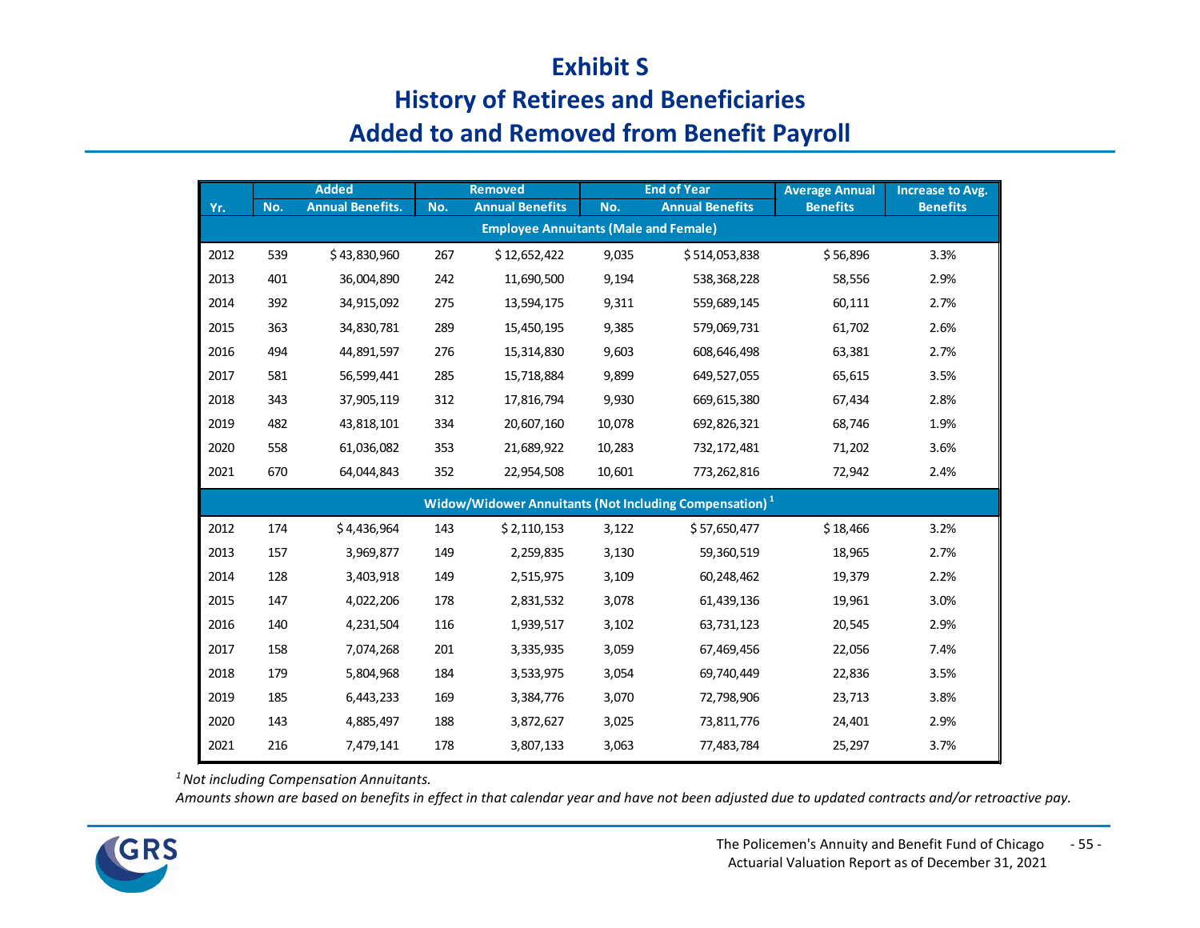# Exhibit S

## History of Retirees and Beneficiaries Added to and Removed from Benefit Payroll

| Yr. | Added | | Removed | | End of Year | | Average Annual Benefits | Increase to Avg. Benefits |
|---|---|---|---|---|---|---|---|---|
| | No. | Annual Benefits. | No. | Annual Benefits | No. | Annual Benefits | | |
| **Employee Annuitants (Male and Female)** | | | | | | | | |
| 2012 | 539 | $ 43,830,960 | 267 | $ 12,652,422 | 9,035 | $ 514,053,838 | $ 56,896 | 3.3% |
| 2013 | 401 | 36,004,890 | 242 | 11,690,500 | 9,194 | 538,368,228 | 58,556 | 2.9% |
| 2014 | 392 | 34,915,092 | 275 | 13,594,175 | 9,311 | 559,689,145 | 60,111 | 2.7% |
| 2015 | 363 | 34,830,781 | 289 | 15,450,195 | 9,385 | 579,069,731 | 61,702 | 2.6% |
| 2016 | 494 | 44,891,597 | 276 | 15,314,830 | 9,603 | 608,646,498 | 63,381 | 2.7% |
| 2017 | 581 | 56,599,441 | 285 | 15,718,884 | 9,899 | 649,527,055 | 65,615 | 3.5% |
| 2018 | 343 | 37,905,119 | 312 | 17,816,794 | 9,930 | 669,615,380 | 67,434 | 2.8% |
| 2019 | 482 | 43,818,101 | 334 | 20,607,160 | 10,078 | 692,826,321 | 68,746 | 1.9% |
| 2020 | 558 | 61,036,082 | 353 | 21,689,922 | 10,283 | 732,172,481 | 71,202 | 3.6% |
| 2021 | 670 | 64,044,843 | 352 | 22,954,508 | 10,601 | 773,262,816 | 72,942 | 2.4% |
| **Widow/Widower Annuitants (Not Including Compensation) [1]** | | | | | | | | |
| 2012 | 174 | $ 4,436,964 | 143 | $ 2,110,153 | 3,122 | $ 57,650,477 | $ 18,466 | 3.2% |
| 2013 | 157 | 3,969,877 | 149 | 2,259,835 | 3,130 | 59,360,519 | 18,965 | 2.7% |
| 2014 | 128 | 3,403,918 | 149 | 2,515,975 | 3,109 | 60,248,462 | 19,379 | 2.2% |
| 2015 | 147 | 4,022,206 | 178 | 2,831,532 | 3,078 | 61,439,136 | 19,961 | 3.0% |
| 2016 | 140 | 4,231,504 | 116 | 1,939,517 | 3,102 | 63,731,123 | 20,545 | 2.9% |
| 2017 | 158 | 7,074,268 | 201 | 3,335,935 | 3,059 | 67,469,456 | 22,056 | 7.4% |
| 2018 | 179 | 5,804,968 | 184 | 3,533,975 | 3,054 | 69,740,449 | 22,836 | 3.5% |
| 2019 | 185 | 6,443,233 | 169 | 3,384,776 | 3,070 | 72,798,906 | 23,713 | 3.8% |
| 2020 | 143 | 4,885,497 | 188 | 3,872,627 | 3,025 | 73,811,776 | 24,401 | 2.9% |
| 2021 | 216 | 7,479,141 | 178 | 3,807,133 | 3,063 | 77,483,784 | 25,297 | 3.7% |

*[1] Not including Compensation Annuitants.*

*Amounts shown are based on benefits in effect in that calendar year and have not been adjusted due to updated contracts and/or retroactive pay.*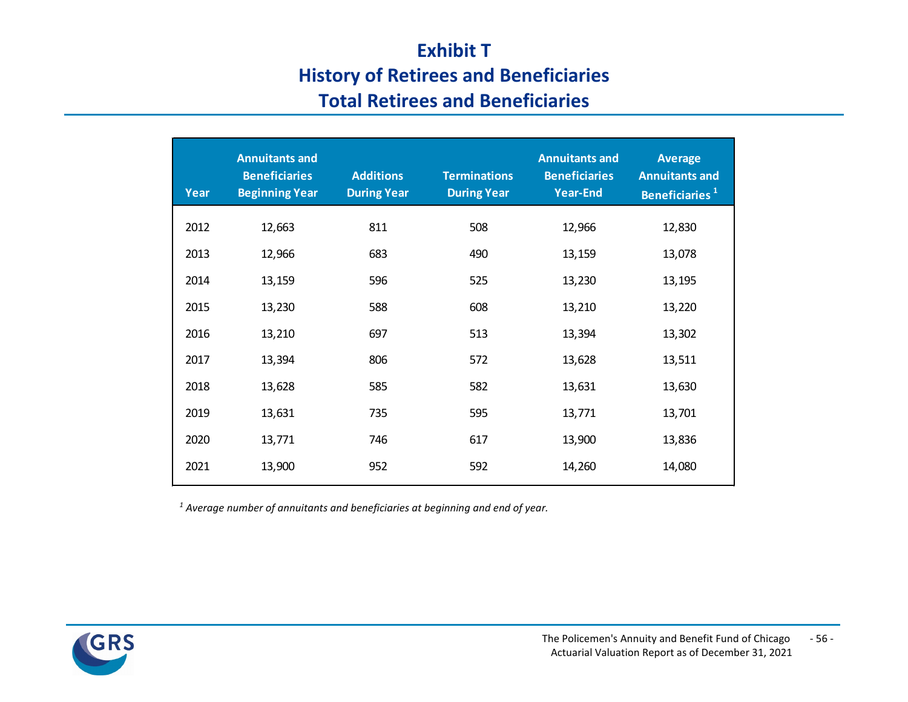# Exhibit T
## History of Retirees and Beneficiaries
## Total Retirees and Beneficiaries

| Year | Annuitants and Beneficiaries Beginning Year | Additions During Year | Terminations During Year | Annuitants and Beneficiaries Year-End | Average Annuitants and Beneficiaries [1] |
|---|---|---|---|---|---|
| 2012 | 12,663 | 811 | 508 | 12,966 | 12,830 |
| 2013 | 12,966 | 683 | 490 | 13,159 | 13,078 |
| 2014 | 13,159 | 596 | 525 | 13,230 | 13,195 |
| 2015 | 13,230 | 588 | 608 | 13,210 | 13,220 |
| 2016 | 13,210 | 697 | 513 | 13,394 | 13,302 |
| 2017 | 13,394 | 806 | 572 | 13,628 | 13,511 |
| 2018 | 13,628 | 585 | 582 | 13,631 | 13,630 |
| 2019 | 13,631 | 735 | 595 | 13,771 | 13,701 |
| 2020 | 13,771 | 746 | 617 | 13,900 | 13,836 |
| 2021 | 13,900 | 952 | 592 | 14,260 | 14,080 |

*[1] Average number of annuitants and beneficiaries at beginning and end of year.*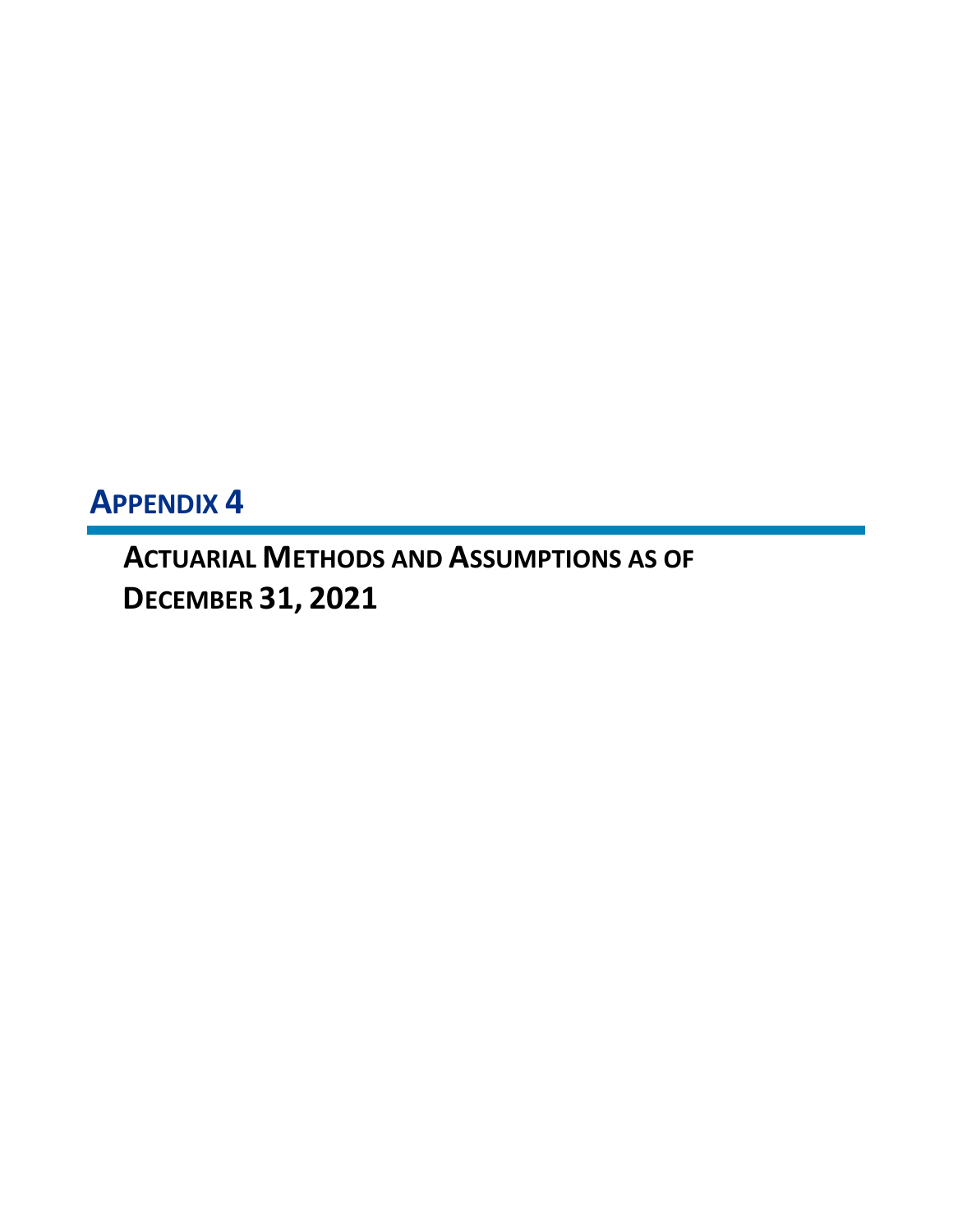# Appendix 4

## Actuarial Methods and Assumptions as of December 31, 2021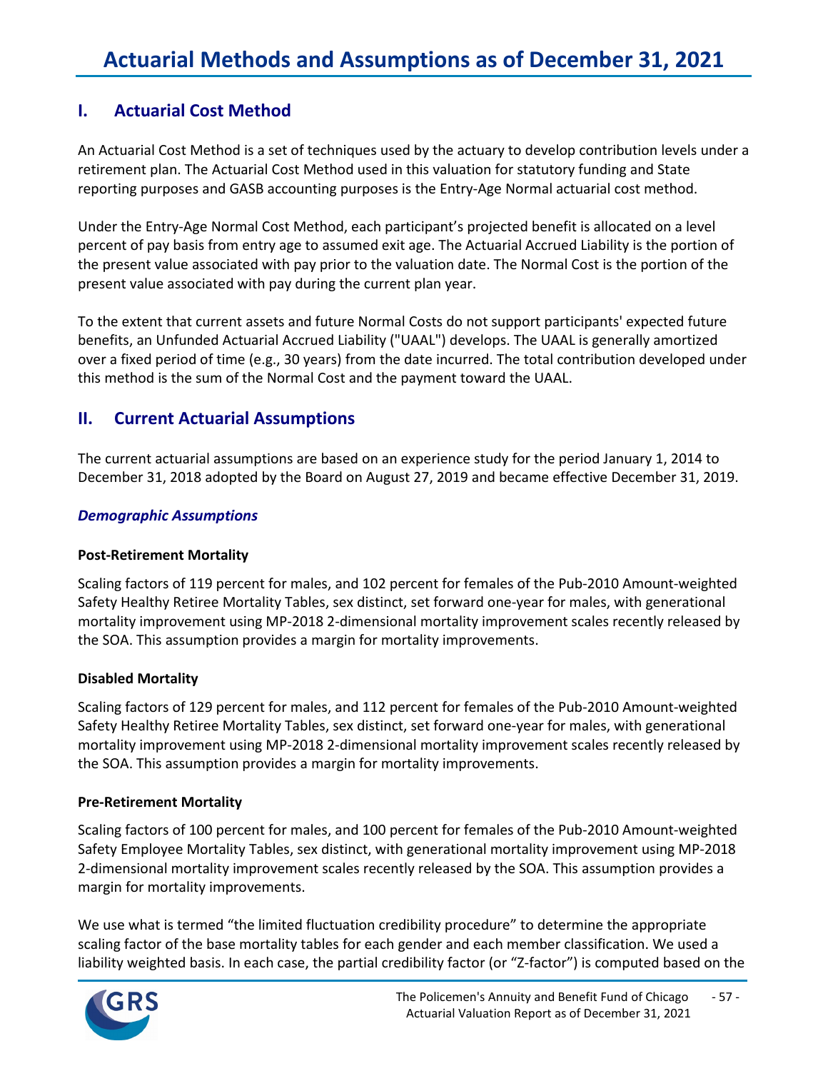# Actuarial Methods and Assumptions as of December 31, 2021

## I. Actuarial Cost Method

An Actuarial Cost Method is a set of techniques used by the actuary to develop contribution levels under a retirement plan. The Actuarial Cost Method used in this valuation for statutory funding and State reporting purposes and GASB accounting purposes is the Entry-Age Normal actuarial cost method.

Under the Entry-Age Normal Cost Method, each participant's projected benefit is allocated on a level percent of pay basis from entry age to assumed exit age. The Actuarial Accrued Liability is the portion of the present value associated with pay prior to the valuation date. The Normal Cost is the portion of the present value associated with pay during the current plan year.

To the extent that current assets and future Normal Costs do not support participants' expected future benefits, an Unfunded Actuarial Accrued Liability ("UAAL") develops. The UAAL is generally amortized over a fixed period of time (e.g., 30 years) from the date incurred. The total contribution developed under this method is the sum of the Normal Cost and the payment toward the UAAL.

## II. Current Actuarial Assumptions

The current actuarial assumptions are based on an experience study for the period January 1, 2014 to December 31, 2018 adopted by the Board on August 27, 2019 and became effective December 31, 2019.

### *Demographic Assumptions*

**Post-Retirement Mortality**

Scaling factors of 119 percent for males, and 102 percent for females of the Pub-2010 Amount-weighted Safety Healthy Retiree Mortality Tables, sex distinct, set forward one-year for males, with generational mortality improvement using MP-2018 2-dimensional mortality improvement scales recently released by the SOA. This assumption provides a margin for mortality improvements.

**Disabled Mortality**

Scaling factors of 129 percent for males, and 112 percent for females of the Pub-2010 Amount-weighted Safety Healthy Retiree Mortality Tables, sex distinct, set forward one-year for males, with generational mortality improvement using MP-2018 2-dimensional mortality improvement scales recently released by the SOA. This assumption provides a margin for mortality improvements.

**Pre-Retirement Mortality**

Scaling factors of 100 percent for males, and 100 percent for females of the Pub-2010 Amount-weighted Safety Employee Mortality Tables, sex distinct, with generational mortality improvement using MP-2018 2-dimensional mortality improvement scales recently released by the SOA. This assumption provides a margin for mortality improvements.

We use what is termed "the limited fluctuation credibility procedure" to determine the appropriate scaling factor of the base mortality tables for each gender and each member classification. We used a liability weighted basis. In each case, the partial credibility factor (or "Z-factor") is computed based on the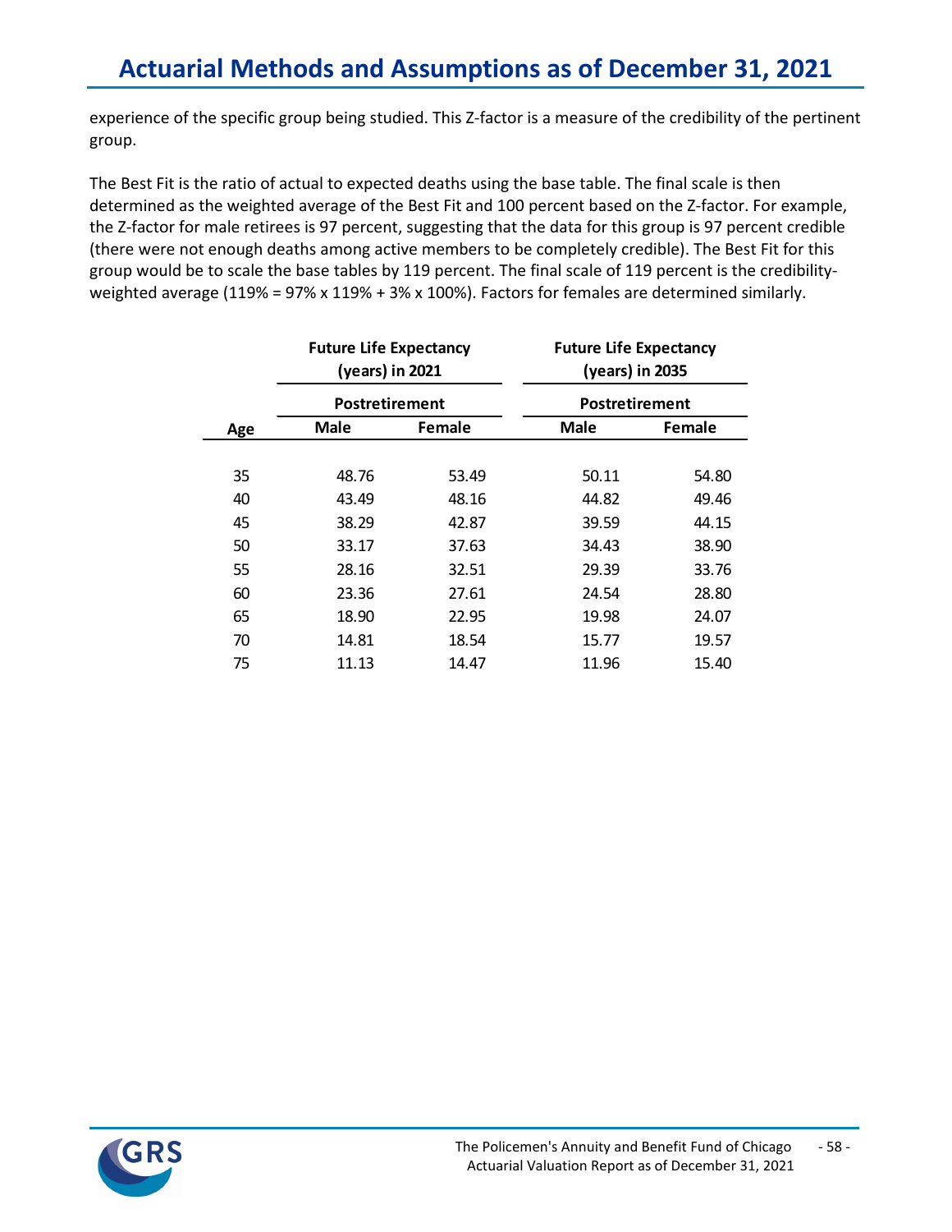# Actuarial Methods and Assumptions as of December 31, 2021

experience of the specific group being studied. This Z-factor is a measure of the credibility of the pertinent group.

The Best Fit is the ratio of actual to expected deaths using the base table. The final scale is then determined as the weighted average of the Best Fit and 100 percent based on the Z-factor. For example, the Z-factor for male retirees is 97 percent, suggesting that the data for this group is 97 percent credible (there were not enough deaths among active members to be completely credible). The Best Fit for this group would be to scale the base tables by 119 percent. The final scale of 119 percent is the credibility-weighted average (119% = 97% x 119% + 3% x 100%). Factors for females are determined similarly.

| | Future Life Expectancy (years) in 2021 | | Future Life Expectancy (years) in 2035 | |
|---|---|---|---|---|
| | Postretirement | | Postretirement | |
| Age | Male | Female | Male | Female |
| 35 | 48.76 | 53.49 | 50.11 | 54.80 |
| 40 | 43.49 | 48.16 | 44.82 | 49.46 |
| 45 | 38.29 | 42.87 | 39.59 | 44.15 |
| 50 | 33.17 | 37.63 | 34.43 | 38.90 |
| 55 | 28.16 | 32.51 | 29.39 | 33.76 |
| 60 | 23.36 | 27.61 | 24.54 | 28.80 |
| 65 | 18.90 | 22.95 | 19.98 | 24.07 |
| 70 | 14.81 | 18.54 | 15.77 | 19.57 |
| 75 | 11.13 | 14.47 | 11.96 | 15.40 |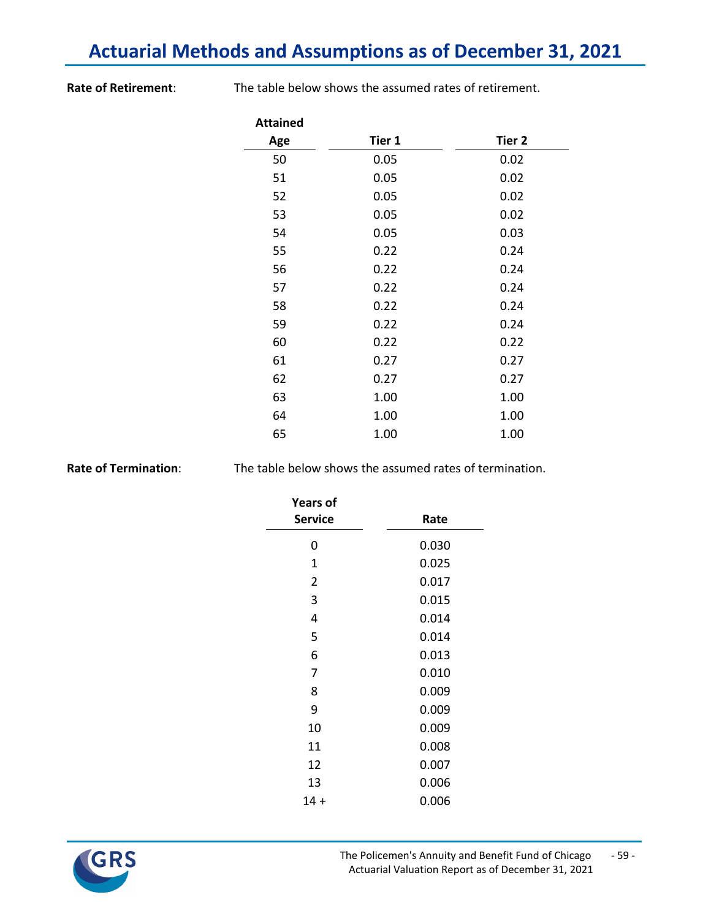# Actuarial Methods and Assumptions as of December 31, 2021

**Rate of Retirement**: The table below shows the assumed rates of retirement.

| Attained Age | Tier 1 | Tier 2 |
|---|---|---|
| 50 | 0.05 | 0.02 |
| 51 | 0.05 | 0.02 |
| 52 | 0.05 | 0.02 |
| 53 | 0.05 | 0.02 |
| 54 | 0.05 | 0.03 |
| 55 | 0.22 | 0.24 |
| 56 | 0.22 | 0.24 |
| 57 | 0.22 | 0.24 |
| 58 | 0.22 | 0.24 |
| 59 | 0.22 | 0.24 |
| 60 | 0.22 | 0.22 |
| 61 | 0.27 | 0.27 |
| 62 | 0.27 | 0.27 |
| 63 | 1.00 | 1.00 |
| 64 | 1.00 | 1.00 |
| 65 | 1.00 | 1.00 |

**Rate of Termination**: The table below shows the assumed rates of termination.

| Years of Service | Rate |
|---|---|
| 0 | 0.030 |
| 1 | 0.025 |
| 2 | 0.017 |
| 3 | 0.015 |
| 4 | 0.014 |
| 5 | 0.014 |
| 6 | 0.013 |
| 7 | 0.010 |
| 8 | 0.009 |
| 9 | 0.009 |
| 10 | 0.009 |
| 11 | 0.008 |
| 12 | 0.007 |
| 13 | 0.006 |
| 14 + | 0.006 |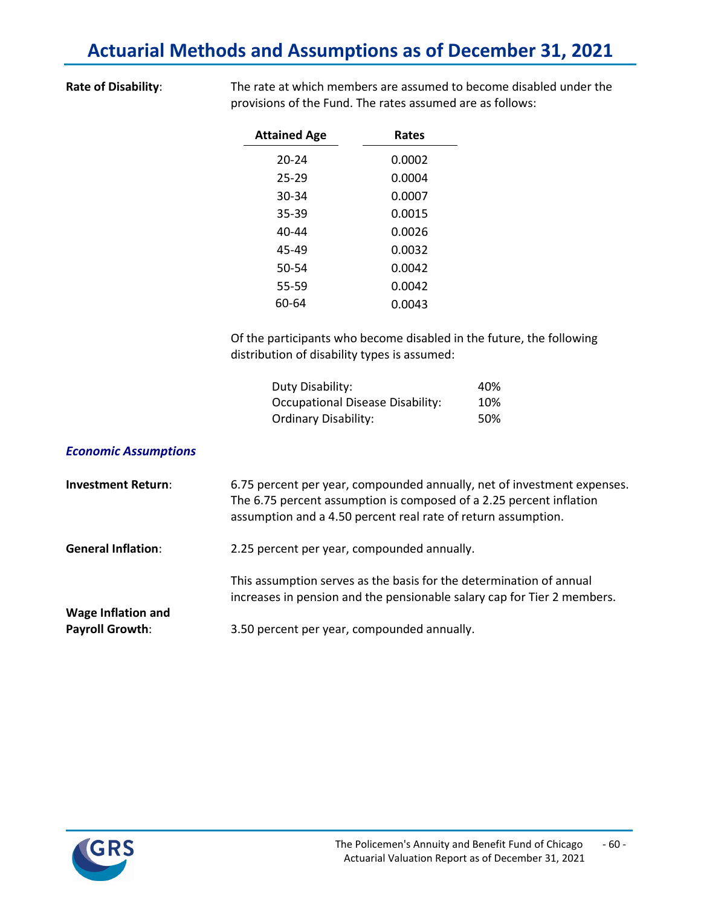# Actuarial Methods and Assumptions as of December 31, 2021

**Rate of Disability**: The rate at which members are assumed to become disabled under the provisions of the Fund. The rates assumed are as follows:

| Attained Age | Rates |
|---|---|
| 20-24 | 0.0002 |
| 25-29 | 0.0004 |
| 30-34 | 0.0007 |
| 35-39 | 0.0015 |
| 40-44 | 0.0026 |
| 45-49 | 0.0032 |
| 50-54 | 0.0042 |
| 55-59 | 0.0042 |
| 60-64 | 0.0043 |

Of the participants who become disabled in the future, the following distribution of disability types is assumed:

| | |
|---|---|
| Duty Disability: | 40% |
| Occupational Disease Disability: | 10% |
| Ordinary Disability: | 50% |

### *Economic Assumptions*

**Investment Return**: 6.75 percent per year, compounded annually, net of investment expenses. The 6.75 percent assumption is composed of a 2.25 percent inflation assumption and a 4.50 percent real rate of return assumption.

**General Inflation**: 2.25 percent per year, compounded annually.

This assumption serves as the basis for the determination of annual increases in pension and the pensionable salary cap for Tier 2 members.

**Wage Inflation and Payroll Growth**: 3.50 percent per year, compounded annually.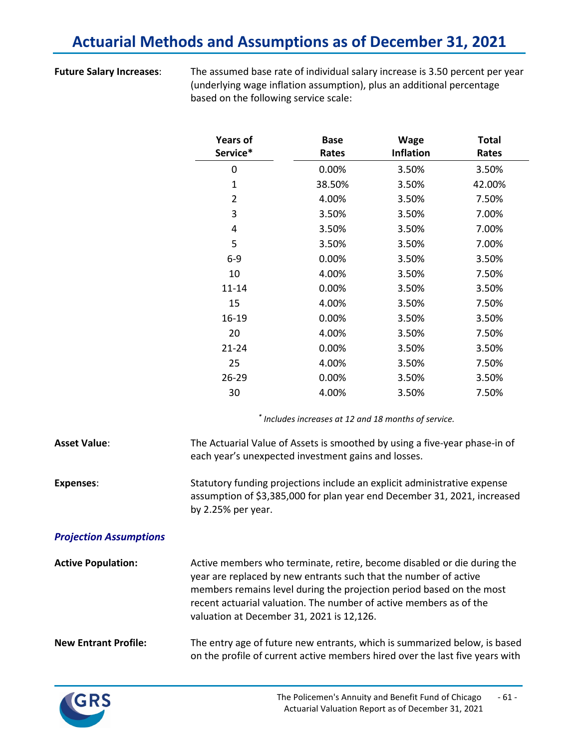# Actuarial Methods and Assumptions as of December 31, 2021

**Future Salary Increases**: The assumed base rate of individual salary increase is 3.50 percent per year (underlying wage inflation assumption), plus an additional percentage based on the following service scale:

| Years of Service* | Base Rates | Wage Inflation | Total Rates |
|---|---|---|---|
| 0 | 0.00% | 3.50% | 3.50% |
| 1 | 38.50% | 3.50% | 42.00% |
| 2 | 4.00% | 3.50% | 7.50% |
| 3 | 3.50% | 3.50% | 7.00% |
| 4 | 3.50% | 3.50% | 7.00% |
| 5 | 3.50% | 3.50% | 7.00% |
| 6-9 | 0.00% | 3.50% | 3.50% |
| 10 | 4.00% | 3.50% | 7.50% |
| 11-14 | 0.00% | 3.50% | 3.50% |
| 15 | 4.00% | 3.50% | 7.50% |
| 16-19 | 0.00% | 3.50% | 3.50% |
| 20 | 4.00% | 3.50% | 7.50% |
| 21-24 | 0.00% | 3.50% | 3.50% |
| 25 | 4.00% | 3.50% | 7.50% |
| 26-29 | 0.00% | 3.50% | 3.50% |
| 30 | 4.00% | 3.50% | 7.50% |

*\* Includes increases at 12 and 18 months of service.*

**Asset Value**: The Actuarial Value of Assets is smoothed by using a five-year phase-in of each year's unexpected investment gains and losses.

**Expenses**: Statutory funding projections include an explicit administrative expense assumption of $3,385,000 for plan year end December 31, 2021, increased by 2.25% per year.

***Projection Assumptions***

**Active Population:** Active members who terminate, retire, become disabled or die during the year are replaced by new entrants such that the number of active members remains level during the projection period based on the most recent actuarial valuation. The number of active members as of the valuation at December 31, 2021 is 12,126.

**New Entrant Profile:** The entry age of future new entrants, which is summarized below, is based on the profile of current active members hired over the last five years with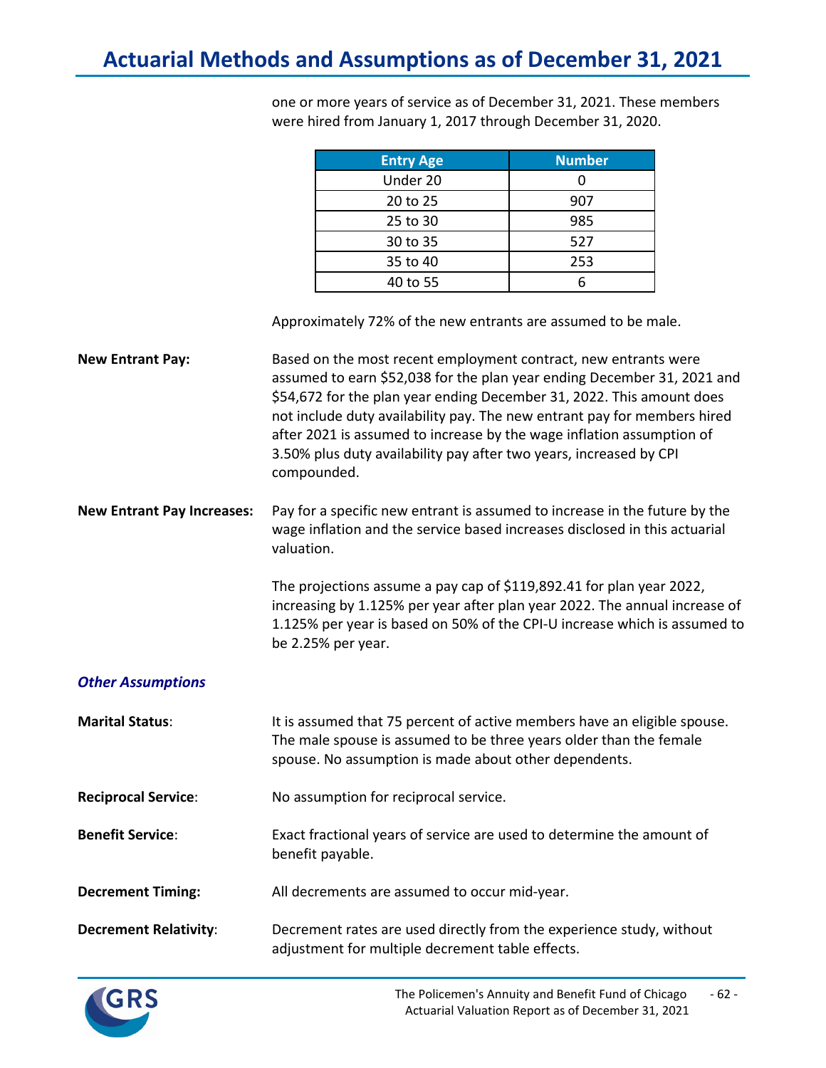one or more years of service as of December 31, 2021. These members were hired from January 1, 2017 through December 31, 2020.

| Entry Age | Number |
|---|---|
| Under 20 | 0 |
| 20 to 25 | 907 |
| 25 to 30 | 985 |
| 30 to 35 | 527 |
| 35 to 40 | 253 |
| 40 to 55 | 6 |

Approximately 72% of the new entrants are assumed to be male.

**New Entrant Pay:** Based on the most recent employment contract, new entrants were assumed to earn $52,038 for the plan year ending December 31, 2021 and $54,672 for the plan year ending December 31, 2022. This amount does not include duty availability pay. The new entrant pay for members hired after 2021 is assumed to increase by the wage inflation assumption of 3.50% plus duty availability pay after two years, increased by CPI compounded.

**New Entrant Pay Increases:** Pay for a specific new entrant is assumed to increase in the future by the wage inflation and the service based increases disclosed in this actuarial valuation.

The projections assume a pay cap of $119,892.41 for plan year 2022, increasing by 1.125% per year after plan year 2022. The annual increase of 1.125% per year is based on 50% of the CPI-U increase which is assumed to be 2.25% per year.

### *Other Assumptions*

**Marital Status**: It is assumed that 75 percent of active members have an eligible spouse. The male spouse is assumed to be three years older than the female spouse. No assumption is made about other dependents.

**Reciprocal Service**: No assumption for reciprocal service.

**Benefit Service**: Exact fractional years of service are used to determine the amount of benefit payable.

**Decrement Timing:** All decrements are assumed to occur mid-year.

**Decrement Relativity**: Decrement rates are used directly from the experience study, without adjustment for multiple decrement table effects.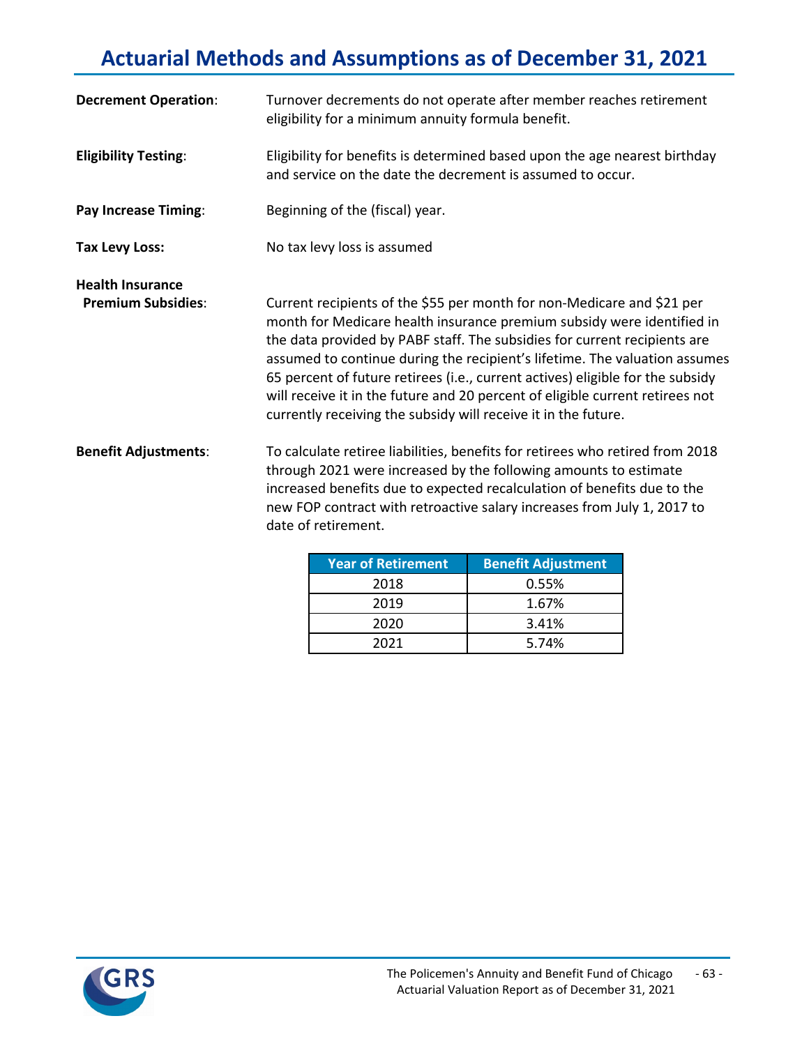# Actuarial Methods and Assumptions as of December 31, 2021

**Decrement Operation**: Turnover decrements do not operate after member reaches retirement eligibility for a minimum annuity formula benefit.

**Eligibility Testing**: Eligibility for benefits is determined based upon the age nearest birthday and service on the date the decrement is assumed to occur.

**Pay Increase Timing**: Beginning of the (fiscal) year.

**Tax Levy Loss:** No tax levy loss is assumed

**Health Insurance Premium Subsidies**: Current recipients of the $55 per month for non-Medicare and $21 per month for Medicare health insurance premium subsidy were identified in the data provided by PABF staff. The subsidies for current recipients are assumed to continue during the recipient's lifetime. The valuation assumes 65 percent of future retirees (i.e., current actives) eligible for the subsidy will receive it in the future and 20 percent of eligible current retirees not currently receiving the subsidy will receive it in the future.

**Benefit Adjustments**: To calculate retiree liabilities, benefits for retirees who retired from 2018 through 2021 were increased by the following amounts to estimate increased benefits due to expected recalculation of benefits due to the new FOP contract with retroactive salary increases from July 1, 2017 to date of retirement.

| Year of Retirement | Benefit Adjustment |
|---|---|
| 2018 | 0.55% |
| 2019 | 1.67% |
| 2020 | 3.41% |
| 2021 | 5.74% |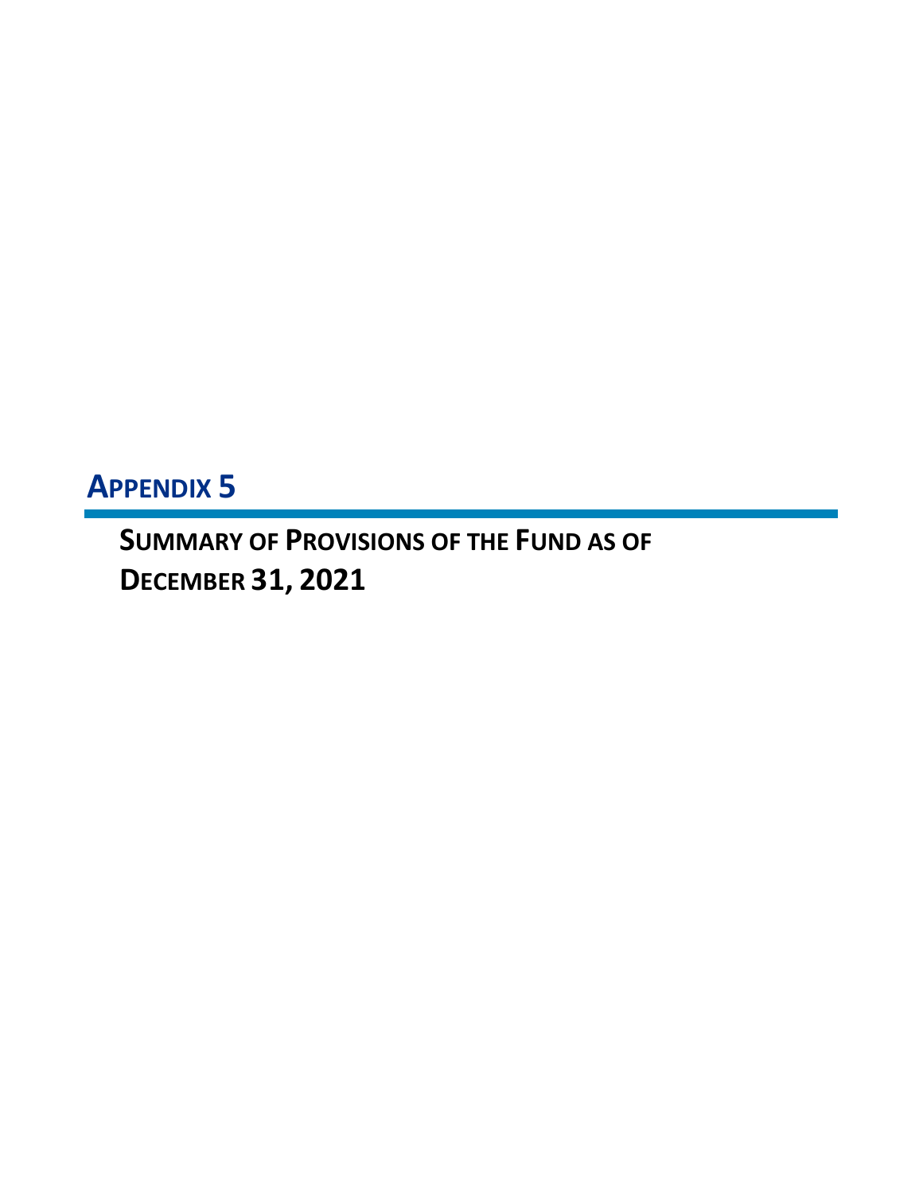# APPENDIX 5

## SUMMARY OF PROVISIONS OF THE FUND AS OF DECEMBER 31, 2021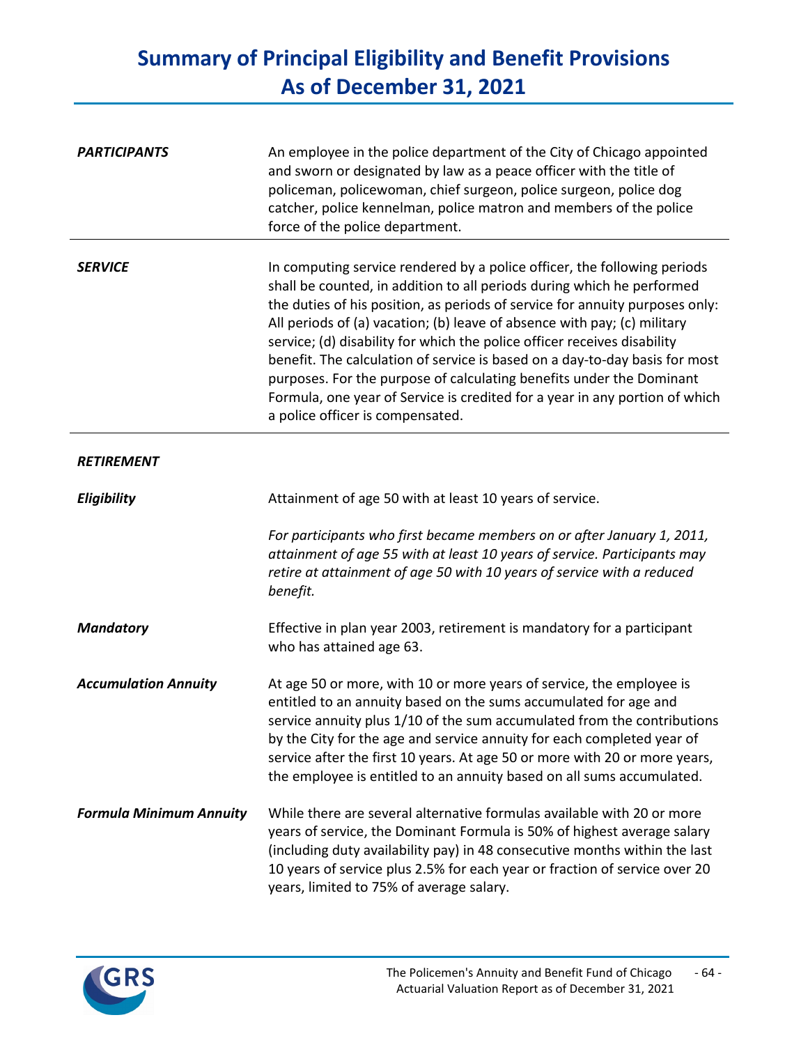# Summary of Principal Eligibility and Benefit Provisions As of December 31, 2021

***PARTICIPANTS***

An employee in the police department of the City of Chicago appointed and sworn or designated by law as a peace officer with the title of policeman, policewoman, chief surgeon, police surgeon, police dog catcher, police kennelman, police matron and members of the police force of the police department.

***SERVICE***

In computing service rendered by a police officer, the following periods shall be counted, in addition to all periods during which he performed the duties of his position, as periods of service for annuity purposes only: All periods of (a) vacation; (b) leave of absence with pay; (c) military service; (d) disability for which the police officer receives disability benefit. The calculation of service is based on a day-to-day basis for most purposes. For the purpose of calculating benefits under the Dominant Formula, one year of Service is credited for a year in any portion of which a police officer is compensated.

***RETIREMENT***

***Eligibility***

Attainment of age 50 with at least 10 years of service.

*For participants who first became members on or after January 1, 2011, attainment of age 55 with at least 10 years of service. Participants may retire at attainment of age 50 with 10 years of service with a reduced benefit.*

***Mandatory***

Effective in plan year 2003, retirement is mandatory for a participant who has attained age 63.

***Accumulation Annuity***

At age 50 or more, with 10 or more years of service, the employee is entitled to an annuity based on the sums accumulated for age and service annuity plus 1/10 of the sum accumulated from the contributions by the City for the age and service annuity for each completed year of service after the first 10 years. At age 50 or more with 20 or more years, the employee is entitled to an annuity based on all sums accumulated.

***Formula Minimum Annuity***

While there are several alternative formulas available with 20 or more years of service, the Dominant Formula is 50% of highest average salary (including duty availability pay) in 48 consecutive months within the last 10 years of service plus 2.5% for each year or fraction of service over 20 years, limited to 75% of average salary.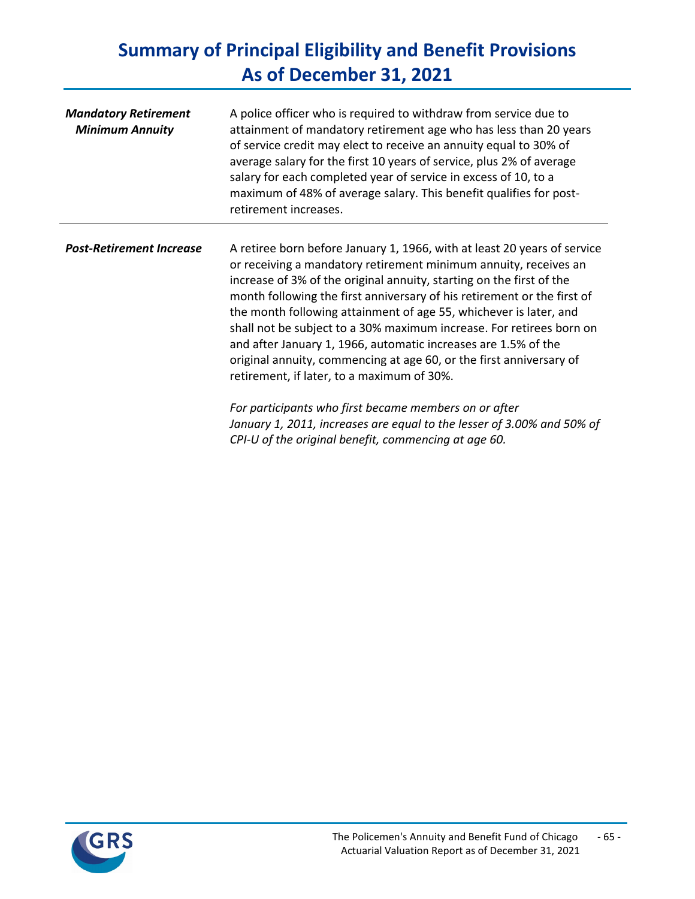# Summary of Principal Eligibility and Benefit Provisions As of December 31, 2021

***Mandatory Retirement Minimum Annuity***

A police officer who is required to withdraw from service due to attainment of mandatory retirement age who has less than 20 years of service credit may elect to receive an annuity equal to 30% of average salary for the first 10 years of service, plus 2% of average salary for each completed year of service in excess of 10, to a maximum of 48% of average salary. This benefit qualifies for post-retirement increases.

***Post-Retirement Increase***

A retiree born before January 1, 1966, with at least 20 years of service or receiving a mandatory retirement minimum annuity, receives an increase of 3% of the original annuity, starting on the first of the month following the first anniversary of his retirement or the first of the month following attainment of age 55, whichever is later, and shall not be subject to a 30% maximum increase. For retirees born on and after January 1, 1966, automatic increases are 1.5% of the original annuity, commencing at age 60, or the first anniversary of retirement, if later, to a maximum of 30%.

*For participants who first became members on or after January 1, 2011, increases are equal to the lesser of 3.00% and 50% of CPI-U of the original benefit, commencing at age 60.*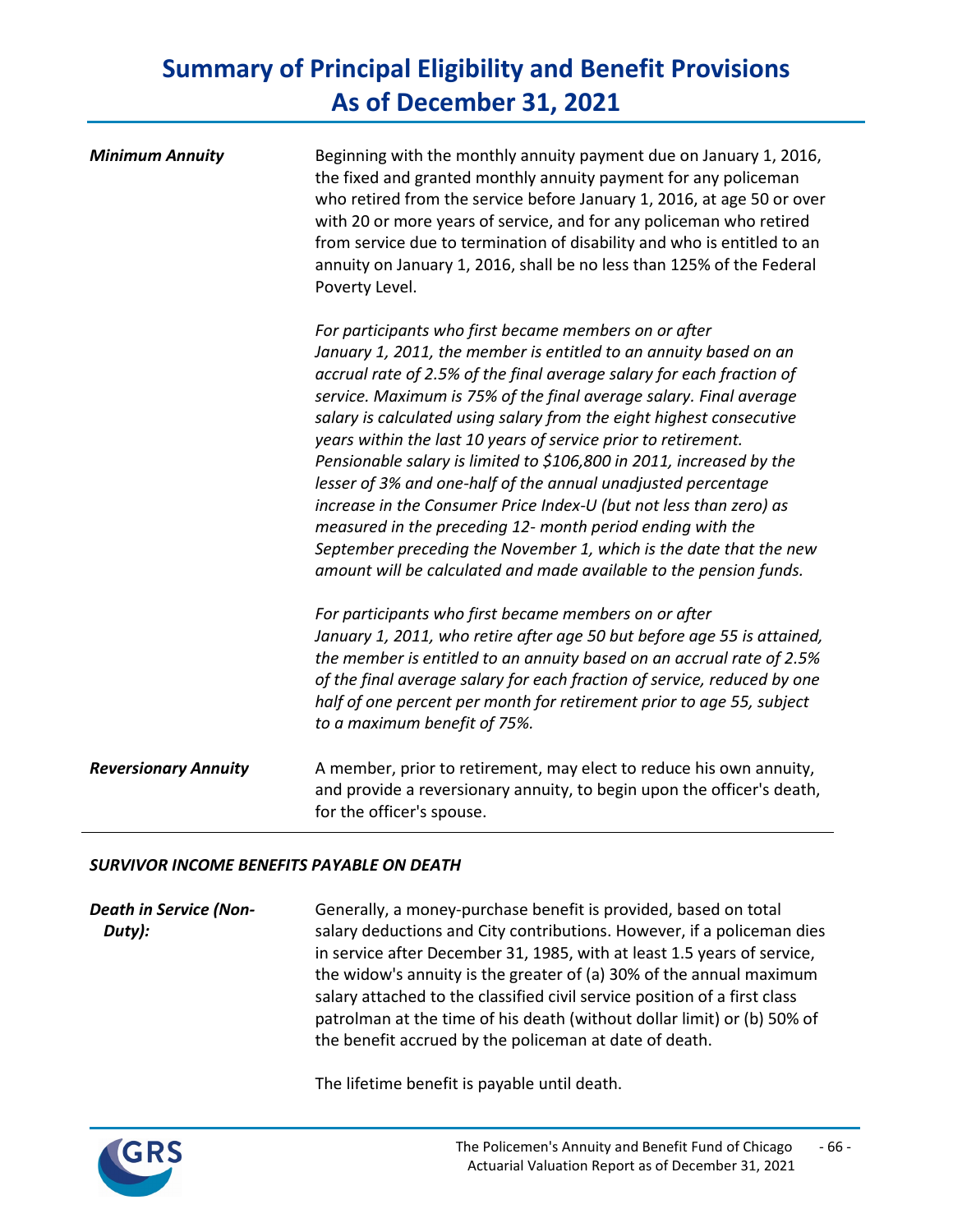# Summary of Principal Eligibility and Benefit Provisions
# As of December 31, 2021

***Minimum Annuity***

Beginning with the monthly annuity payment due on January 1, 2016, the fixed and granted monthly annuity payment for any policeman who retired from the service before January 1, 2016, at age 50 or over with 20 or more years of service, and for any policeman who retired from service due to termination of disability and who is entitled to an annuity on January 1, 2016, shall be no less than 125% of the Federal Poverty Level.

*For participants who first became members on or after January 1, 2011, the member is entitled to an annuity based on an accrual rate of 2.5% of the final average salary for each fraction of service. Maximum is 75% of the final average salary. Final average salary is calculated using salary from the eight highest consecutive years within the last 10 years of service prior to retirement. Pensionable salary is limited to $106,800 in 2011, increased by the lesser of 3% and one-half of the annual unadjusted percentage increase in the Consumer Price Index-U (but not less than zero) as measured in the preceding 12- month period ending with the September preceding the November 1, which is the date that the new amount will be calculated and made available to the pension funds.*

*For participants who first became members on or after January 1, 2011, who retire after age 50 but before age 55 is attained, the member is entitled to an annuity based on an accrual rate of 2.5% of the final average salary for each fraction of service, reduced by one half of one percent per month for retirement prior to age 55, subject to a maximum benefit of 75%.*

***Reversionary Annuity***

A member, prior to retirement, may elect to reduce his own annuity, and provide a reversionary annuity, to begin upon the officer's death, for the officer's spouse.

***SURVIVOR INCOME BENEFITS PAYABLE ON DEATH***

***Death in Service (Non-Duty):***

Generally, a money-purchase benefit is provided, based on total salary deductions and City contributions. However, if a policeman dies in service after December 31, 1985, with at least 1.5 years of service, the widow's annuity is the greater of (a) 30% of the annual maximum salary attached to the classified civil service position of a first class patrolman at the time of his death (without dollar limit) or (b) 50% of the benefit accrued by the policeman at date of death.

The lifetime benefit is payable until death.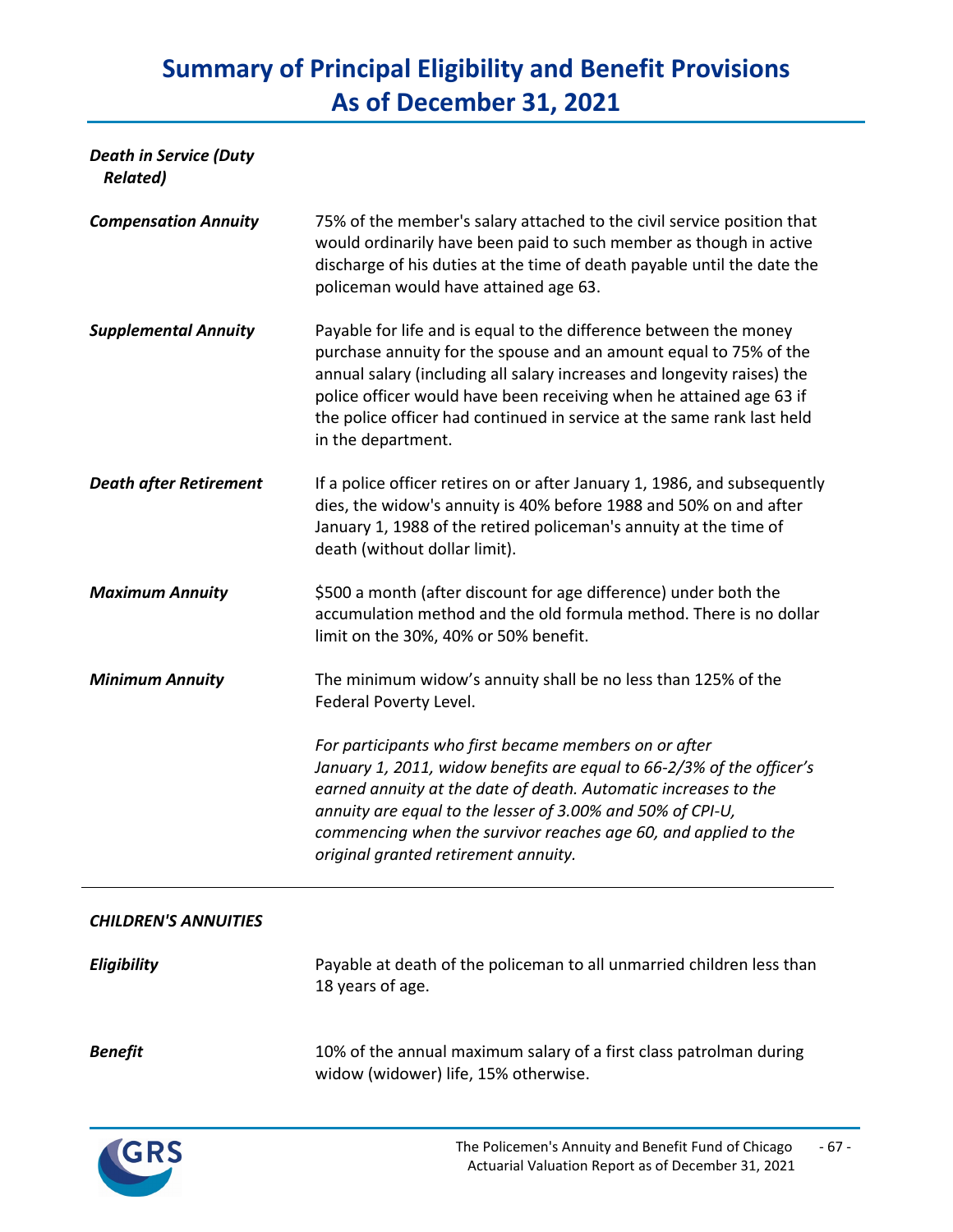# Summary of Principal Eligibility and Benefit Provisions As of December 31, 2021

***Death in Service (Duty Related)***

***Compensation Annuity*** 75% of the member's salary attached to the civil service position that would ordinarily have been paid to such member as though in active discharge of his duties at the time of death payable until the date the policeman would have attained age 63.

***Supplemental Annuity*** Payable for life and is equal to the difference between the money purchase annuity for the spouse and an amount equal to 75% of the annual salary (including all salary increases and longevity raises) the police officer would have been receiving when he attained age 63 if the police officer had continued in service at the same rank last held in the department.

***Death after Retirement*** If a police officer retires on or after January 1, 1986, and subsequently dies, the widow's annuity is 40% before 1988 and 50% on and after January 1, 1988 of the retired policeman's annuity at the time of death (without dollar limit).

***Maximum Annuity*** \$500 a month (after discount for age difference) under both the accumulation method and the old formula method. There is no dollar limit on the 30%, 40% or 50% benefit.

***Minimum Annuity*** The minimum widow's annuity shall be no less than 125% of the Federal Poverty Level.

*For participants who first became members on or after January 1, 2011, widow benefits are equal to 66-2/3% of the officer's earned annuity at the date of death. Automatic increases to the annuity are equal to the lesser of 3.00% and 50% of CPI-U, commencing when the survivor reaches age 60, and applied to the original granted retirement annuity.*

---

***CHILDREN'S ANNUITIES***

***Eligibility*** Payable at death of the policeman to all unmarried children less than 18 years of age.

***Benefit*** 10% of the annual maximum salary of a first class patrolman during widow (widower) life, 15% otherwise.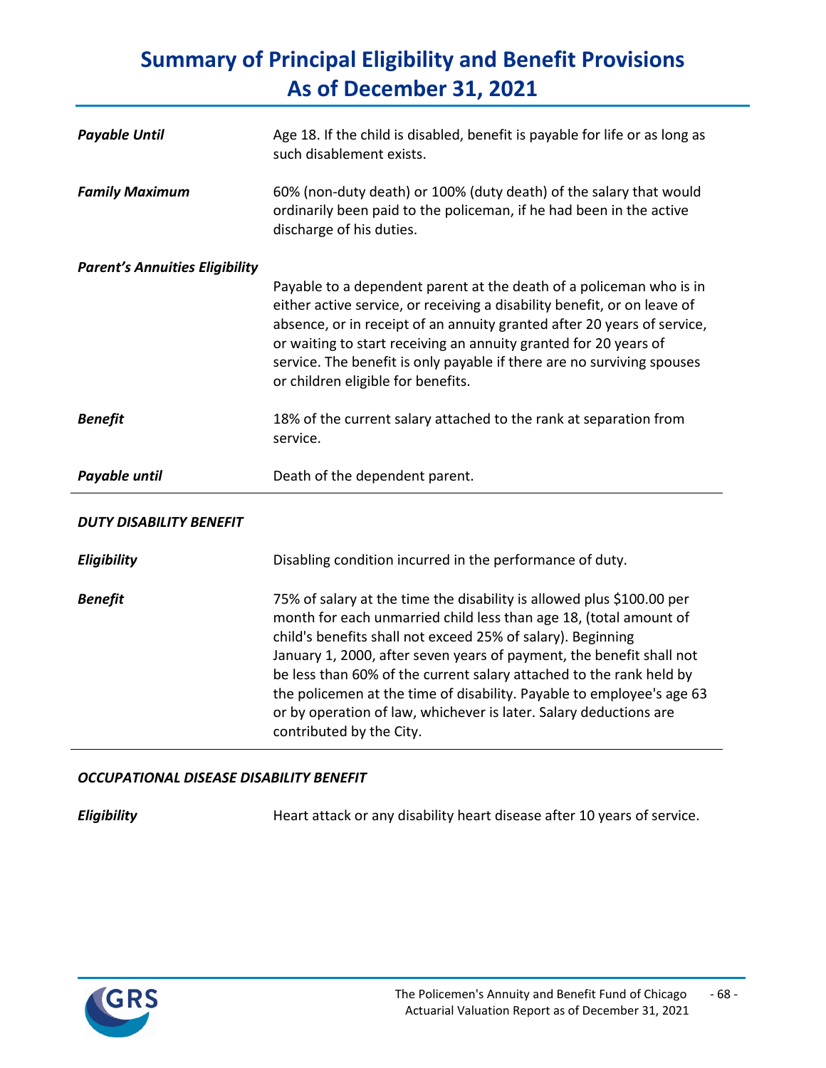# Summary of Principal Eligibility and Benefit Provisions
# As of December 31, 2021

| | |
|---|---|
| ***Payable Until*** | Age 18. If the child is disabled, benefit is payable for life or as long as such disablement exists. |
| ***Family Maximum*** | 60% (non-duty death) or 100% (duty death) of the salary that would ordinarily been paid to the policeman, if he had been in the active discharge of his duties. |
| ***Parent's Annuities Eligibility*** | Payable to a dependent parent at the death of a policeman who is in either active service, or receiving a disability benefit, or on leave of absence, or in receipt of an annuity granted after 20 years of service, or waiting to start receiving an annuity granted for 20 years of service. The benefit is only payable if there are no surviving spouses or children eligible for benefits. |
| ***Benefit*** | 18% of the current salary attached to the rank at separation from service. |
| ***Payable until*** | Death of the dependent parent. |

***DUTY DISABILITY BENEFIT***

| | |
|---|---|
| ***Eligibility*** | Disabling condition incurred in the performance of duty. |
| ***Benefit*** | 75% of salary at the time the disability is allowed plus $100.00 per month for each unmarried child less than age 18, (total amount of child's benefits shall not exceed 25% of salary). Beginning January 1, 2000, after seven years of payment, the benefit shall not be less than 60% of the current salary attached to the rank held by the policemen at the time of disability. Payable to employee's age 63 or by operation of law, whichever is later. Salary deductions are contributed by the City. |

***OCCUPATIONAL DISEASE DISABILITY BENEFIT***

| | |
|---|---|
| ***Eligibility*** | Heart attack or any disability heart disease after 10 years of service. |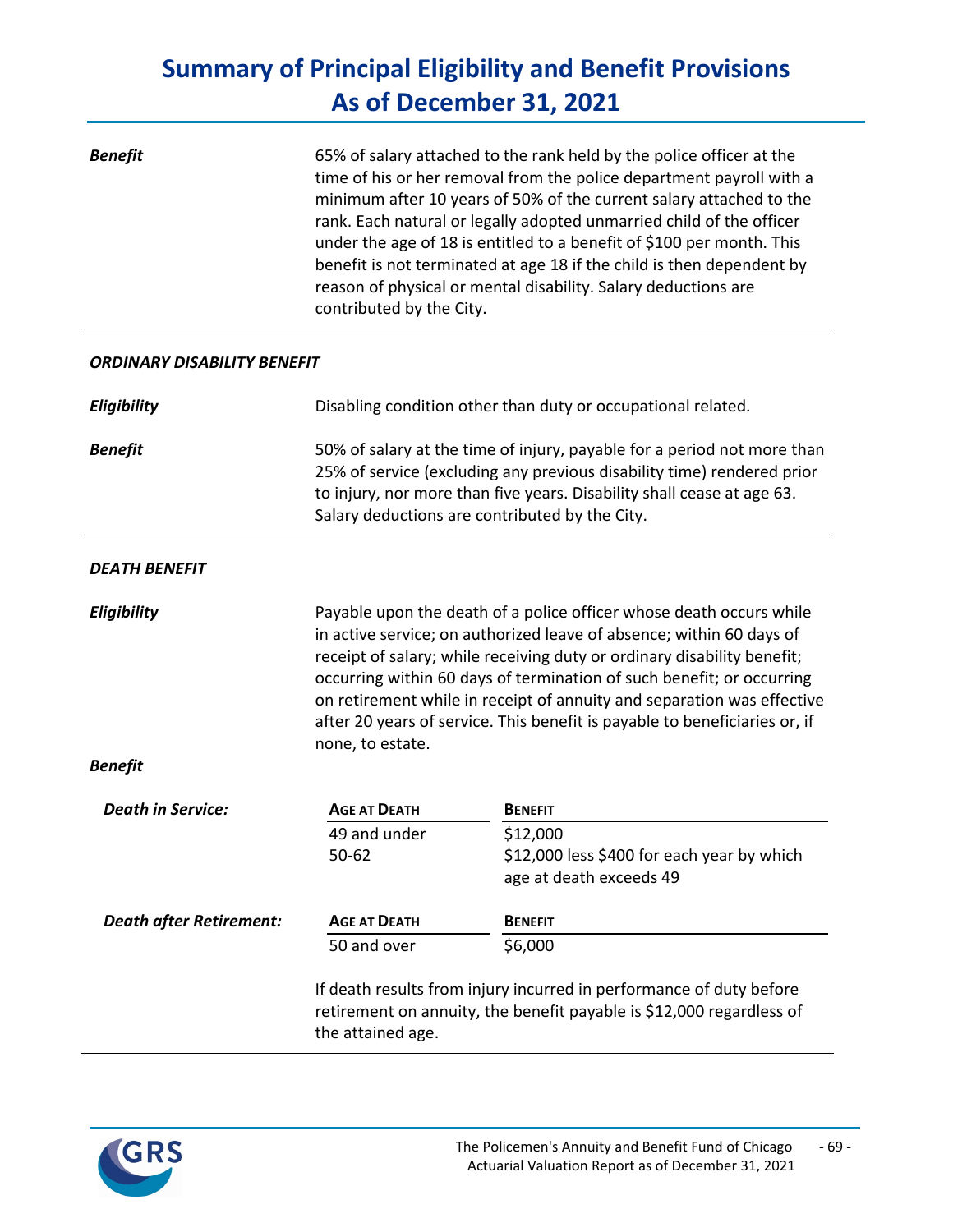# Summary of Principal Eligibility and Benefit Provisions As of December 31, 2021

| | |
|---|---|
| ***Benefit*** | 65% of salary attached to the rank held by the police officer at the time of his or her removal from the police department payroll with a minimum after 10 years of 50% of the current salary attached to the rank. Each natural or legally adopted unmarried child of the officer under the age of 18 is entitled to a benefit of $100 per month. This benefit is not terminated at age 18 if the child is then dependent by reason of physical or mental disability. Salary deductions are contributed by the City. |

***ORDINARY DISABILITY BENEFIT***

| | |
|---|---|
| ***Eligibility*** | Disabling condition other than duty or occupational related. |
| ***Benefit*** | 50% of salary at the time of injury, payable for a period not more than 25% of service (excluding any previous disability time) rendered prior to injury, nor more than five years. Disability shall cease at age 63. Salary deductions are contributed by the City. |

***DEATH BENEFIT***

| | |
|---|---|
| ***Eligibility*** | Payable upon the death of a police officer whose death occurs while in active service; on authorized leave of absence; within 60 days of receipt of salary; while receiving duty or ordinary disability benefit; occurring within 60 days of termination of such benefit; or occurring on retirement while in receipt of annuity and separation was effective after 20 years of service. This benefit is payable to beneficiaries or, if none, to estate. |

***Benefit***

***Death in Service:***

| Age at Death | Benefit |
|---|---|
| 49 and under | $12,000 |
| 50-62 | $12,000 less $400 for each year by which age at death exceeds 49 |

***Death after Retirement:***

| Age at Death | Benefit |
|---|---|
| 50 and over | $6,000 |

If death results from injury incurred in performance of duty before retirement on annuity, the benefit payable is $12,000 regardless of the attained age.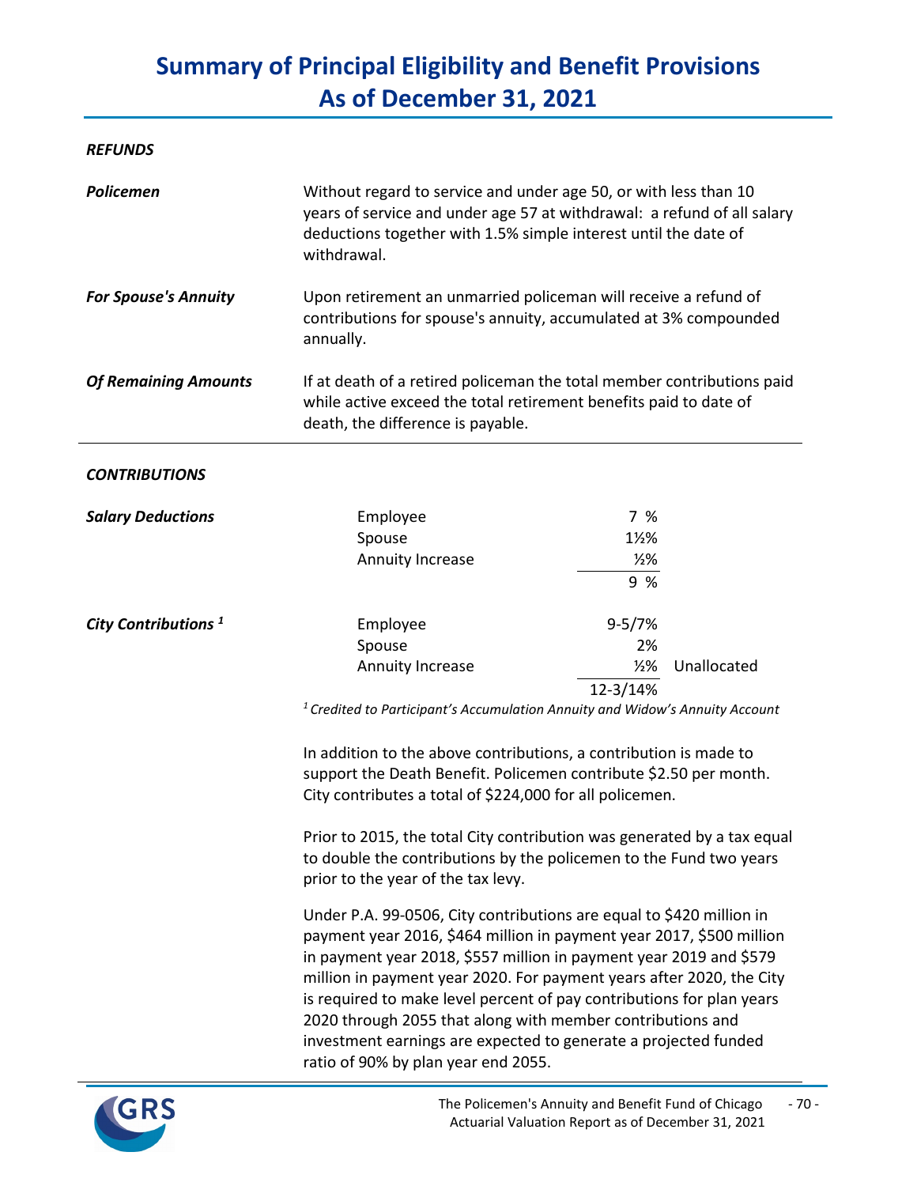# Summary of Principal Eligibility and Benefit Provisions As of December 31, 2021

***REFUNDS***

***Policemen*** Without regard to service and under age 50, or with less than 10 years of service and under age 57 at withdrawal: a refund of all salary deductions together with 1.5% simple interest until the date of withdrawal.

***For Spouse's Annuity*** Upon retirement an unmarried policeman will receive a refund of contributions for spouse's annuity, accumulated at 3% compounded annually.

***Of Remaining Amounts*** If at death of a retired policeman the total member contributions paid while active exceed the total retirement benefits paid to date of death, the difference is payable.

***CONTRIBUTIONS***

***Salary Deductions***

| | | |
|---|---|---|
| Employee | 7 % | |
| Spouse | 1½% | |
| Annuity Increase | ½% | |
| | 9 % | |

***City Contributions*** [1]

| | | |
|---|---|---|
| Employee | 9-5/7% | |
| Spouse | 2% | |
| Annuity Increase | ½% | Unallocated |
| | 12-3/14% | |

*[1] Credited to Participant's Accumulation Annuity and Widow's Annuity Account*

In addition to the above contributions, a contribution is made to support the Death Benefit. Policemen contribute $2.50 per month. City contributes a total of $224,000 for all policemen.

Prior to 2015, the total City contribution was generated by a tax equal to double the contributions by the policemen to the Fund two years prior to the year of the tax levy.

Under P.A. 99-0506, City contributions are equal to $420 million in payment year 2016, $464 million in payment year 2017, $500 million in payment year 2018, $557 million in payment year 2019 and $579 million in payment year 2020. For payment years after 2020, the City is required to make level percent of pay contributions for plan years 2020 through 2055 that along with member contributions and investment earnings are expected to generate a projected funded ratio of 90% by plan year end 2055.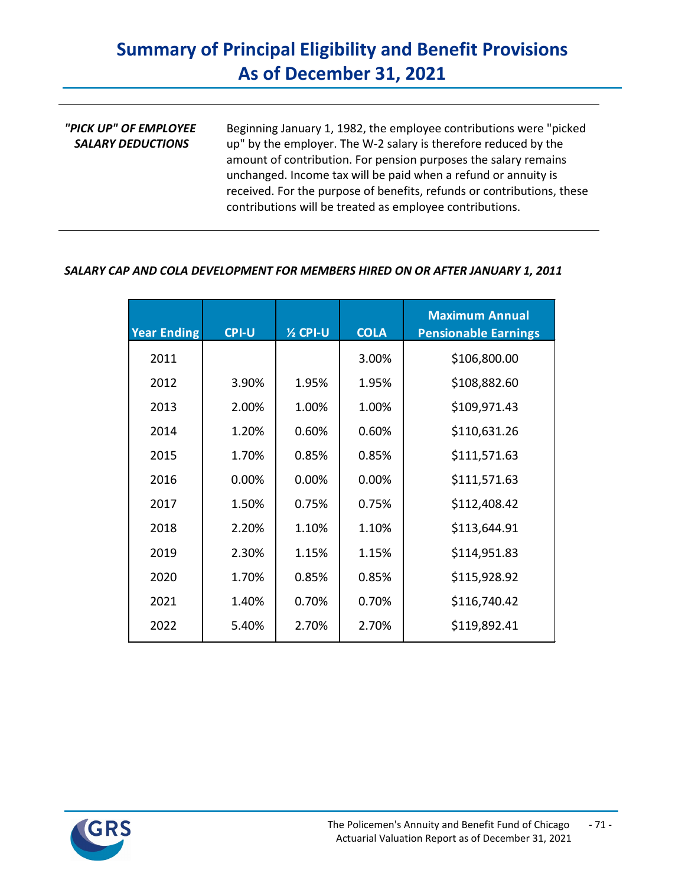# Summary of Principal Eligibility and Benefit Provisions As of December 31, 2021

***"PICK UP" OF EMPLOYEE SALARY DEDUCTIONS***

Beginning January 1, 1982, the employee contributions were "picked up" by the employer. The W-2 salary is therefore reduced by the amount of contribution. For pension purposes the salary remains unchanged. Income tax will be paid when a refund or annuity is received. For the purpose of benefits, refunds or contributions, these contributions will be treated as employee contributions.

***SALARY CAP AND COLA DEVELOPMENT FOR MEMBERS HIRED ON OR AFTER JANUARY 1, 2011***

| Year Ending | CPI-U | ½ CPI-U | COLA | Maximum Annual Pensionable Earnings |
|---|---|---|---|---|
| 2011 | | | 3.00% | $106,800.00 |
| 2012 | 3.90% | 1.95% | 1.95% | $108,882.60 |
| 2013 | 2.00% | 1.00% | 1.00% | $109,971.43 |
| 2014 | 1.20% | 0.60% | 0.60% | $110,631.26 |
| 2015 | 1.70% | 0.85% | 0.85% | $111,571.63 |
| 2016 | 0.00% | 0.00% | 0.00% | $111,571.63 |
| 2017 | 1.50% | 0.75% | 0.75% | $112,408.42 |
| 2018 | 2.20% | 1.10% | 1.10% | $113,644.91 |
| 2019 | 2.30% | 1.15% | 1.15% | $114,951.83 |
| 2020 | 1.70% | 0.85% | 0.85% | $115,928.92 |
| 2021 | 1.40% | 0.70% | 0.70% | $116,740.42 |
| 2022 | 5.40% | 2.70% | 2.70% | $119,892.41 |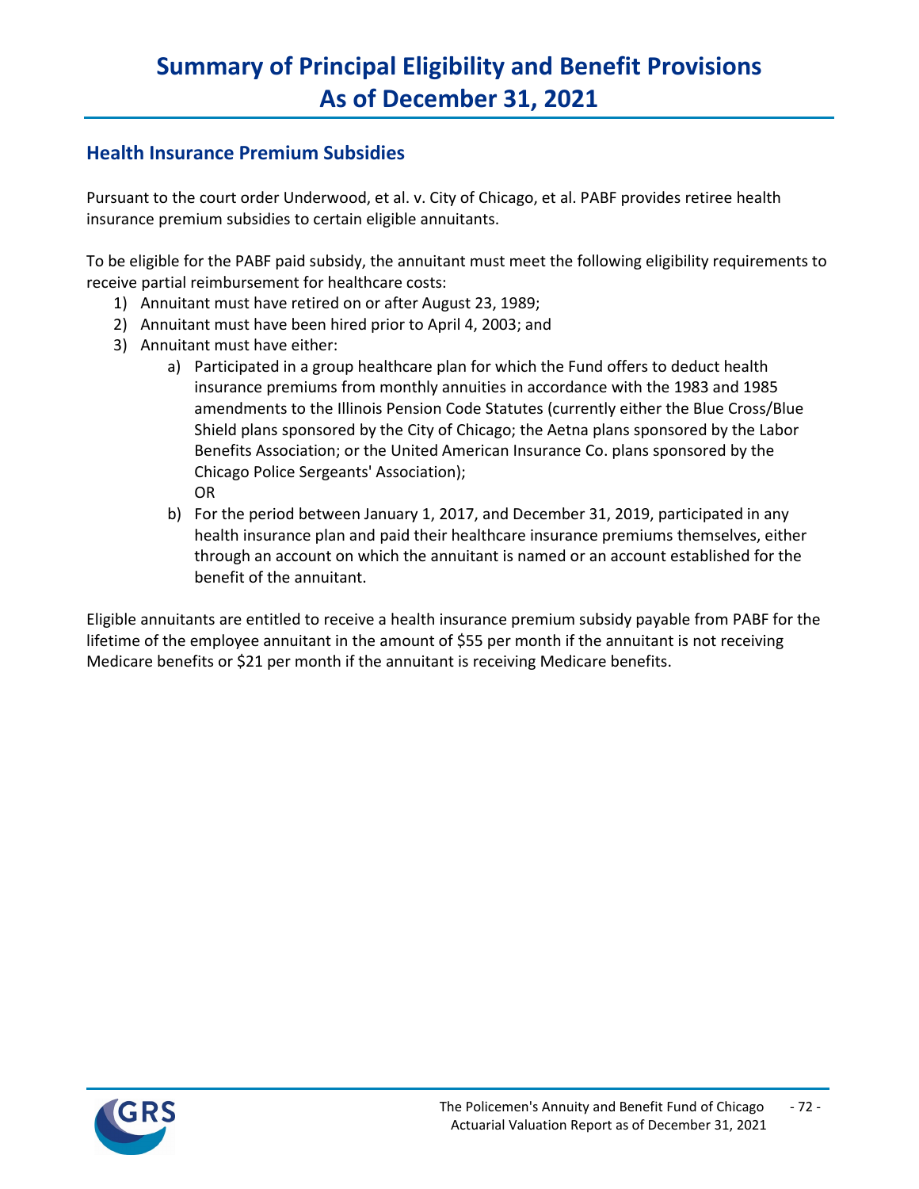# Summary of Principal Eligibility and Benefit Provisions As of December 31, 2021

## Health Insurance Premium Subsidies

Pursuant to the court order Underwood, et al. v. City of Chicago, et al. PABF provides retiree health insurance premium subsidies to certain eligible annuitants.

To be eligible for the PABF paid subsidy, the annuitant must meet the following eligibility requirements to receive partial reimbursement for healthcare costs:

1) Annuitant must have retired on or after August 23, 1989;
2) Annuitant must have been hired prior to April 4, 2003; and
3) Annuitant must have either:
    a) Participated in a group healthcare plan for which the Fund offers to deduct health insurance premiums from monthly annuities in accordance with the 1983 and 1985 amendments to the Illinois Pension Code Statutes (currently either the Blue Cross/Blue Shield plans sponsored by the City of Chicago; the Aetna plans sponsored by the Labor Benefits Association; or the United American Insurance Co. plans sponsored by the Chicago Police Sergeants' Association);
    OR
    b) For the period between January 1, 2017, and December 31, 2019, participated in any health insurance plan and paid their healthcare insurance premiums themselves, either through an account on which the annuitant is named or an account established for the benefit of the annuitant.

Eligible annuitants are entitled to receive a health insurance premium subsidy payable from PABF for the lifetime of the employee annuitant in the amount of $55 per month if the annuitant is not receiving Medicare benefits or $21 per month if the annuitant is receiving Medicare benefits.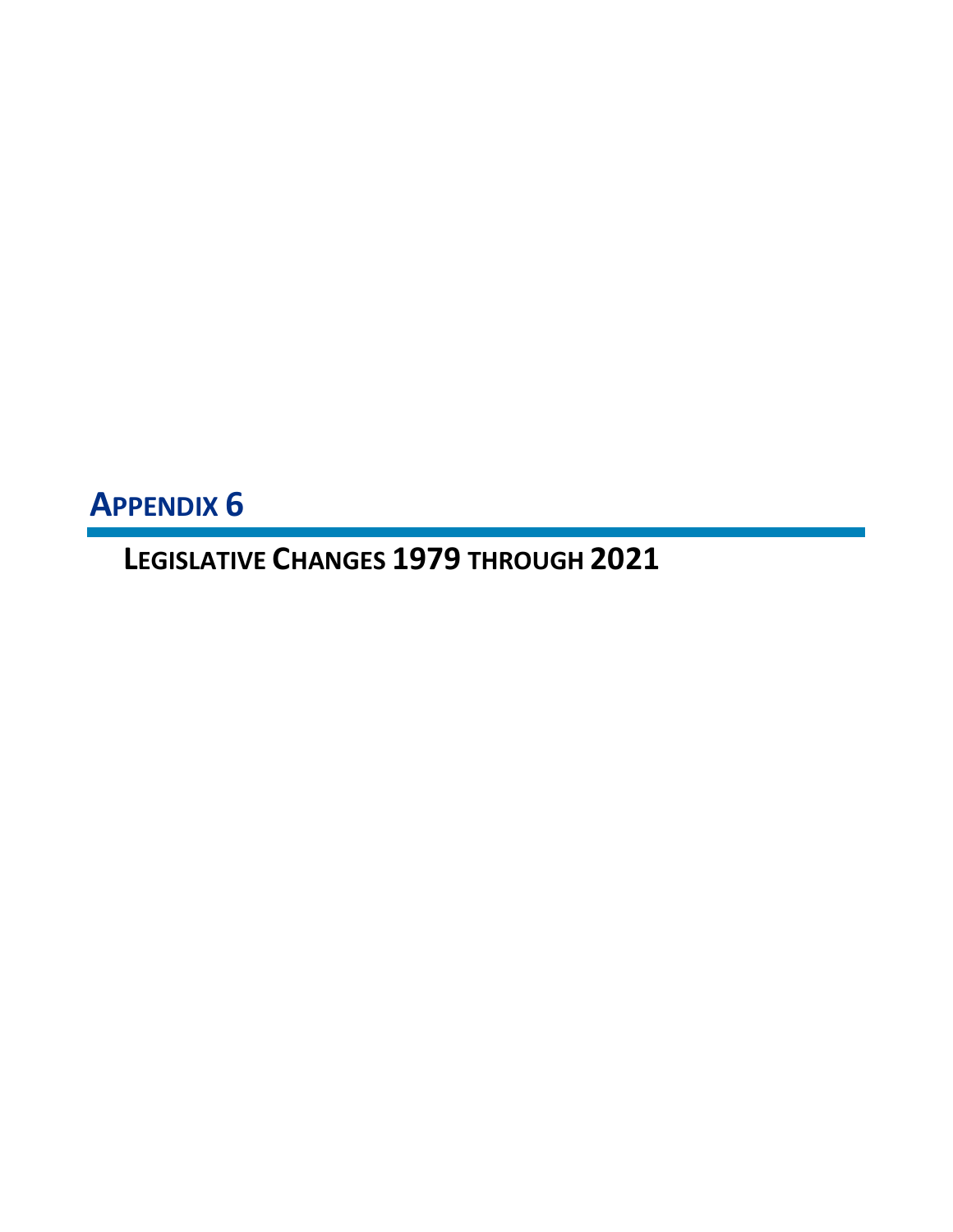# APPENDIX 6

## LEGISLATIVE CHANGES 1979 THROUGH 2021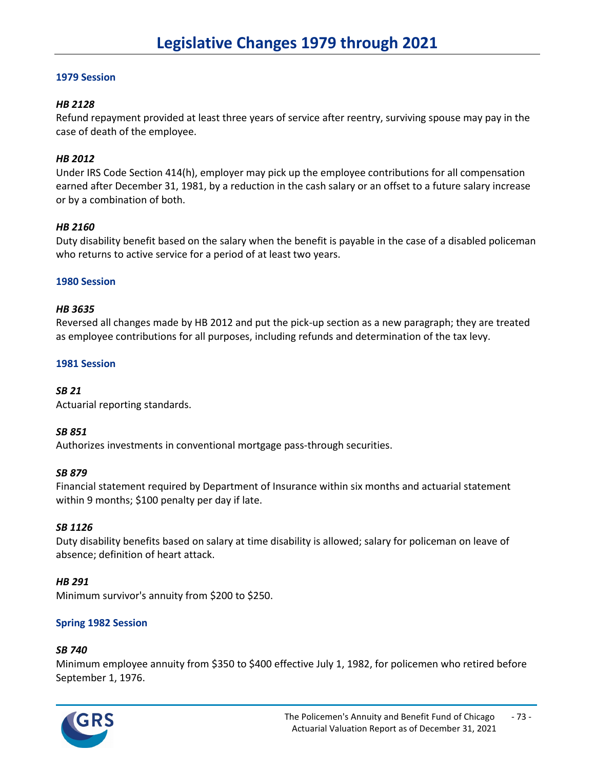# Legislative Changes 1979 through 2021

## 1979 Session

### *HB 2128*

Refund repayment provided at least three years of service after reentry, surviving spouse may pay in the case of death of the employee.

### *HB 2012*

Under IRS Code Section 414(h), employer may pick up the employee contributions for all compensation earned after December 31, 1981, by a reduction in the cash salary or an offset to a future salary increase or by a combination of both.

### *HB 2160*

Duty disability benefit based on the salary when the benefit is payable in the case of a disabled policeman who returns to active service for a period of at least two years.

## 1980 Session

### *HB 3635*

Reversed all changes made by HB 2012 and put the pick-up section as a new paragraph; they are treated as employee contributions for all purposes, including refunds and determination of the tax levy.

## 1981 Session

### *SB 21*

Actuarial reporting standards.

### *SB 851*

Authorizes investments in conventional mortgage pass-through securities.

### *SB 879*

Financial statement required by Department of Insurance within six months and actuarial statement within 9 months; $100 penalty per day if late.

### *SB 1126*

Duty disability benefits based on salary at time disability is allowed; salary for policeman on leave of absence; definition of heart attack.

### *HB 291*

Minimum survivor's annuity from $200 to $250.

## Spring 1982 Session

### *SB 740*

Minimum employee annuity from $350 to $400 effective July 1, 1982, for policemen who retired before September 1, 1976.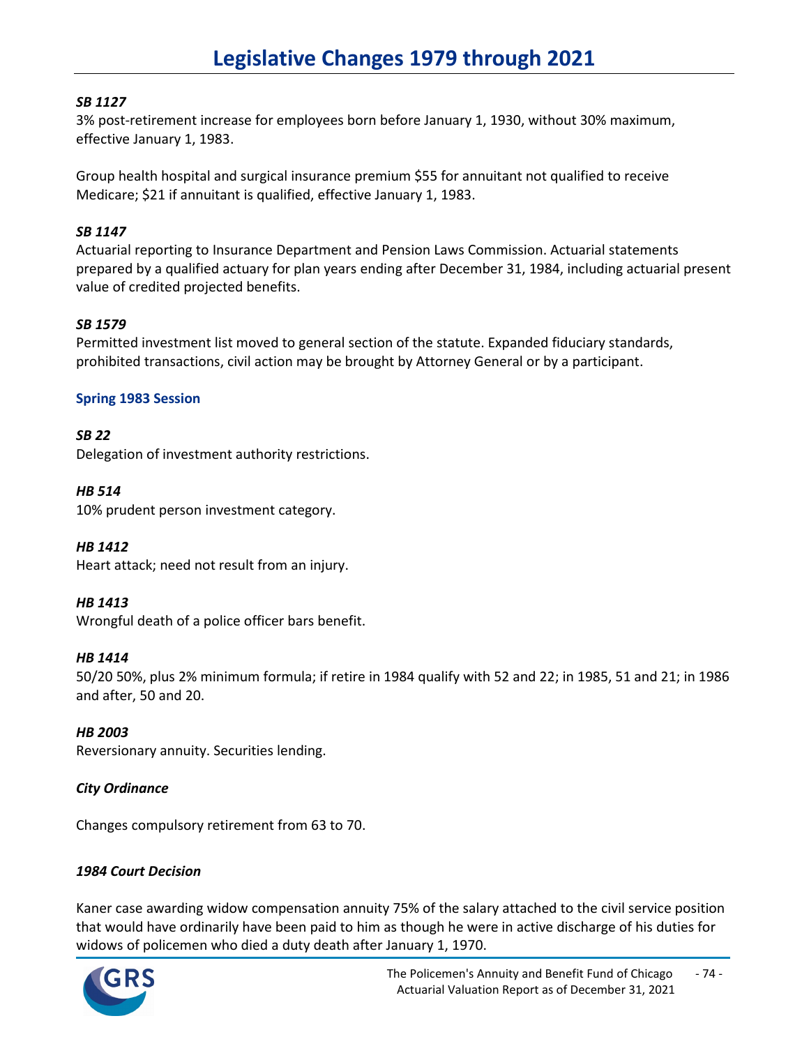# Legislative Changes 1979 through 2021

***SB 1127***

3% post-retirement increase for employees born before January 1, 1930, without 30% maximum, effective January 1, 1983.

Group health hospital and surgical insurance premium $55 for annuitant not qualified to receive Medicare; $21 if annuitant is qualified, effective January 1, 1983.

***SB 1147***

Actuarial reporting to Insurance Department and Pension Laws Commission. Actuarial statements prepared by a qualified actuary for plan years ending after December 31, 1984, including actuarial present value of credited projected benefits.

***SB 1579***

Permitted investment list moved to general section of the statute. Expanded fiduciary standards, prohibited transactions, civil action may be brought by Attorney General or by a participant.

### Spring 1983 Session

***SB 22***

Delegation of investment authority restrictions.

***HB 514***

10% prudent person investment category.

***HB 1412***

Heart attack; need not result from an injury.

***HB 1413***

Wrongful death of a police officer bars benefit.

***HB 1414***

50/20 50%, plus 2% minimum formula; if retire in 1984 qualify with 52 and 22; in 1985, 51 and 21; in 1986 and after, 50 and 20.

***HB 2003***

Reversionary annuity. Securities lending.

***City Ordinance***

Changes compulsory retirement from 63 to 70.

***1984 Court Decision***

Kaner case awarding widow compensation annuity 75% of the salary attached to the civil service position that would have ordinarily have been paid to him as though he were in active discharge of his duties for widows of policemen who died a duty death after January 1, 1970.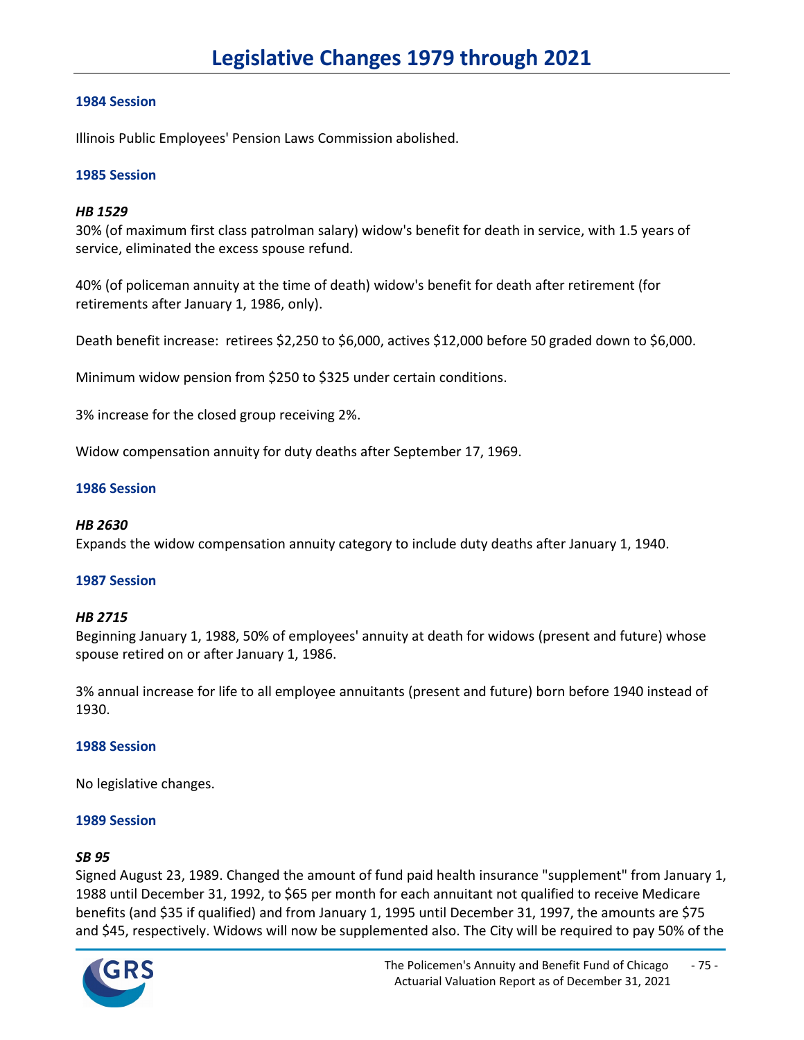# Legislative Changes 1979 through 2021

### 1984 Session

Illinois Public Employees' Pension Laws Commission abolished.

### 1985 Session

***HB 1529***
30% (of maximum first class patrolman salary) widow's benefit for death in service, with 1.5 years of service, eliminated the excess spouse refund.

40% (of policeman annuity at the time of death) widow's benefit for death after retirement (for retirements after January 1, 1986, only).

Death benefit increase: retirees $2,250 to $6,000, actives $12,000 before 50 graded down to $6,000.

Minimum widow pension from $250 to $325 under certain conditions.

3% increase for the closed group receiving 2%.

Widow compensation annuity for duty deaths after September 17, 1969.

### 1986 Session

***HB 2630***
Expands the widow compensation annuity category to include duty deaths after January 1, 1940.

### 1987 Session

***HB 2715***
Beginning January 1, 1988, 50% of employees' annuity at death for widows (present and future) whose spouse retired on or after January 1, 1986.

3% annual increase for life to all employee annuitants (present and future) born before 1940 instead of 1930.

### 1988 Session

No legislative changes.

### 1989 Session

***SB 95***
Signed August 23, 1989. Changed the amount of fund paid health insurance "supplement" from January 1, 1988 until December 31, 1992, to $65 per month for each annuitant not qualified to receive Medicare benefits (and $35 if qualified) and from January 1, 1995 until December 31, 1997, the amounts are $75 and $45, respectively. Widows will now be supplemented also. The City will be required to pay 50% of the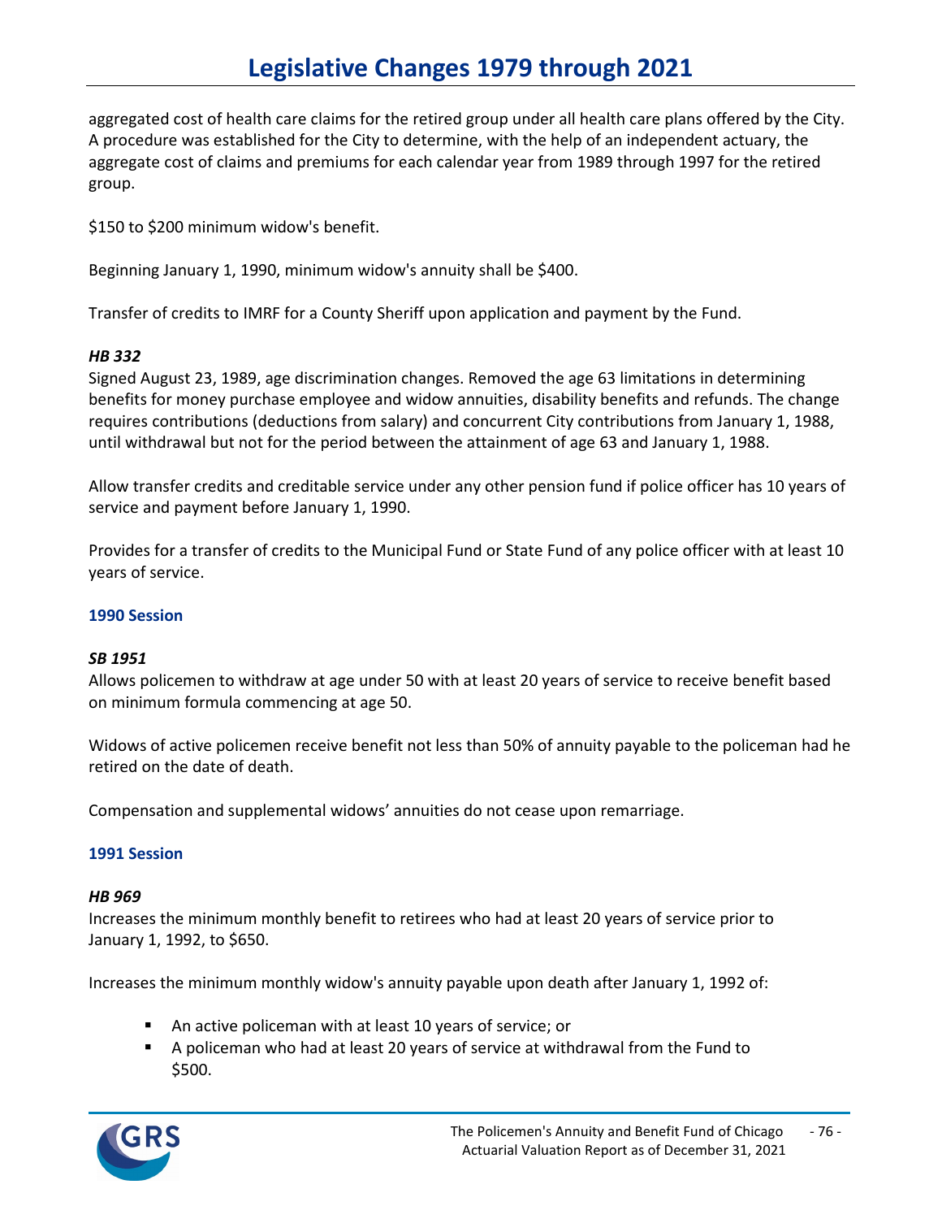aggregated cost of health care claims for the retired group under all health care plans offered by the City. A procedure was established for the City to determine, with the help of an independent actuary, the aggregate cost of claims and premiums for each calendar year from 1989 through 1997 for the retired group.

$150 to $200 minimum widow's benefit.

Beginning January 1, 1990, minimum widow's annuity shall be $400.

Transfer of credits to IMRF for a County Sheriff upon application and payment by the Fund.

***HB 332***

Signed August 23, 1989, age discrimination changes. Removed the age 63 limitations in determining benefits for money purchase employee and widow annuities, disability benefits and refunds. The change requires contributions (deductions from salary) and concurrent City contributions from January 1, 1988, until withdrawal but not for the period between the attainment of age 63 and January 1, 1988.

Allow transfer credits and creditable service under any other pension fund if police officer has 10 years of service and payment before January 1, 1990.

Provides for a transfer of credits to the Municipal Fund or State Fund of any police officer with at least 10 years of service.

### 1990 Session

***SB 1951***

Allows policemen to withdraw at age under 50 with at least 20 years of service to receive benefit based on minimum formula commencing at age 50.

Widows of active policemen receive benefit not less than 50% of annuity payable to the policeman had he retired on the date of death.

Compensation and supplemental widows' annuities do not cease upon remarriage.

### 1991 Session

***HB 969***

Increases the minimum monthly benefit to retirees who had at least 20 years of service prior to January 1, 1992, to $650.

Increases the minimum monthly widow's annuity payable upon death after January 1, 1992 of:

- An active policeman with at least 10 years of service; or
- A policeman who had at least 20 years of service at withdrawal from the Fund to $500.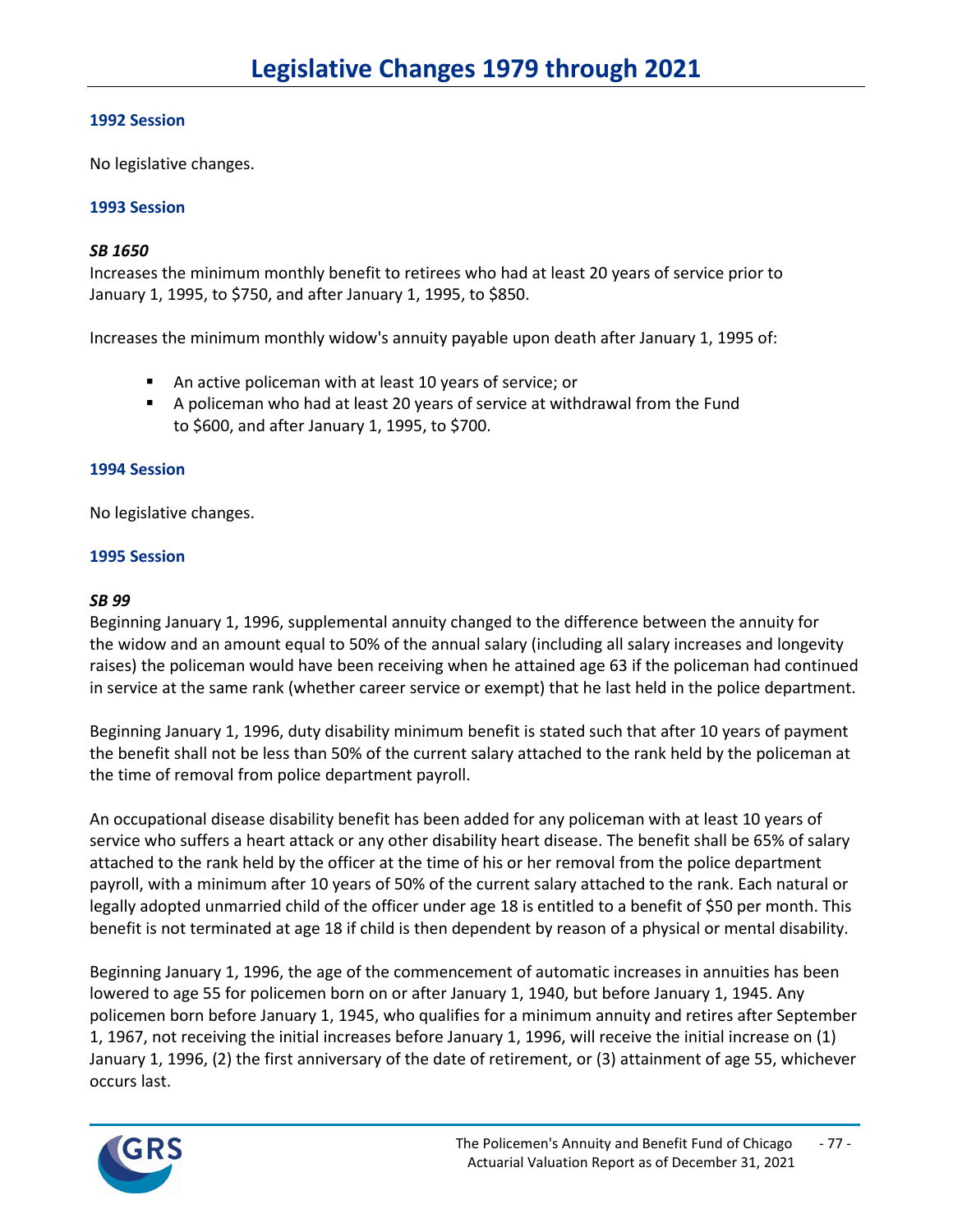# Legislative Changes 1979 through 2021

### 1992 Session

No legislative changes.

### 1993 Session

***SB 1650***

Increases the minimum monthly benefit to retirees who had at least 20 years of service prior to January 1, 1995, to $750, and after January 1, 1995, to $850.

Increases the minimum monthly widow's annuity payable upon death after January 1, 1995 of:

- An active policeman with at least 10 years of service; or
- A policeman who had at least 20 years of service at withdrawal from the Fund to $600, and after January 1, 1995, to $700.

### 1994 Session

No legislative changes.

### 1995 Session

***SB 99***

Beginning January 1, 1996, supplemental annuity changed to the difference between the annuity for the widow and an amount equal to 50% of the annual salary (including all salary increases and longevity raises) the policeman would have been receiving when he attained age 63 if the policeman had continued in service at the same rank (whether career service or exempt) that he last held in the police department.

Beginning January 1, 1996, duty disability minimum benefit is stated such that after 10 years of payment the benefit shall not be less than 50% of the current salary attached to the rank held by the policeman at the time of removal from police department payroll.

An occupational disease disability benefit has been added for any policeman with at least 10 years of service who suffers a heart attack or any other disability heart disease. The benefit shall be 65% of salary attached to the rank held by the officer at the time of his or her removal from the police department payroll, with a minimum after 10 years of 50% of the current salary attached to the rank. Each natural or legally adopted unmarried child of the officer under age 18 is entitled to a benefit of $50 per month. This benefit is not terminated at age 18 if child is then dependent by reason of a physical or mental disability.

Beginning January 1, 1996, the age of the commencement of automatic increases in annuities has been lowered to age 55 for policemen born on or after January 1, 1940, but before January 1, 1945. Any policemen born before January 1, 1945, who qualifies for a minimum annuity and retires after September 1, 1967, not receiving the initial increases before January 1, 1996, will receive the initial increase on (1) January 1, 1996, (2) the first anniversary of the date of retirement, or (3) attainment of age 55, whichever occurs last.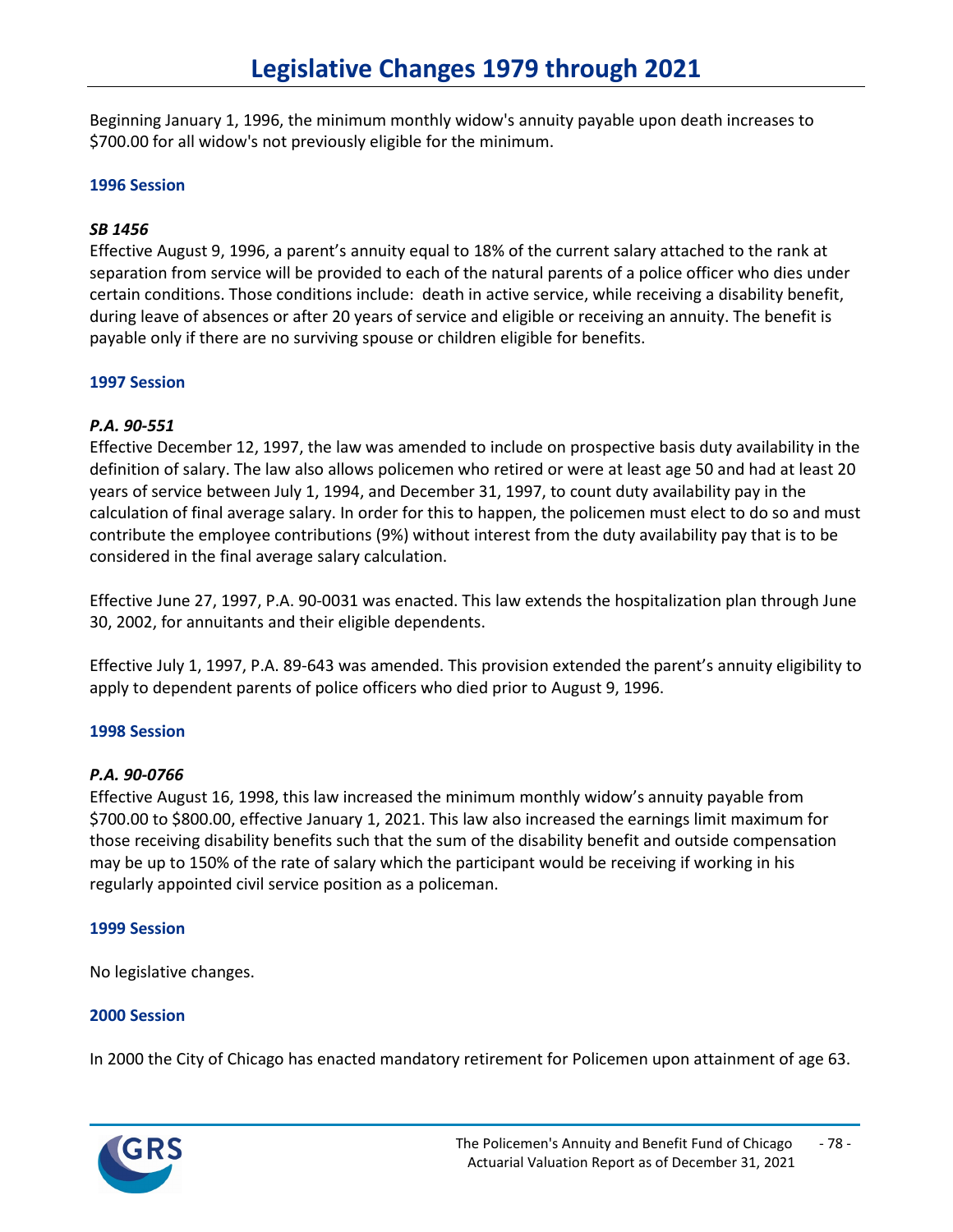# Legislative Changes 1979 through 2021

Beginning January 1, 1996, the minimum monthly widow's annuity payable upon death increases to $700.00 for all widow's not previously eligible for the minimum.

### 1996 Session

***SB 1456***
Effective August 9, 1996, a parent's annuity equal to 18% of the current salary attached to the rank at separation from service will be provided to each of the natural parents of a police officer who dies under certain conditions. Those conditions include: death in active service, while receiving a disability benefit, during leave of absences or after 20 years of service and eligible or receiving an annuity. The benefit is payable only if there are no surviving spouse or children eligible for benefits.

### 1997 Session

***P.A. 90-551***
Effective December 12, 1997, the law was amended to include on prospective basis duty availability in the definition of salary. The law also allows policemen who retired or were at least age 50 and had at least 20 years of service between July 1, 1994, and December 31, 1997, to count duty availability pay in the calculation of final average salary. In order for this to happen, the policemen must elect to do so and must contribute the employee contributions (9%) without interest from the duty availability pay that is to be considered in the final average salary calculation.

Effective June 27, 1997, P.A. 90-0031 was enacted. This law extends the hospitalization plan through June 30, 2002, for annuitants and their eligible dependents.

Effective July 1, 1997, P.A. 89-643 was amended. This provision extended the parent's annuity eligibility to apply to dependent parents of police officers who died prior to August 9, 1996.

### 1998 Session

***P.A. 90-0766***
Effective August 16, 1998, this law increased the minimum monthly widow's annuity payable from $700.00 to $800.00, effective January 1, 2021. This law also increased the earnings limit maximum for those receiving disability benefits such that the sum of the disability benefit and outside compensation may be up to 150% of the rate of salary which the participant would be receiving if working in his regularly appointed civil service position as a policeman.

### 1999 Session

No legislative changes.

### 2000 Session

In 2000 the City of Chicago has enacted mandatory retirement for Policemen upon attainment of age 63.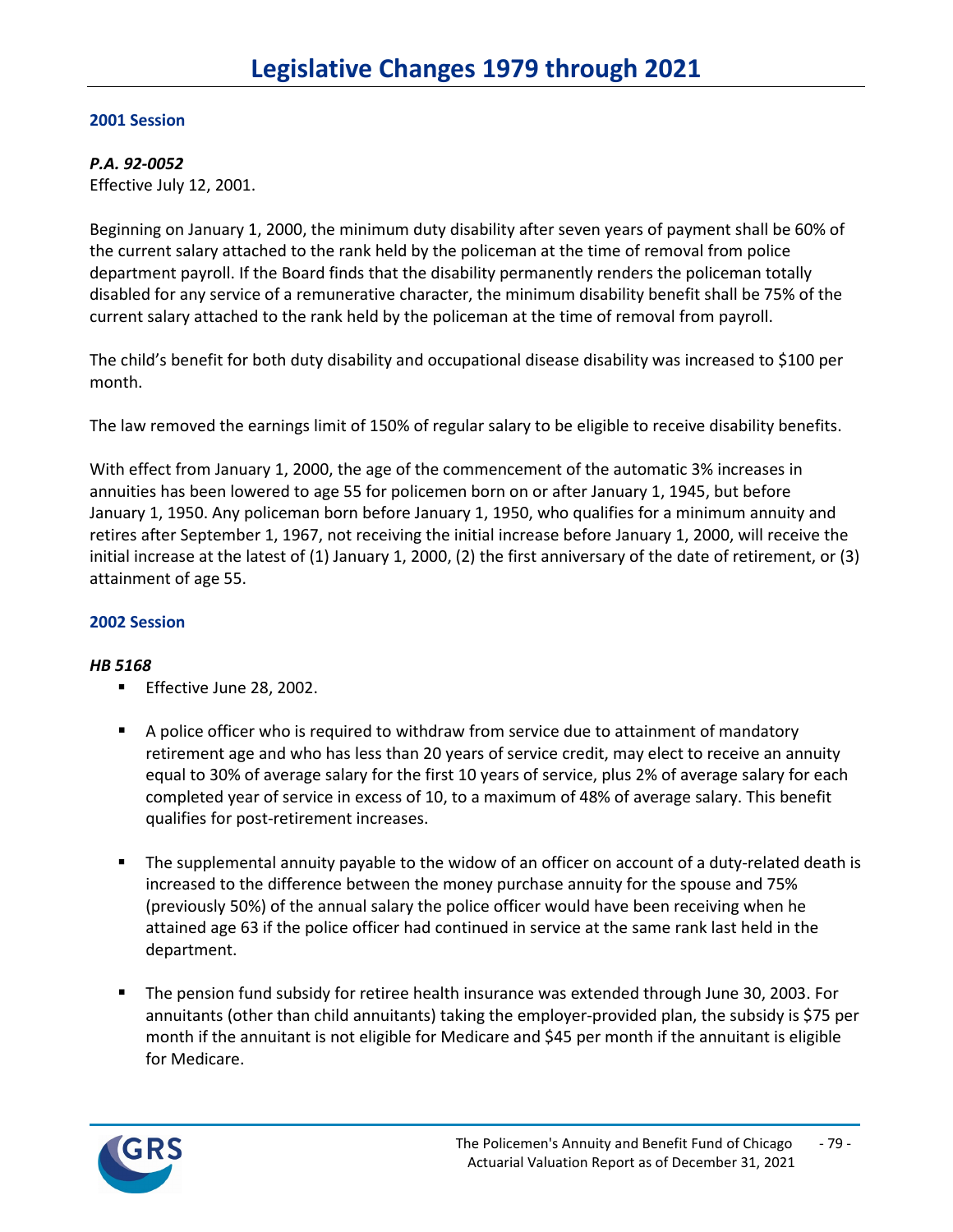# Legislative Changes 1979 through 2021

### 2001 Session

***P.A. 92-0052***
Effective July 12, 2001.

Beginning on January 1, 2000, the minimum duty disability after seven years of payment shall be 60% of the current salary attached to the rank held by the policeman at the time of removal from police department payroll. If the Board finds that the disability permanently renders the policeman totally disabled for any service of a remunerative character, the minimum disability benefit shall be 75% of the current salary attached to the rank held by the policeman at the time of removal from payroll.

The child's benefit for both duty disability and occupational disease disability was increased to $100 per month.

The law removed the earnings limit of 150% of regular salary to be eligible to receive disability benefits.

With effect from January 1, 2000, the age of the commencement of the automatic 3% increases in annuities has been lowered to age 55 for policemen born on or after January 1, 1945, but before January 1, 1950. Any policeman born before January 1, 1950, who qualifies for a minimum annuity and retires after September 1, 1967, not receiving the initial increase before January 1, 2000, will receive the initial increase at the latest of (1) January 1, 2000, (2) the first anniversary of the date of retirement, or (3) attainment of age 55.

### 2002 Session

***HB 5168***

- Effective June 28, 2002.

- A police officer who is required to withdraw from service due to attainment of mandatory retirement age and who has less than 20 years of service credit, may elect to receive an annuity equal to 30% of average salary for the first 10 years of service, plus 2% of average salary for each completed year of service in excess of 10, to a maximum of 48% of average salary. This benefit qualifies for post-retirement increases.

- The supplemental annuity payable to the widow of an officer on account of a duty-related death is increased to the difference between the money purchase annuity for the spouse and 75% (previously 50%) of the annual salary the police officer would have been receiving when he attained age 63 if the police officer had continued in service at the same rank last held in the department.

- The pension fund subsidy for retiree health insurance was extended through June 30, 2003. For annuitants (other than child annuitants) taking the employer-provided plan, the subsidy is $75 per month if the annuitant is not eligible for Medicare and $45 per month if the annuitant is eligible for Medicare.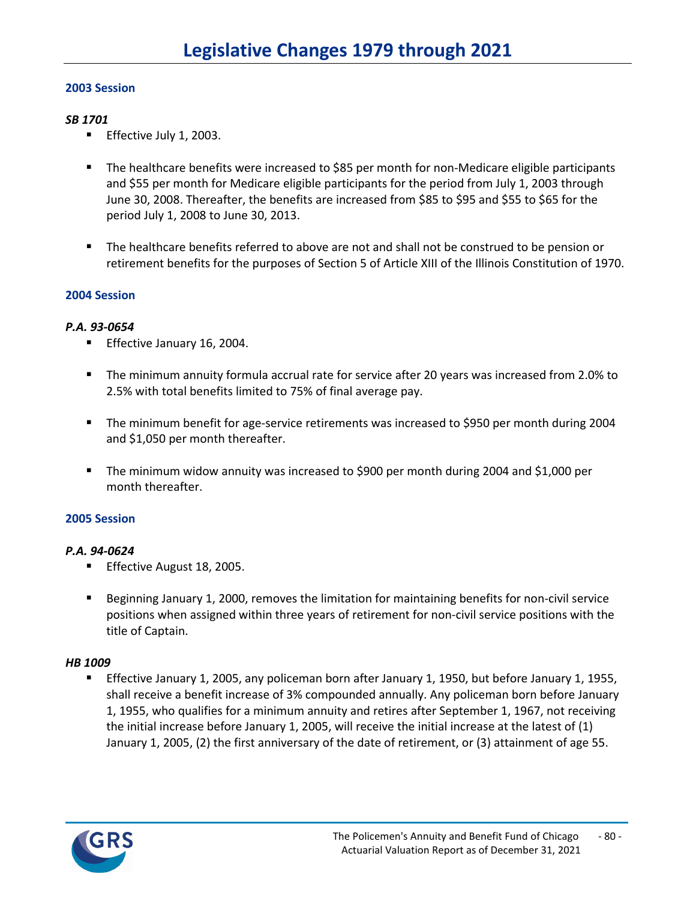# Legislative Changes 1979 through 2021

## 2003 Session

### *SB 1701*

- Effective July 1, 2003.
- The healthcare benefits were increased to $85 per month for non-Medicare eligible participants and $55 per month for Medicare eligible participants for the period from July 1, 2003 through June 30, 2008. Thereafter, the benefits are increased from $85 to $95 and $55 to $65 for the period July 1, 2008 to June 30, 2013.
- The healthcare benefits referred to above are not and shall not be construed to be pension or retirement benefits for the purposes of Section 5 of Article XIII of the Illinois Constitution of 1970.

## 2004 Session

### *P.A. 93-0654*

- Effective January 16, 2004.
- The minimum annuity formula accrual rate for service after 20 years was increased from 2.0% to 2.5% with total benefits limited to 75% of final average pay.
- The minimum benefit for age-service retirements was increased to $950 per month during 2004 and $1,050 per month thereafter.
- The minimum widow annuity was increased to $900 per month during 2004 and $1,000 per month thereafter.

## 2005 Session

### *P.A. 94-0624*

- Effective August 18, 2005.
- Beginning January 1, 2000, removes the limitation for maintaining benefits for non-civil service positions when assigned within three years of retirement for non-civil service positions with the title of Captain.

### *HB 1009*

- Effective January 1, 2005, any policeman born after January 1, 1950, but before January 1, 1955, shall receive a benefit increase of 3% compounded annually. Any policeman born before January 1, 1955, who qualifies for a minimum annuity and retires after September 1, 1967, not receiving the initial increase before January 1, 2005, will receive the initial increase at the latest of (1) January 1, 2005, (2) the first anniversary of the date of retirement, or (3) attainment of age 55.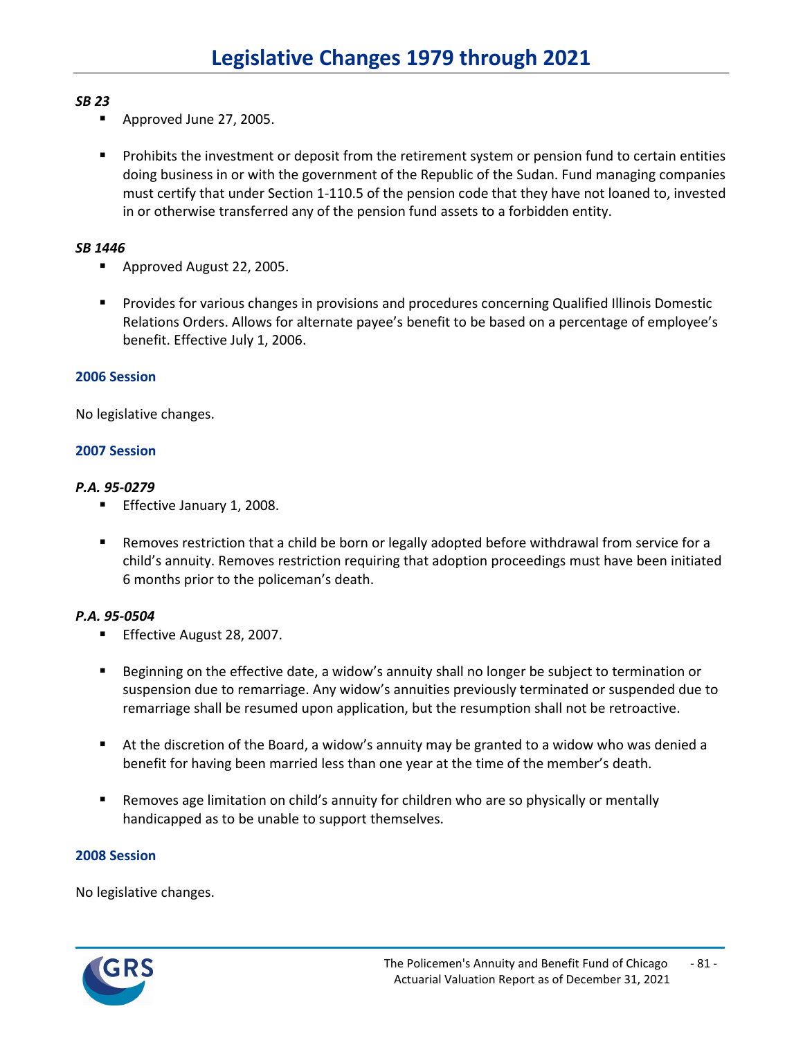*SB 23*

- Approved June 27, 2005.

- Prohibits the investment or deposit from the retirement system or pension fund to certain entities doing business in or with the government of the Republic of the Sudan. Fund managing companies must certify that under Section 1-110.5 of the pension code that they have not loaned to, invested in or otherwise transferred any of the pension fund assets to a forbidden entity.

*SB 1446*

- Approved August 22, 2005.

- Provides for various changes in provisions and procedures concerning Qualified Illinois Domestic Relations Orders. Allows for alternate payee's benefit to be based on a percentage of employee's benefit. Effective July 1, 2006.

### 2006 Session

No legislative changes.

### 2007 Session

*P.A. 95-0279*

- Effective January 1, 2008.

- Removes restriction that a child be born or legally adopted before withdrawal from service for a child's annuity. Removes restriction requiring that adoption proceedings must have been initiated 6 months prior to the policeman's death.

*P.A. 95-0504*

- Effective August 28, 2007.

- Beginning on the effective date, a widow's annuity shall no longer be subject to termination or suspension due to remarriage. Any widow's annuities previously terminated or suspended due to remarriage shall be resumed upon application, but the resumption shall not be retroactive.

- At the discretion of the Board, a widow's annuity may be granted to a widow who was denied a benefit for having been married less than one year at the time of the member's death.

- Removes age limitation on child's annuity for children who are so physically or mentally handicapped as to be unable to support themselves.

### 2008 Session

No legislative changes.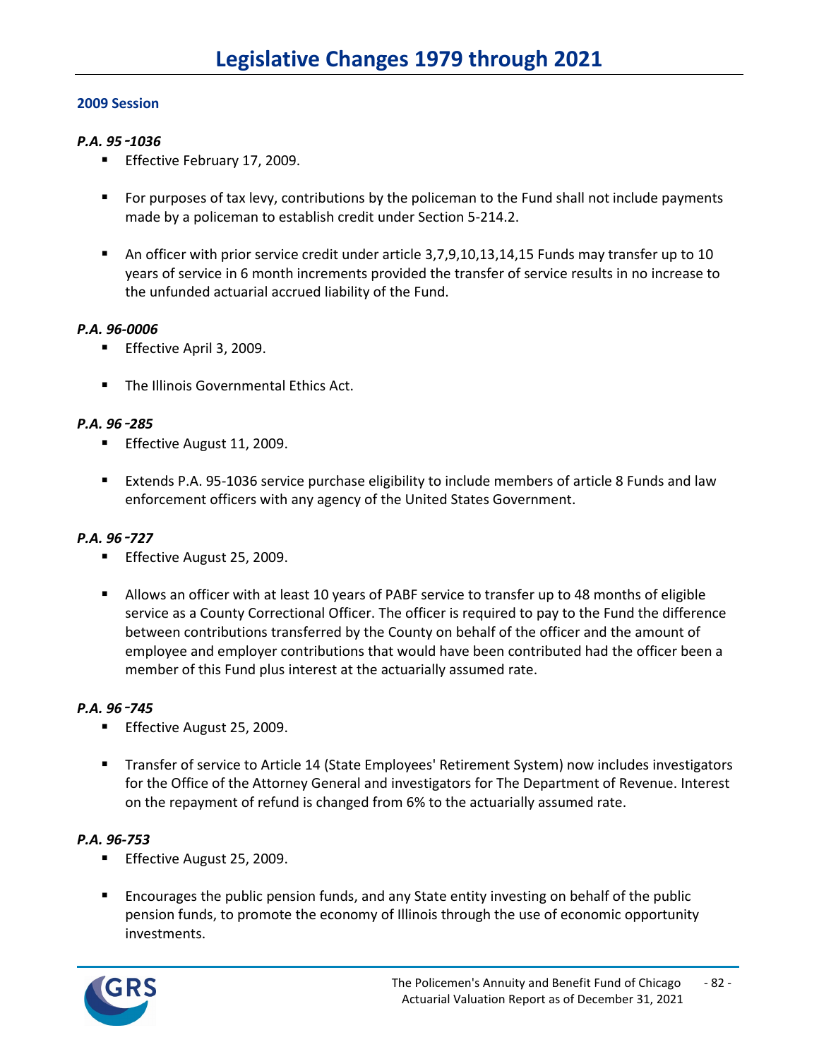# Legislative Changes 1979 through 2021

### 2009 Session

***P.A. 95-1036***

- Effective February 17, 2009.
- For purposes of tax levy, contributions by the policeman to the Fund shall not include payments made by a policeman to establish credit under Section 5-214.2.
- An officer with prior service credit under article 3,7,9,10,13,14,15 Funds may transfer up to 10 years of service in 6 month increments provided the transfer of service results in no increase to the unfunded actuarial accrued liability of the Fund.

***P.A. 96-0006***

- Effective April 3, 2009.
- The Illinois Governmental Ethics Act.

***P.A. 96-285***

- Effective August 11, 2009.
- Extends P.A. 95-1036 service purchase eligibility to include members of article 8 Funds and law enforcement officers with any agency of the United States Government.

***P.A. 96-727***

- Effective August 25, 2009.
- Allows an officer with at least 10 years of PABF service to transfer up to 48 months of eligible service as a County Correctional Officer. The officer is required to pay to the Fund the difference between contributions transferred by the County on behalf of the officer and the amount of employee and employer contributions that would have been contributed had the officer been a member of this Fund plus interest at the actuarially assumed rate.

***P.A. 96-745***

- Effective August 25, 2009.
- Transfer of service to Article 14 (State Employees' Retirement System) now includes investigators for the Office of the Attorney General and investigators for The Department of Revenue. Interest on the repayment of refund is changed from 6% to the actuarially assumed rate.

***P.A. 96-753***

- Effective August 25, 2009.
- Encourages the public pension funds, and any State entity investing on behalf of the public pension funds, to promote the economy of Illinois through the use of economic opportunity investments.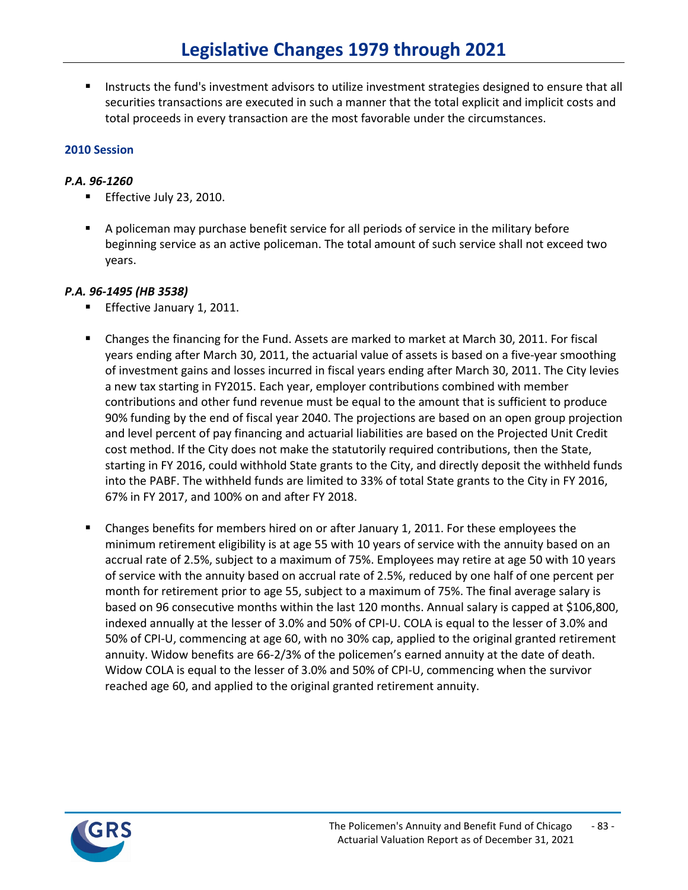- Instructs the fund's investment advisors to utilize investment strategies designed to ensure that all securities transactions are executed in such a manner that the total explicit and implicit costs and total proceeds in every transaction are the most favorable under the circumstances.

### 2010 Session

#### *P.A. 96-1260*

- Effective July 23, 2010.

- A policeman may purchase benefit service for all periods of service in the military before beginning service as an active policeman. The total amount of such service shall not exceed two years.

#### *P.A. 96-1495 (HB 3538)*

- Effective January 1, 2011.

- Changes the financing for the Fund. Assets are marked to market at March 30, 2011. For fiscal years ending after March 30, 2011, the actuarial value of assets is based on a five-year smoothing of investment gains and losses incurred in fiscal years ending after March 30, 2011. The City levies a new tax starting in FY2015. Each year, employer contributions combined with member contributions and other fund revenue must be equal to the amount that is sufficient to produce 90% funding by the end of fiscal year 2040. The projections are based on an open group projection and level percent of pay financing and actuarial liabilities are based on the Projected Unit Credit cost method. If the City does not make the statutorily required contributions, then the State, starting in FY 2016, could withhold State grants to the City, and directly deposit the withheld funds into the PABF. The withheld funds are limited to 33% of total State grants to the City in FY 2016, 67% in FY 2017, and 100% on and after FY 2018.

- Changes benefits for members hired on or after January 1, 2011. For these employees the minimum retirement eligibility is at age 55 with 10 years of service with the annuity based on an accrual rate of 2.5%, subject to a maximum of 75%. Employees may retire at age 50 with 10 years of service with the annuity based on accrual rate of 2.5%, reduced by one half of one percent per month for retirement prior to age 55, subject to a maximum of 75%. The final average salary is based on 96 consecutive months within the last 120 months. Annual salary is capped at $106,800, indexed annually at the lesser of 3.0% and 50% of CPI-U. COLA is equal to the lesser of 3.0% and 50% of CPI-U, commencing at age 60, with no 30% cap, applied to the original granted retirement annuity. Widow benefits are 66-2/3% of the policemen's earned annuity at the date of death. Widow COLA is equal to the lesser of 3.0% and 50% of CPI-U, commencing when the survivor reached age 60, and applied to the original granted retirement annuity.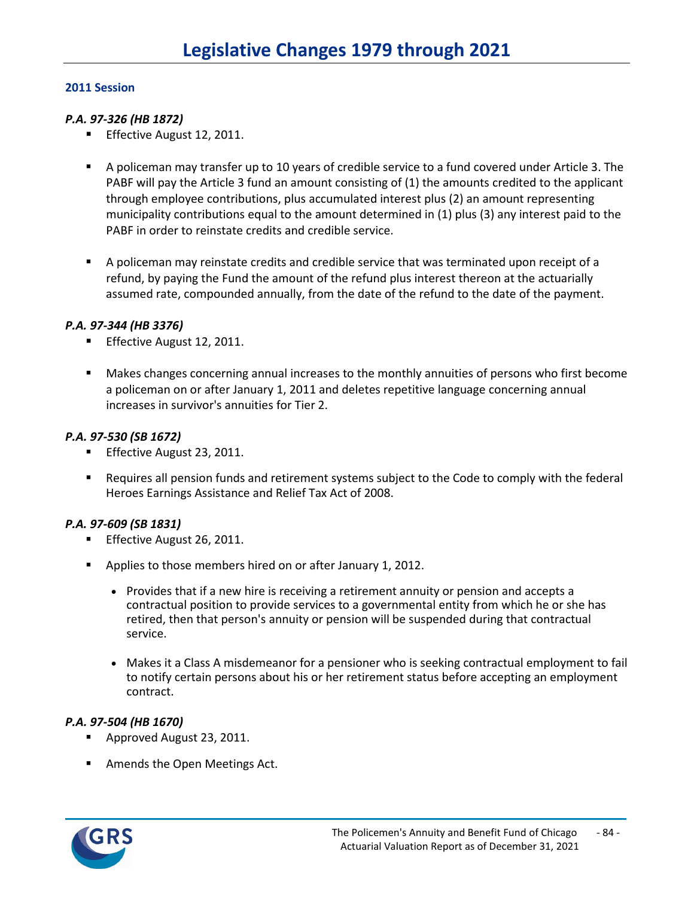# Legislative Changes 1979 through 2021

### 2011 Session

#### *P.A. 97-326 (HB 1872)*

- Effective August 12, 2011.
- A policeman may transfer up to 10 years of credible service to a fund covered under Article 3. The PABF will pay the Article 3 fund an amount consisting of (1) the amounts credited to the applicant through employee contributions, plus accumulated interest plus (2) an amount representing municipality contributions equal to the amount determined in (1) plus (3) any interest paid to the PABF in order to reinstate credits and credible service.
- A policeman may reinstate credits and credible service that was terminated upon receipt of a refund, by paying the Fund the amount of the refund plus interest thereon at the actuarially assumed rate, compounded annually, from the date of the refund to the date of the payment.

#### *P.A. 97-344 (HB 3376)*

- Effective August 12, 2011.
- Makes changes concerning annual increases to the monthly annuities of persons who first become a policeman on or after January 1, 2011 and deletes repetitive language concerning annual increases in survivor's annuities for Tier 2.

#### *P.A. 97-530 (SB 1672)*

- Effective August 23, 2011.
- Requires all pension funds and retirement systems subject to the Code to comply with the federal Heroes Earnings Assistance and Relief Tax Act of 2008.

#### *P.A. 97-609 (SB 1831)*

- Effective August 26, 2011.
- Applies to those members hired on or after January 1, 2012.
  - Provides that if a new hire is receiving a retirement annuity or pension and accepts a contractual position to provide services to a governmental entity from which he or she has retired, then that person's annuity or pension will be suspended during that contractual service.
  - Makes it a Class A misdemeanor for a pensioner who is seeking contractual employment to fail to notify certain persons about his or her retirement status before accepting an employment contract.

#### *P.A. 97-504 (HB 1670)*

- Approved August 23, 2011.
- Amends the Open Meetings Act.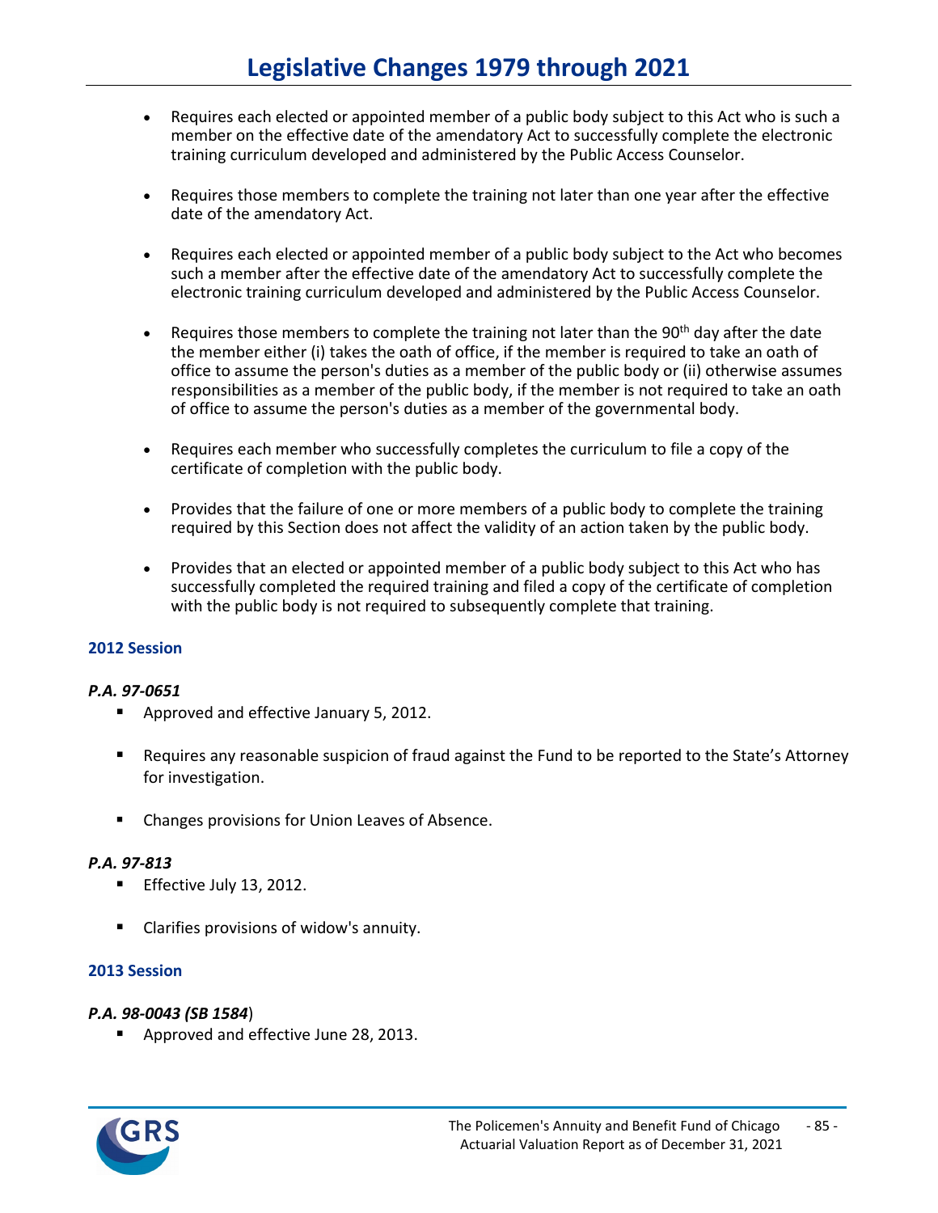- Requires each elected or appointed member of a public body subject to this Act who is such a member on the effective date of the amendatory Act to successfully complete the electronic training curriculum developed and administered by the Public Access Counselor.

- Requires those members to complete the training not later than one year after the effective date of the amendatory Act.

- Requires each elected or appointed member of a public body subject to the Act who becomes such a member after the effective date of the amendatory Act to successfully complete the electronic training curriculum developed and administered by the Public Access Counselor.

- Requires those members to complete the training not later than the 90th day after the date the member either (i) takes the oath of office, if the member is required to take an oath of office to assume the person's duties as a member of the public body or (ii) otherwise assumes responsibilities as a member of the public body, if the member is not required to take an oath of office to assume the person's duties as a member of the governmental body.

- Requires each member who successfully completes the curriculum to file a copy of the certificate of completion with the public body.

- Provides that the failure of one or more members of a public body to complete the training required by this Section does not affect the validity of an action taken by the public body.

- Provides that an elected or appointed member of a public body subject to this Act who has successfully completed the required training and filed a copy of the certificate of completion with the public body is not required to subsequently complete that training.

### 2012 Session

***P.A. 97-0651***

- Approved and effective January 5, 2012.

- Requires any reasonable suspicion of fraud against the Fund to be reported to the State's Attorney for investigation.

- Changes provisions for Union Leaves of Absence.

***P.A. 97-813***

- Effective July 13, 2012.

- Clarifies provisions of widow's annuity.

### 2013 Session

***P.A. 98-0043 (SB 1584)***

- Approved and effective June 28, 2013.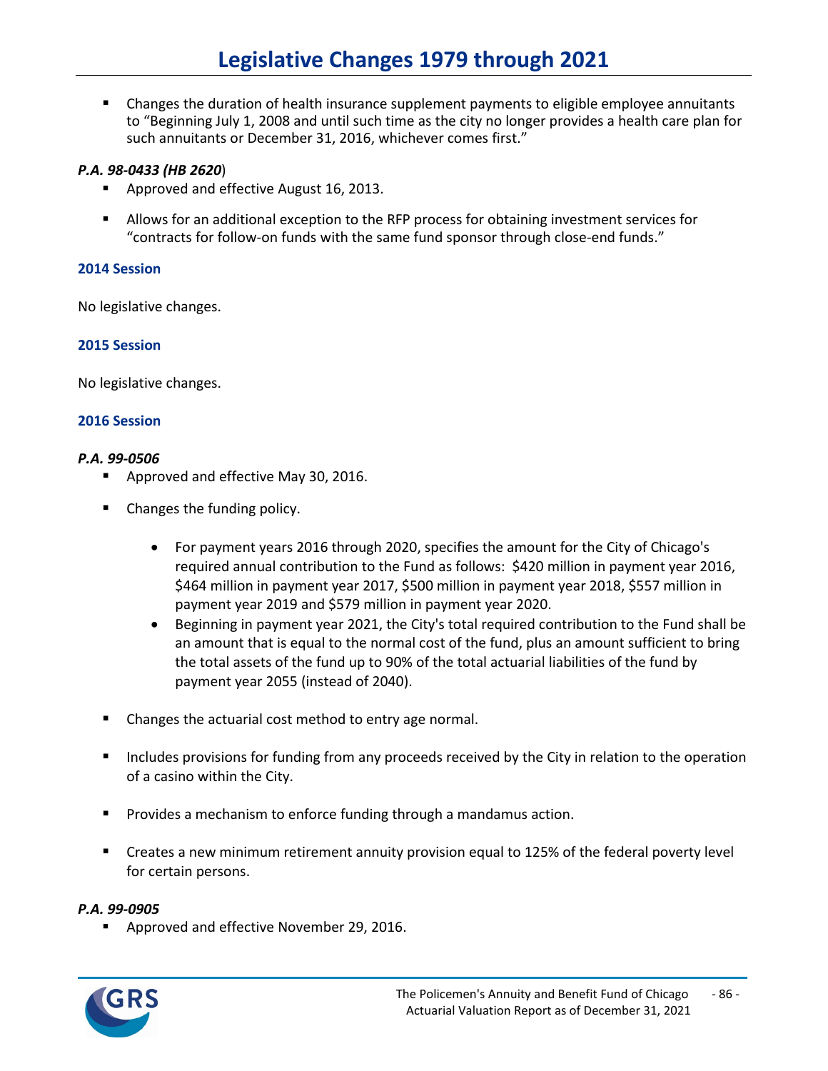- Changes the duration of health insurance supplement payments to eligible employee annuitants to "Beginning July 1, 2008 and until such time as the city no longer provides a health care plan for such annuitants or December 31, 2016, whichever comes first."

***P.A. 98-0433 (HB 2620*)**
- Approved and effective August 16, 2013.
- Allows for an additional exception to the RFP process for obtaining investment services for "contracts for follow-on funds with the same fund sponsor through close-end funds."

### 2014 Session

No legislative changes.

### 2015 Session

No legislative changes.

### 2016 Session

***P.A. 99-0506***
- Approved and effective May 30, 2016.
- Changes the funding policy.
    - For payment years 2016 through 2020, specifies the amount for the City of Chicago's required annual contribution to the Fund as follows: $420 million in payment year 2016, $464 million in payment year 2017, $500 million in payment year 2018, $557 million in payment year 2019 and $579 million in payment year 2020.
    - Beginning in payment year 2021, the City's total required contribution to the Fund shall be an amount that is equal to the normal cost of the fund, plus an amount sufficient to bring the total assets of the fund up to 90% of the total actuarial liabilities of the fund by payment year 2055 (instead of 2040).
- Changes the actuarial cost method to entry age normal.
- Includes provisions for funding from any proceeds received by the City in relation to the operation of a casino within the City.
- Provides a mechanism to enforce funding through a mandamus action.
- Creates a new minimum retirement annuity provision equal to 125% of the federal poverty level for certain persons.

***P.A. 99-0905***
- Approved and effective November 29, 2016.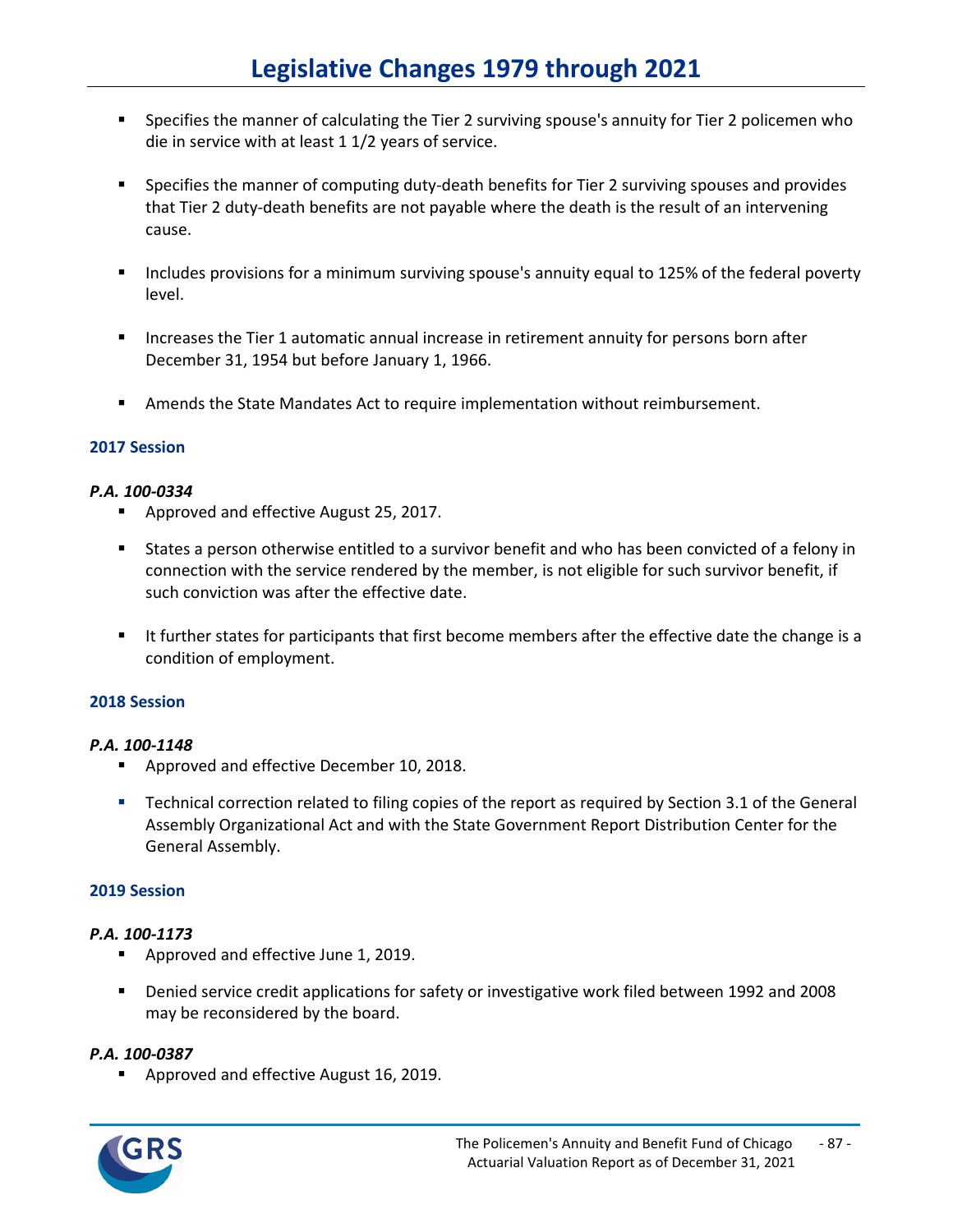- Specifies the manner of calculating the Tier 2 surviving spouse's annuity for Tier 2 policemen who die in service with at least 1 1/2 years of service.

- Specifies the manner of computing duty-death benefits for Tier 2 surviving spouses and provides that Tier 2 duty-death benefits are not payable where the death is the result of an intervening cause.

- Includes provisions for a minimum surviving spouse's annuity equal to 125% of the federal poverty level.

- Increases the Tier 1 automatic annual increase in retirement annuity for persons born after December 31, 1954 but before January 1, 1966.

- Amends the State Mandates Act to require implementation without reimbursement.

### 2017 Session

***P.A. 100-0334***

- Approved and effective August 25, 2017.

- States a person otherwise entitled to a survivor benefit and who has been convicted of a felony in connection with the service rendered by the member, is not eligible for such survivor benefit, if such conviction was after the effective date.

- It further states for participants that first become members after the effective date the change is a condition of employment.

### 2018 Session

***P.A. 100-1148***

- Approved and effective December 10, 2018.

- Technical correction related to filing copies of the report as required by Section 3.1 of the General Assembly Organizational Act and with the State Government Report Distribution Center for the General Assembly.

### 2019 Session

***P.A. 100-1173***

- Approved and effective June 1, 2019.

- Denied service credit applications for safety or investigative work filed between 1992 and 2008 may be reconsidered by the board.

***P.A. 100-0387***

- Approved and effective August 16, 2019.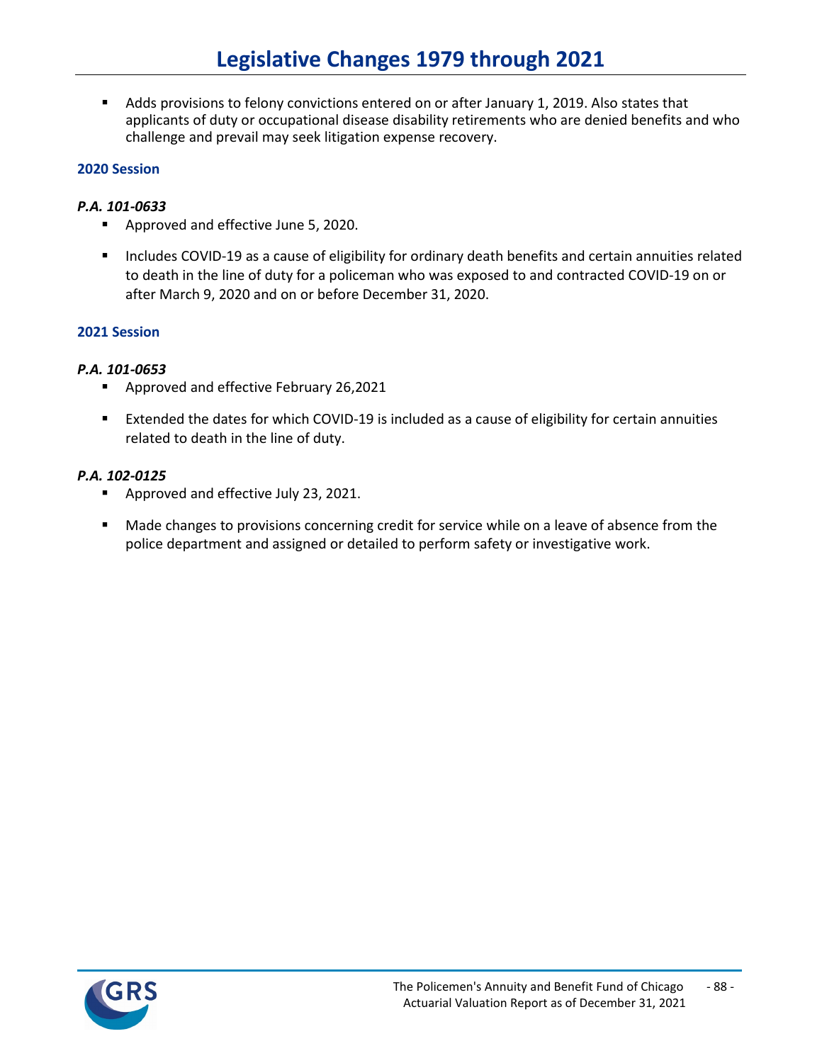- Adds provisions to felony convictions entered on or after January 1, 2019. Also states that applicants of duty or occupational disease disability retirements who are denied benefits and who challenge and prevail may seek litigation expense recovery.

### 2020 Session

***P.A. 101-0633***

- Approved and effective June 5, 2020.
- Includes COVID-19 as a cause of eligibility for ordinary death benefits and certain annuities related to death in the line of duty for a policeman who was exposed to and contracted COVID-19 on or after March 9, 2020 and on or before December 31, 2020.

### 2021 Session

***P.A. 101-0653***

- Approved and effective February 26,2021
- Extended the dates for which COVID-19 is included as a cause of eligibility for certain annuities related to death in the line of duty.

***P.A. 102-0125***

- Approved and effective July 23, 2021.
- Made changes to provisions concerning credit for service while on a leave of absence from the police department and assigned or detailed to perform safety or investigative work.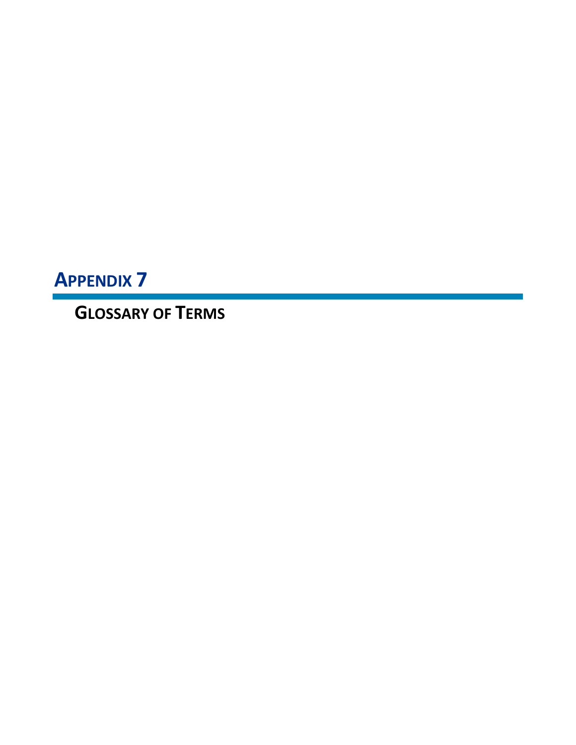# APPENDIX 7

## GLOSSARY OF TERMS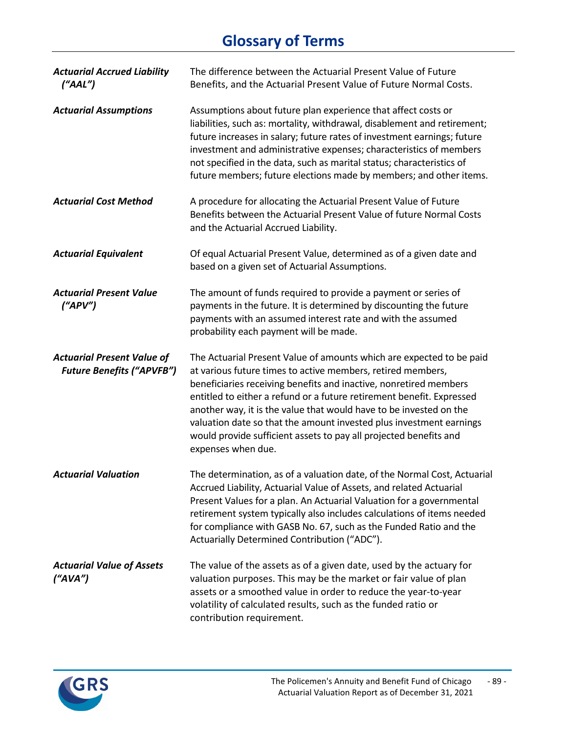# Glossary of Terms

***Actuarial Accrued Liability ("AAL")*** The difference between the Actuarial Present Value of Future Benefits, and the Actuarial Present Value of Future Normal Costs.

***Actuarial Assumptions*** Assumptions about future plan experience that affect costs or liabilities, such as: mortality, withdrawal, disablement and retirement; future increases in salary; future rates of investment earnings; future investment and administrative expenses; characteristics of members not specified in the data, such as marital status; characteristics of future members; future elections made by members; and other items.

***Actuarial Cost Method*** A procedure for allocating the Actuarial Present Value of Future Benefits between the Actuarial Present Value of future Normal Costs and the Actuarial Accrued Liability.

***Actuarial Equivalent*** Of equal Actuarial Present Value, determined as of a given date and based on a given set of Actuarial Assumptions.

***Actuarial Present Value ("APV")*** The amount of funds required to provide a payment or series of payments in the future. It is determined by discounting the future payments with an assumed interest rate and with the assumed probability each payment will be made.

***Actuarial Present Value of Future Benefits ("APVFB")*** The Actuarial Present Value of amounts which are expected to be paid at various future times to active members, retired members, beneficiaries receiving benefits and inactive, nonretired members entitled to either a refund or a future retirement benefit. Expressed another way, it is the value that would have to be invested on the valuation date so that the amount invested plus investment earnings would provide sufficient assets to pay all projected benefits and expenses when due.

***Actuarial Valuation*** The determination, as of a valuation date, of the Normal Cost, Actuarial Accrued Liability, Actuarial Value of Assets, and related Actuarial Present Values for a plan. An Actuarial Valuation for a governmental retirement system typically also includes calculations of items needed for compliance with GASB No. 67, such as the Funded Ratio and the Actuarially Determined Contribution ("ADC").

***Actuarial Value of Assets ("AVA")*** The value of the assets as of a given date, used by the actuary for valuation purposes. This may be the market or fair value of plan assets or a smoothed value in order to reduce the year-to-year volatility of calculated results, such as the funded ratio or contribution requirement.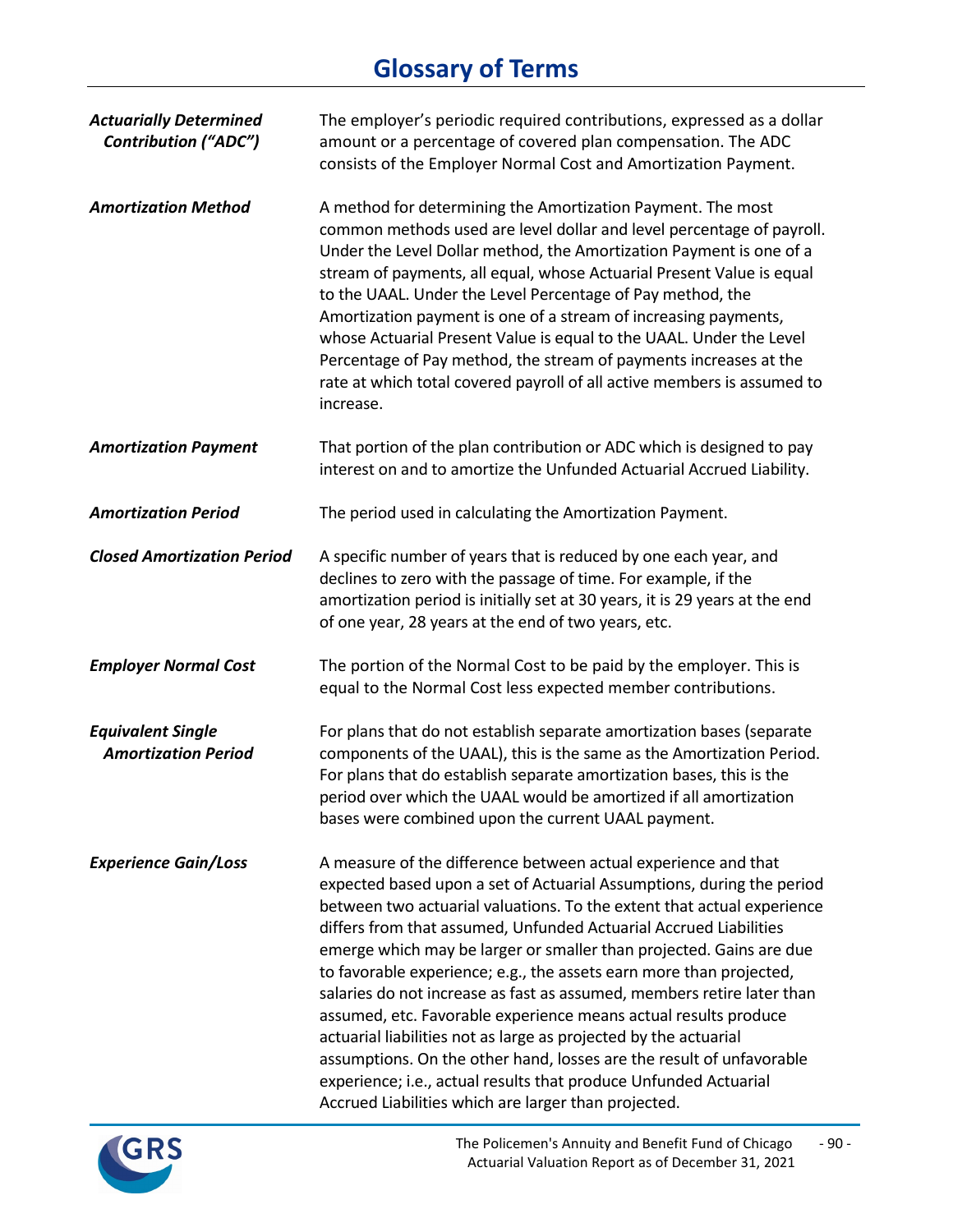# Glossary of Terms

***Actuarially Determined Contribution ("ADC")*** The employer's periodic required contributions, expressed as a dollar amount or a percentage of covered plan compensation. The ADC consists of the Employer Normal Cost and Amortization Payment.

***Amortization Method*** A method for determining the Amortization Payment. The most common methods used are level dollar and level percentage of payroll. Under the Level Dollar method, the Amortization Payment is one of a stream of payments, all equal, whose Actuarial Present Value is equal to the UAAL. Under the Level Percentage of Pay method, the Amortization payment is one of a stream of increasing payments, whose Actuarial Present Value is equal to the UAAL. Under the Level Percentage of Pay method, the stream of payments increases at the rate at which total covered payroll of all active members is assumed to increase.

***Amortization Payment*** That portion of the plan contribution or ADC which is designed to pay interest on and to amortize the Unfunded Actuarial Accrued Liability.

***Amortization Period*** The period used in calculating the Amortization Payment.

***Closed Amortization Period*** A specific number of years that is reduced by one each year, and declines to zero with the passage of time. For example, if the amortization period is initially set at 30 years, it is 29 years at the end of one year, 28 years at the end of two years, etc.

***Employer Normal Cost*** The portion of the Normal Cost to be paid by the employer. This is equal to the Normal Cost less expected member contributions.

***Equivalent Single Amortization Period*** For plans that do not establish separate amortization bases (separate components of the UAAL), this is the same as the Amortization Period. For plans that do establish separate amortization bases, this is the period over which the UAAL would be amortized if all amortization bases were combined upon the current UAAL payment.

***Experience Gain/Loss*** A measure of the difference between actual experience and that expected based upon a set of Actuarial Assumptions, during the period between two actuarial valuations. To the extent that actual experience differs from that assumed, Unfunded Actuarial Accrued Liabilities emerge which may be larger or smaller than projected. Gains are due to favorable experience; e.g., the assets earn more than projected, salaries do not increase as fast as assumed, members retire later than assumed, etc. Favorable experience means actual results produce actuarial liabilities not as large as projected by the actuarial assumptions. On the other hand, losses are the result of unfavorable experience; i.e., actual results that produce Unfunded Actuarial Accrued Liabilities which are larger than projected.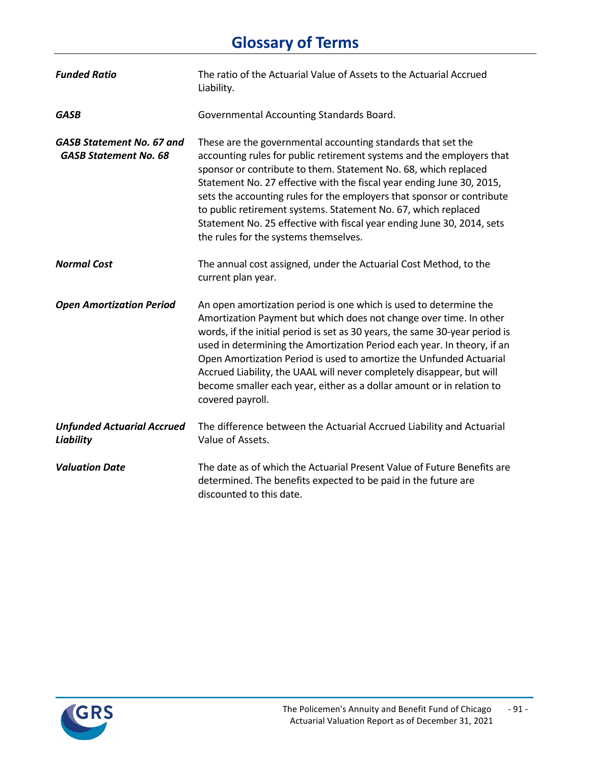## Glossary of Terms

***Funded Ratio***
The ratio of the Actuarial Value of Assets to the Actuarial Accrued Liability.

***GASB***
Governmental Accounting Standards Board.

***GASB Statement No. 67 and GASB Statement No. 68***
These are the governmental accounting standards that set the accounting rules for public retirement systems and the employers that sponsor or contribute to them. Statement No. 68, which replaced Statement No. 27 effective with the fiscal year ending June 30, 2015, sets the accounting rules for the employers that sponsor or contribute to public retirement systems. Statement No. 67, which replaced Statement No. 25 effective with fiscal year ending June 30, 2014, sets the rules for the systems themselves.

***Normal Cost***
The annual cost assigned, under the Actuarial Cost Method, to the current plan year.

***Open Amortization Period***
An open amortization period is one which is used to determine the Amortization Payment but which does not change over time. In other words, if the initial period is set as 30 years, the same 30-year period is used in determining the Amortization Period each year. In theory, if an Open Amortization Period is used to amortize the Unfunded Actuarial Accrued Liability, the UAAL will never completely disappear, but will become smaller each year, either as a dollar amount or in relation to covered payroll.

***Unfunded Actuarial Accrued Liability***
The difference between the Actuarial Accrued Liability and Actuarial Value of Assets.

***Valuation Date***
The date as of which the Actuarial Present Value of Future Benefits are determined. The benefits expected to be paid in the future are discounted to this date.